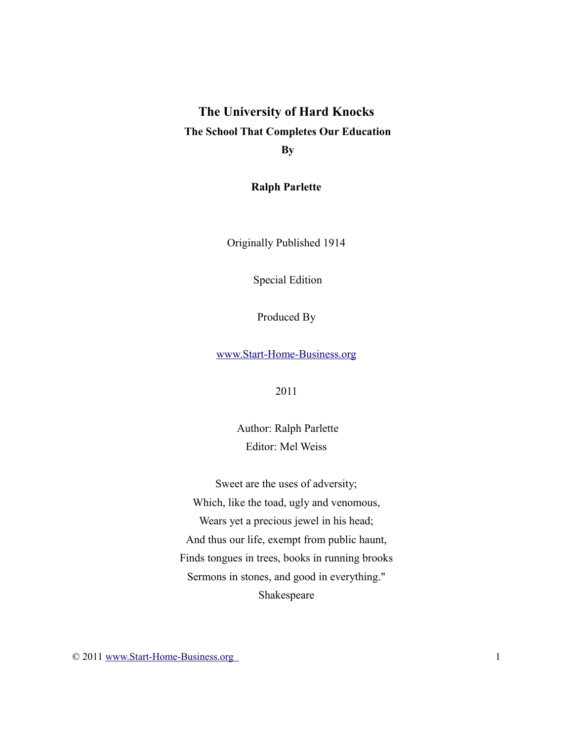# The University of Hard Knocks

## The School That Completes Our Education

**By**

**Ralph Parlette**

Originally Published 1914

Special Edition

Produced By

www.Start-Home-Business.org

2011

Author: Ralph Parlette
Editor: Mel Weiss

Sweet are the uses of adversity;
Which, like the toad, ugly and venomous,
Wears yet a precious jewel in his head;
And thus our life, exempt from public haunt,
Finds tongues in trees, books in running brooks
Sermons in stones, and good in everything."
Shakespeare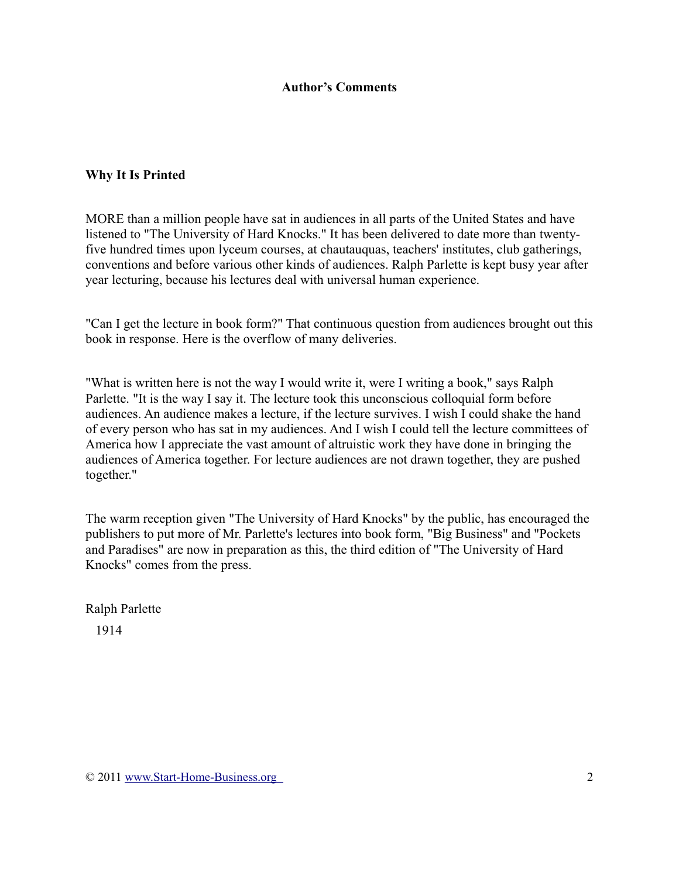## Author’s Comments

### Why It Is Printed

MORE than a million people have sat in audiences in all parts of the United States and have listened to "The University of Hard Knocks." It has been delivered to date more than twenty-five hundred times upon lyceum courses, at chautauquas, teachers' institutes, club gatherings, conventions and before various other kinds of audiences. Ralph Parlette is kept busy year after year lecturing, because his lectures deal with universal human experience.

"Can I get the lecture in book form?" That continuous question from audiences brought out this book in response. Here is the overflow of many deliveries.

"What is written here is not the way I would write it, were I writing a book," says Ralph Parlette. "It is the way I say it. The lecture took this unconscious colloquial form before audiences. An audience makes a lecture, if the lecture survives. I wish I could shake the hand of every person who has sat in my audiences. And I wish I could tell the lecture committees of America how I appreciate the vast amount of altruistic work they have done in bringing the audiences of America together. For lecture audiences are not drawn together, they are pushed together."

The warm reception given "The University of Hard Knocks" by the public, has encouraged the publishers to put more of Mr. Parlette's lectures into book form, "Big Business" and "Pockets and Paradises" are now in preparation as this, the third edition of "The University of Hard Knocks" comes from the press.

Ralph Parlette

1914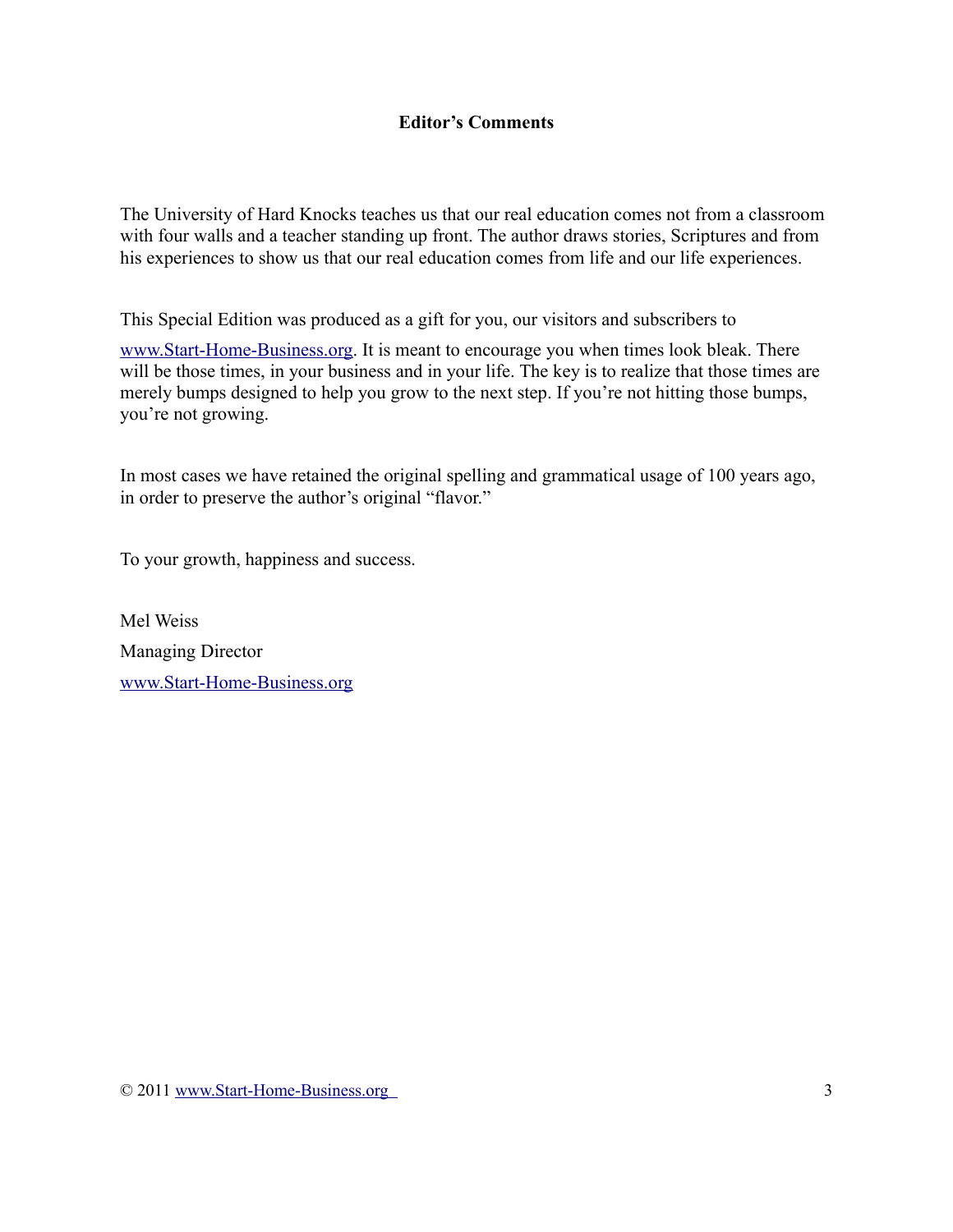## Editor's Comments

The University of Hard Knocks teaches us that our real education comes not from a classroom with four walls and a teacher standing up front. The author draws stories, Scriptures and from his experiences to show us that our real education comes from life and our life experiences.

This Special Edition was produced as a gift for you, our visitors and subscribers to www.Start-Home-Business.org. It is meant to encourage you when times look bleak. There will be those times, in your business and in your life. The key is to realize that those times are merely bumps designed to help you grow to the next step. If you're not hitting those bumps, you're not growing.

In most cases we have retained the original spelling and grammatical usage of 100 years ago, in order to preserve the author's original "flavor."

To your growth, happiness and success.

Mel Weiss

Managing Director

www.Start-Home-Business.org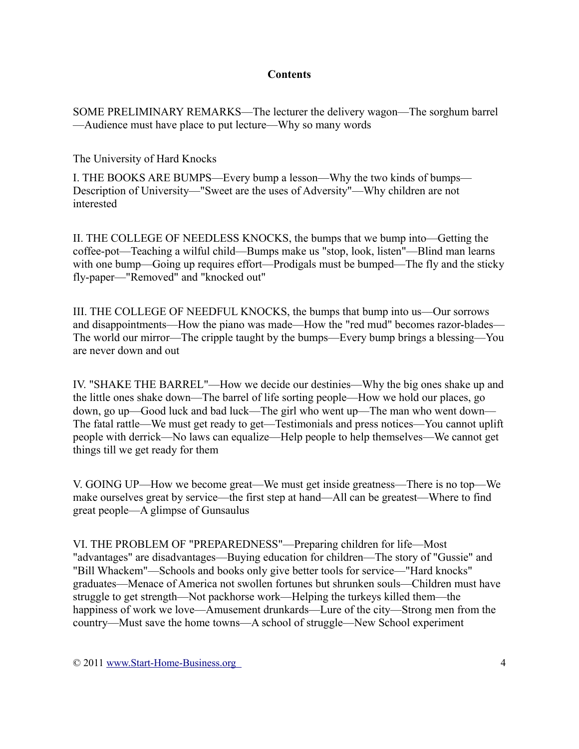## Contents

SOME PRELIMINARY REMARKS—The lecturer the delivery wagon—The sorghum barrel—Audience must have place to put lecture—Why so many words

The University of Hard Knocks

I. THE BOOKS ARE BUMPS—Every bump a lesson—Why the two kinds of bumps—Description of University—"Sweet are the uses of Adversity"—Why children are not interested

II. THE COLLEGE OF NEEDLESS KNOCKS, the bumps that we bump into—Getting the coffee-pot—Teaching a wilful child—Bumps make us "stop, look, listen"—Blind man learns with one bump—Going up requires effort—Prodigals must be bumped—The fly and the sticky fly-paper—"Removed" and "knocked out"

III. THE COLLEGE OF NEEDFUL KNOCKS, the bumps that bump into us—Our sorrows and disappointments—How the piano was made—How the "red mud" becomes razor-blades—The world our mirror—The cripple taught by the bumps—Every bump brings a blessing—You are never down and out

IV. "SHAKE THE BARREL"—How we decide our destinies—Why the big ones shake up and the little ones shake down—The barrel of life sorting people—How we hold our places, go down, go up—Good luck and bad luck—The girl who went up—The man who went down—The fatal rattle—We must get ready to get—Testimonials and press notices—You cannot uplift people with derrick—No laws can equalize—Help people to help themselves—We cannot get things till we get ready for them

V. GOING UP—How we become great—We must get inside greatness—There is no top—We make ourselves great by service—the first step at hand—All can be greatest—Where to find great people—A glimpse of Gunsaulus

VI. THE PROBLEM OF "PREPAREDNESS"—Preparing children for life—Most "advantages" are disadvantages—Buying education for children—The story of "Gussie" and "Bill Whackem"—Schools and books only give better tools for service—"Hard knocks" graduates—Menace of America not swollen fortunes but shrunken souls—Children must have struggle to get strength—Not packhorse work—Helping the turkeys killed them—the happiness of work we love—Amusement drunkards—Lure of the city—Strong men from the country—Must save the home towns—A school of struggle—New School experiment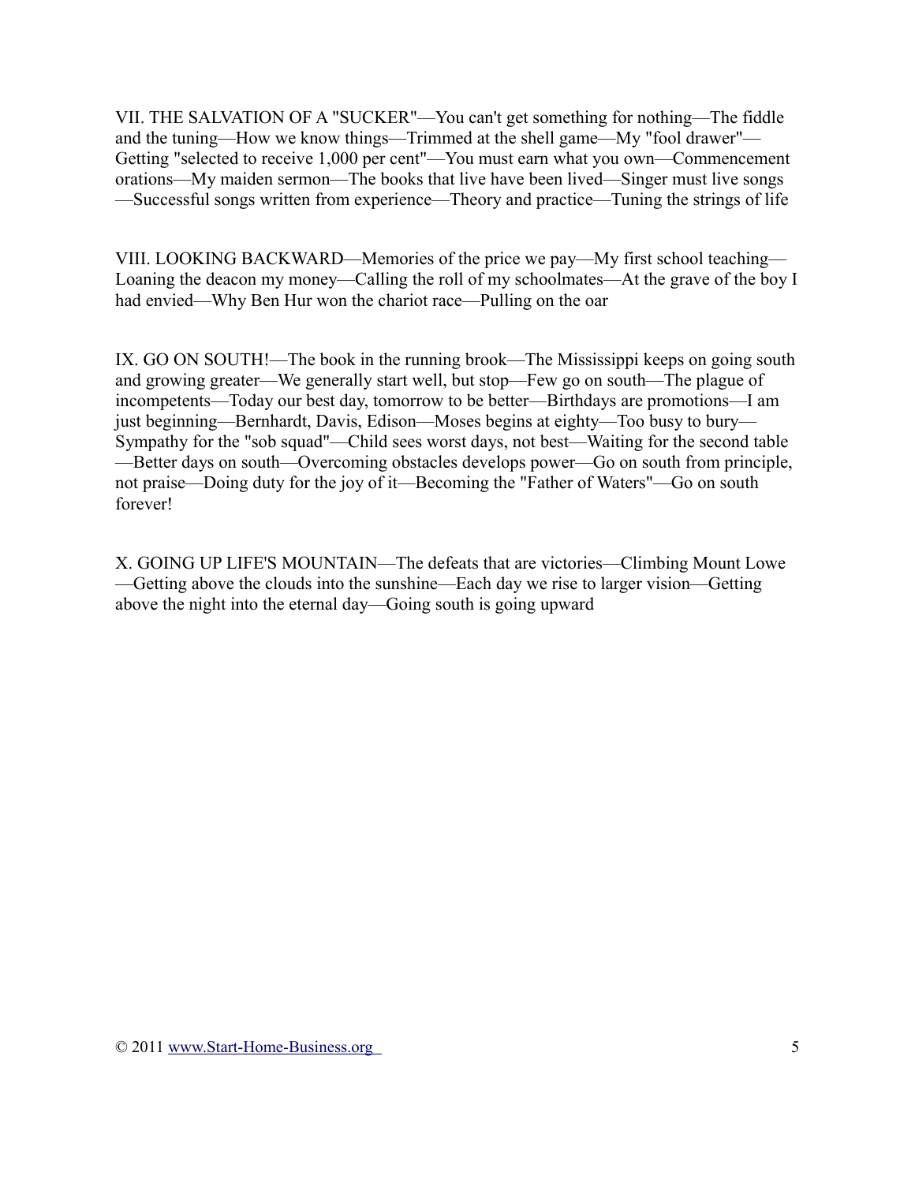VII. THE SALVATION OF A "SUCKER"—You can't get something for nothing—The fiddle and the tuning—How we know things—Trimmed at the shell game—My "fool drawer"—Getting "selected to receive 1,000 per cent"—You must earn what you own—Commencement orations—My maiden sermon—The books that live have been lived—Singer must live songs—Successful songs written from experience—Theory and practice—Tuning the strings of life

VIII. LOOKING BACKWARD—Memories of the price we pay—My first school teaching—Loaning the deacon my money—Calling the roll of my schoolmates—At the grave of the boy I had envied—Why Ben Hur won the chariot race—Pulling on the oar

IX. GO ON SOUTH!—The book in the running brook—The Mississippi keeps on going south and growing greater—We generally start well, but stop—Few go on south—The plague of incompetents—Today our best day, tomorrow to be better—Birthdays are promotions—I am just beginning—Bernhardt, Davis, Edison—Moses begins at eighty—Too busy to bury—Sympathy for the "sob squad"—Child sees worst days, not best—Waiting for the second table—Better days on south—Overcoming obstacles develops power—Go on south from principle, not praise—Doing duty for the joy of it—Becoming the "Father of Waters"—Go on south forever!

X. GOING UP LIFE'S MOUNTAIN—The defeats that are victories—Climbing Mount Lowe—Getting above the clouds into the sunshine—Each day we rise to larger vision—Getting above the night into the eternal day—Going south is going upward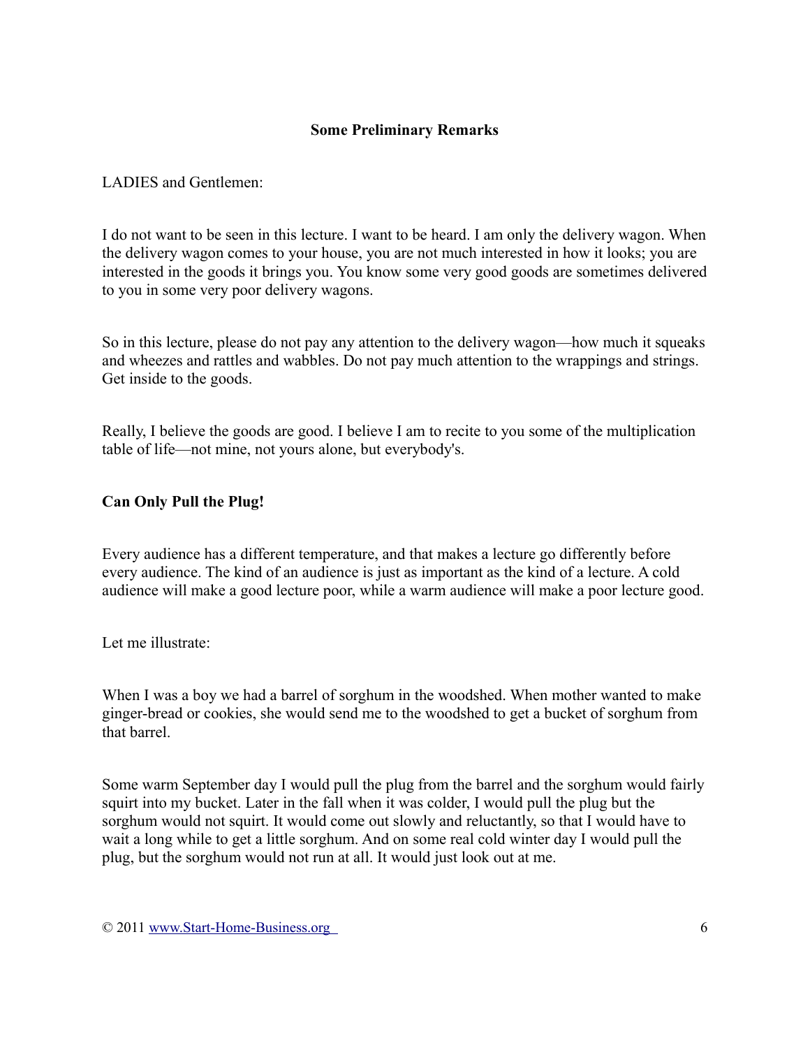## Some Preliminary Remarks

LADIES and Gentlemen:

I do not want to be seen in this lecture. I want to be heard. I am only the delivery wagon. When the delivery wagon comes to your house, you are not much interested in how it looks; you are interested in the goods it brings you. You know some very good goods are sometimes delivered to you in some very poor delivery wagons.

So in this lecture, please do not pay any attention to the delivery wagon—how much it squeaks and wheezes and rattles and wabbles. Do not pay much attention to the wrappings and strings. Get inside to the goods.

Really, I believe the goods are good. I believe I am to recite to you some of the multiplication table of life—not mine, not yours alone, but everybody's.

### Can Only Pull the Plug!

Every audience has a different temperature, and that makes a lecture go differently before every audience. The kind of an audience is just as important as the kind of a lecture. A cold audience will make a good lecture poor, while a warm audience will make a poor lecture good.

Let me illustrate:

When I was a boy we had a barrel of sorghum in the woodshed. When mother wanted to make ginger-bread or cookies, she would send me to the woodshed to get a bucket of sorghum from that barrel.

Some warm September day I would pull the plug from the barrel and the sorghum would fairly squirt into my bucket. Later in the fall when it was colder, I would pull the plug but the sorghum would not squirt. It would come out slowly and reluctantly, so that I would have to wait a long while to get a little sorghum. And on some real cold winter day I would pull the plug, but the sorghum would not run at all. It would just look out at me.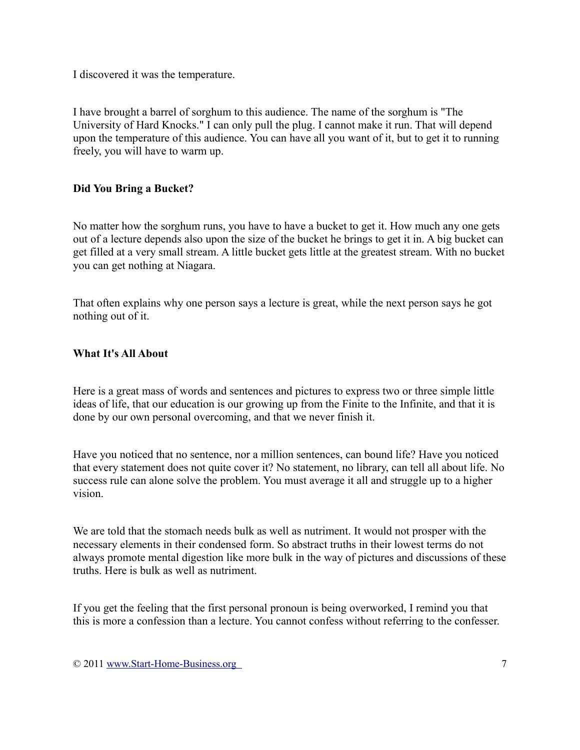I discovered it was the temperature.

I have brought a barrel of sorghum to this audience. The name of the sorghum is "The University of Hard Knocks." I can only pull the plug. I cannot make it run. That will depend upon the temperature of this audience. You can have all you want of it, but to get it to running freely, you will have to warm up.

### Did You Bring a Bucket?

No matter how the sorghum runs, you have to have a bucket to get it. How much any one gets out of a lecture depends also upon the size of the bucket he brings to get it in. A big bucket can get filled at a very small stream. A little bucket gets little at the greatest stream. With no bucket you can get nothing at Niagara.

That often explains why one person says a lecture is great, while the next person says he got nothing out of it.

### What It's All About

Here is a great mass of words and sentences and pictures to express two or three simple little ideas of life, that our education is our growing up from the Finite to the Infinite, and that it is done by our own personal overcoming, and that we never finish it.

Have you noticed that no sentence, nor a million sentences, can bound life? Have you noticed that every statement does not quite cover it? No statement, no library, can tell all about life. No success rule can alone solve the problem. You must average it all and struggle up to a higher vision.

We are told that the stomach needs bulk as well as nutriment. It would not prosper with the necessary elements in their condensed form. So abstract truths in their lowest terms do not always promote mental digestion like more bulk in the way of pictures and discussions of these truths. Here is bulk as well as nutriment.

If you get the feeling that the first personal pronoun is being overworked, I remind you that this is more a confession than a lecture. You cannot confess without referring to the confesser.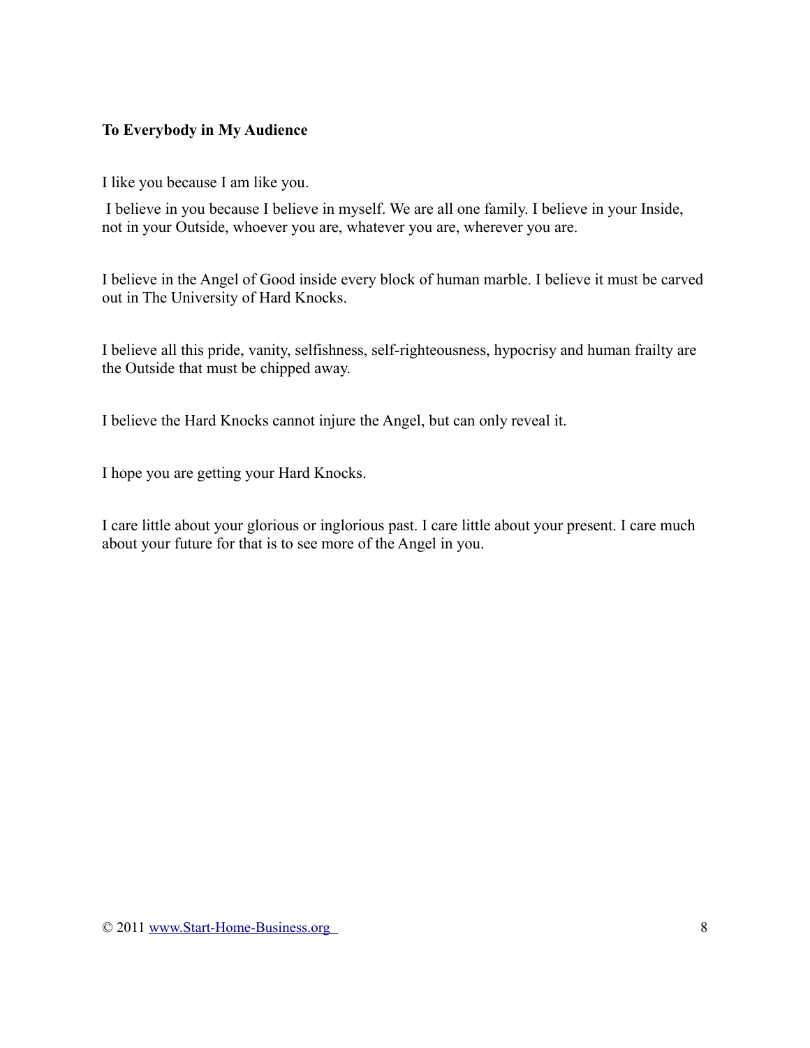**To Everybody in My Audience**

I like you because I am like you.

I believe in you because I believe in myself. We are all one family. I believe in your Inside, not in your Outside, whoever you are, whatever you are, wherever you are.

I believe in the Angel of Good inside every block of human marble. I believe it must be carved out in The University of Hard Knocks.

I believe all this pride, vanity, selfishness, self-righteousness, hypocrisy and human frailty are the Outside that must be chipped away.

I believe the Hard Knocks cannot injure the Angel, but can only reveal it.

I hope you are getting your Hard Knocks.

I care little about your glorious or inglorious past. I care little about your present. I care much about your future for that is to see more of the Angel in you.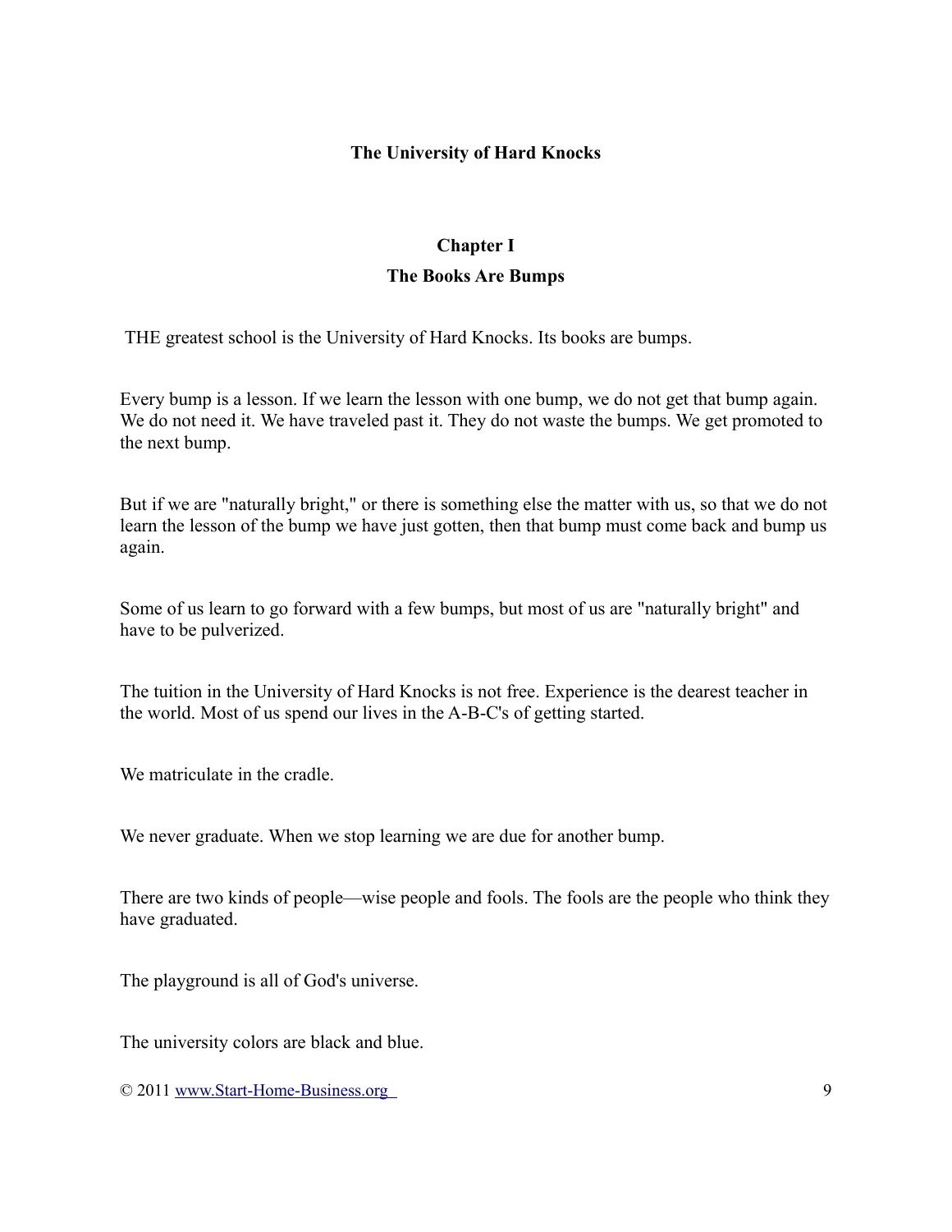# The University of Hard Knocks

## Chapter I

## The Books Are Bumps

THE greatest school is the University of Hard Knocks. Its books are bumps.

Every bump is a lesson. If we learn the lesson with one bump, we do not get that bump again. We do not need it. We have traveled past it. They do not waste the bumps. We get promoted to the next bump.

But if we are "naturally bright," or there is something else the matter with us, so that we do not learn the lesson of the bump we have just gotten, then that bump must come back and bump us again.

Some of us learn to go forward with a few bumps, but most of us are "naturally bright" and have to be pulverized.

The tuition in the University of Hard Knocks is not free. Experience is the dearest teacher in the world. Most of us spend our lives in the A-B-C's of getting started.

We matriculate in the cradle.

We never graduate. When we stop learning we are due for another bump.

There are two kinds of people—wise people and fools. The fools are the people who think they have graduated.

The playground is all of God's universe.

The university colors are black and blue.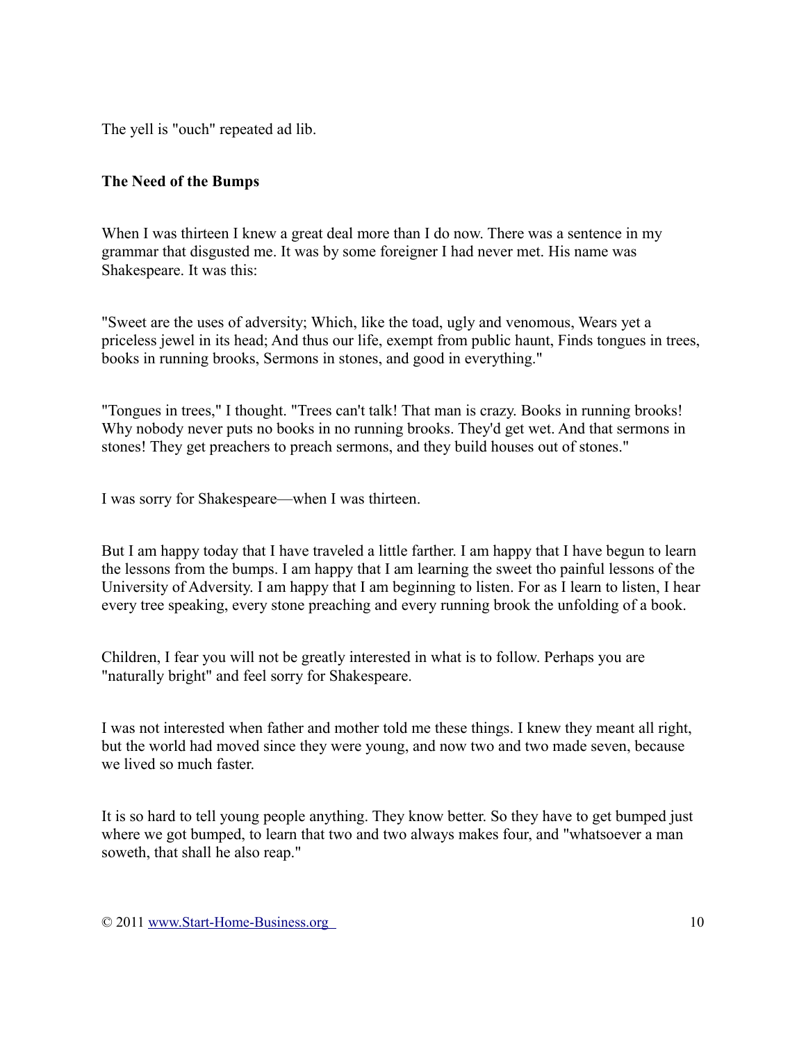The yell is "ouch" repeated ad lib.

**The Need of the Bumps**

When I was thirteen I knew a great deal more than I do now. There was a sentence in my grammar that disgusted me. It was by some foreigner I had never met. His name was Shakespeare. It was this:

"Sweet are the uses of adversity; Which, like the toad, ugly and venomous, Wears yet a priceless jewel in its head; And thus our life, exempt from public haunt, Finds tongues in trees, books in running brooks, Sermons in stones, and good in everything."

"Tongues in trees," I thought. "Trees can't talk! That man is crazy. Books in running brooks! Why nobody never puts no books in no running brooks. They'd get wet. And that sermons in stones! They get preachers to preach sermons, and they build houses out of stones."

I was sorry for Shakespeare—when I was thirteen.

But I am happy today that I have traveled a little farther. I am happy that I have begun to learn the lessons from the bumps. I am happy that I am learning the sweet tho painful lessons of the University of Adversity. I am happy that I am beginning to listen. For as I learn to listen, I hear every tree speaking, every stone preaching and every running brook the unfolding of a book.

Children, I fear you will not be greatly interested in what is to follow. Perhaps you are "naturally bright" and feel sorry for Shakespeare.

I was not interested when father and mother told me these things. I knew they meant all right, but the world had moved since they were young, and now two and two made seven, because we lived so much faster.

It is so hard to tell young people anything. They know better. So they have to get bumped just where we got bumped, to learn that two and two always makes four, and "whatsoever a man soweth, that shall he also reap."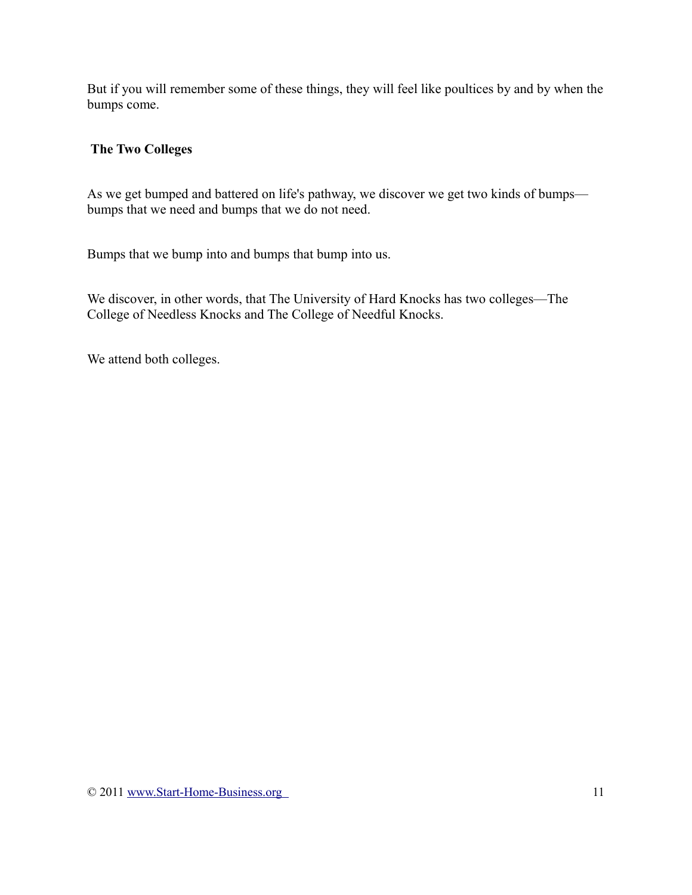But if you will remember some of these things, they will feel like poultices by and by when the bumps come.

## The Two Colleges

As we get bumped and battered on life's pathway, we discover we get two kinds of bumps—bumps that we need and bumps that we do not need.

Bumps that we bump into and bumps that bump into us.

We discover, in other words, that The University of Hard Knocks has two colleges—The College of Needless Knocks and The College of Needful Knocks.

We attend both colleges.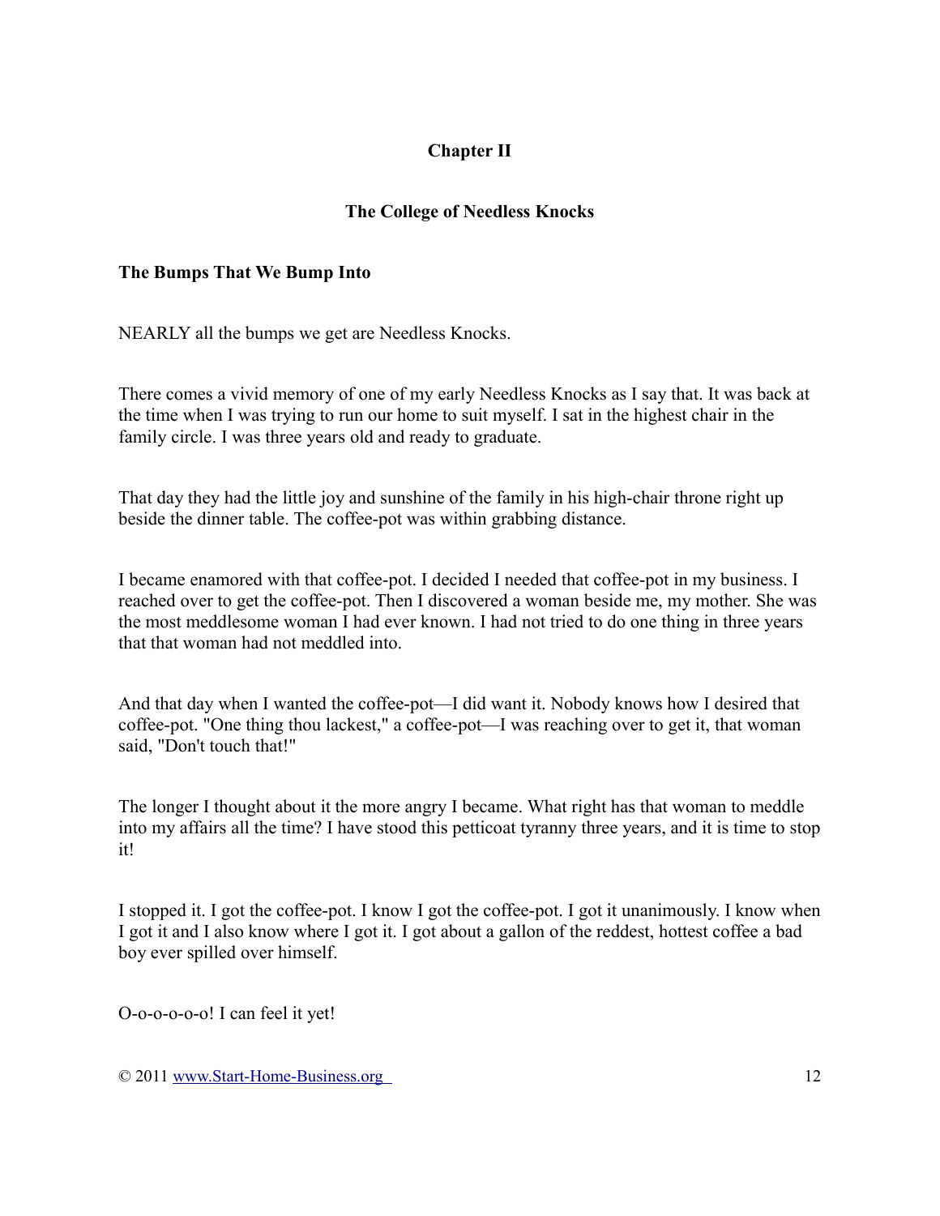# Chapter II

## The College of Needless Knocks

### The Bumps That We Bump Into

NEARLY all the bumps we get are Needless Knocks.

There comes a vivid memory of one of my early Needless Knocks as I say that. It was back at the time when I was trying to run our home to suit myself. I sat in the highest chair in the family circle. I was three years old and ready to graduate.

That day they had the little joy and sunshine of the family in his high-chair throne right up beside the dinner table. The coffee-pot was within grabbing distance.

I became enamored with that coffee-pot. I decided I needed that coffee-pot in my business. I reached over to get the coffee-pot. Then I discovered a woman beside me, my mother. She was the most meddlesome woman I had ever known. I had not tried to do one thing in three years that that woman had not meddled into.

And that day when I wanted the coffee-pot—I did want it. Nobody knows how I desired that coffee-pot. "One thing thou lackest," a coffee-pot—I was reaching over to get it, that woman said, "Don't touch that!"

The longer I thought about it the more angry I became. What right has that woman to meddle into my affairs all the time? I have stood this petticoat tyranny three years, and it is time to stop it!

I stopped it. I got the coffee-pot. I know I got the coffee-pot. I got it unanimously. I know when I got it and I also know where I got it. I got about a gallon of the reddest, hottest coffee a bad boy ever spilled over himself.

O-o-o-o-o! I can feel it yet!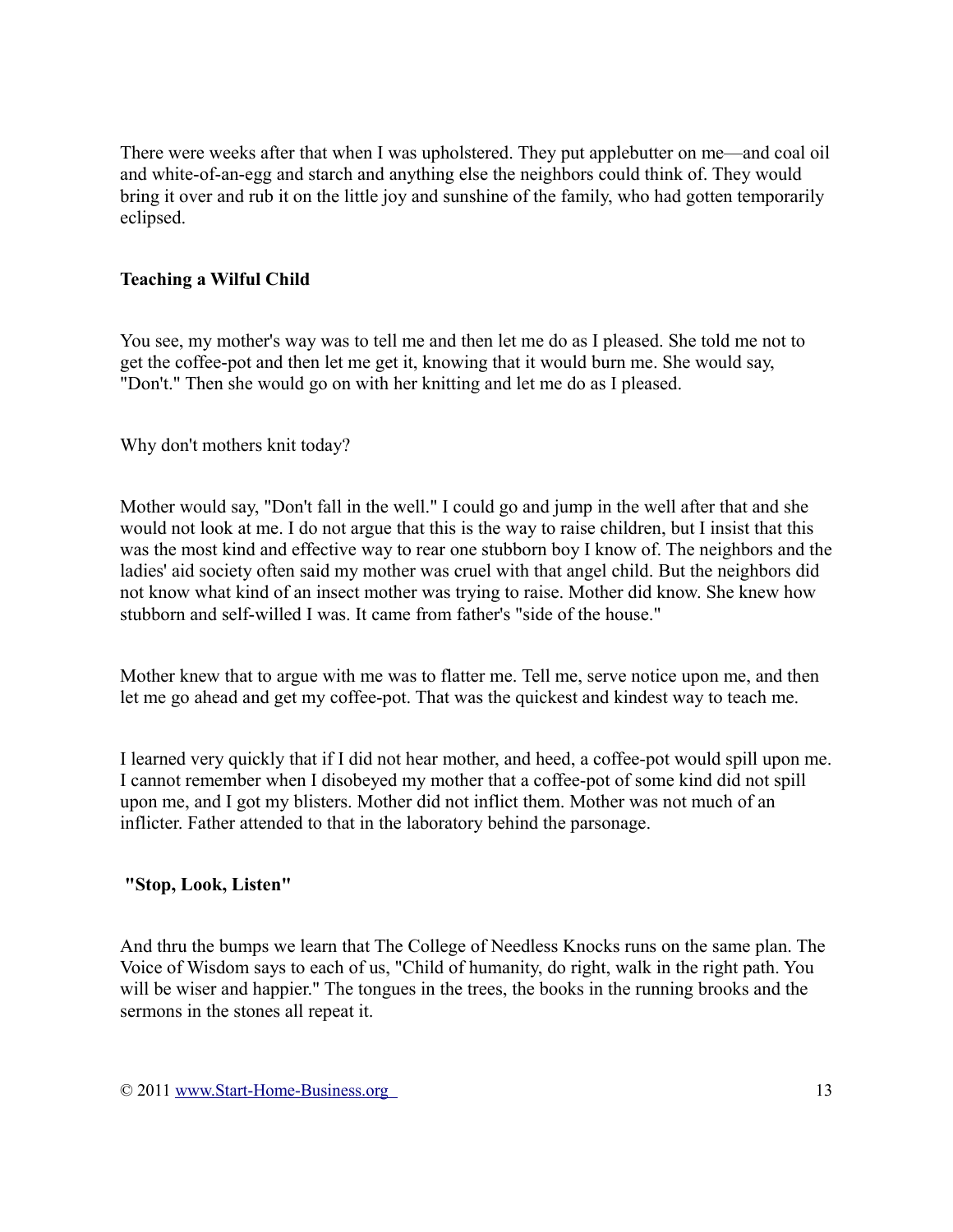There were weeks after that when I was upholstered. They put applebutter on me—and coal oil and white-of-an-egg and starch and anything else the neighbors could think of. They would bring it over and rub it on the little joy and sunshine of the family, who had gotten temporarily eclipsed.

### Teaching a Wilful Child

You see, my mother's way was to tell me and then let me do as I pleased. She told me not to get the coffee-pot and then let me get it, knowing that it would burn me. She would say, "Don't." Then she would go on with her knitting and let me do as I pleased.

Why don't mothers knit today?

Mother would say, "Don't fall in the well." I could go and jump in the well after that and she would not look at me. I do not argue that this is the way to raise children, but I insist that this was the most kind and effective way to rear one stubborn boy I know of. The neighbors and the ladies' aid society often said my mother was cruel with that angel child. But the neighbors did not know what kind of an insect mother was trying to raise. Mother did know. She knew how stubborn and self-willed I was. It came from father's "side of the house."

Mother knew that to argue with me was to flatter me. Tell me, serve notice upon me, and then let me go ahead and get my coffee-pot. That was the quickest and kindest way to teach me.

I learned very quickly that if I did not hear mother, and heed, a coffee-pot would spill upon me. I cannot remember when I disobeyed my mother that a coffee-pot of some kind did not spill upon me, and I got my blisters. Mother did not inflict them. Mother was not much of an inflicter. Father attended to that in the laboratory behind the parsonage.

### "Stop, Look, Listen"

And thru the bumps we learn that The College of Needless Knocks runs on the same plan. The Voice of Wisdom says to each of us, "Child of humanity, do right, walk in the right path. You will be wiser and happier." The tongues in the trees, the books in the running brooks and the sermons in the stones all repeat it.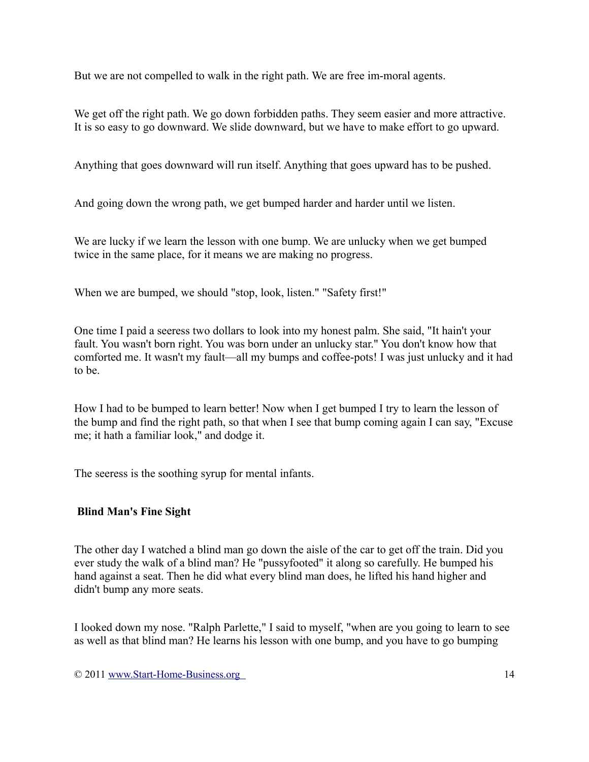But we are not compelled to walk in the right path. We are free im-moral agents.

We get off the right path. We go down forbidden paths. They seem easier and more attractive. It is so easy to go downward. We slide downward, but we have to make effort to go upward.

Anything that goes downward will run itself. Anything that goes upward has to be pushed.

And going down the wrong path, we get bumped harder and harder until we listen.

We are lucky if we learn the lesson with one bump. We are unlucky when we get bumped twice in the same place, for it means we are making no progress.

When we are bumped, we should "stop, look, listen." "Safety first!"

One time I paid a seeress two dollars to look into my honest palm. She said, "It hain't your fault. You wasn't born right. You was born under an unlucky star." You don't know how that comforted me. It wasn't my fault—all my bumps and coffee-pots! I was just unlucky and it had to be.

How I had to be bumped to learn better! Now when I get bumped I try to learn the lesson of the bump and find the right path, so that when I see that bump coming again I can say, "Excuse me; it hath a familiar look," and dodge it.

The seeress is the soothing syrup for mental infants.

### Blind Man's Fine Sight

The other day I watched a blind man go down the aisle of the car to get off the train. Did you ever study the walk of a blind man? He "pussyfooted" it along so carefully. He bumped his hand against a seat. Then he did what every blind man does, he lifted his hand higher and didn't bump any more seats.

I looked down my nose. "Ralph Parlette," I said to myself, "when are you going to learn to see as well as that blind man? He learns his lesson with one bump, and you have to go bumping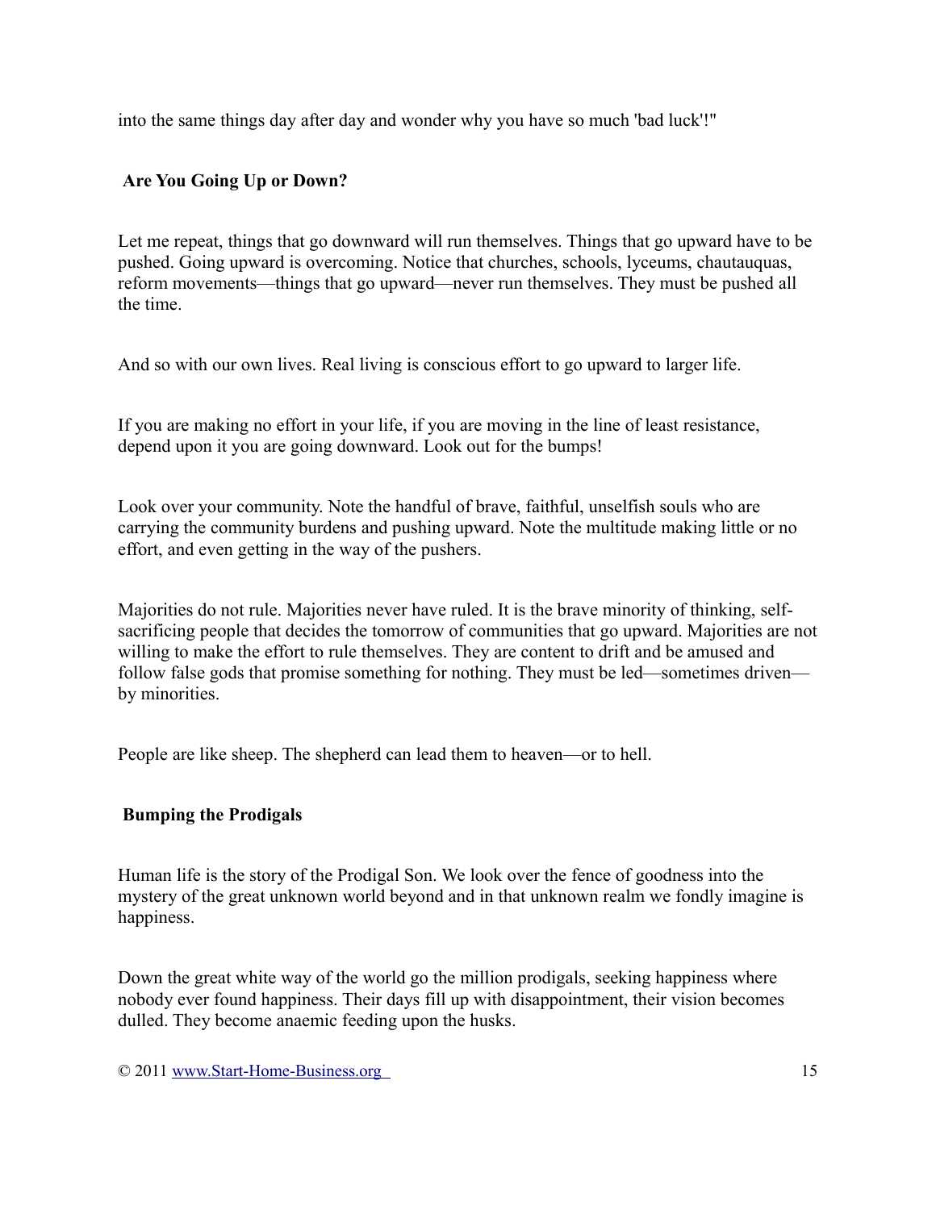into the same things day after day and wonder why you have so much 'bad luck'!"

## Are You Going Up or Down?

Let me repeat, things that go downward will run themselves. Things that go upward have to be pushed. Going upward is overcoming. Notice that churches, schools, lyceums, chautauquas, reform movements—things that go upward—never run themselves. They must be pushed all the time.

And so with our own lives. Real living is conscious effort to go upward to larger life.

If you are making no effort in your life, if you are moving in the line of least resistance, depend upon it you are going downward. Look out for the bumps!

Look over your community. Note the handful of brave, faithful, unselfish souls who are carrying the community burdens and pushing upward. Note the multitude making little or no effort, and even getting in the way of the pushers.

Majorities do not rule. Majorities never have ruled. It is the brave minority of thinking, self-sacrificing people that decides the tomorrow of communities that go upward. Majorities are not willing to make the effort to rule themselves. They are content to drift and be amused and follow false gods that promise something for nothing. They must be led—sometimes driven—by minorities.

People are like sheep. The shepherd can lead them to heaven—or to hell.

## Bumping the Prodigals

Human life is the story of the Prodigal Son. We look over the fence of goodness into the mystery of the great unknown world beyond and in that unknown realm we fondly imagine is happiness.

Down the great white way of the world go the million prodigals, seeking happiness where nobody ever found happiness. Their days fill up with disappointment, their vision becomes dulled. They become anaemic feeding upon the husks.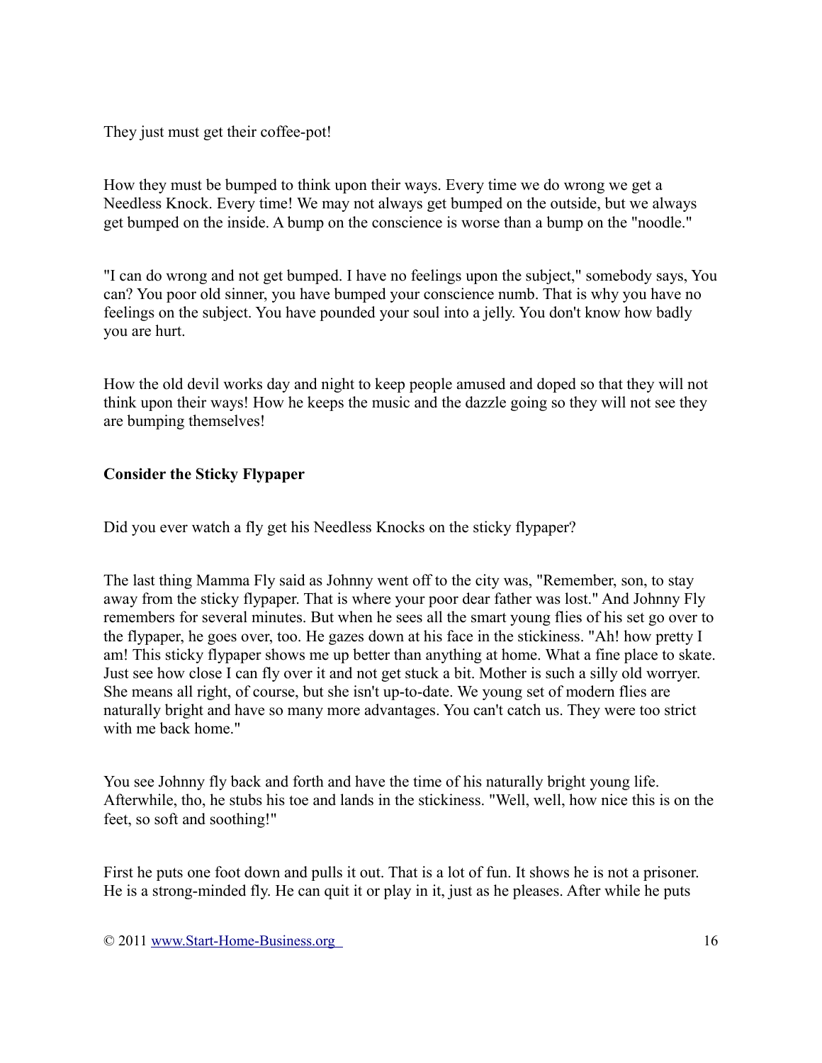They just must get their coffee-pot!

How they must be bumped to think upon their ways. Every time we do wrong we get a Needless Knock. Every time! We may not always get bumped on the outside, but we always get bumped on the inside. A bump on the conscience is worse than a bump on the "noodle."

"I can do wrong and not get bumped. I have no feelings upon the subject," somebody says, You can? You poor old sinner, you have bumped your conscience numb. That is why you have no feelings on the subject. You have pounded your soul into a jelly. You don't know how badly you are hurt.

How the old devil works day and night to keep people amused and doped so that they will not think upon their ways! How he keeps the music and the dazzle going so they will not see they are bumping themselves!

**Consider the Sticky Flypaper**

Did you ever watch a fly get his Needless Knocks on the sticky flypaper?

The last thing Mamma Fly said as Johnny went off to the city was, "Remember, son, to stay away from the sticky flypaper. That is where your poor dear father was lost." And Johnny Fly remembers for several minutes. But when he sees all the smart young flies of his set go over to the flypaper, he goes over, too. He gazes down at his face in the stickiness. "Ah! how pretty I am! This sticky flypaper shows me up better than anything at home. What a fine place to skate. Just see how close I can fly over it and not get stuck a bit. Mother is such a silly old worryer. She means all right, of course, but she isn't up-to-date. We young set of modern flies are naturally bright and have so many more advantages. You can't catch us. They were too strict with me back home."

You see Johnny fly back and forth and have the time of his naturally bright young life. Afterwhile, tho, he stubs his toe and lands in the stickiness. "Well, well, how nice this is on the feet, so soft and soothing!"

First he puts one foot down and pulls it out. That is a lot of fun. It shows he is not a prisoner. He is a strong-minded fly. He can quit it or play in it, just as he pleases. After while he puts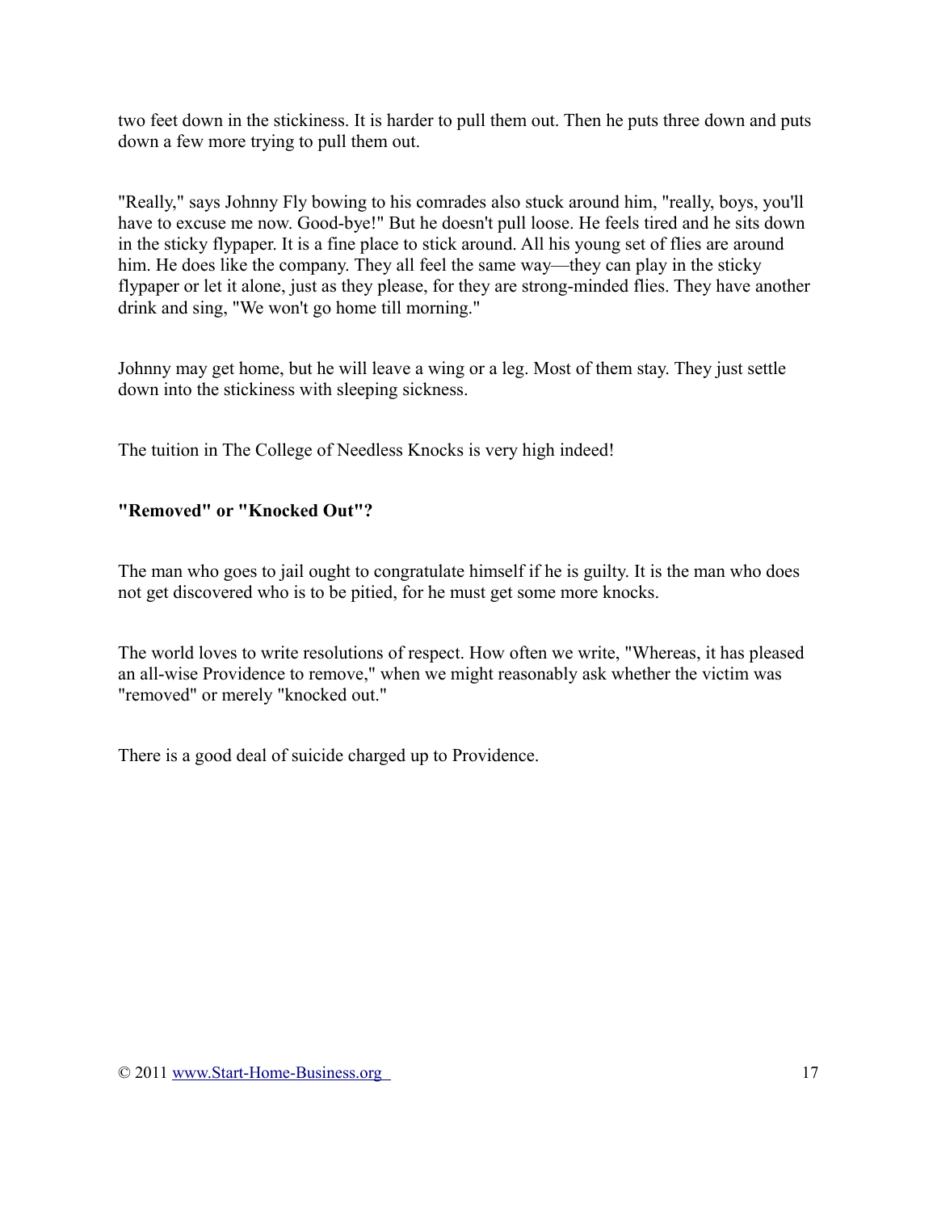two feet down in the stickiness. It is harder to pull them out. Then he puts three down and puts down a few more trying to pull them out.

"Really," says Johnny Fly bowing to his comrades also stuck around him, "really, boys, you'll have to excuse me now. Good-bye!" But he doesn't pull loose. He feels tired and he sits down in the sticky flypaper. It is a fine place to stick around. All his young set of flies are around him. He does like the company. They all feel the same way—they can play in the sticky flypaper or let it alone, just as they please, for they are strong-minded flies. They have another drink and sing, "We won't go home till morning."

Johnny may get home, but he will leave a wing or a leg. Most of them stay. They just settle down into the stickiness with sleeping sickness.

The tuition in The College of Needless Knocks is very high indeed!

**"Removed" or "Knocked Out"?**

The man who goes to jail ought to congratulate himself if he is guilty. It is the man who does not get discovered who is to be pitied, for he must get some more knocks.

The world loves to write resolutions of respect. How often we write, "Whereas, it has pleased an all-wise Providence to remove," when we might reasonably ask whether the victim was "removed" or merely "knocked out."

There is a good deal of suicide charged up to Providence.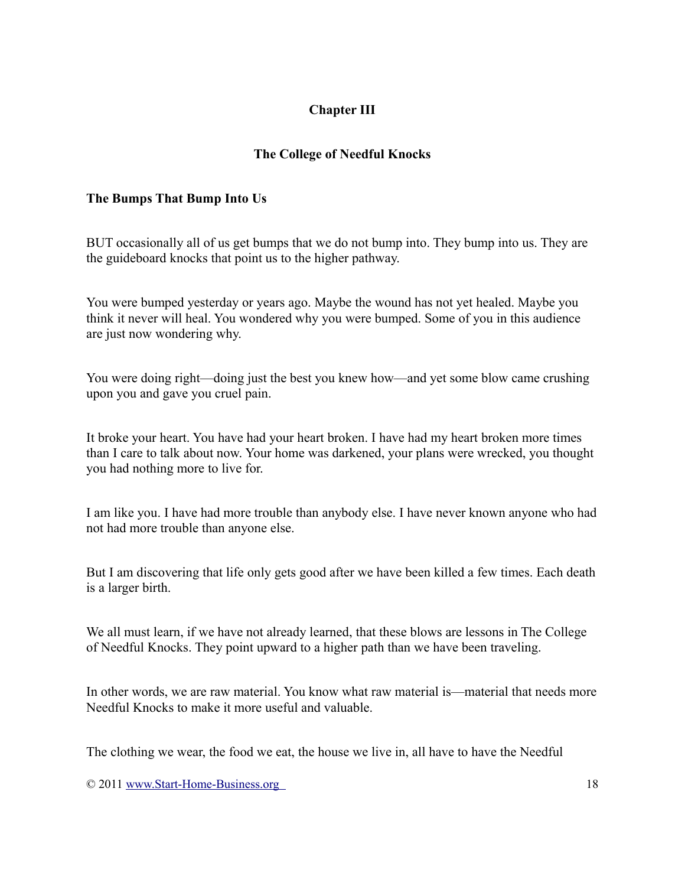## Chapter III

## The College of Needful Knocks

### The Bumps That Bump Into Us

BUT occasionally all of us get bumps that we do not bump into. They bump into us. They are the guideboard knocks that point us to the higher pathway.

You were bumped yesterday or years ago. Maybe the wound has not yet healed. Maybe you think it never will heal. You wondered why you were bumped. Some of you in this audience are just now wondering why.

You were doing right—doing just the best you knew how—and yet some blow came crushing upon you and gave you cruel pain.

It broke your heart. You have had your heart broken. I have had my heart broken more times than I care to talk about now. Your home was darkened, your plans were wrecked, you thought you had nothing more to live for.

I am like you. I have had more trouble than anybody else. I have never known anyone who had not had more trouble than anyone else.

But I am discovering that life only gets good after we have been killed a few times. Each death is a larger birth.

We all must learn, if we have not already learned, that these blows are lessons in The College of Needful Knocks. They point upward to a higher path than we have been traveling.

In other words, we are raw material. You know what raw material is—material that needs more Needful Knocks to make it more useful and valuable.

The clothing we wear, the food we eat, the house we live in, all have to have the Needful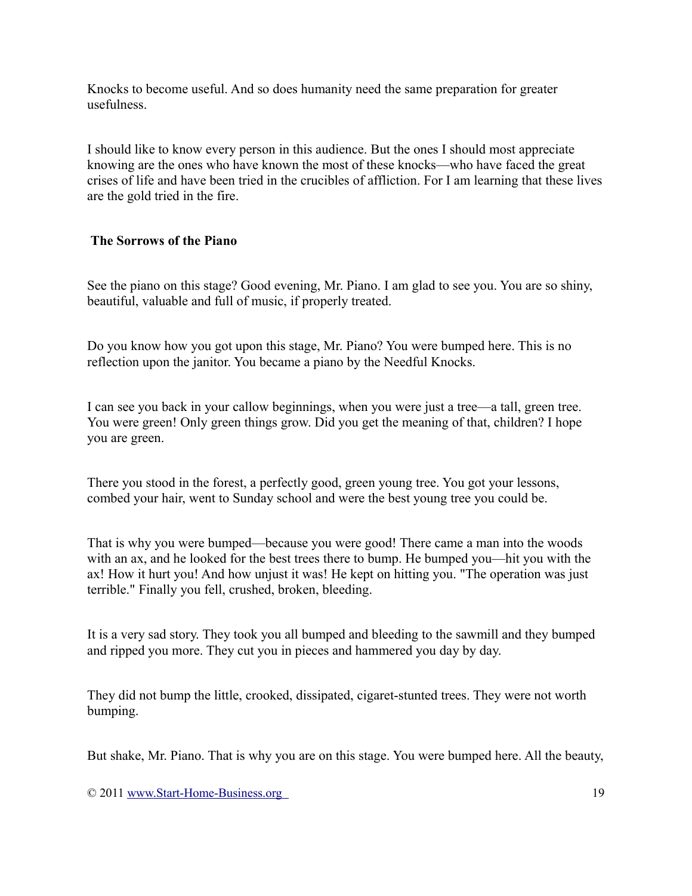Knocks to become useful. And so does humanity need the same preparation for greater usefulness.

I should like to know every person in this audience. But the ones I should most appreciate knowing are the ones who have known the most of these knocks—who have faced the great crises of life and have been tried in the crucibles of affliction. For I am learning that these lives are the gold tried in the fire.

### The Sorrows of the Piano

See the piano on this stage? Good evening, Mr. Piano. I am glad to see you. You are so shiny, beautiful, valuable and full of music, if properly treated.

Do you know how you got upon this stage, Mr. Piano? You were bumped here. This is no reflection upon the janitor. You became a piano by the Needful Knocks.

I can see you back in your callow beginnings, when you were just a tree—a tall, green tree. You were green! Only green things grow. Did you get the meaning of that, children? I hope you are green.

There you stood in the forest, a perfectly good, green young tree. You got your lessons, combed your hair, went to Sunday school and were the best young tree you could be.

That is why you were bumped—because you were good! There came a man into the woods with an ax, and he looked for the best trees there to bump. He bumped you—hit you with the ax! How it hurt you! And how unjust it was! He kept on hitting you. "The operation was just terrible." Finally you fell, crushed, broken, bleeding.

It is a very sad story. They took you all bumped and bleeding to the sawmill and they bumped and ripped you more. They cut you in pieces and hammered you day by day.

They did not bump the little, crooked, dissipated, cigaret-stunted trees. They were not worth bumping.

But shake, Mr. Piano. That is why you are on this stage. You were bumped here. All the beauty,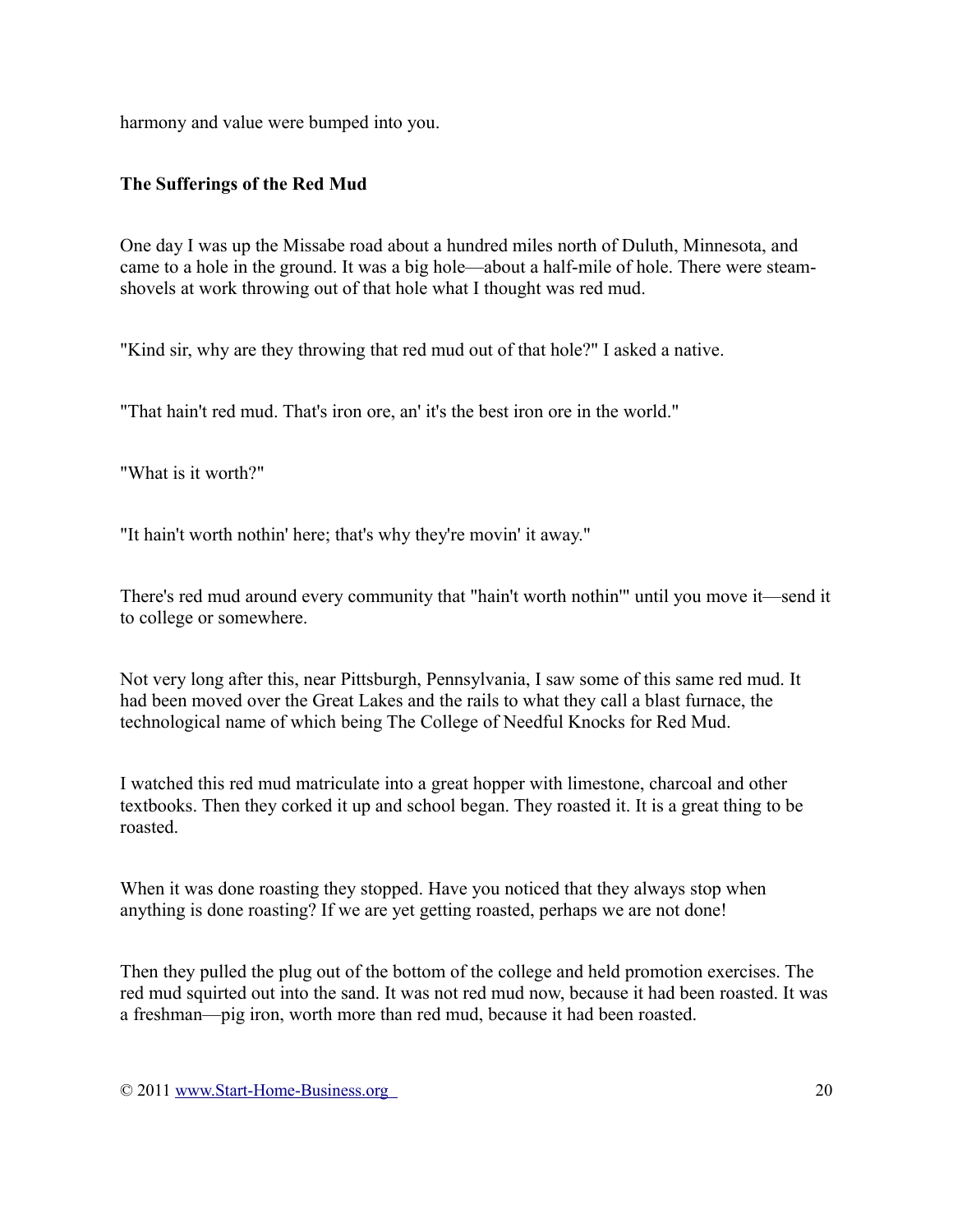harmony and value were bumped into you.

**The Sufferings of the Red Mud**

One day I was up the Missabe road about a hundred miles north of Duluth, Minnesota, and came to a hole in the ground. It was a big hole—about a half-mile of hole. There were steam-shovels at work throwing out of that hole what I thought was red mud.

"Kind sir, why are they throwing that red mud out of that hole?" I asked a native.

"That hain't red mud. That's iron ore, an' it's the best iron ore in the world."

"What is it worth?"

"It hain't worth nothin' here; that's why they're movin' it away."

There's red mud around every community that "hain't worth nothin'" until you move it—send it to college or somewhere.

Not very long after this, near Pittsburgh, Pennsylvania, I saw some of this same red mud. It had been moved over the Great Lakes and the rails to what they call a blast furnace, the technological name of which being The College of Needful Knocks for Red Mud.

I watched this red mud matriculate into a great hopper with limestone, charcoal and other textbooks. Then they corked it up and school began. They roasted it. It is a great thing to be roasted.

When it was done roasting they stopped. Have you noticed that they always stop when anything is done roasting? If we are yet getting roasted, perhaps we are not done!

Then they pulled the plug out of the bottom of the college and held promotion exercises. The red mud squirted out into the sand. It was not red mud now, because it had been roasted. It was a freshman—pig iron, worth more than red mud, because it had been roasted.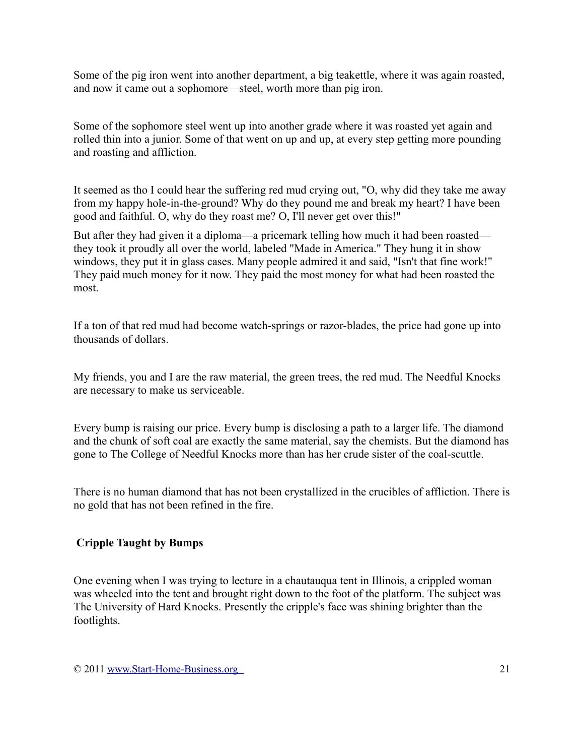Some of the pig iron went into another department, a big teakettle, where it was again roasted, and now it came out a sophomore—steel, worth more than pig iron.

Some of the sophomore steel went up into another grade where it was roasted yet again and rolled thin into a junior. Some of that went on up and up, at every step getting more pounding and roasting and affliction.

It seemed as tho I could hear the suffering red mud crying out, "O, why did they take me away from my happy hole-in-the-ground? Why do they pound me and break my heart? I have been good and faithful. O, why do they roast me? O, I'll never get over this!"

But after they had given it a diploma—a pricemark telling how much it had been roasted—they took it proudly all over the world, labeled "Made in America." They hung it in show windows, they put it in glass cases. Many people admired it and said, "Isn't that fine work!" They paid much money for it now. They paid the most money for what had been roasted the most.

If a ton of that red mud had become watch-springs or razor-blades, the price had gone up into thousands of dollars.

My friends, you and I are the raw material, the green trees, the red mud. The Needful Knocks are necessary to make us serviceable.

Every bump is raising our price. Every bump is disclosing a path to a larger life. The diamond and the chunk of soft coal are exactly the same material, say the chemists. But the diamond has gone to The College of Needful Knocks more than has her crude sister of the coal-scuttle.

There is no human diamond that has not been crystallized in the crucibles of affliction. There is no gold that has not been refined in the fire.

### Cripple Taught by Bumps

One evening when I was trying to lecture in a chautauqua tent in Illinois, a crippled woman was wheeled into the tent and brought right down to the foot of the platform. The subject was The University of Hard Knocks. Presently the cripple's face was shining brighter than the footlights.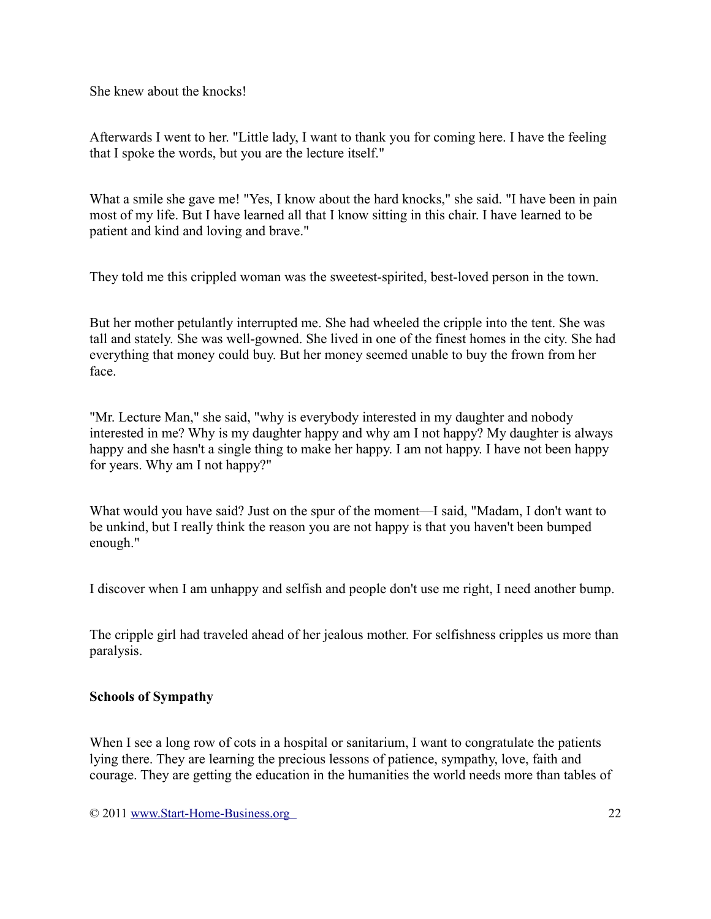She knew about the knocks!

Afterwards I went to her. "Little lady, I want to thank you for coming here. I have the feeling that I spoke the words, but you are the lecture itself."

What a smile she gave me! "Yes, I know about the hard knocks," she said. "I have been in pain most of my life. But I have learned all that I know sitting in this chair. I have learned to be patient and kind and loving and brave."

They told me this crippled woman was the sweetest-spirited, best-loved person in the town.

But her mother petulantly interrupted me. She had wheeled the cripple into the tent. She was tall and stately. She was well-gowned. She lived in one of the finest homes in the city. She had everything that money could buy. But her money seemed unable to buy the frown from her face.

"Mr. Lecture Man," she said, "why is everybody interested in my daughter and nobody interested in me? Why is my daughter happy and why am I not happy? My daughter is always happy and she hasn't a single thing to make her happy. I am not happy. I have not been happy for years. Why am I not happy?"

What would you have said? Just on the spur of the moment—I said, "Madam, I don't want to be unkind, but I really think the reason you are not happy is that you haven't been bumped enough."

I discover when I am unhappy and selfish and people don't use me right, I need another bump.

The cripple girl had traveled ahead of her jealous mother. For selfishness cripples us more than paralysis.

**Schools of Sympathy**

When I see a long row of cots in a hospital or sanitarium, I want to congratulate the patients lying there. They are learning the precious lessons of patience, sympathy, love, faith and courage. They are getting the education in the humanities the world needs more than tables of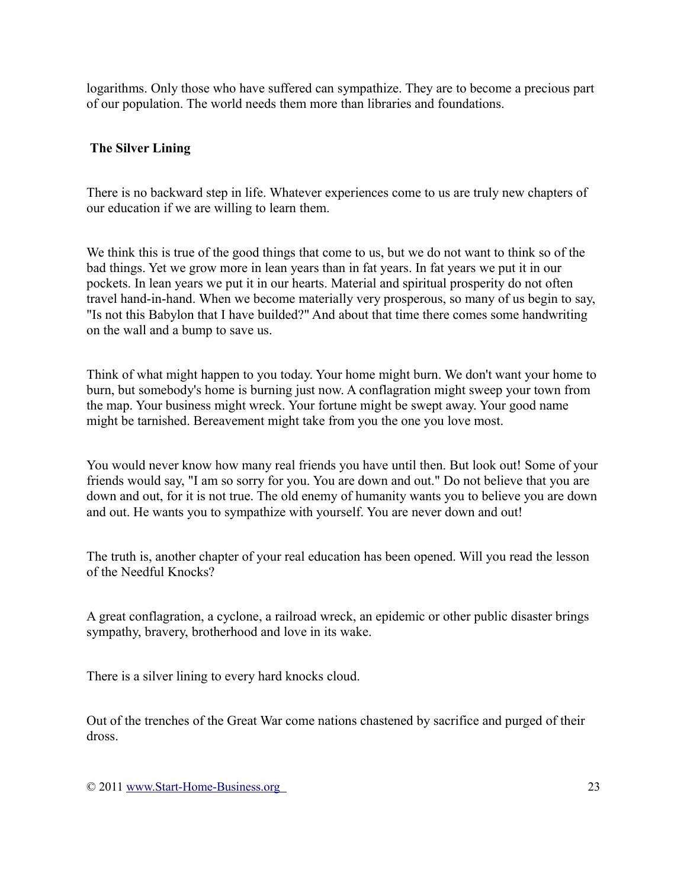logarithms. Only those who have suffered can sympathize. They are to become a precious part of our population. The world needs them more than libraries and foundations.

## The Silver Lining

There is no backward step in life. Whatever experiences come to us are truly new chapters of our education if we are willing to learn them.

We think this is true of the good things that come to us, but we do not want to think so of the bad things. Yet we grow more in lean years than in fat years. In fat years we put it in our pockets. In lean years we put it in our hearts. Material and spiritual prosperity do not often travel hand-in-hand. When we become materially very prosperous, so many of us begin to say, "Is not this Babylon that I have builded?" And about that time there comes some handwriting on the wall and a bump to save us.

Think of what might happen to you today. Your home might burn. We don't want your home to burn, but somebody's home is burning just now. A conflagration might sweep your town from the map. Your business might wreck. Your fortune might be swept away. Your good name might be tarnished. Bereavement might take from you the one you love most.

You would never know how many real friends you have until then. But look out! Some of your friends would say, "I am so sorry for you. You are down and out." Do not believe that you are down and out, for it is not true. The old enemy of humanity wants you to believe you are down and out. He wants you to sympathize with yourself. You are never down and out!

The truth is, another chapter of your real education has been opened. Will you read the lesson of the Needful Knocks?

A great conflagration, a cyclone, a railroad wreck, an epidemic or other public disaster brings sympathy, bravery, brotherhood and love in its wake.

There is a silver lining to every hard knocks cloud.

Out of the trenches of the Great War come nations chastened by sacrifice and purged of their dross.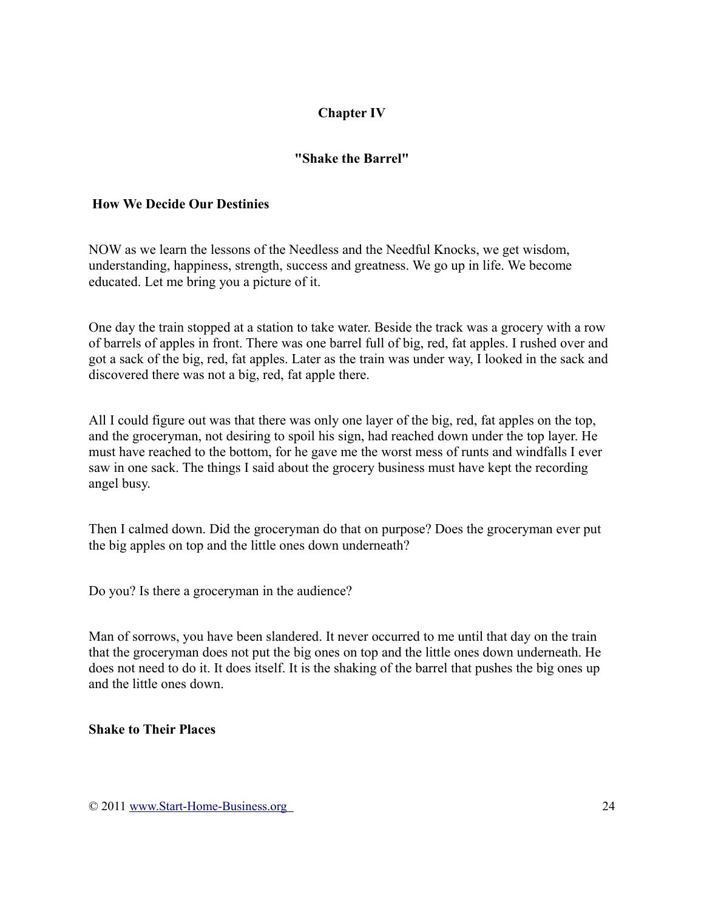## Chapter IV

## "Shake the Barrel"

### How We Decide Our Destinies

NOW as we learn the lessons of the Needless and the Needful Knocks, we get wisdom, understanding, happiness, strength, success and greatness. We go up in life. We become educated. Let me bring you a picture of it.

One day the train stopped at a station to take water. Beside the track was a grocery with a row of barrels of apples in front. There was one barrel full of big, red, fat apples. I rushed over and got a sack of the big, red, fat apples. Later as the train was under way, I looked in the sack and discovered there was not a big, red, fat apple there.

All I could figure out was that there was only one layer of the big, red, fat apples on the top, and the groceryman, not desiring to spoil his sign, had reached down under the top layer. He must have reached to the bottom, for he gave me the worst mess of runts and windfalls I ever saw in one sack. The things I said about the grocery business must have kept the recording angel busy.

Then I calmed down. Did the groceryman do that on purpose? Does the groceryman ever put the big apples on top and the little ones down underneath?

Do you? Is there a groceryman in the audience?

Man of sorrows, you have been slandered. It never occurred to me until that day on the train that the groceryman does not put the big ones on top and the little ones down underneath. He does not need to do it. It does itself. It is the shaking of the barrel that pushes the big ones up and the little ones down.

### Shake to Their Places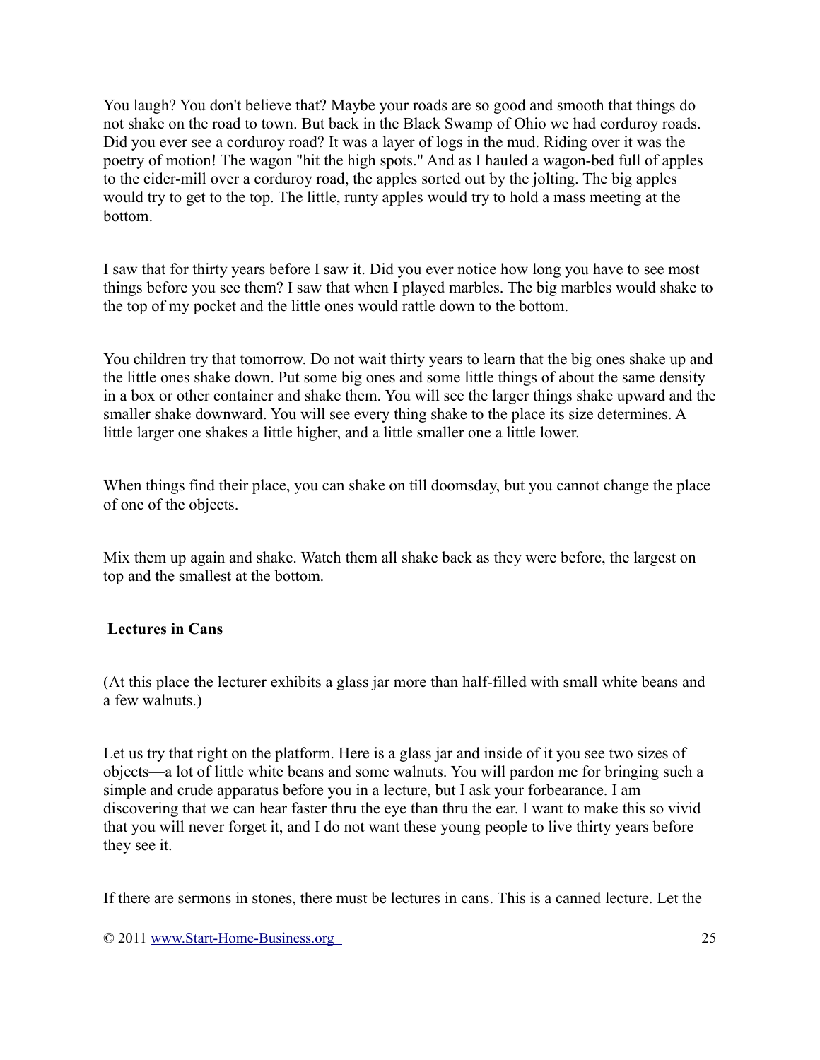You laugh? You don't believe that? Maybe your roads are so good and smooth that things do not shake on the road to town. But back in the Black Swamp of Ohio we had corduroy roads. Did you ever see a corduroy road? It was a layer of logs in the mud. Riding over it was the poetry of motion! The wagon "hit the high spots." And as I hauled a wagon-bed full of apples to the cider-mill over a corduroy road, the apples sorted out by the jolting. The big apples would try to get to the top. The little, runty apples would try to hold a mass meeting at the bottom.

I saw that for thirty years before I saw it. Did you ever notice how long you have to see most things before you see them? I saw that when I played marbles. The big marbles would shake to the top of my pocket and the little ones would rattle down to the bottom.

You children try that tomorrow. Do not wait thirty years to learn that the big ones shake up and the little ones shake down. Put some big ones and some little things of about the same density in a box or other container and shake them. You will see the larger things shake upward and the smaller shake downward. You will see every thing shake to the place its size determines. A little larger one shakes a little higher, and a little smaller one a little lower.

When things find their place, you can shake on till doomsday, but you cannot change the place of one of the objects.

Mix them up again and shake. Watch them all shake back as they were before, the largest on top and the smallest at the bottom.

**Lectures in Cans**

(At this place the lecturer exhibits a glass jar more than half-filled with small white beans and a few walnuts.)

Let us try that right on the platform. Here is a glass jar and inside of it you see two sizes of objects—a lot of little white beans and some walnuts. You will pardon me for bringing such a simple and crude apparatus before you in a lecture, but I ask your forbearance. I am discovering that we can hear faster thru the eye than thru the ear. I want to make this so vivid that you will never forget it, and I do not want these young people to live thirty years before they see it.

If there are sermons in stones, there must be lectures in cans. This is a canned lecture. Let the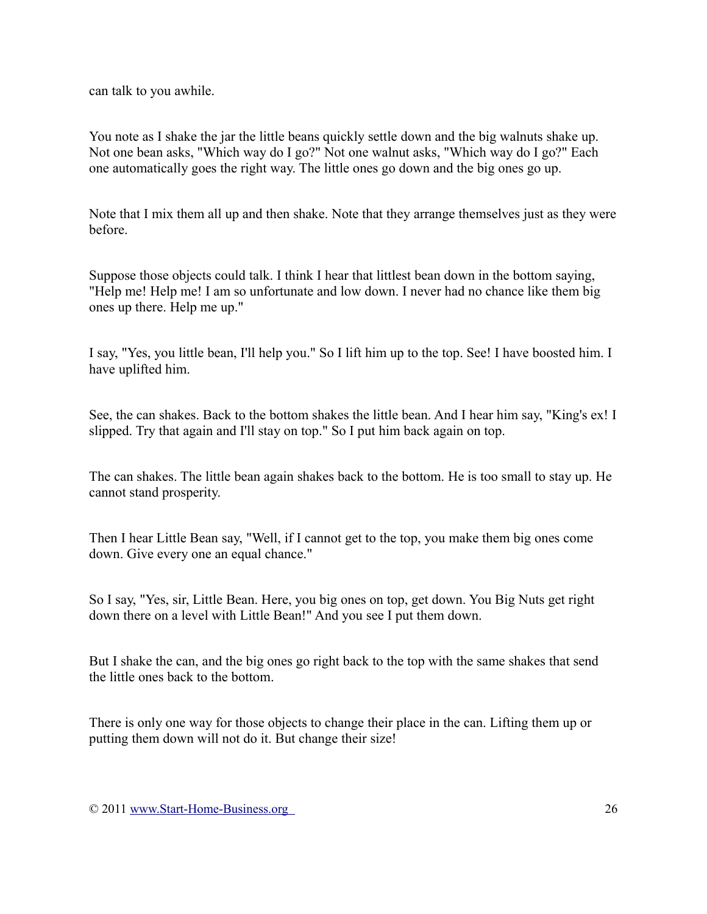can talk to you awhile.

You note as I shake the jar the little beans quickly settle down and the big walnuts shake up. Not one bean asks, "Which way do I go?" Not one walnut asks, "Which way do I go?" Each one automatically goes the right way. The little ones go down and the big ones go up.

Note that I mix them all up and then shake. Note that they arrange themselves just as they were before.

Suppose those objects could talk. I think I hear that littlest bean down in the bottom saying, "Help me! Help me! I am so unfortunate and low down. I never had no chance like them big ones up there. Help me up."

I say, "Yes, you little bean, I'll help you." So I lift him up to the top. See! I have boosted him. I have uplifted him.

See, the can shakes. Back to the bottom shakes the little bean. And I hear him say, "King's ex! I slipped. Try that again and I'll stay on top." So I put him back again on top.

The can shakes. The little bean again shakes back to the bottom. He is too small to stay up. He cannot stand prosperity.

Then I hear Little Bean say, "Well, if I cannot get to the top, you make them big ones come down. Give every one an equal chance."

So I say, "Yes, sir, Little Bean. Here, you big ones on top, get down. You Big Nuts get right down there on a level with Little Bean!" And you see I put them down.

But I shake the can, and the big ones go right back to the top with the same shakes that send the little ones back to the bottom.

There is only one way for those objects to change their place in the can. Lifting them up or putting them down will not do it. But change their size!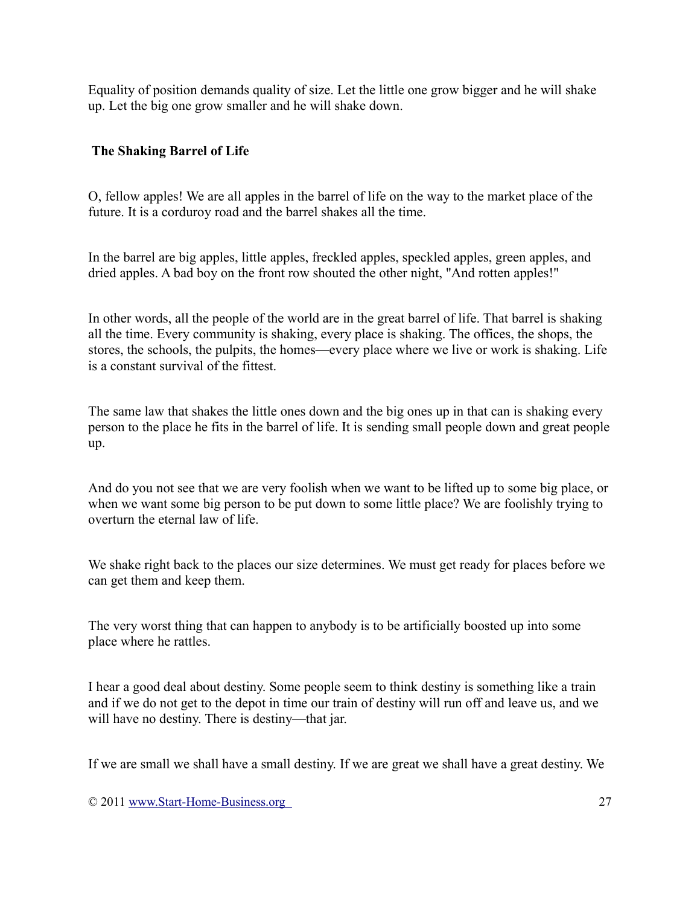Equality of position demands quality of size. Let the little one grow bigger and he will shake up. Let the big one grow smaller and he will shake down.

## The Shaking Barrel of Life

O, fellow apples! We are all apples in the barrel of life on the way to the market place of the future. It is a corduroy road and the barrel shakes all the time.

In the barrel are big apples, little apples, freckled apples, speckled apples, green apples, and dried apples. A bad boy on the front row shouted the other night, "And rotten apples!"

In other words, all the people of the world are in the great barrel of life. That barrel is shaking all the time. Every community is shaking, every place is shaking. The offices, the shops, the stores, the schools, the pulpits, the homes—every place where we live or work is shaking. Life is a constant survival of the fittest.

The same law that shakes the little ones down and the big ones up in that can is shaking every person to the place he fits in the barrel of life. It is sending small people down and great people up.

And do you not see that we are very foolish when we want to be lifted up to some big place, or when we want some big person to be put down to some little place? We are foolishly trying to overturn the eternal law of life.

We shake right back to the places our size determines. We must get ready for places before we can get them and keep them.

The very worst thing that can happen to anybody is to be artificially boosted up into some place where he rattles.

I hear a good deal about destiny. Some people seem to think destiny is something like a train and if we do not get to the depot in time our train of destiny will run off and leave us, and we will have no destiny. There is destiny—that jar.

If we are small we shall have a small destiny. If we are great we shall have a great destiny. We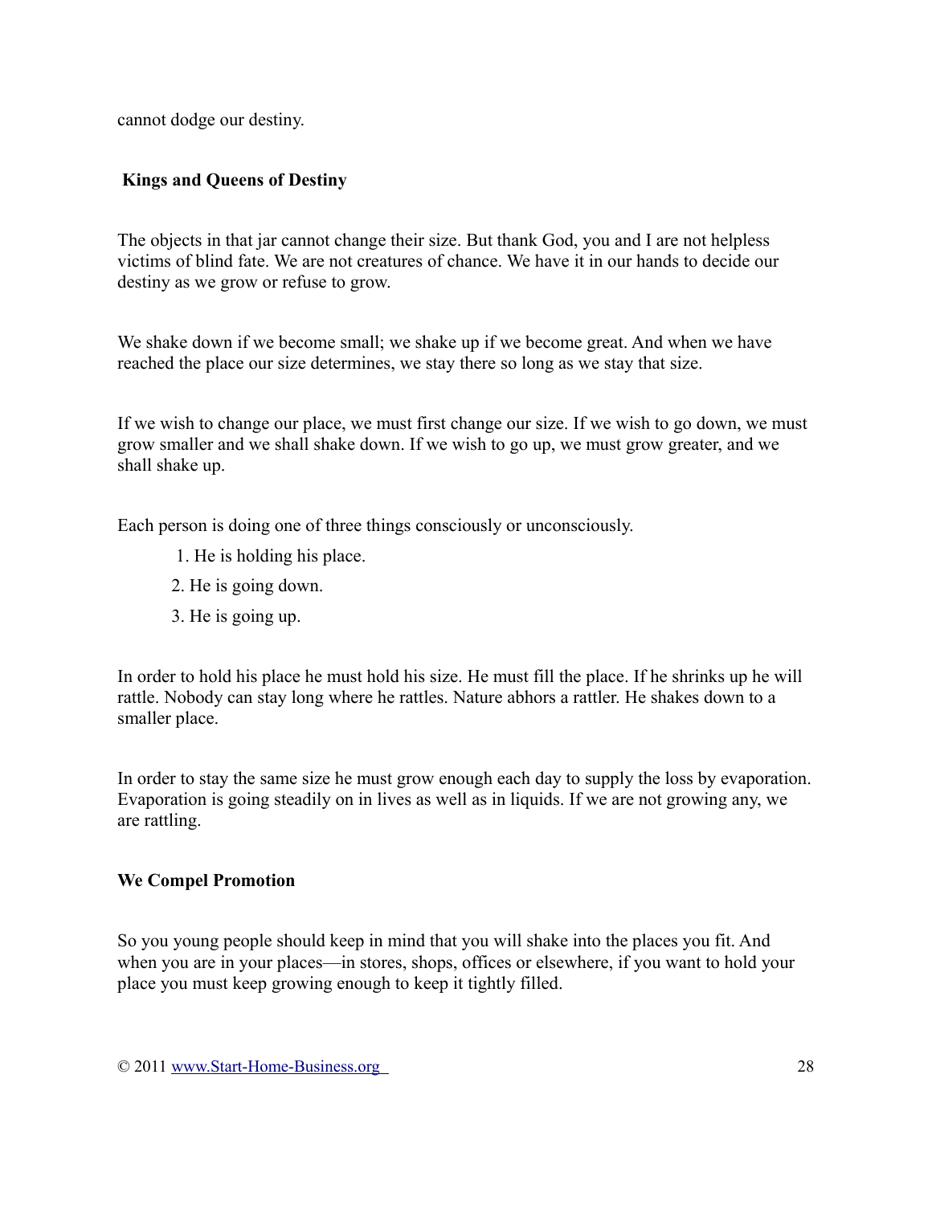cannot dodge our destiny.

### Kings and Queens of Destiny

The objects in that jar cannot change their size. But thank God, you and I are not helpless victims of blind fate. We are not creatures of chance. We have it in our hands to decide our destiny as we grow or refuse to grow.

We shake down if we become small; we shake up if we become great. And when we have reached the place our size determines, we stay there so long as we stay that size.

If we wish to change our place, we must first change our size. If we wish to go down, we must grow smaller and we shall shake down. If we wish to go up, we must grow greater, and we shall shake up.

Each person is doing one of three things consciously or unconsciously.

1. He is holding his place.
2. He is going down.
3. He is going up.

In order to hold his place he must hold his size. He must fill the place. If he shrinks up he will rattle. Nobody can stay long where he rattles. Nature abhors a rattler. He shakes down to a smaller place.

In order to stay the same size he must grow enough each day to supply the loss by evaporation. Evaporation is going steadily on in lives as well as in liquids. If we are not growing any, we are rattling.

### We Compel Promotion

So you young people should keep in mind that you will shake into the places you fit. And when you are in your places—in stores, shops, offices or elsewhere, if you want to hold your place you must keep growing enough to keep it tightly filled.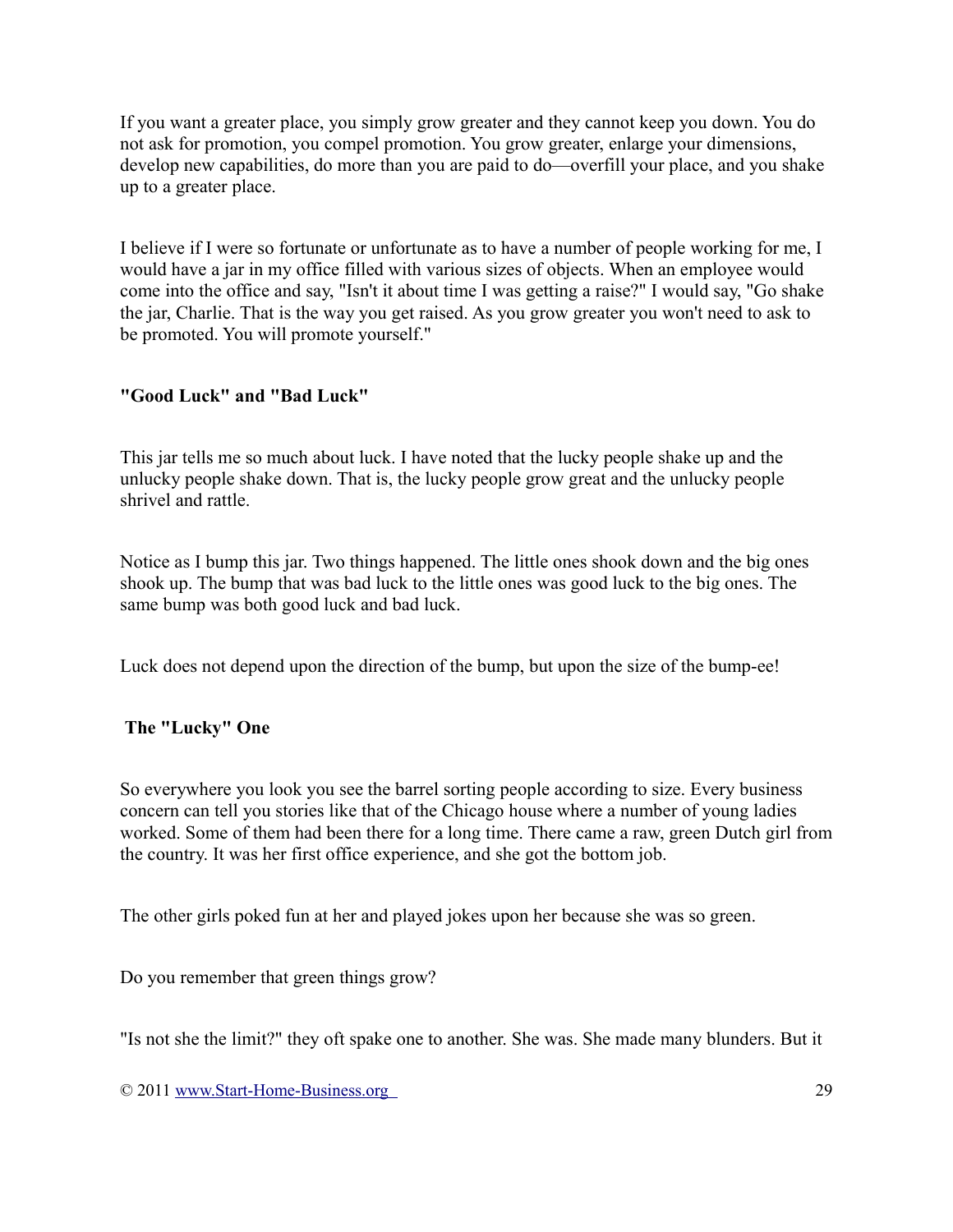If you want a greater place, you simply grow greater and they cannot keep you down. You do not ask for promotion, you compel promotion. You grow greater, enlarge your dimensions, develop new capabilities, do more than you are paid to do—overfill your place, and you shake up to a greater place.

I believe if I were so fortunate or unfortunate as to have a number of people working for me, I would have a jar in my office filled with various sizes of objects. When an employee would come into the office and say, "Isn't it about time I was getting a raise?" I would say, "Go shake the jar, Charlie. That is the way you get raised. As you grow greater you won't need to ask to be promoted. You will promote yourself."

### "Good Luck" and "Bad Luck"

This jar tells me so much about luck. I have noted that the lucky people shake up and the unlucky people shake down. That is, the lucky people grow great and the unlucky people shrivel and rattle.

Notice as I bump this jar. Two things happened. The little ones shook down and the big ones shook up. The bump that was bad luck to the little ones was good luck to the big ones. The same bump was both good luck and bad luck.

Luck does not depend upon the direction of the bump, but upon the size of the bump-ee!

### The "Lucky" One

So everywhere you look you see the barrel sorting people according to size. Every business concern can tell you stories like that of the Chicago house where a number of young ladies worked. Some of them had been there for a long time. There came a raw, green Dutch girl from the country. It was her first office experience, and she got the bottom job.

The other girls poked fun at her and played jokes upon her because she was so green.

Do you remember that green things grow?

"Is not she the limit?" they oft spake one to another. She was. She made many blunders. But it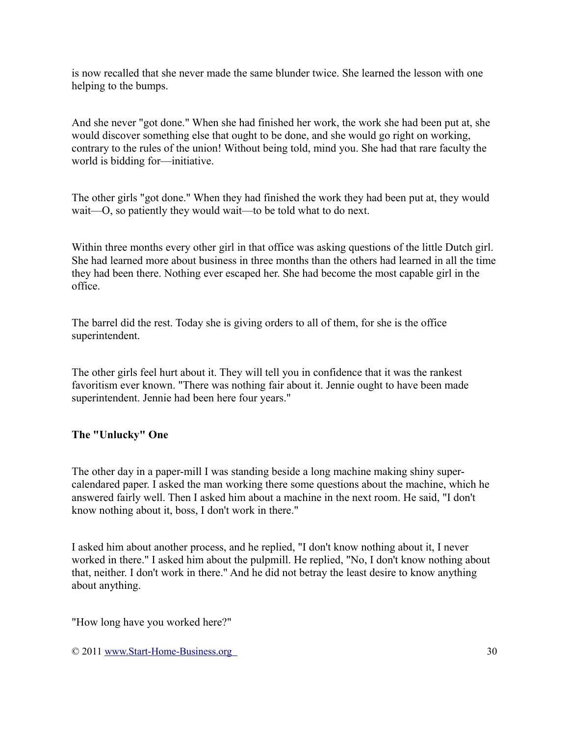is now recalled that she never made the same blunder twice. She learned the lesson with one helping to the bumps.

And she never "got done." When she had finished her work, the work she had been put at, she would discover something else that ought to be done, and she would go right on working, contrary to the rules of the union! Without being told, mind you. She had that rare faculty the world is bidding for—initiative.

The other girls "got done." When they had finished the work they had been put at, they would wait—O, so patiently they would wait—to be told what to do next.

Within three months every other girl in that office was asking questions of the little Dutch girl. She had learned more about business in three months than the others had learned in all the time they had been there. Nothing ever escaped her. She had become the most capable girl in the office.

The barrel did the rest. Today she is giving orders to all of them, for she is the office superintendent.

The other girls feel hurt about it. They will tell you in confidence that it was the rankest favoritism ever known. "There was nothing fair about it. Jennie ought to have been made superintendent. Jennie had been here four years."

**The "Unlucky" One**

The other day in a paper-mill I was standing beside a long machine making shiny super-calendared paper. I asked the man working there some questions about the machine, which he answered fairly well. Then I asked him about a machine in the next room. He said, "I don't know nothing about it, boss, I don't work in there."

I asked him about another process, and he replied, "I don't know nothing about it, I never worked in there." I asked him about the pulpmill. He replied, "No, I don't know nothing about that, neither. I don't work in there." And he did not betray the least desire to know anything about anything.

"How long have you worked here?"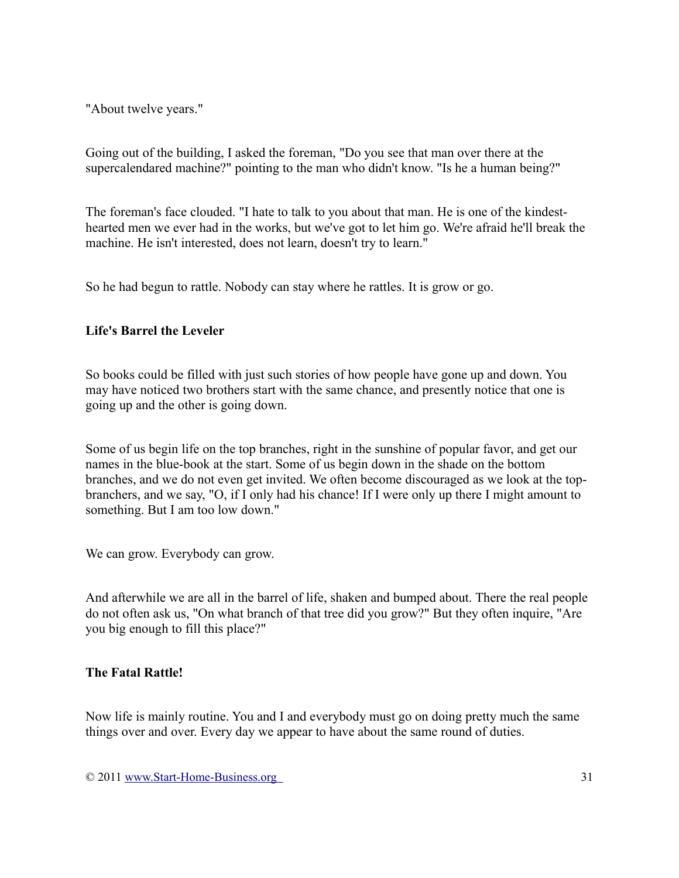"About twelve years."

Going out of the building, I asked the foreman, "Do you see that man over there at the supercalendared machine?" pointing to the man who didn't know. "Is he a human being?"

The foreman's face clouded. "I hate to talk to you about that man. He is one of the kindest-hearted men we ever had in the works, but we've got to let him go. We're afraid he'll break the machine. He isn't interested, does not learn, doesn't try to learn."

So he had begun to rattle. Nobody can stay where he rattles. It is grow or go.

### Life's Barrel the Leveler

So books could be filled with just such stories of how people have gone up and down. You may have noticed two brothers start with the same chance, and presently notice that one is going up and the other is going down.

Some of us begin life on the top branches, right in the sunshine of popular favor, and get our names in the blue-book at the start. Some of us begin down in the shade on the bottom branches, and we do not even get invited. We often become discouraged as we look at the top-branchers, and we say, "O, if I only had his chance! If I were only up there I might amount to something. But I am too low down."

We can grow. Everybody can grow.

And afterwhile we are all in the barrel of life, shaken and bumped about. There the real people do not often ask us, "On what branch of that tree did you grow?" But they often inquire, "Are you big enough to fill this place?"

### The Fatal Rattle!

Now life is mainly routine. You and I and everybody must go on doing pretty much the same things over and over. Every day we appear to have about the same round of duties.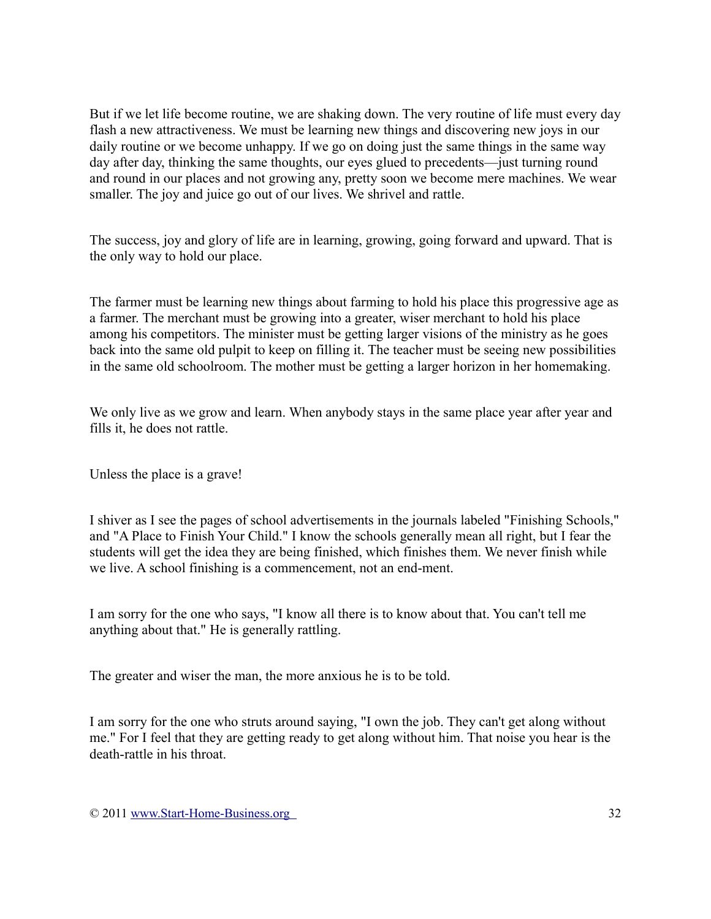But if we let life become routine, we are shaking down. The very routine of life must every day flash a new attractiveness. We must be learning new things and discovering new joys in our daily routine or we become unhappy. If we go on doing just the same things in the same way day after day, thinking the same thoughts, our eyes glued to precedents—just turning round and round in our places and not growing any, pretty soon we become mere machines. We wear smaller. The joy and juice go out of our lives. We shrivel and rattle.

The success, joy and glory of life are in learning, growing, going forward and upward. That is the only way to hold our place.

The farmer must be learning new things about farming to hold his place this progressive age as a farmer. The merchant must be growing into a greater, wiser merchant to hold his place among his competitors. The minister must be getting larger visions of the ministry as he goes back into the same old pulpit to keep on filling it. The teacher must be seeing new possibilities in the same old schoolroom. The mother must be getting a larger horizon in her homemaking.

We only live as we grow and learn. When anybody stays in the same place year after year and fills it, he does not rattle.

Unless the place is a grave!

I shiver as I see the pages of school advertisements in the journals labeled "Finishing Schools," and "A Place to Finish Your Child." I know the schools generally mean all right, but I fear the students will get the idea they are being finished, which finishes them. We never finish while we live. A school finishing is a commencement, not an end-ment.

I am sorry for the one who says, "I know all there is to know about that. You can't tell me anything about that." He is generally rattling.

The greater and wiser the man, the more anxious he is to be told.

I am sorry for the one who struts around saying, "I own the job. They can't get along without me." For I feel that they are getting ready to get along without him. That noise you hear is the death-rattle in his throat.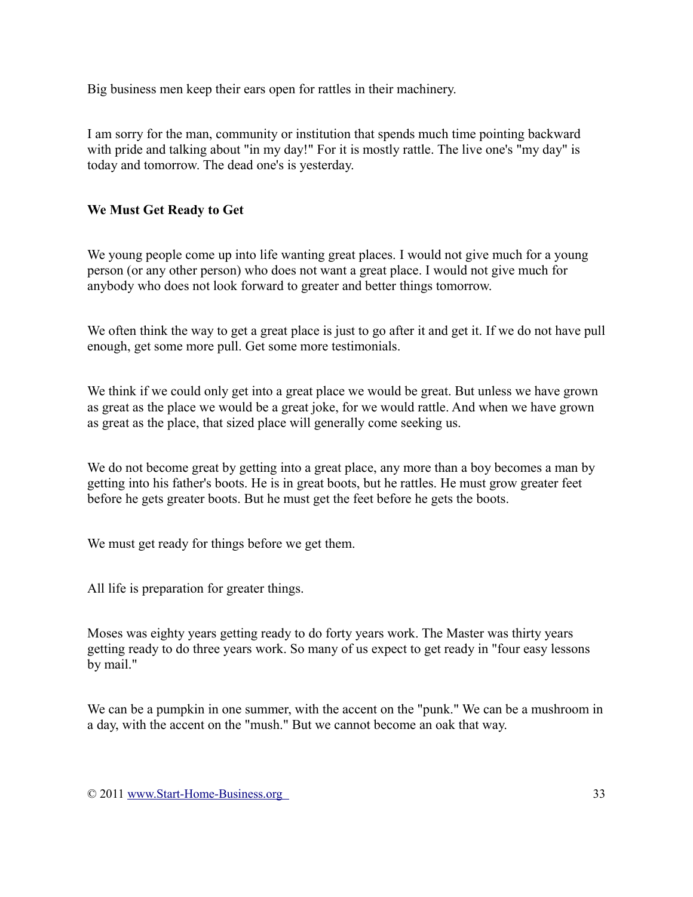Big business men keep their ears open for rattles in their machinery.

I am sorry for the man, community or institution that spends much time pointing backward with pride and talking about "in my day!" For it is mostly rattle. The live one's "my day" is today and tomorrow. The dead one's is yesterday.

**We Must Get Ready to Get**

We young people come up into life wanting great places. I would not give much for a young person (or any other person) who does not want a great place. I would not give much for anybody who does not look forward to greater and better things tomorrow.

We often think the way to get a great place is just to go after it and get it. If we do not have pull enough, get some more pull. Get some more testimonials.

We think if we could only get into a great place we would be great. But unless we have grown as great as the place we would be a great joke, for we would rattle. And when we have grown as great as the place, that sized place will generally come seeking us.

We do not become great by getting into a great place, any more than a boy becomes a man by getting into his father's boots. He is in great boots, but he rattles. He must grow greater feet before he gets greater boots. But he must get the feet before he gets the boots.

We must get ready for things before we get them.

All life is preparation for greater things.

Moses was eighty years getting ready to do forty years work. The Master was thirty years getting ready to do three years work. So many of us expect to get ready in "four easy lessons by mail."

We can be a pumpkin in one summer, with the accent on the "punk." We can be a mushroom in a day, with the accent on the "mush." But we cannot become an oak that way.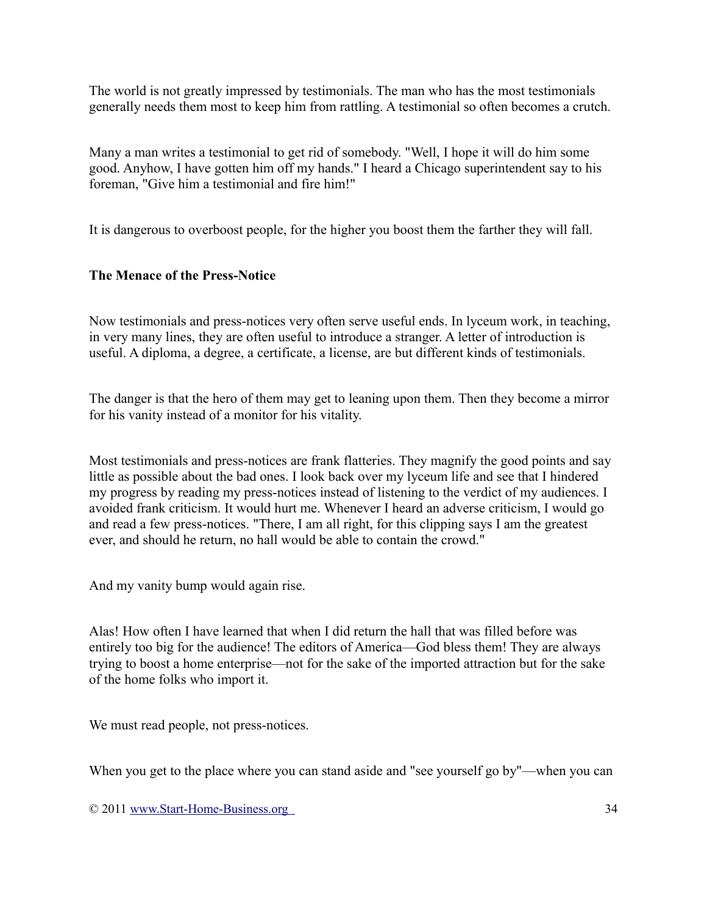The world is not greatly impressed by testimonials. The man who has the most testimonials generally needs them most to keep him from rattling. A testimonial so often becomes a crutch.

Many a man writes a testimonial to get rid of somebody. "Well, I hope it will do him some good. Anyhow, I have gotten him off my hands." I heard a Chicago superintendent say to his foreman, "Give him a testimonial and fire him!"

It is dangerous to overboost people, for the higher you boost them the farther they will fall.

**The Menace of the Press-Notice**

Now testimonials and press-notices very often serve useful ends. In lyceum work, in teaching, in very many lines, they are often useful to introduce a stranger. A letter of introduction is useful. A diploma, a degree, a certificate, a license, are but different kinds of testimonials.

The danger is that the hero of them may get to leaning upon them. Then they become a mirror for his vanity instead of a monitor for his vitality.

Most testimonials and press-notices are frank flatteries. They magnify the good points and say little as possible about the bad ones. I look back over my lyceum life and see that I hindered my progress by reading my press-notices instead of listening to the verdict of my audiences. I avoided frank criticism. It would hurt me. Whenever I heard an adverse criticism, I would go and read a few press-notices. "There, I am all right, for this clipping says I am the greatest ever, and should he return, no hall would be able to contain the crowd."

And my vanity bump would again rise.

Alas! How often I have learned that when I did return the hall that was filled before was entirely too big for the audience! The editors of America—God bless them! They are always trying to boost a home enterprise—not for the sake of the imported attraction but for the sake of the home folks who import it.

We must read people, not press-notices.

When you get to the place where you can stand aside and "see yourself go by"—when you can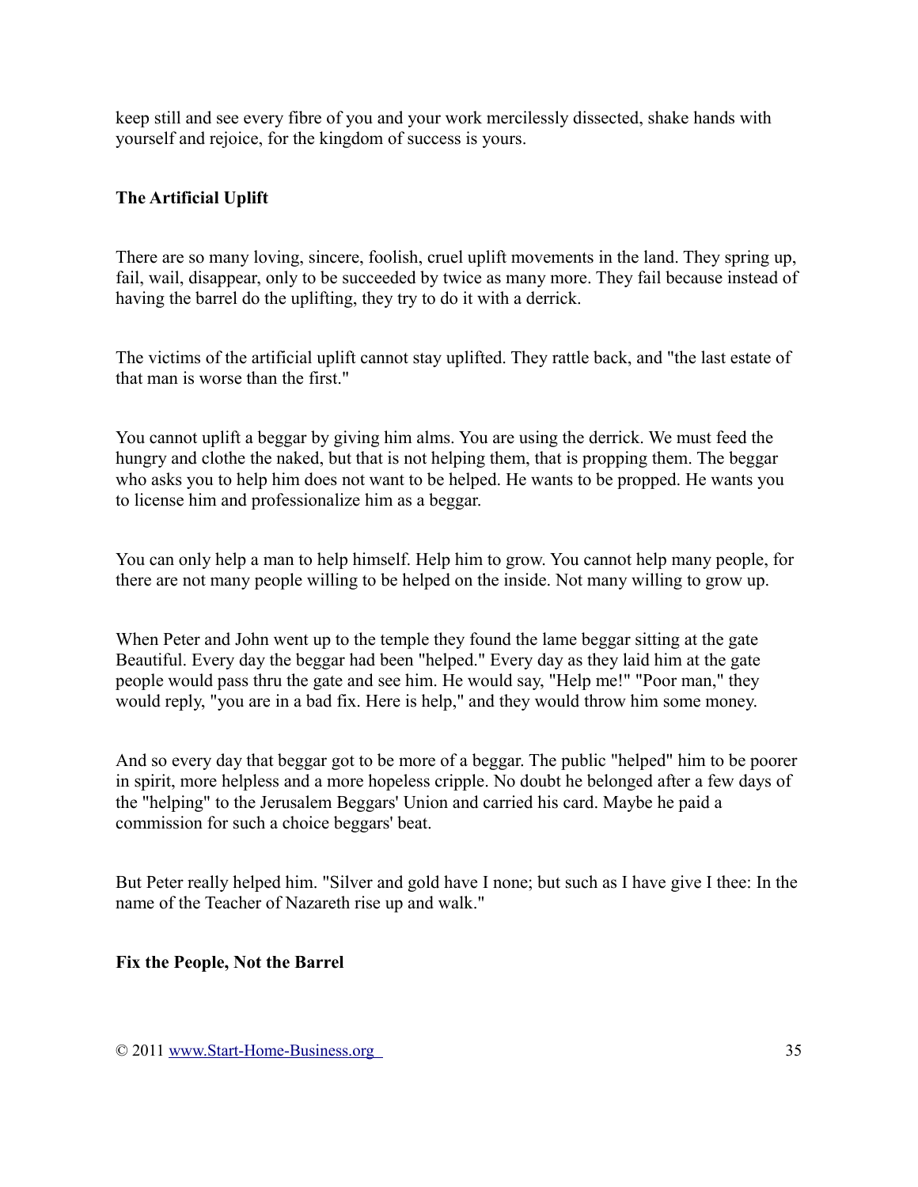keep still and see every fibre of you and your work mercilessly dissected, shake hands with yourself and rejoice, for the kingdom of success is yours.

## The Artificial Uplift

There are so many loving, sincere, foolish, cruel uplift movements in the land. They spring up, fail, wail, disappear, only to be succeeded by twice as many more. They fail because instead of having the barrel do the uplifting, they try to do it with a derrick.

The victims of the artificial uplift cannot stay uplifted. They rattle back, and "the last estate of that man is worse than the first."

You cannot uplift a beggar by giving him alms. You are using the derrick. We must feed the hungry and clothe the naked, but that is not helping them, that is propping them. The beggar who asks you to help him does not want to be helped. He wants to be propped. He wants you to license him and professionalize him as a beggar.

You can only help a man to help himself. Help him to grow. You cannot help many people, for there are not many people willing to be helped on the inside. Not many willing to grow up.

When Peter and John went up to the temple they found the lame beggar sitting at the gate Beautiful. Every day the beggar had been "helped." Every day as they laid him at the gate people would pass thru the gate and see him. He would say, "Help me!" "Poor man," they would reply, "you are in a bad fix. Here is help," and they would throw him some money.

And so every day that beggar got to be more of a beggar. The public "helped" him to be poorer in spirit, more helpless and a more hopeless cripple. No doubt he belonged after a few days of the "helping" to the Jerusalem Beggars' Union and carried his card. Maybe he paid a commission for such a choice beggars' beat.

But Peter really helped him. "Silver and gold have I none; but such as I have give I thee: In the name of the Teacher of Nazareth rise up and walk."

## Fix the People, Not the Barrel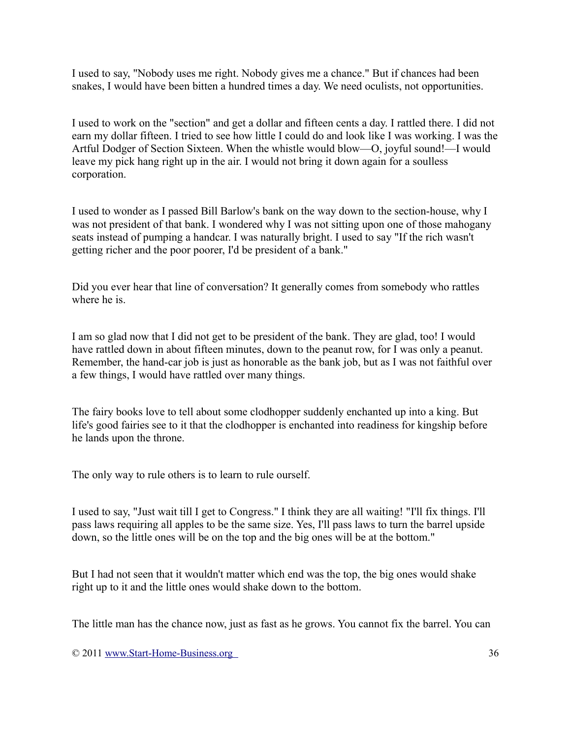I used to say, "Nobody uses me right. Nobody gives me a chance." But if chances had been snakes, I would have been bitten a hundred times a day. We need oculists, not opportunities.

I used to work on the "section" and get a dollar and fifteen cents a day. I rattled there. I did not earn my dollar fifteen. I tried to see how little I could do and look like I was working. I was the Artful Dodger of Section Sixteen. When the whistle would blow—O, joyful sound!—I would leave my pick hang right up in the air. I would not bring it down again for a soulless corporation.

I used to wonder as I passed Bill Barlow's bank on the way down to the section-house, why I was not president of that bank. I wondered why I was not sitting upon one of those mahogany seats instead of pumping a handcar. I was naturally bright. I used to say "If the rich wasn't getting richer and the poor poorer, I'd be president of a bank."

Did you ever hear that line of conversation? It generally comes from somebody who rattles where he is.

I am so glad now that I did not get to be president of the bank. They are glad, too! I would have rattled down in about fifteen minutes, down to the peanut row, for I was only a peanut. Remember, the hand-car job is just as honorable as the bank job, but as I was not faithful over a few things, I would have rattled over many things.

The fairy books love to tell about some clodhopper suddenly enchanted up into a king. But life's good fairies see to it that the clodhopper is enchanted into readiness for kingship before he lands upon the throne.

The only way to rule others is to learn to rule ourself.

I used to say, "Just wait till I get to Congress." I think they are all waiting! "I'll fix things. I'll pass laws requiring all apples to be the same size. Yes, I'll pass laws to turn the barrel upside down, so the little ones will be on the top and the big ones will be at the bottom."

But I had not seen that it wouldn't matter which end was the top, the big ones would shake right up to it and the little ones would shake down to the bottom.

The little man has the chance now, just as fast as he grows. You cannot fix the barrel. You can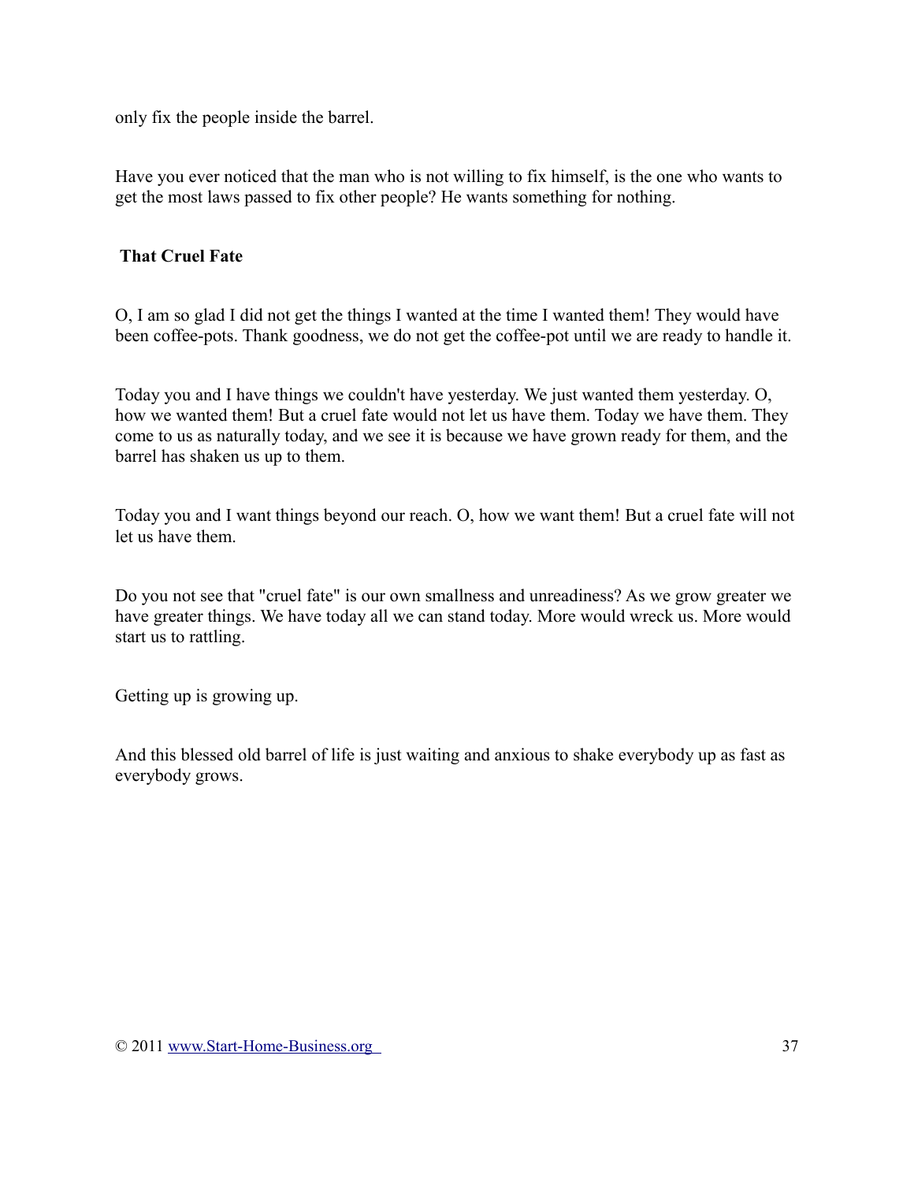only fix the people inside the barrel.

Have you ever noticed that the man who is not willing to fix himself, is the one who wants to get the most laws passed to fix other people? He wants something for nothing.

### That Cruel Fate

O, I am so glad I did not get the things I wanted at the time I wanted them! They would have been coffee-pots. Thank goodness, we do not get the coffee-pot until we are ready to handle it.

Today you and I have things we couldn't have yesterday. We just wanted them yesterday. O, how we wanted them! But a cruel fate would not let us have them. Today we have them. They come to us as naturally today, and we see it is because we have grown ready for them, and the barrel has shaken us up to them.

Today you and I want things beyond our reach. O, how we want them! But a cruel fate will not let us have them.

Do you not see that "cruel fate" is our own smallness and unreadiness? As we grow greater we have greater things. We have today all we can stand today. More would wreck us. More would start us to rattling.

Getting up is growing up.

And this blessed old barrel of life is just waiting and anxious to shake everybody up as fast as everybody grows.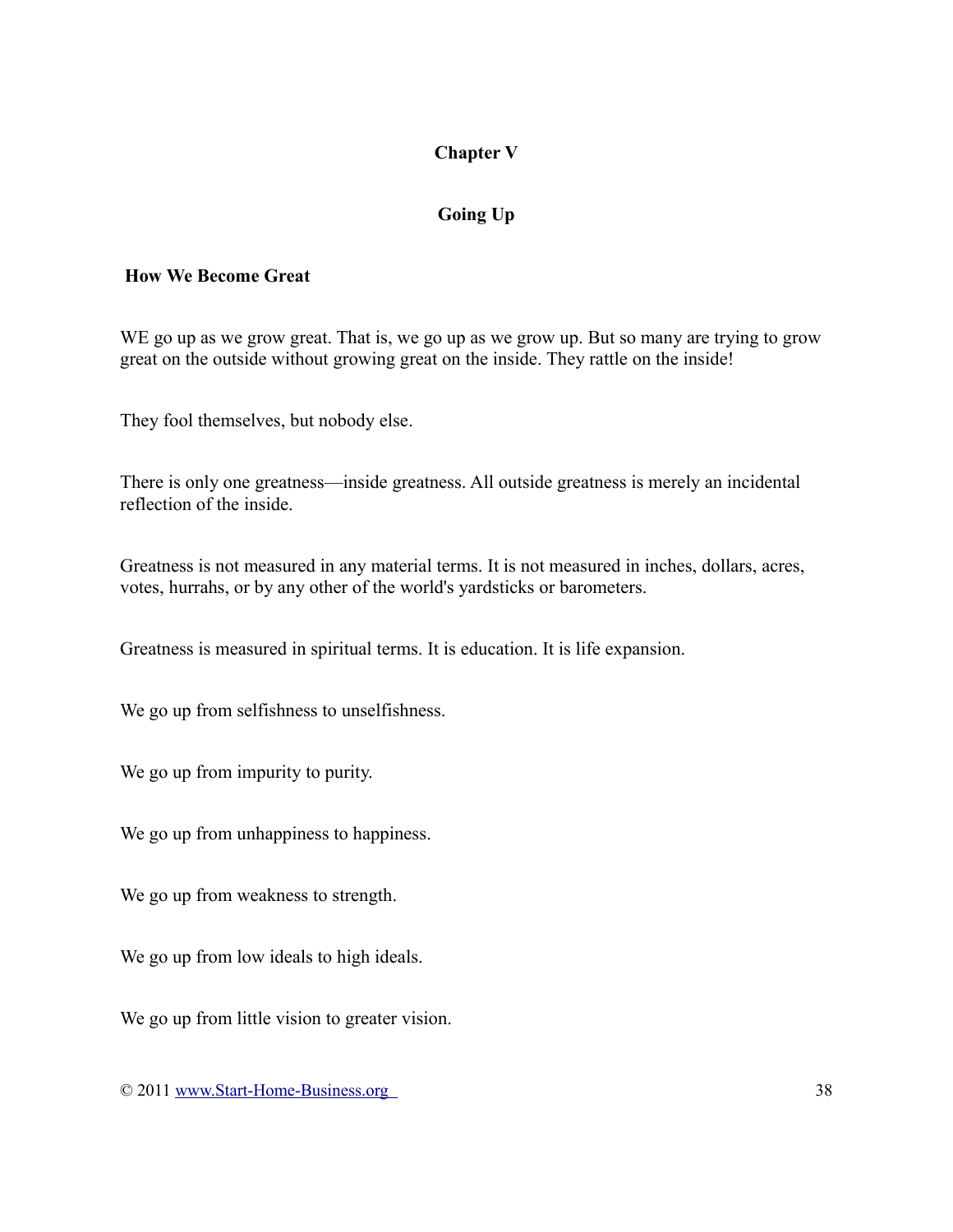## Chapter V

## Going Up

### How We Become Great

WE go up as we grow great. That is, we go up as we grow up. But so many are trying to grow great on the outside without growing great on the inside. They rattle on the inside!

They fool themselves, but nobody else.

There is only one greatness—inside greatness. All outside greatness is merely an incidental reflection of the inside.

Greatness is not measured in any material terms. It is not measured in inches, dollars, acres, votes, hurrahs, or by any other of the world's yardsticks or barometers.

Greatness is measured in spiritual terms. It is education. It is life expansion.

We go up from selfishness to unselfishness.

We go up from impurity to purity.

We go up from unhappiness to happiness.

We go up from weakness to strength.

We go up from low ideals to high ideals.

We go up from little vision to greater vision.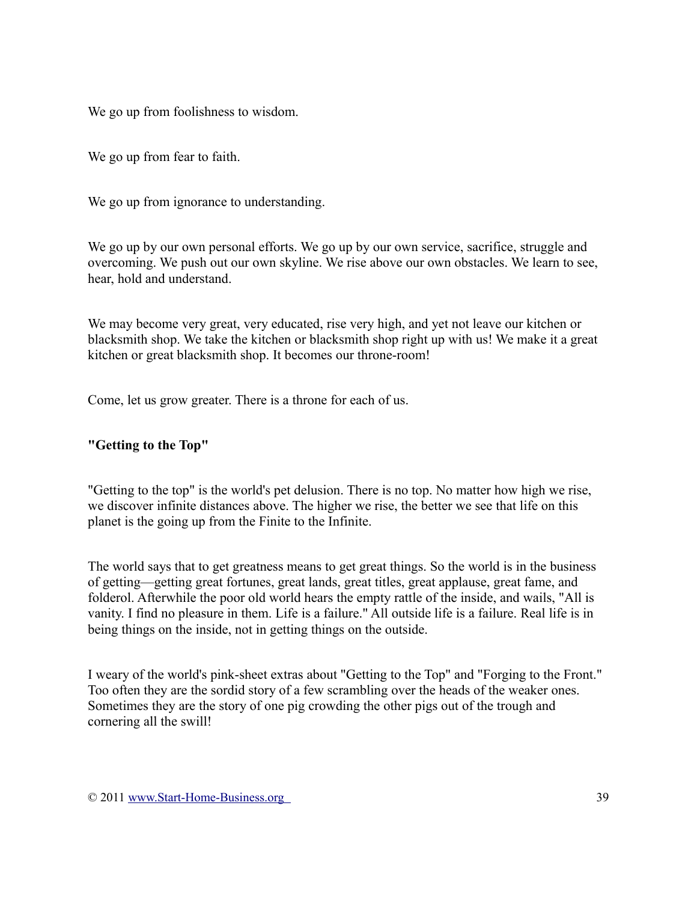We go up from foolishness to wisdom.

We go up from fear to faith.

We go up from ignorance to understanding.

We go up by our own personal efforts. We go up by our own service, sacrifice, struggle and overcoming. We push out our own skyline. We rise above our own obstacles. We learn to see, hear, hold and understand.

We may become very great, very educated, rise very high, and yet not leave our kitchen or blacksmith shop. We take the kitchen or blacksmith shop right up with us! We make it a great kitchen or great blacksmith shop. It becomes our throne-room!

Come, let us grow greater. There is a throne for each of us.

**"Getting to the Top"**

"Getting to the top" is the world's pet delusion. There is no top. No matter how high we rise, we discover infinite distances above. The higher we rise, the better we see that life on this planet is the going up from the Finite to the Infinite.

The world says that to get greatness means to get great things. So the world is in the business of getting—getting great fortunes, great lands, great titles, great applause, great fame, and folderol. Afterwhile the poor old world hears the empty rattle of the inside, and wails, "All is vanity. I find no pleasure in them. Life is a failure." All outside life is a failure. Real life is in being things on the inside, not in getting things on the outside.

I weary of the world's pink-sheet extras about "Getting to the Top" and "Forging to the Front." Too often they are the sordid story of a few scrambling over the heads of the weaker ones. Sometimes they are the story of one pig crowding the other pigs out of the trough and cornering all the swill!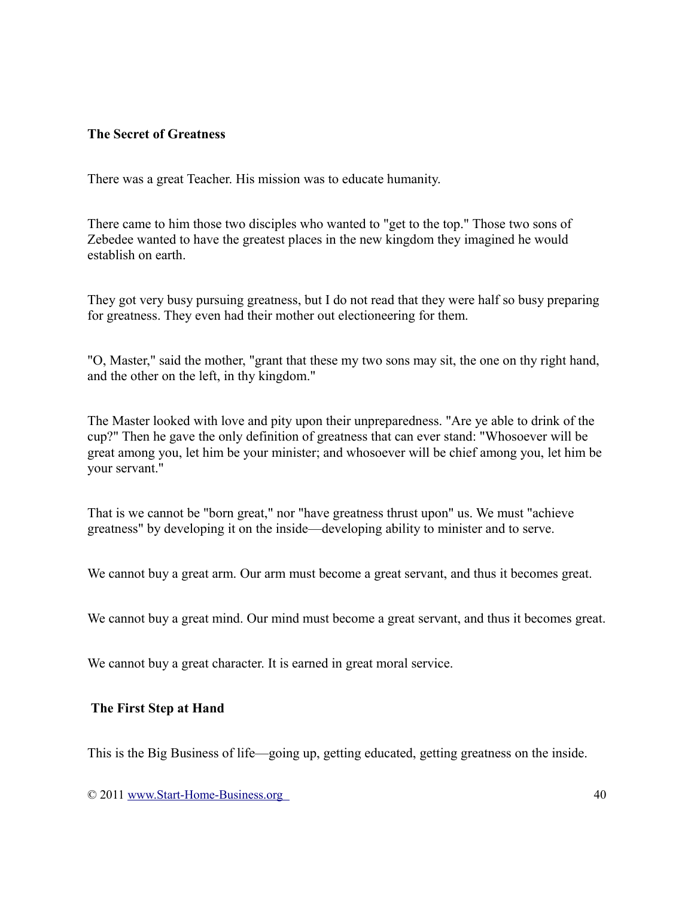### The Secret of Greatness

There was a great Teacher. His mission was to educate humanity.

There came to him those two disciples who wanted to "get to the top." Those two sons of Zebedee wanted to have the greatest places in the new kingdom they imagined he would establish on earth.

They got very busy pursuing greatness, but I do not read that they were half so busy preparing for greatness. They even had their mother out electioneering for them.

"O, Master," said the mother, "grant that these my two sons may sit, the one on thy right hand, and the other on the left, in thy kingdom."

The Master looked with love and pity upon their unpreparedness. "Are ye able to drink of the cup?" Then he gave the only definition of greatness that can ever stand: "Whosoever will be great among you, let him be your minister; and whosoever will be chief among you, let him be your servant."

That is we cannot be "born great," nor "have greatness thrust upon" us. We must "achieve greatness" by developing it on the inside—developing ability to minister and to serve.

We cannot buy a great arm. Our arm must become a great servant, and thus it becomes great.

We cannot buy a great mind. Our mind must become a great servant, and thus it becomes great.

We cannot buy a great character. It is earned in great moral service.

### The First Step at Hand

This is the Big Business of life—going up, getting educated, getting greatness on the inside.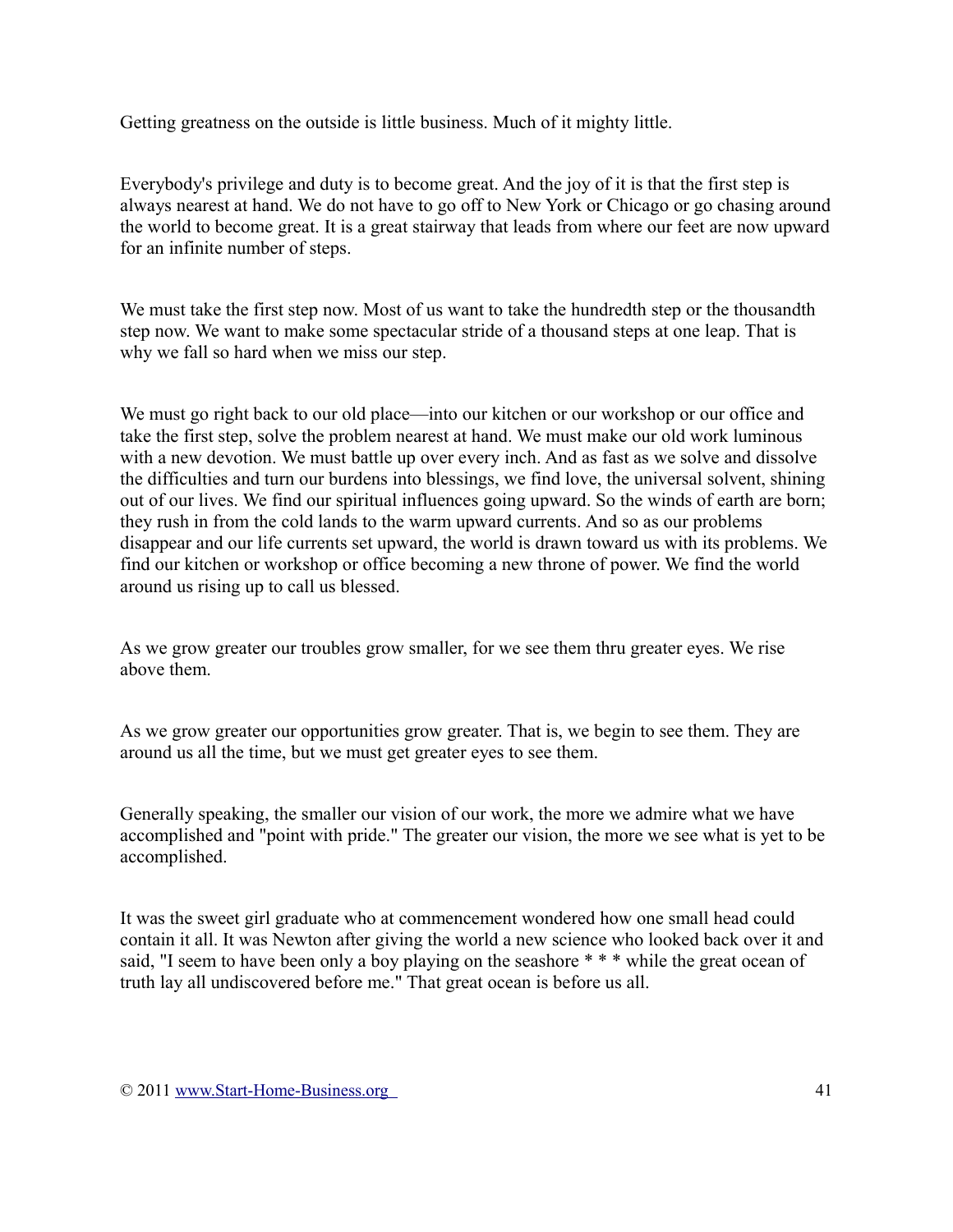Getting greatness on the outside is little business. Much of it mighty little.

Everybody's privilege and duty is to become great. And the joy of it is that the first step is always nearest at hand. We do not have to go off to New York or Chicago or go chasing around the world to become great. It is a great stairway that leads from where our feet are now upward for an infinite number of steps.

We must take the first step now. Most of us want to take the hundredth step or the thousandth step now. We want to make some spectacular stride of a thousand steps at one leap. That is why we fall so hard when we miss our step.

We must go right back to our old place—into our kitchen or our workshop or our office and take the first step, solve the problem nearest at hand. We must make our old work luminous with a new devotion. We must battle up over every inch. And as fast as we solve and dissolve the difficulties and turn our burdens into blessings, we find love, the universal solvent, shining out of our lives. We find our spiritual influences going upward. So the winds of earth are born; they rush in from the cold lands to the warm upward currents. And so as our problems disappear and our life currents set upward, the world is drawn toward us with its problems. We find our kitchen or workshop or office becoming a new throne of power. We find the world around us rising up to call us blessed.

As we grow greater our troubles grow smaller, for we see them thru greater eyes. We rise above them.

As we grow greater our opportunities grow greater. That is, we begin to see them. They are around us all the time, but we must get greater eyes to see them.

Generally speaking, the smaller our vision of our work, the more we admire what we have accomplished and "point with pride." The greater our vision, the more we see what is yet to be accomplished.

It was the sweet girl graduate who at commencement wondered how one small head could contain it all. It was Newton after giving the world a new science who looked back over it and said, "I seem to have been only a boy playing on the seashore * * * while the great ocean of truth lay all undiscovered before me." That great ocean is before us all.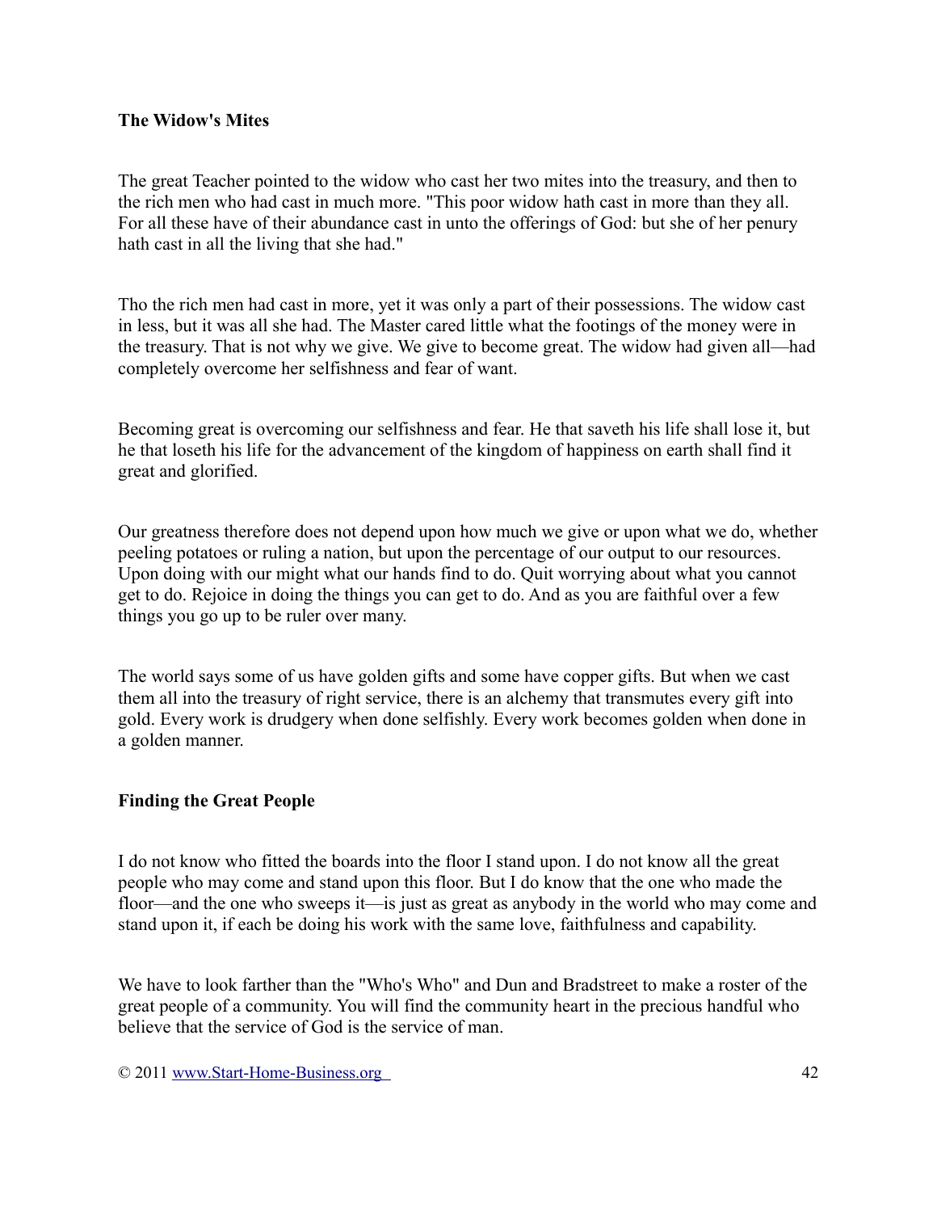**The Widow's Mites**

The great Teacher pointed to the widow who cast her two mites into the treasury, and then to the rich men who had cast in much more. "This poor widow hath cast in more than they all. For all these have of their abundance cast in unto the offerings of God: but she of her penury hath cast in all the living that she had."

Tho the rich men had cast in more, yet it was only a part of their possessions. The widow cast in less, but it was all she had. The Master cared little what the footings of the money were in the treasury. That is not why we give. We give to become great. The widow had given all—had completely overcome her selfishness and fear of want.

Becoming great is overcoming our selfishness and fear. He that saveth his life shall lose it, but he that loseth his life for the advancement of the kingdom of happiness on earth shall find it great and glorified.

Our greatness therefore does not depend upon how much we give or upon what we do, whether peeling potatoes or ruling a nation, but upon the percentage of our output to our resources. Upon doing with our might what our hands find to do. Quit worrying about what you cannot get to do. Rejoice in doing the things you can get to do. And as you are faithful over a few things you go up to be ruler over many.

The world says some of us have golden gifts and some have copper gifts. But when we cast them all into the treasury of right service, there is an alchemy that transmutes every gift into gold. Every work is drudgery when done selfishly. Every work becomes golden when done in a golden manner.

**Finding the Great People**

I do not know who fitted the boards into the floor I stand upon. I do not know all the great people who may come and stand upon this floor. But I do know that the one who made the floor—and the one who sweeps it—is just as great as anybody in the world who may come and stand upon it, if each be doing his work with the same love, faithfulness and capability.

We have to look farther than the "Who's Who" and Dun and Bradstreet to make a roster of the great people of a community. You will find the community heart in the precious handful who believe that the service of God is the service of man.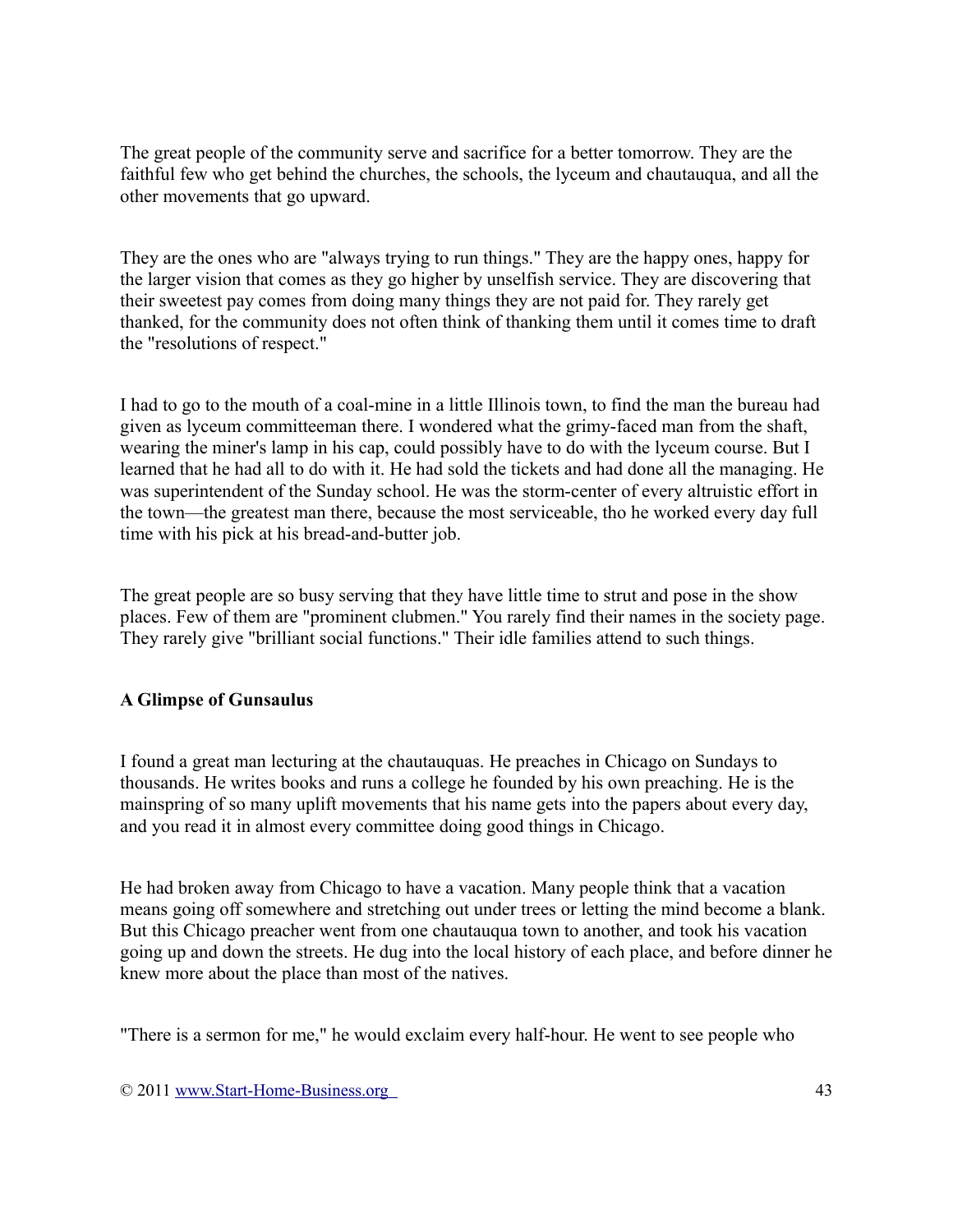The great people of the community serve and sacrifice for a better tomorrow. They are the faithful few who get behind the churches, the schools, the lyceum and chautauqua, and all the other movements that go upward.

They are the ones who are "always trying to run things." They are the happy ones, happy for the larger vision that comes as they go higher by unselfish service. They are discovering that their sweetest pay comes from doing many things they are not paid for. They rarely get thanked, for the community does not often think of thanking them until it comes time to draft the "resolutions of respect."

I had to go to the mouth of a coal-mine in a little Illinois town, to find the man the bureau had given as lyceum committeeman there. I wondered what the grimy-faced man from the shaft, wearing the miner's lamp in his cap, could possibly have to do with the lyceum course. But I learned that he had all to do with it. He had sold the tickets and had done all the managing. He was superintendent of the Sunday school. He was the storm-center of every altruistic effort in the town—the greatest man there, because the most serviceable, tho he worked every day full time with his pick at his bread-and-butter job.

The great people are so busy serving that they have little time to strut and pose in the show places. Few of them are "prominent clubmen." You rarely find their names in the society page. They rarely give "brilliant social functions." Their idle families attend to such things.

**A Glimpse of Gunsaulus**

I found a great man lecturing at the chautauquas. He preaches in Chicago on Sundays to thousands. He writes books and runs a college he founded by his own preaching. He is the mainspring of so many uplift movements that his name gets into the papers about every day, and you read it in almost every committee doing good things in Chicago.

He had broken away from Chicago to have a vacation. Many people think that a vacation means going off somewhere and stretching out under trees or letting the mind become a blank. But this Chicago preacher went from one chautauqua town to another, and took his vacation going up and down the streets. He dug into the local history of each place, and before dinner he knew more about the place than most of the natives.

"There is a sermon for me," he would exclaim every half-hour. He went to see people who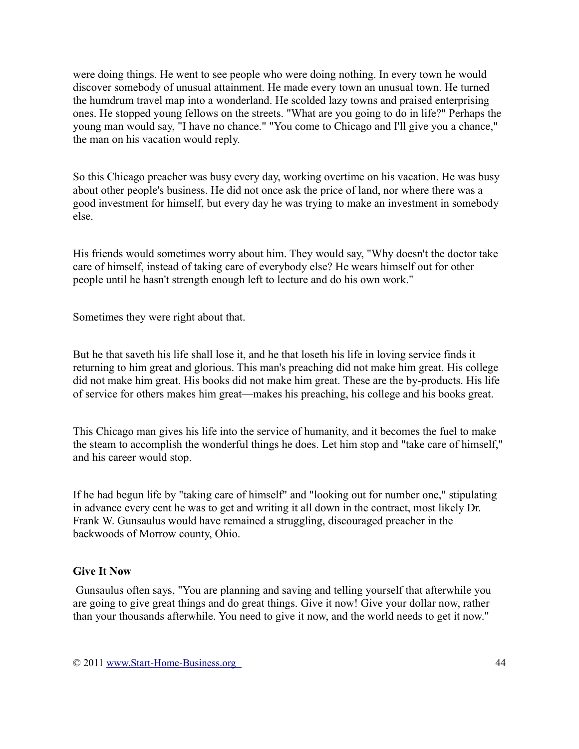were doing things. He went to see people who were doing nothing. In every town he would discover somebody of unusual attainment. He made every town an unusual town. He turned the humdrum travel map into a wonderland. He scolded lazy towns and praised enterprising ones. He stopped young fellows on the streets. "What are you going to do in life?" Perhaps the young man would say, "I have no chance." "You come to Chicago and I'll give you a chance," the man on his vacation would reply.

So this Chicago preacher was busy every day, working overtime on his vacation. He was busy about other people's business. He did not once ask the price of land, nor where there was a good investment for himself, but every day he was trying to make an investment in somebody else.

His friends would sometimes worry about him. They would say, "Why doesn't the doctor take care of himself, instead of taking care of everybody else? He wears himself out for other people until he hasn't strength enough left to lecture and do his own work."

Sometimes they were right about that.

But he that saveth his life shall lose it, and he that loseth his life in loving service finds it returning to him great and glorious. This man's preaching did not make him great. His college did not make him great. His books did not make him great. These are the by-products. His life of service for others makes him great—makes his preaching, his college and his books great.

This Chicago man gives his life into the service of humanity, and it becomes the fuel to make the steam to accomplish the wonderful things he does. Let him stop and "take care of himself," and his career would stop.

If he had begun life by "taking care of himself" and "looking out for number one," stipulating in advance every cent he was to get and writing it all down in the contract, most likely Dr. Frank W. Gunsaulus would have remained a struggling, discouraged preacher in the backwoods of Morrow county, Ohio.

**Give It Now**

Gunsaulus often says, "You are planning and saving and telling yourself that afterwhile you are going to give great things and do great things. Give it now! Give your dollar now, rather than your thousands afterwhile. You need to give it now, and the world needs to get it now."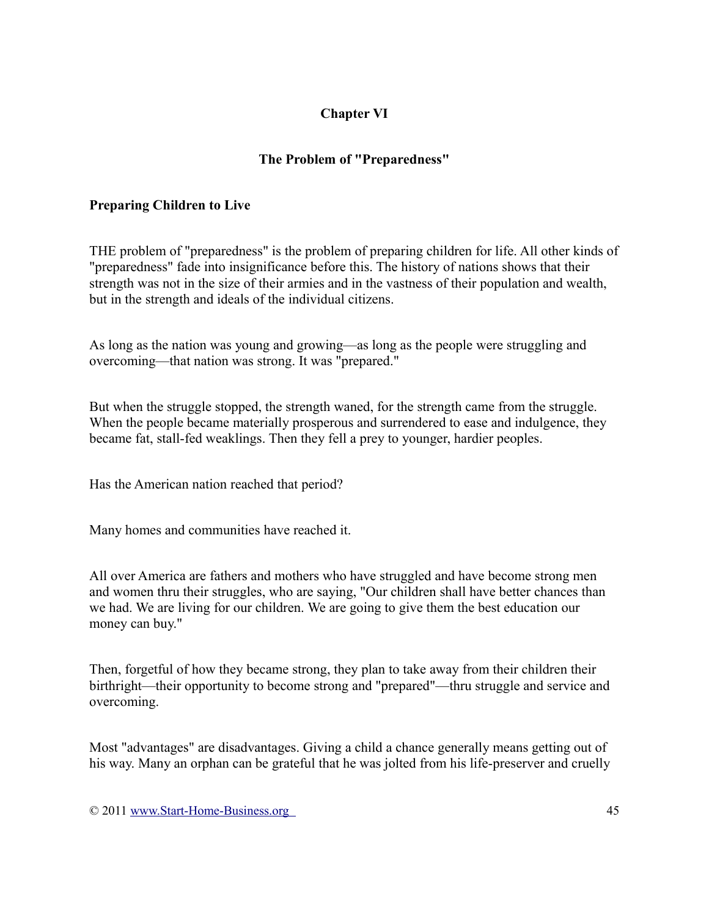## Chapter VI

### The Problem of "Preparedness"

#### Preparing Children to Live

THE problem of "preparedness" is the problem of preparing children for life. All other kinds of "preparedness" fade into insignificance before this. The history of nations shows that their strength was not in the size of their armies and in the vastness of their population and wealth, but in the strength and ideals of the individual citizens.

As long as the nation was young and growing—as long as the people were struggling and overcoming—that nation was strong. It was "prepared."

But when the struggle stopped, the strength waned, for the strength came from the struggle. When the people became materially prosperous and surrendered to ease and indulgence, they became fat, stall-fed weaklings. Then they fell a prey to younger, hardier peoples.

Has the American nation reached that period?

Many homes and communities have reached it.

All over America are fathers and mothers who have struggled and have become strong men and women thru their struggles, who are saying, "Our children shall have better chances than we had. We are living for our children. We are going to give them the best education our money can buy."

Then, forgetful of how they became strong, they plan to take away from their children their birthright—their opportunity to become strong and "prepared"—thru struggle and service and overcoming.

Most "advantages" are disadvantages. Giving a child a chance generally means getting out of his way. Many an orphan can be grateful that he was jolted from his life-preserver and cruelly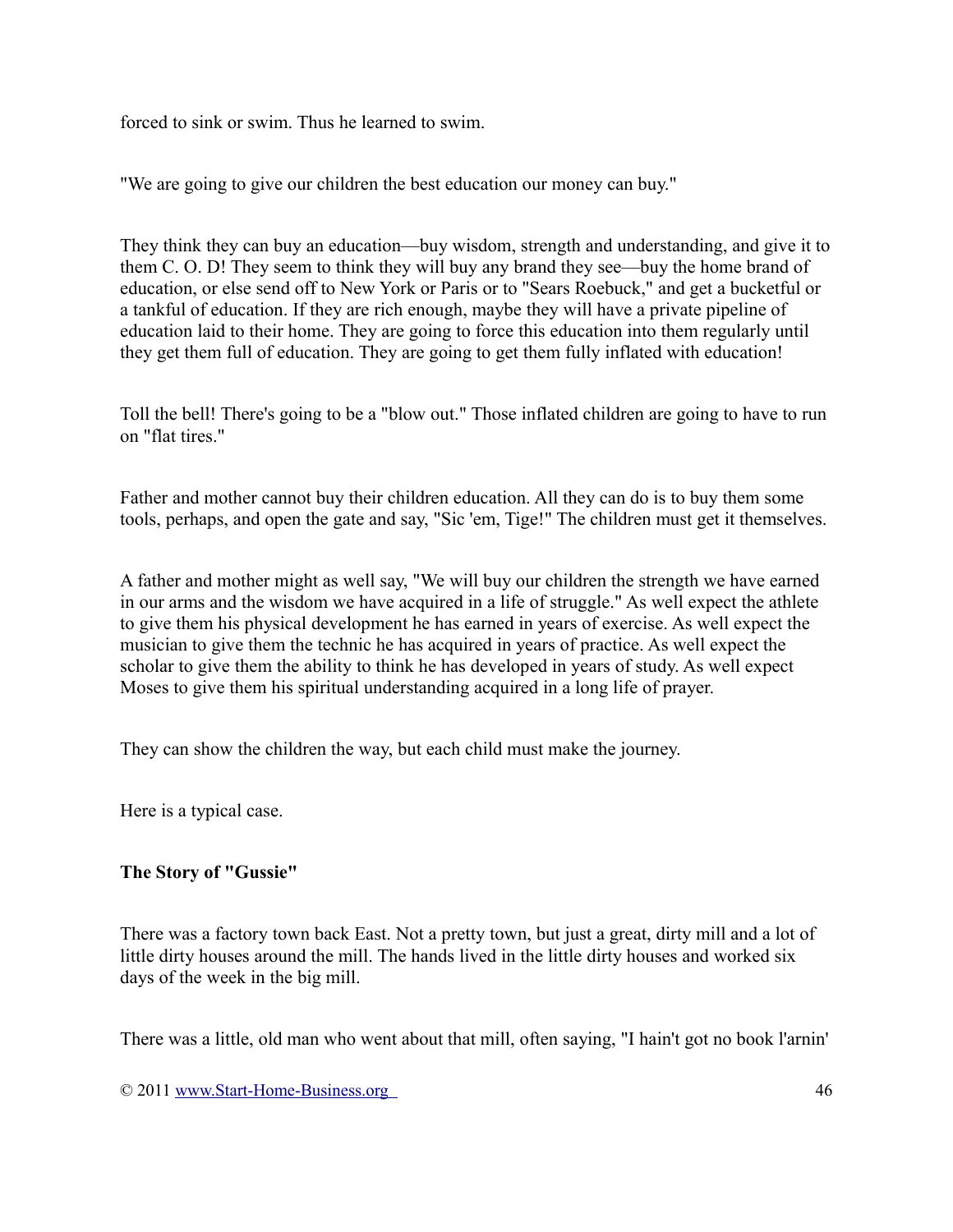forced to sink or swim. Thus he learned to swim.

"We are going to give our children the best education our money can buy."

They think they can buy an education—buy wisdom, strength and understanding, and give it to them C. O. D! They seem to think they will buy any brand they see—buy the home brand of education, or else send off to New York or Paris or to "Sears Roebuck," and get a bucketful or a tankful of education. If they are rich enough, maybe they will have a private pipeline of education laid to their home. They are going to force this education into them regularly until they get them full of education. They are going to get them fully inflated with education!

Toll the bell! There's going to be a "blow out." Those inflated children are going to have to run on "flat tires."

Father and mother cannot buy their children education. All they can do is to buy them some tools, perhaps, and open the gate and say, "Sic 'em, Tige!" The children must get it themselves.

A father and mother might as well say, "We will buy our children the strength we have earned in our arms and the wisdom we have acquired in a life of struggle." As well expect the athlete to give them his physical development he has earned in years of exercise. As well expect the musician to give them the technic he has acquired in years of practice. As well expect the scholar to give them the ability to think he has developed in years of study. As well expect Moses to give them his spiritual understanding acquired in a long life of prayer.

They can show the children the way, but each child must make the journey.

Here is a typical case.

**The Story of "Gussie"**

There was a factory town back East. Not a pretty town, but just a great, dirty mill and a lot of little dirty houses around the mill. The hands lived in the little dirty houses and worked six days of the week in the big mill.

There was a little, old man who went about that mill, often saying, "I hain't got no book l'arnin'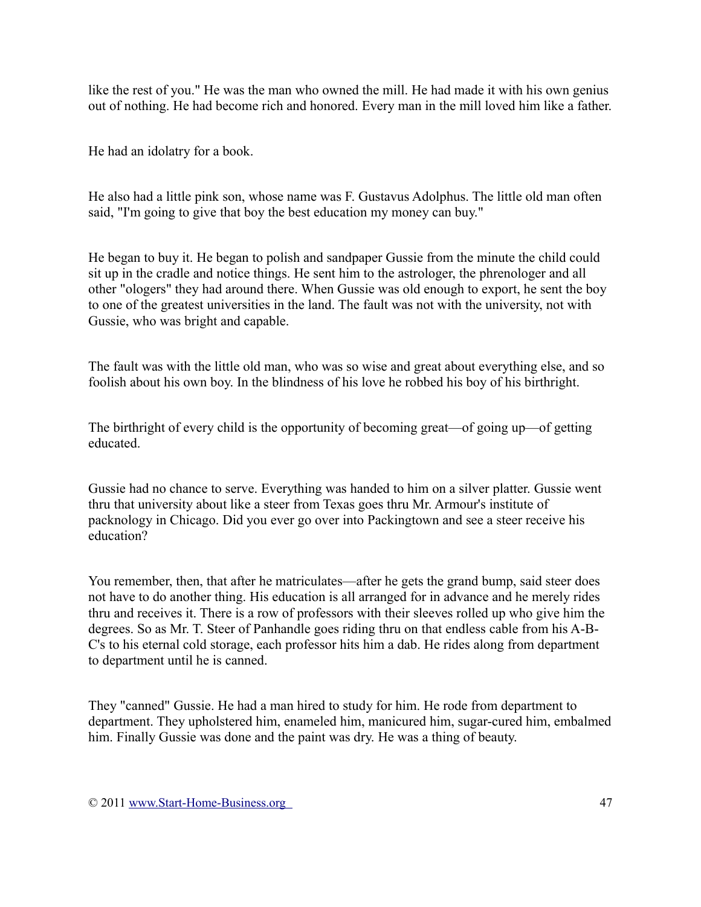like the rest of you." He was the man who owned the mill. He had made it with his own genius out of nothing. He had become rich and honored. Every man in the mill loved him like a father.

He had an idolatry for a book.

He also had a little pink son, whose name was F. Gustavus Adolphus. The little old man often said, "I'm going to give that boy the best education my money can buy."

He began to buy it. He began to polish and sandpaper Gussie from the minute the child could sit up in the cradle and notice things. He sent him to the astrologer, the phrenologer and all other "ologers" they had around there. When Gussie was old enough to export, he sent the boy to one of the greatest universities in the land. The fault was not with the university, not with Gussie, who was bright and capable.

The fault was with the little old man, who was so wise and great about everything else, and so foolish about his own boy. In the blindness of his love he robbed his boy of his birthright.

The birthright of every child is the opportunity of becoming great—of going up—of getting educated.

Gussie had no chance to serve. Everything was handed to him on a silver platter. Gussie went thru that university about like a steer from Texas goes thru Mr. Armour's institute of packnology in Chicago. Did you ever go over into Packingtown and see a steer receive his education?

You remember, then, that after he matriculates—after he gets the grand bump, said steer does not have to do another thing. His education is all arranged for in advance and he merely rides thru and receives it. There is a row of professors with their sleeves rolled up who give him the degrees. So as Mr. T. Steer of Panhandle goes riding thru on that endless cable from his A-B-C's to his eternal cold storage, each professor hits him a dab. He rides along from department to department until he is canned.

They "canned" Gussie. He had a man hired to study for him. He rode from department to department. They upholstered him, enameled him, manicured him, sugar-cured him, embalmed him. Finally Gussie was done and the paint was dry. He was a thing of beauty.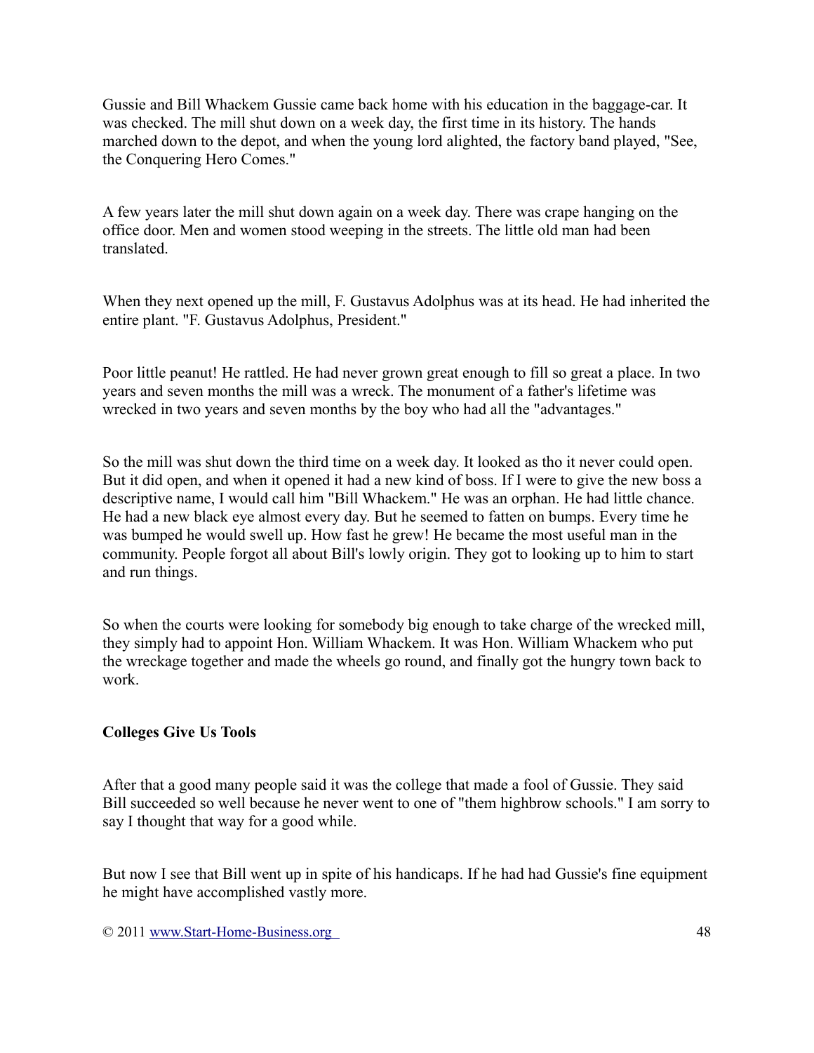Gussie and Bill Whackem Gussie came back home with his education in the baggage-car. It was checked. The mill shut down on a week day, the first time in its history. The hands marched down to the depot, and when the young lord alighted, the factory band played, "See, the Conquering Hero Comes."

A few years later the mill shut down again on a week day. There was crape hanging on the office door. Men and women stood weeping in the streets. The little old man had been translated.

When they next opened up the mill, F. Gustavus Adolphus was at its head. He had inherited the entire plant. "F. Gustavus Adolphus, President."

Poor little peanut! He rattled. He had never grown great enough to fill so great a place. In two years and seven months the mill was a wreck. The monument of a father's lifetime was wrecked in two years and seven months by the boy who had all the "advantages."

So the mill was shut down the third time on a week day. It looked as tho it never could open. But it did open, and when it opened it had a new kind of boss. If I were to give the new boss a descriptive name, I would call him "Bill Whackem." He was an orphan. He had little chance. He had a new black eye almost every day. But he seemed to fatten on bumps. Every time he was bumped he would swell up. How fast he grew! He became the most useful man in the community. People forgot all about Bill's lowly origin. They got to looking up to him to start and run things.

So when the courts were looking for somebody big enough to take charge of the wrecked mill, they simply had to appoint Hon. William Whackem. It was Hon. William Whackem who put the wreckage together and made the wheels go round, and finally got the hungry town back to work.

**Colleges Give Us Tools**

After that a good many people said it was the college that made a fool of Gussie. They said Bill succeeded so well because he never went to one of "them highbrow schools." I am sorry to say I thought that way for a good while.

But now I see that Bill went up in spite of his handicaps. If he had had Gussie's fine equipment he might have accomplished vastly more.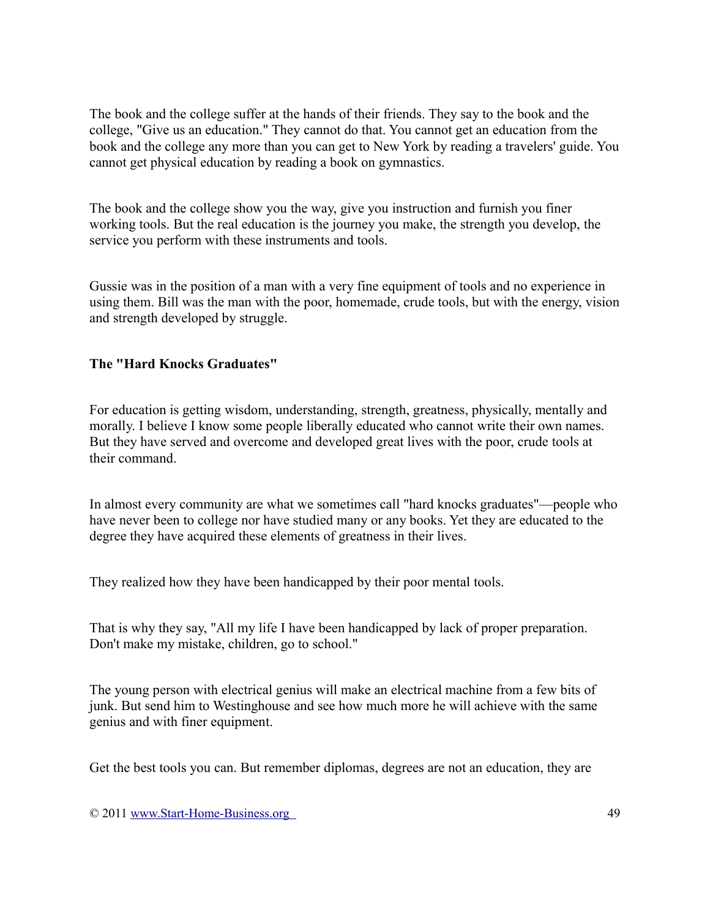The book and the college suffer at the hands of their friends. They say to the book and the college, "Give us an education." They cannot do that. You cannot get an education from the book and the college any more than you can get to New York by reading a travelers' guide. You cannot get physical education by reading a book on gymnastics.

The book and the college show you the way, give you instruction and furnish you finer working tools. But the real education is the journey you make, the strength you develop, the service you perform with these instruments and tools.

Gussie was in the position of a man with a very fine equipment of tools and no experience in using them. Bill was the man with the poor, homemade, crude tools, but with the energy, vision and strength developed by struggle.

**The "Hard Knocks Graduates"**

For education is getting wisdom, understanding, strength, greatness, physically, mentally and morally. I believe I know some people liberally educated who cannot write their own names. But they have served and overcome and developed great lives with the poor, crude tools at their command.

In almost every community are what we sometimes call "hard knocks graduates"—people who have never been to college nor have studied many or any books. Yet they are educated to the degree they have acquired these elements of greatness in their lives.

They realized how they have been handicapped by their poor mental tools.

That is why they say, "All my life I have been handicapped by lack of proper preparation. Don't make my mistake, children, go to school."

The young person with electrical genius will make an electrical machine from a few bits of junk. But send him to Westinghouse and see how much more he will achieve with the same genius and with finer equipment.

Get the best tools you can. But remember diplomas, degrees are not an education, they are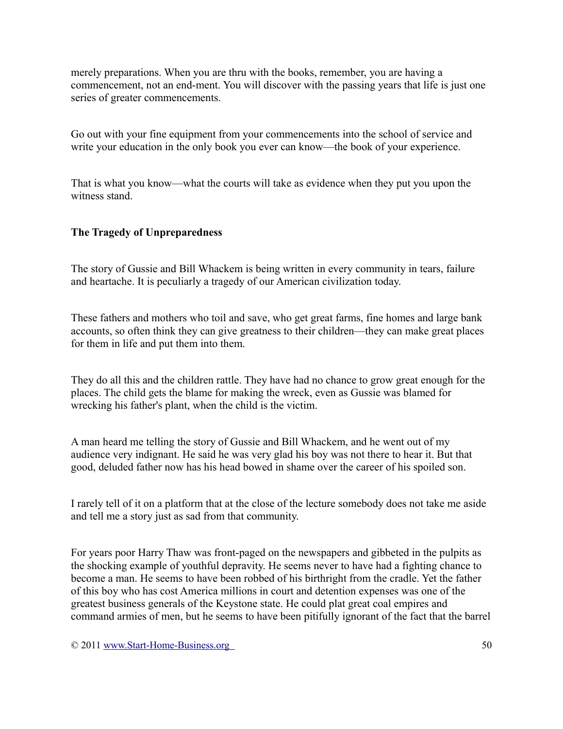merely preparations. When you are thru with the books, remember, you are having a commencement, not an end-ment. You will discover with the passing years that life is just one series of greater commencements.

Go out with your fine equipment from your commencements into the school of service and write your education in the only book you ever can know—the book of your experience.

That is what you know—what the courts will take as evidence when they put you upon the witness stand.

**The Tragedy of Unpreparedness**

The story of Gussie and Bill Whackem is being written in every community in tears, failure and heartache. It is peculiarly a tragedy of our American civilization today.

These fathers and mothers who toil and save, who get great farms, fine homes and large bank accounts, so often think they can give greatness to their children—they can make great places for them in life and put them into them.

They do all this and the children rattle. They have had no chance to grow great enough for the places. The child gets the blame for making the wreck, even as Gussie was blamed for wrecking his father's plant, when the child is the victim.

A man heard me telling the story of Gussie and Bill Whackem, and he went out of my audience very indignant. He said he was very glad his boy was not there to hear it. But that good, deluded father now has his head bowed in shame over the career of his spoiled son.

I rarely tell of it on a platform that at the close of the lecture somebody does not take me aside and tell me a story just as sad from that community.

For years poor Harry Thaw was front-paged on the newspapers and gibbeted in the pulpits as the shocking example of youthful depravity. He seems never to have had a fighting chance to become a man. He seems to have been robbed of his birthright from the cradle. Yet the father of this boy who has cost America millions in court and detention expenses was one of the greatest business generals of the Keystone state. He could plat great coal empires and command armies of men, but he seems to have been pitifully ignorant of the fact that the barrel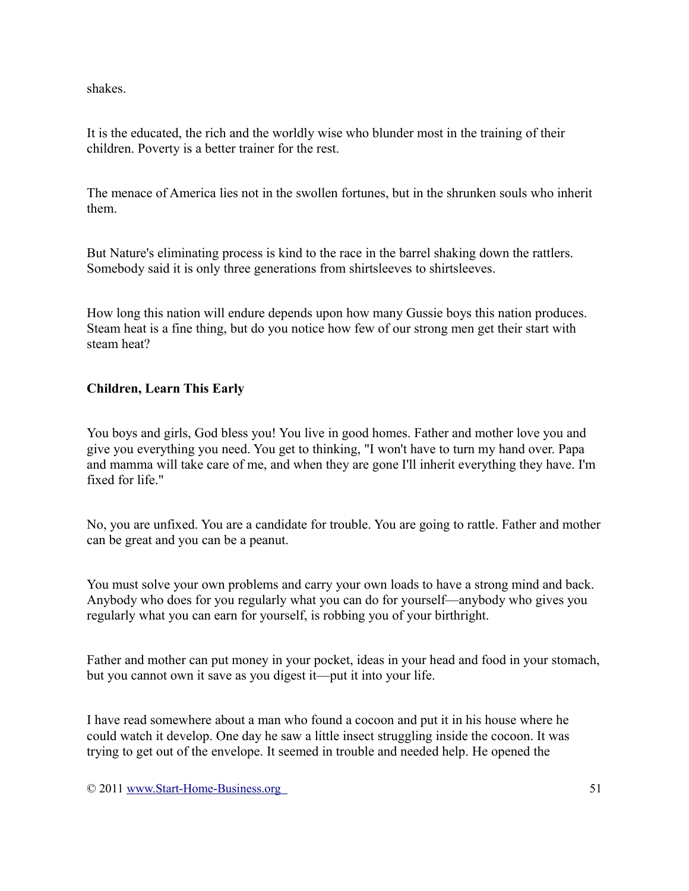shakes.

It is the educated, the rich and the worldly wise who blunder most in the training of their children. Poverty is a better trainer for the rest.

The menace of America lies not in the swollen fortunes, but in the shrunken souls who inherit them.

But Nature's eliminating process is kind to the race in the barrel shaking down the rattlers. Somebody said it is only three generations from shirtsleeves to shirtsleeves.

How long this nation will endure depends upon how many Gussie boys this nation produces. Steam heat is a fine thing, but do you notice how few of our strong men get their start with steam heat?

**Children, Learn This Early**

You boys and girls, God bless you! You live in good homes. Father and mother love you and give you everything you need. You get to thinking, "I won't have to turn my hand over. Papa and mamma will take care of me, and when they are gone I'll inherit everything they have. I'm fixed for life."

No, you are unfixed. You are a candidate for trouble. You are going to rattle. Father and mother can be great and you can be a peanut.

You must solve your own problems and carry your own loads to have a strong mind and back. Anybody who does for you regularly what you can do for yourself—anybody who gives you regularly what you can earn for yourself, is robbing you of your birthright.

Father and mother can put money in your pocket, ideas in your head and food in your stomach, but you cannot own it save as you digest it—put it into your life.

I have read somewhere about a man who found a cocoon and put it in his house where he could watch it develop. One day he saw a little insect struggling inside the cocoon. It was trying to get out of the envelope. It seemed in trouble and needed help. He opened the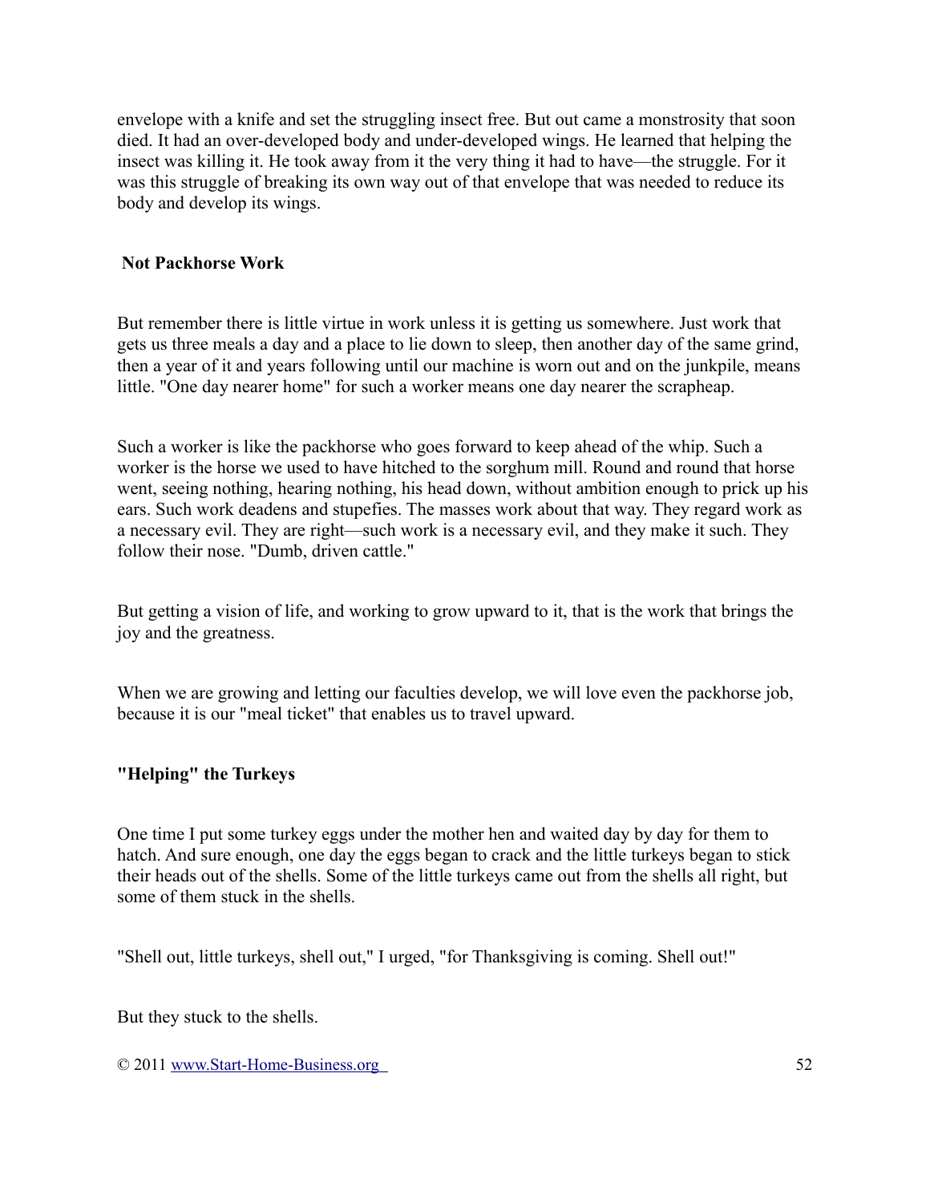envelope with a knife and set the struggling insect free. But out came a monstrosity that soon died. It had an over-developed body and under-developed wings. He learned that helping the insect was killing it. He took away from it the very thing it had to have—the struggle. For it was this struggle of breaking its own way out of that envelope that was needed to reduce its body and develop its wings.

### Not Packhorse Work

But remember there is little virtue in work unless it is getting us somewhere. Just work that gets us three meals a day and a place to lie down to sleep, then another day of the same grind, then a year of it and years following until our machine is worn out and on the junkpile, means little. "One day nearer home" for such a worker means one day nearer the scrapheap.

Such a worker is like the packhorse who goes forward to keep ahead of the whip. Such a worker is the horse we used to have hitched to the sorghum mill. Round and round that horse went, seeing nothing, hearing nothing, his head down, without ambition enough to prick up his ears. Such work deadens and stupefies. The masses work about that way. They regard work as a necessary evil. They are right—such work is a necessary evil, and they make it such. They follow their nose. "Dumb, driven cattle."

But getting a vision of life, and working to grow upward to it, that is the work that brings the joy and the greatness.

When we are growing and letting our faculties develop, we will love even the packhorse job, because it is our "meal ticket" that enables us to travel upward.

### "Helping" the Turkeys

One time I put some turkey eggs under the mother hen and waited day by day for them to hatch. And sure enough, one day the eggs began to crack and the little turkeys began to stick their heads out of the shells. Some of the little turkeys came out from the shells all right, but some of them stuck in the shells.

"Shell out, little turkeys, shell out," I urged, "for Thanksgiving is coming. Shell out!"

But they stuck to the shells.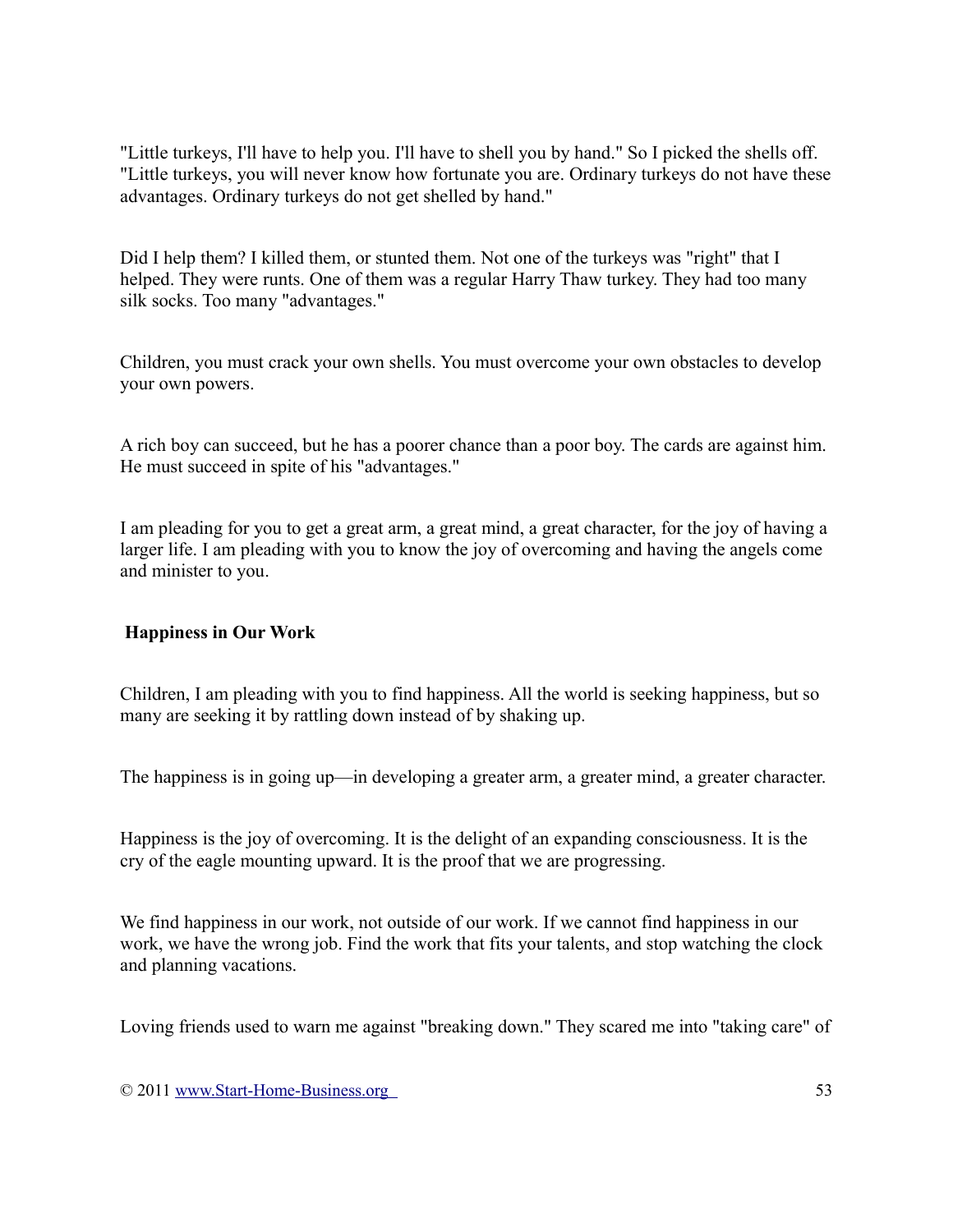"Little turkeys, I'll have to help you. I'll have to shell you by hand." So I picked the shells off. "Little turkeys, you will never know how fortunate you are. Ordinary turkeys do not have these advantages. Ordinary turkeys do not get shelled by hand."

Did I help them? I killed them, or stunted them. Not one of the turkeys was "right" that I helped. They were runts. One of them was a regular Harry Thaw turkey. They had too many silk socks. Too many "advantages."

Children, you must crack your own shells. You must overcome your own obstacles to develop your own powers.

A rich boy can succeed, but he has a poorer chance than a poor boy. The cards are against him. He must succeed in spite of his "advantages."

I am pleading for you to get a great arm, a great mind, a great character, for the joy of having a larger life. I am pleading with you to know the joy of overcoming and having the angels come and minister to you.

## Happiness in Our Work

Children, I am pleading with you to find happiness. All the world is seeking happiness, but so many are seeking it by rattling down instead of by shaking up.

The happiness is in going up—in developing a greater arm, a greater mind, a greater character.

Happiness is the joy of overcoming. It is the delight of an expanding consciousness. It is the cry of the eagle mounting upward. It is the proof that we are progressing.

We find happiness in our work, not outside of our work. If we cannot find happiness in our work, we have the wrong job. Find the work that fits your talents, and stop watching the clock and planning vacations.

Loving friends used to warn me against "breaking down." They scared me into "taking care" of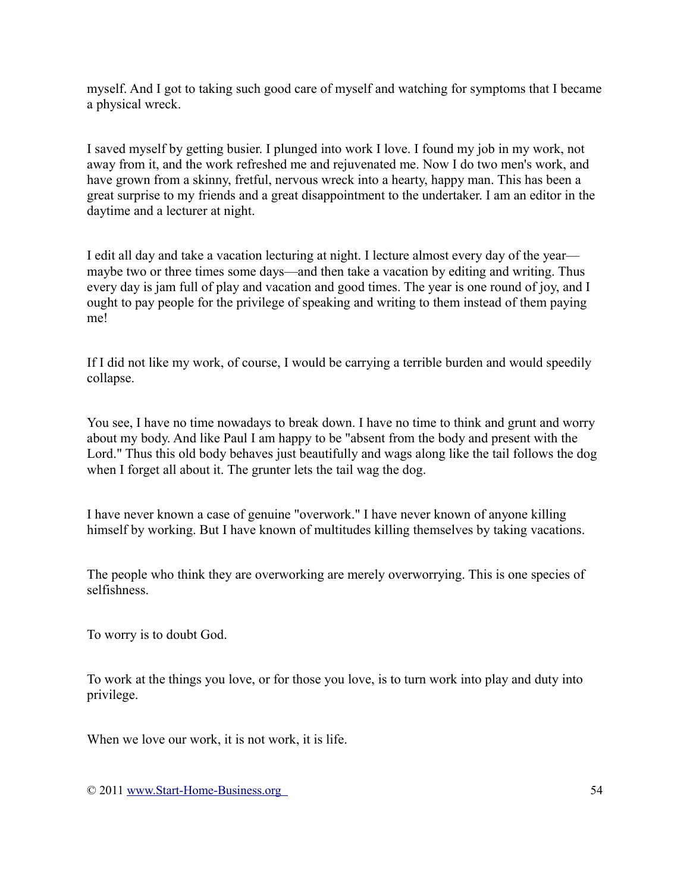myself. And I got to taking such good care of myself and watching for symptoms that I became a physical wreck.

I saved myself by getting busier. I plunged into work I love. I found my job in my work, not away from it, and the work refreshed me and rejuvenated me. Now I do two men's work, and have grown from a skinny, fretful, nervous wreck into a hearty, happy man. This has been a great surprise to my friends and a great disappointment to the undertaker. I am an editor in the daytime and a lecturer at night.

I edit all day and take a vacation lecturing at night. I lecture almost every day of the year—maybe two or three times some days—and then take a vacation by editing and writing. Thus every day is jam full of play and vacation and good times. The year is one round of joy, and I ought to pay people for the privilege of speaking and writing to them instead of them paying me!

If I did not like my work, of course, I would be carrying a terrible burden and would speedily collapse.

You see, I have no time nowadays to break down. I have no time to think and grunt and worry about my body. And like Paul I am happy to be "absent from the body and present with the Lord." Thus this old body behaves just beautifully and wags along like the tail follows the dog when I forget all about it. The grunter lets the tail wag the dog.

I have never known a case of genuine "overwork." I have never known of anyone killing himself by working. But I have known of multitudes killing themselves by taking vacations.

The people who think they are overworking are merely overworrying. This is one species of selfishness.

To worry is to doubt God.

To work at the things you love, or for those you love, is to turn work into play and duty into privilege.

When we love our work, it is not work, it is life.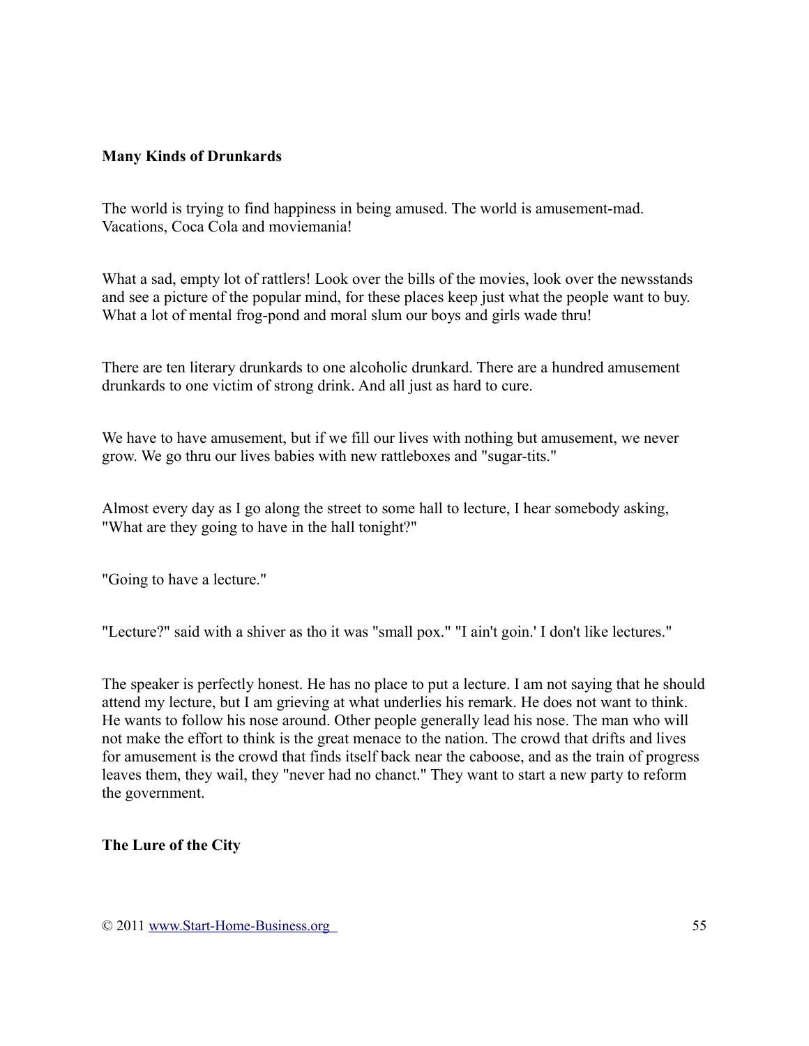**Many Kinds of Drunkards**

The world is trying to find happiness in being amused. The world is amusement-mad. Vacations, Coca Cola and moviemania!

What a sad, empty lot of rattlers! Look over the bills of the movies, look over the newsstands and see a picture of the popular mind, for these places keep just what the people want to buy. What a lot of mental frog-pond and moral slum our boys and girls wade thru!

There are ten literary drunkards to one alcoholic drunkard. There are a hundred amusement drunkards to one victim of strong drink. And all just as hard to cure.

We have to have amusement, but if we fill our lives with nothing but amusement, we never grow. We go thru our lives babies with new rattleboxes and "sugar-tits."

Almost every day as I go along the street to some hall to lecture, I hear somebody asking, "What are they going to have in the hall tonight?"

"Going to have a lecture."

"Lecture?" said with a shiver as tho it was "small pox." "I ain't goin.' I don't like lectures."

The speaker is perfectly honest. He has no place to put a lecture. I am not saying that he should attend my lecture, but I am grieving at what underlies his remark. He does not want to think. He wants to follow his nose around. Other people generally lead his nose. The man who will not make the effort to think is the great menace to the nation. The crowd that drifts and lives for amusement is the crowd that finds itself back near the caboose, and as the train of progress leaves them, they wail, they "never had no chanct." They want to start a new party to reform the government.

**The Lure of the City**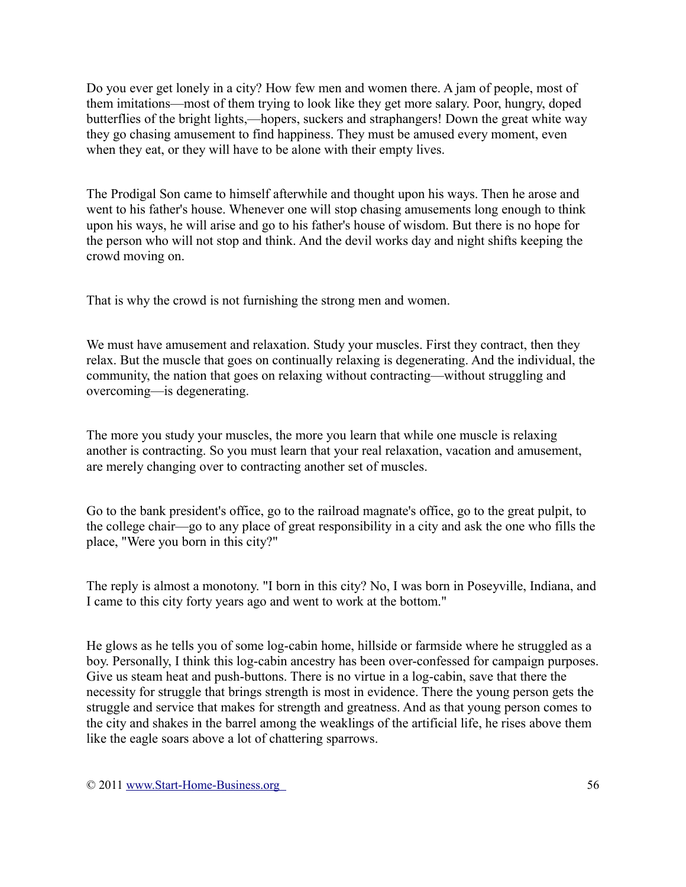Do you ever get lonely in a city? How few men and women there. A jam of people, most of them imitations—most of them trying to look like they get more salary. Poor, hungry, doped butterflies of the bright lights,—hopers, suckers and straphangers! Down the great white way they go chasing amusement to find happiness. They must be amused every moment, even when they eat, or they will have to be alone with their empty lives.

The Prodigal Son came to himself afterwhile and thought upon his ways. Then he arose and went to his father's house. Whenever one will stop chasing amusements long enough to think upon his ways, he will arise and go to his father's house of wisdom. But there is no hope for the person who will not stop and think. And the devil works day and night shifts keeping the crowd moving on.

That is why the crowd is not furnishing the strong men and women.

We must have amusement and relaxation. Study your muscles. First they contract, then they relax. But the muscle that goes on continually relaxing is degenerating. And the individual, the community, the nation that goes on relaxing without contracting—without struggling and overcoming—is degenerating.

The more you study your muscles, the more you learn that while one muscle is relaxing another is contracting. So you must learn that your real relaxation, vacation and amusement, are merely changing over to contracting another set of muscles.

Go to the bank president's office, go to the railroad magnate's office, go to the great pulpit, to the college chair—go to any place of great responsibility in a city and ask the one who fills the place, "Were you born in this city?"

The reply is almost a monotony. "I born in this city? No, I was born in Poseyville, Indiana, and I came to this city forty years ago and went to work at the bottom."

He glows as he tells you of some log-cabin home, hillside or farmside where he struggled as a boy. Personally, I think this log-cabin ancestry has been over-confessed for campaign purposes. Give us steam heat and push-buttons. There is no virtue in a log-cabin, save that there the necessity for struggle that brings strength is most in evidence. There the young person gets the struggle and service that makes for strength and greatness. And as that young person comes to the city and shakes in the barrel among the weaklings of the artificial life, he rises above them like the eagle soars above a lot of chattering sparrows.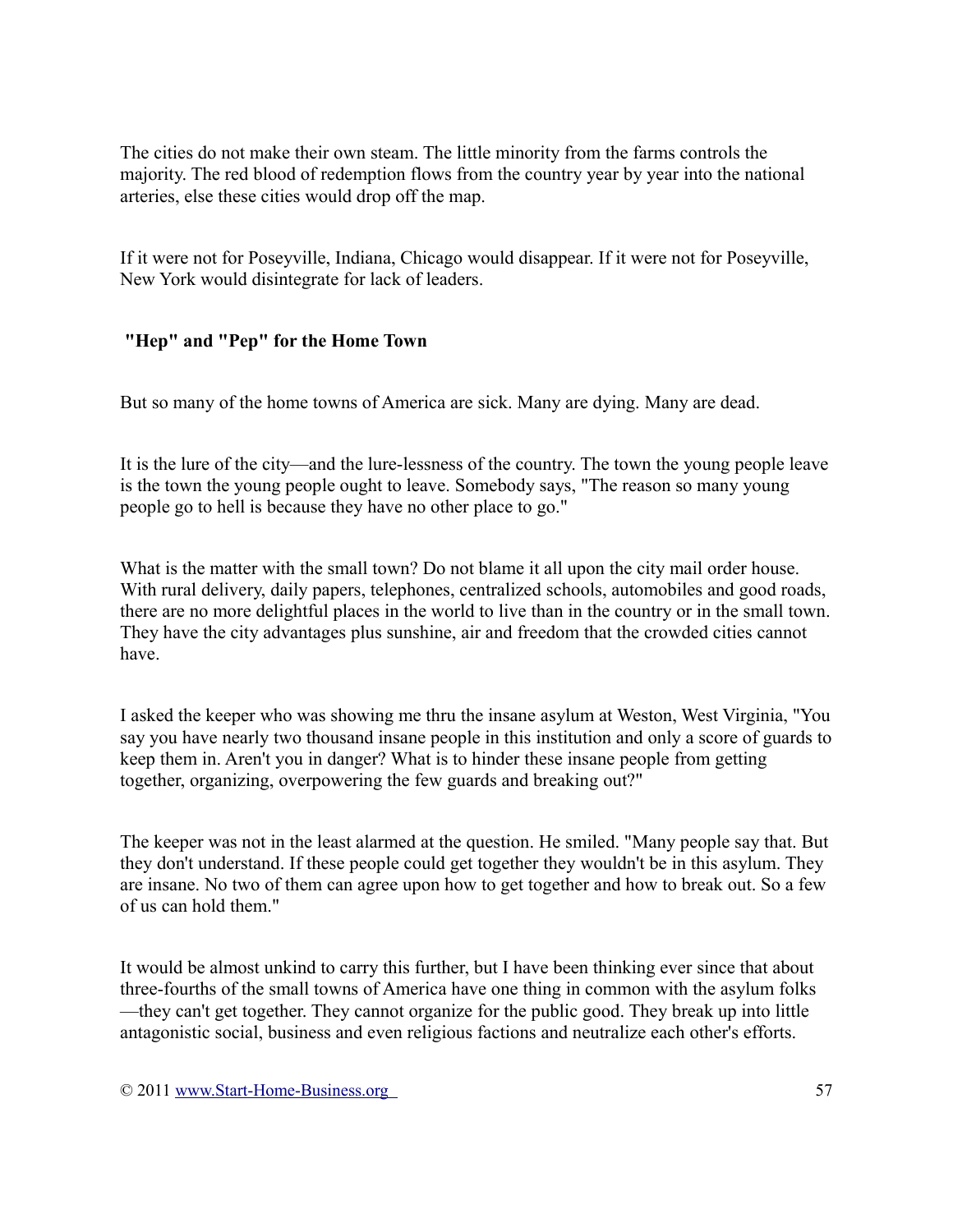The cities do not make their own steam. The little minority from the farms controls the majority. The red blood of redemption flows from the country year by year into the national arteries, else these cities would drop off the map.

If it were not for Poseyville, Indiana, Chicago would disappear. If it were not for Poseyville, New York would disintegrate for lack of leaders.

## "Hep" and "Pep" for the Home Town

But so many of the home towns of America are sick. Many are dying. Many are dead.

It is the lure of the city—and the lure-lessness of the country. The town the young people leave is the town the young people ought to leave. Somebody says, "The reason so many young people go to hell is because they have no other place to go."

What is the matter with the small town? Do not blame it all upon the city mail order house. With rural delivery, daily papers, telephones, centralized schools, automobiles and good roads, there are no more delightful places in the world to live than in the country or in the small town. They have the city advantages plus sunshine, air and freedom that the crowded cities cannot have.

I asked the keeper who was showing me thru the insane asylum at Weston, West Virginia, "You say you have nearly two thousand insane people in this institution and only a score of guards to keep them in. Aren't you in danger? What is to hinder these insane people from getting together, organizing, overpowering the few guards and breaking out?"

The keeper was not in the least alarmed at the question. He smiled. "Many people say that. But they don't understand. If these people could get together they wouldn't be in this asylum. They are insane. No two of them can agree upon how to get together and how to break out. So a few of us can hold them."

It would be almost unkind to carry this further, but I have been thinking ever since that about three-fourths of the small towns of America have one thing in common with the asylum folks—they can't get together. They cannot organize for the public good. They break up into little antagonistic social, business and even religious factions and neutralize each other's efforts.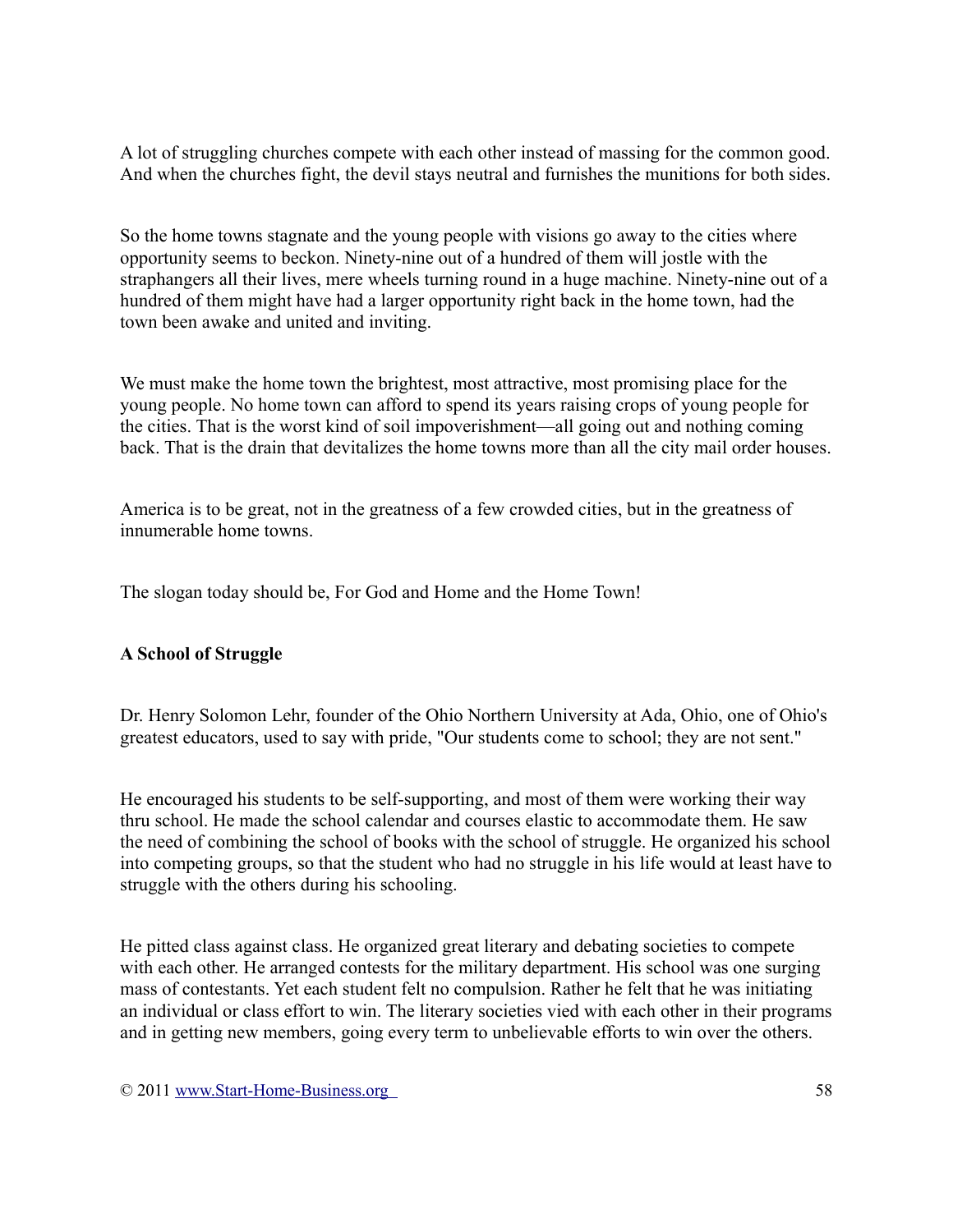A lot of struggling churches compete with each other instead of massing for the common good. And when the churches fight, the devil stays neutral and furnishes the munitions for both sides.

So the home towns stagnate and the young people with visions go away to the cities where opportunity seems to beckon. Ninety-nine out of a hundred of them will jostle with the straphangers all their lives, mere wheels turning round in a huge machine. Ninety-nine out of a hundred of them might have had a larger opportunity right back in the home town, had the town been awake and united and inviting.

We must make the home town the brightest, most attractive, most promising place for the young people. No home town can afford to spend its years raising crops of young people for the cities. That is the worst kind of soil impoverishment—all going out and nothing coming back. That is the drain that devitalizes the home towns more than all the city mail order houses.

America is to be great, not in the greatness of a few crowded cities, but in the greatness of innumerable home towns.

The slogan today should be, For God and Home and the Home Town!

**A School of Struggle**

Dr. Henry Solomon Lehr, founder of the Ohio Northern University at Ada, Ohio, one of Ohio's greatest educators, used to say with pride, "Our students come to school; they are not sent."

He encouraged his students to be self-supporting, and most of them were working their way thru school. He made the school calendar and courses elastic to accommodate them. He saw the need of combining the school of books with the school of struggle. He organized his school into competing groups, so that the student who had no struggle in his life would at least have to struggle with the others during his schooling.

He pitted class against class. He organized great literary and debating societies to compete with each other. He arranged contests for the military department. His school was one surging mass of contestants. Yet each student felt no compulsion. Rather he felt that he was initiating an individual or class effort to win. The literary societies vied with each other in their programs and in getting new members, going every term to unbelievable efforts to win over the others.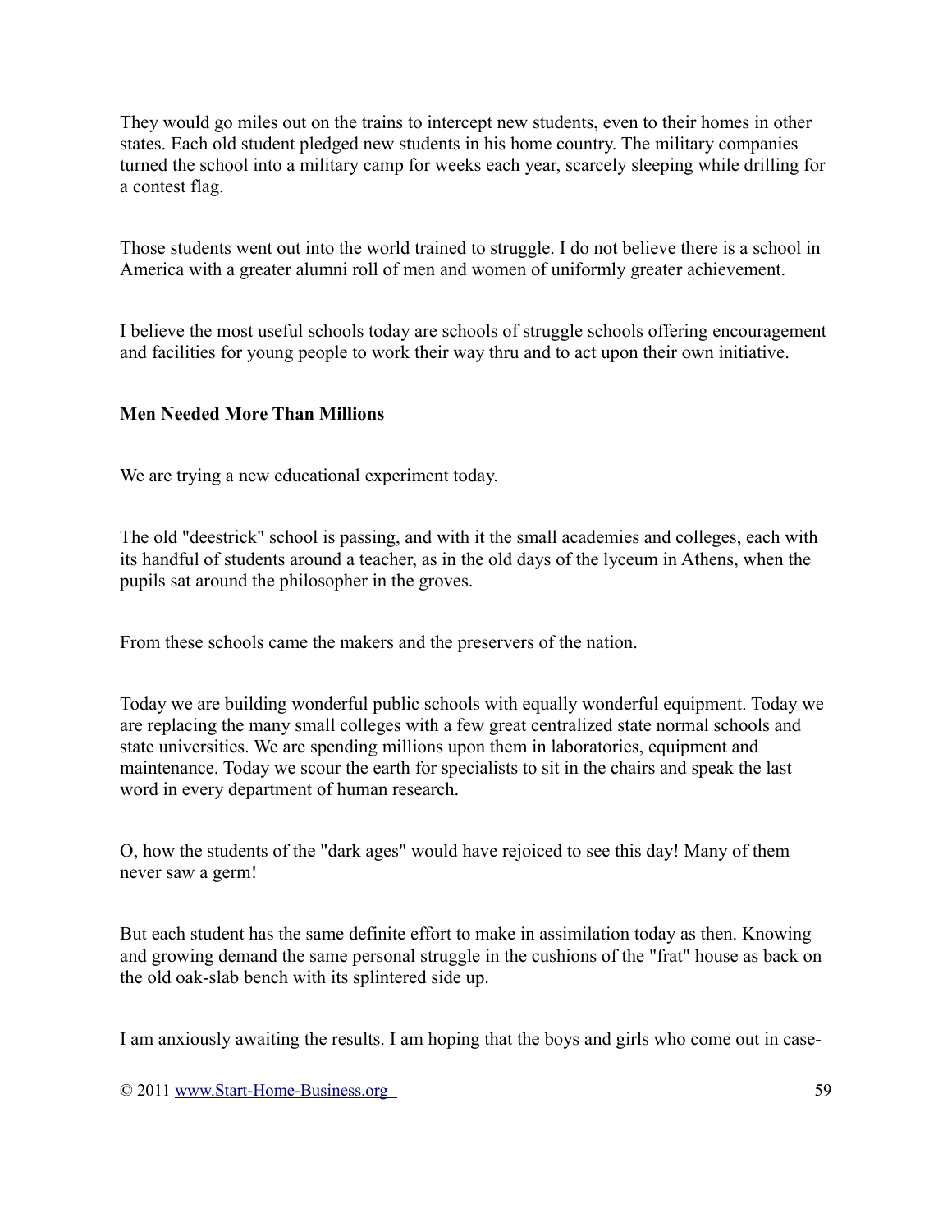They would go miles out on the trains to intercept new students, even to their homes in other states. Each old student pledged new students in his home country. The military companies turned the school into a military camp for weeks each year, scarcely sleeping while drilling for a contest flag.

Those students went out into the world trained to struggle. I do not believe there is a school in America with a greater alumni roll of men and women of uniformly greater achievement.

I believe the most useful schools today are schools of struggle schools offering encouragement and facilities for young people to work their way thru and to act upon their own initiative.

**Men Needed More Than Millions**

We are trying a new educational experiment today.

The old "deestrick" school is passing, and with it the small academies and colleges, each with its handful of students around a teacher, as in the old days of the lyceum in Athens, when the pupils sat around the philosopher in the groves.

From these schools came the makers and the preservers of the nation.

Today we are building wonderful public schools with equally wonderful equipment. Today we are replacing the many small colleges with a few great centralized state normal schools and state universities. We are spending millions upon them in laboratories, equipment and maintenance. Today we scour the earth for specialists to sit in the chairs and speak the last word in every department of human research.

O, how the students of the "dark ages" would have rejoiced to see this day! Many of them never saw a germ!

But each student has the same definite effort to make in assimilation today as then. Knowing and growing demand the same personal struggle in the cushions of the "frat" house as back on the old oak-slab bench with its splintered side up.

I am anxiously awaiting the results. I am hoping that the boys and girls who come out in case-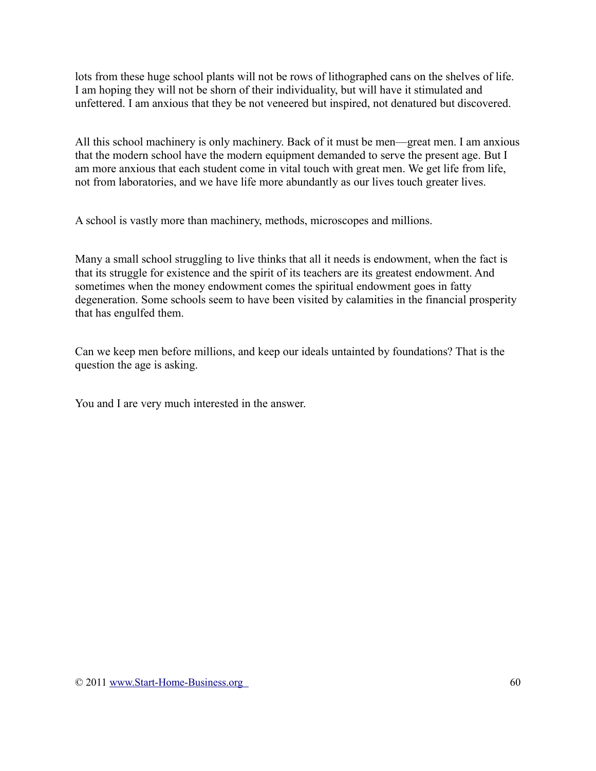lots from these huge school plants will not be rows of lithographed cans on the shelves of life. I am hoping they will not be shorn of their individuality, but will have it stimulated and unfettered. I am anxious that they be not veneered but inspired, not denatured but discovered.

All this school machinery is only machinery. Back of it must be men—great men. I am anxious that the modern school have the modern equipment demanded to serve the present age. But I am more anxious that each student come in vital touch with great men. We get life from life, not from laboratories, and we have life more abundantly as our lives touch greater lives.

A school is vastly more than machinery, methods, microscopes and millions.

Many a small school struggling to live thinks that all it needs is endowment, when the fact is that its struggle for existence and the spirit of its teachers are its greatest endowment. And sometimes when the money endowment comes the spiritual endowment goes in fatty degeneration. Some schools seem to have been visited by calamities in the financial prosperity that has engulfed them.

Can we keep men before millions, and keep our ideals untainted by foundations? That is the question the age is asking.

You and I are very much interested in the answer.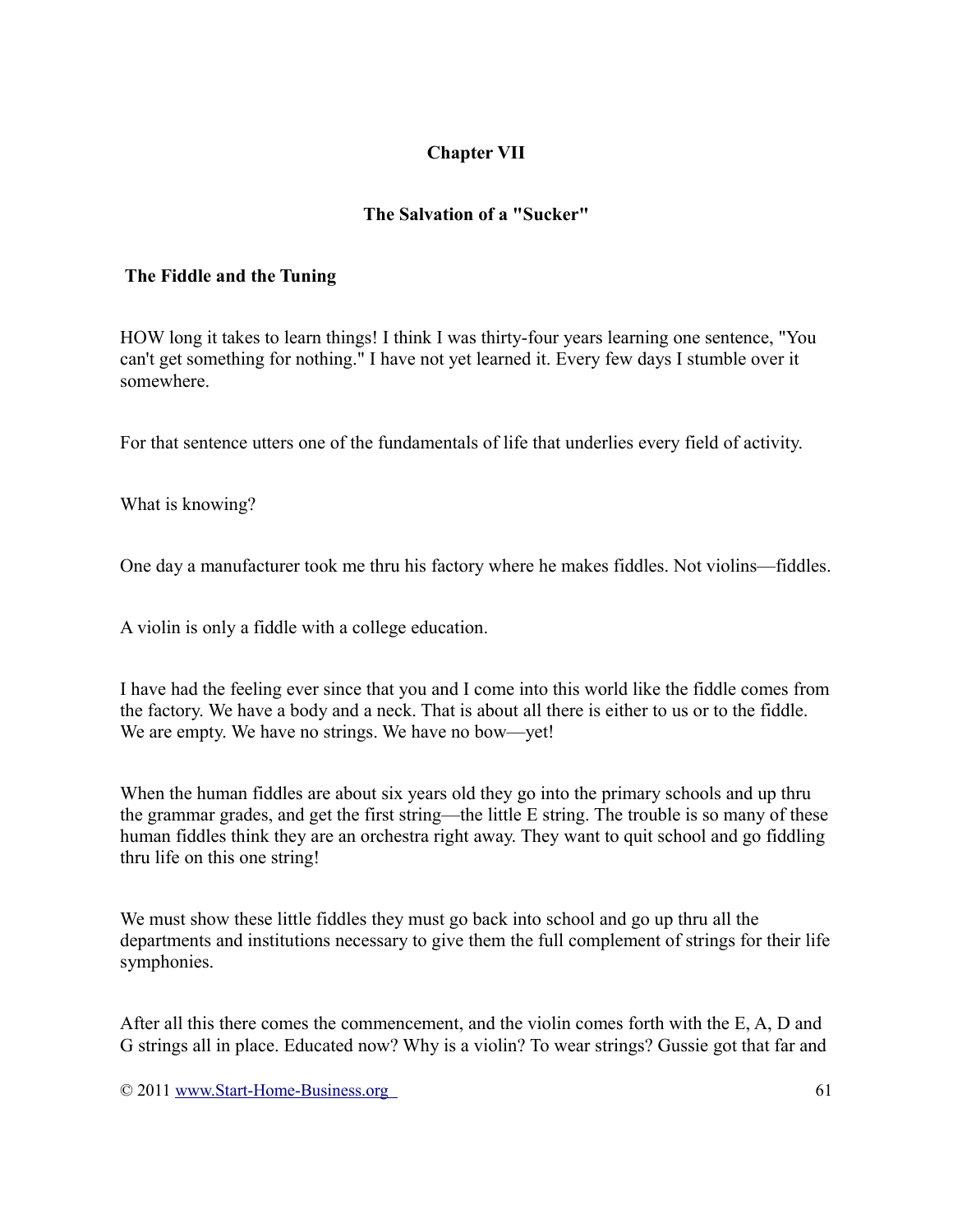## Chapter VII

### The Salvation of a "Sucker"

### The Fiddle and the Tuning

HOW long it takes to learn things! I think I was thirty-four years learning one sentence, "You can't get something for nothing." I have not yet learned it. Every few days I stumble over it somewhere.

For that sentence utters one of the fundamentals of life that underlies every field of activity.

What is knowing?

One day a manufacturer took me thru his factory where he makes fiddles. Not violins—fiddles.

A violin is only a fiddle with a college education.

I have had the feeling ever since that you and I come into this world like the fiddle comes from the factory. We have a body and a neck. That is about all there is either to us or to the fiddle. We are empty. We have no strings. We have no bow—yet!

When the human fiddles are about six years old they go into the primary schools and up thru the grammar grades, and get the first string—the little E string. The trouble is so many of these human fiddles think they are an orchestra right away. They want to quit school and go fiddling thru life on this one string!

We must show these little fiddles they must go back into school and go up thru all the departments and institutions necessary to give them the full complement of strings for their life symphonies.

After all this there comes the commencement, and the violin comes forth with the E, A, D and G strings all in place. Educated now? Why is a violin? To wear strings? Gussie got that far and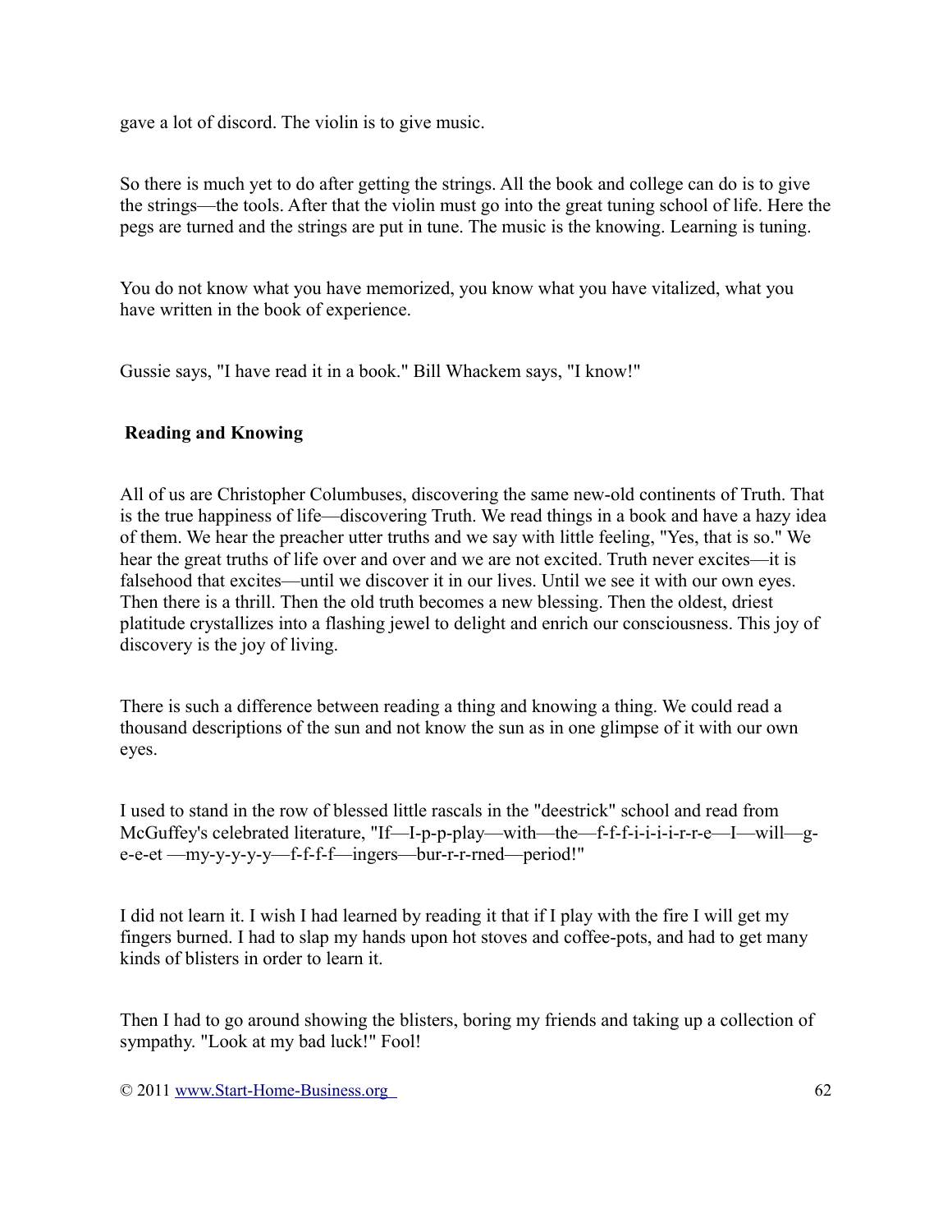gave a lot of discord. The violin is to give music.

So there is much yet to do after getting the strings. All the book and college can do is to give the strings—the tools. After that the violin must go into the great tuning school of life. Here the pegs are turned and the strings are put in tune. The music is the knowing. Learning is tuning.

You do not know what you have memorized, you know what you have vitalized, what you have written in the book of experience.

Gussie says, "I have read it in a book." Bill Whackem says, "I know!"

**Reading and Knowing**

All of us are Christopher Columbuses, discovering the same new-old continents of Truth. That is the true happiness of life—discovering Truth. We read things in a book and have a hazy idea of them. We hear the preacher utter truths and we say with little feeling, "Yes, that is so." We hear the great truths of life over and over and we are not excited. Truth never excites—it is falsehood that excites—until we discover it in our lives. Until we see it with our own eyes. Then there is a thrill. Then the old truth becomes a new blessing. Then the oldest, driest platitude crystallizes into a flashing jewel to delight and enrich our consciousness. This joy of discovery is the joy of living.

There is such a difference between reading a thing and knowing a thing. We could read a thousand descriptions of the sun and not know the sun as in one glimpse of it with our own eyes.

I used to stand in the row of blessed little rascals in the "deestrick" school and read from McGuffey's celebrated literature, "If—I-p-p-play—with—the—f-f-f-i-i-i-i-r-r-e—I—will—g-e-e-et —my-y-y-y-y—f-f-f-f—ingers—bur-r-r-rned—period!"

I did not learn it. I wish I had learned by reading it that if I play with the fire I will get my fingers burned. I had to slap my hands upon hot stoves and coffee-pots, and had to get many kinds of blisters in order to learn it.

Then I had to go around showing the blisters, boring my friends and taking up a collection of sympathy. "Look at my bad luck!" Fool!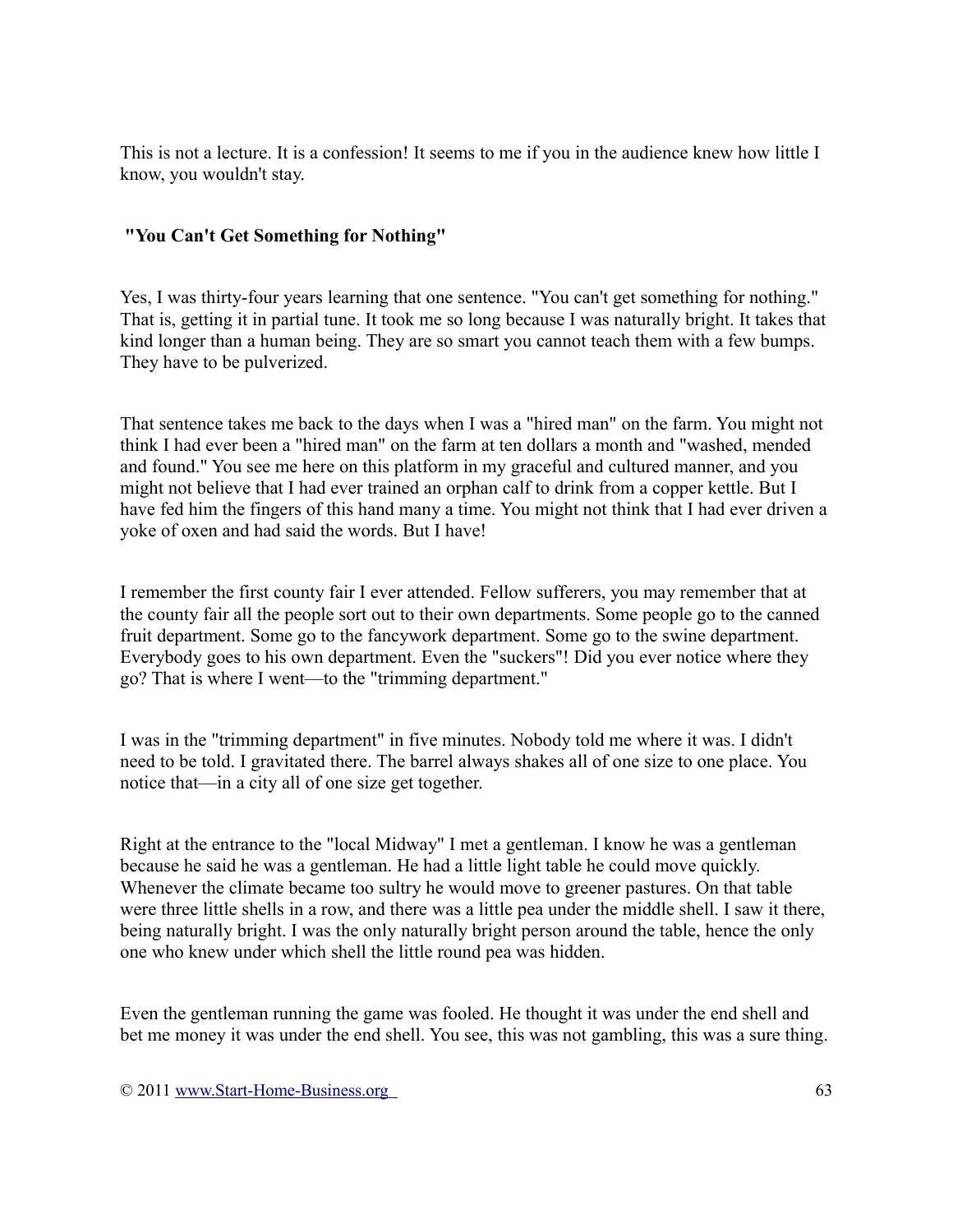This is not a lecture. It is a confession! It seems to me if you in the audience knew how little I know, you wouldn't stay.

## "You Can't Get Something for Nothing"

Yes, I was thirty-four years learning that one sentence. "You can't get something for nothing." That is, getting it in partial tune. It took me so long because I was naturally bright. It takes that kind longer than a human being. They are so smart you cannot teach them with a few bumps. They have to be pulverized.

That sentence takes me back to the days when I was a "hired man" on the farm. You might not think I had ever been a "hired man" on the farm at ten dollars a month and "washed, mended and found." You see me here on this platform in my graceful and cultured manner, and you might not believe that I had ever trained an orphan calf to drink from a copper kettle. But I have fed him the fingers of this hand many a time. You might not think that I had ever driven a yoke of oxen and had said the words. But I have!

I remember the first county fair I ever attended. Fellow sufferers, you may remember that at the county fair all the people sort out to their own departments. Some people go to the canned fruit department. Some go to the fancywork department. Some go to the swine department. Everybody goes to his own department. Even the "suckers"! Did you ever notice where they go? That is where I went—to the "trimming department."

I was in the "trimming department" in five minutes. Nobody told me where it was. I didn't need to be told. I gravitated there. The barrel always shakes all of one size to one place. You notice that—in a city all of one size get together.

Right at the entrance to the "local Midway" I met a gentleman. I know he was a gentleman because he said he was a gentleman. He had a little light table he could move quickly. Whenever the climate became too sultry he would move to greener pastures. On that table were three little shells in a row, and there was a little pea under the middle shell. I saw it there, being naturally bright. I was the only naturally bright person around the table, hence the only one who knew under which shell the little round pea was hidden.

Even the gentleman running the game was fooled. He thought it was under the end shell and bet me money it was under the end shell. You see, this was not gambling, this was a sure thing.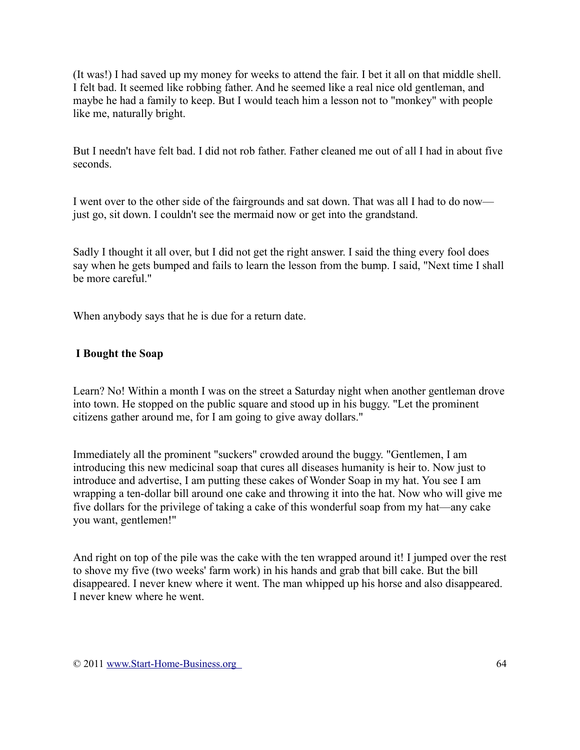(It was!) I had saved up my money for weeks to attend the fair. I bet it all on that middle shell. I felt bad. It seemed like robbing father. And he seemed like a real nice old gentleman, and maybe he had a family to keep. But I would teach him a lesson not to "monkey" with people like me, naturally bright.

But I needn't have felt bad. I did not rob father. Father cleaned me out of all I had in about five seconds.

I went over to the other side of the fairgrounds and sat down. That was all I had to do now—just go, sit down. I couldn't see the mermaid now or get into the grandstand.

Sadly I thought it all over, but I did not get the right answer. I said the thing every fool does say when he gets bumped and fails to learn the lesson from the bump. I said, "Next time I shall be more careful."

When anybody says that he is due for a return date.

### I Bought the Soap

Learn? No! Within a month I was on the street a Saturday night when another gentleman drove into town. He stopped on the public square and stood up in his buggy. "Let the prominent citizens gather around me, for I am going to give away dollars."

Immediately all the prominent "suckers" crowded around the buggy. "Gentlemen, I am introducing this new medicinal soap that cures all diseases humanity is heir to. Now just to introduce and advertise, I am putting these cakes of Wonder Soap in my hat. You see I am wrapping a ten-dollar bill around one cake and throwing it into the hat. Now who will give me five dollars for the privilege of taking a cake of this wonderful soap from my hat—any cake you want, gentlemen!"

And right on top of the pile was the cake with the ten wrapped around it! I jumped over the rest to shove my five (two weeks' farm work) in his hands and grab that bill cake. But the bill disappeared. I never knew where it went. The man whipped up his horse and also disappeared. I never knew where he went.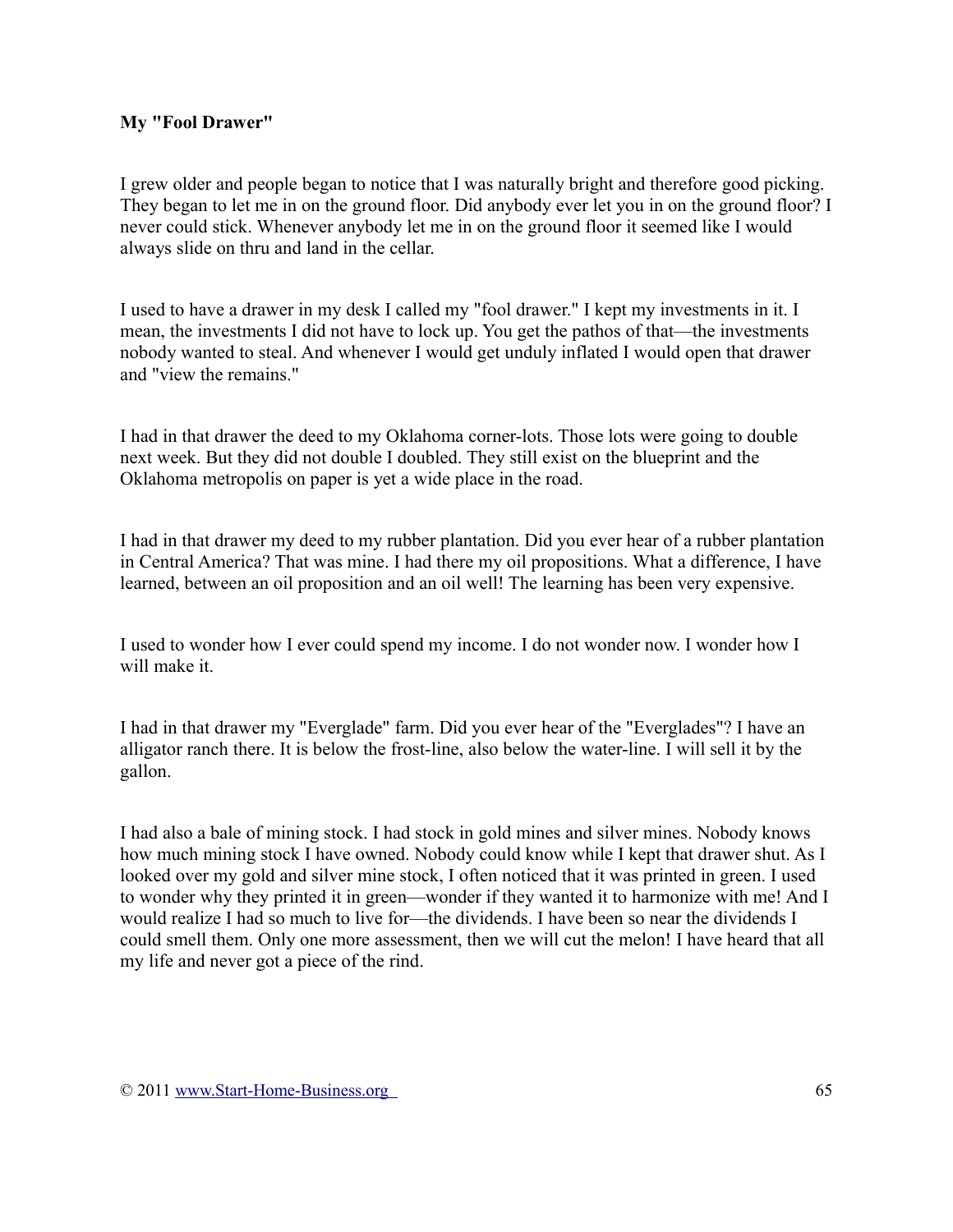**My "Fool Drawer"**

I grew older and people began to notice that I was naturally bright and therefore good picking. They began to let me in on the ground floor. Did anybody ever let you in on the ground floor? I never could stick. Whenever anybody let me in on the ground floor it seemed like I would always slide on thru and land in the cellar.

I used to have a drawer in my desk I called my "fool drawer." I kept my investments in it. I mean, the investments I did not have to lock up. You get the pathos of that—the investments nobody wanted to steal. And whenever I would get unduly inflated I would open that drawer and "view the remains."

I had in that drawer the deed to my Oklahoma corner-lots. Those lots were going to double next week. But they did not double I doubled. They still exist on the blueprint and the Oklahoma metropolis on paper is yet a wide place in the road.

I had in that drawer my deed to my rubber plantation. Did you ever hear of a rubber plantation in Central America? That was mine. I had there my oil propositions. What a difference, I have learned, between an oil proposition and an oil well! The learning has been very expensive.

I used to wonder how I ever could spend my income. I do not wonder now. I wonder how I will make it.

I had in that drawer my "Everglade" farm. Did you ever hear of the "Everglades"? I have an alligator ranch there. It is below the frost-line, also below the water-line. I will sell it by the gallon.

I had also a bale of mining stock. I had stock in gold mines and silver mines. Nobody knows how much mining stock I have owned. Nobody could know while I kept that drawer shut. As I looked over my gold and silver mine stock, I often noticed that it was printed in green. I used to wonder why they printed it in green—wonder if they wanted it to harmonize with me! And I would realize I had so much to live for—the dividends. I have been so near the dividends I could smell them. Only one more assessment, then we will cut the melon! I have heard that all my life and never got a piece of the rind.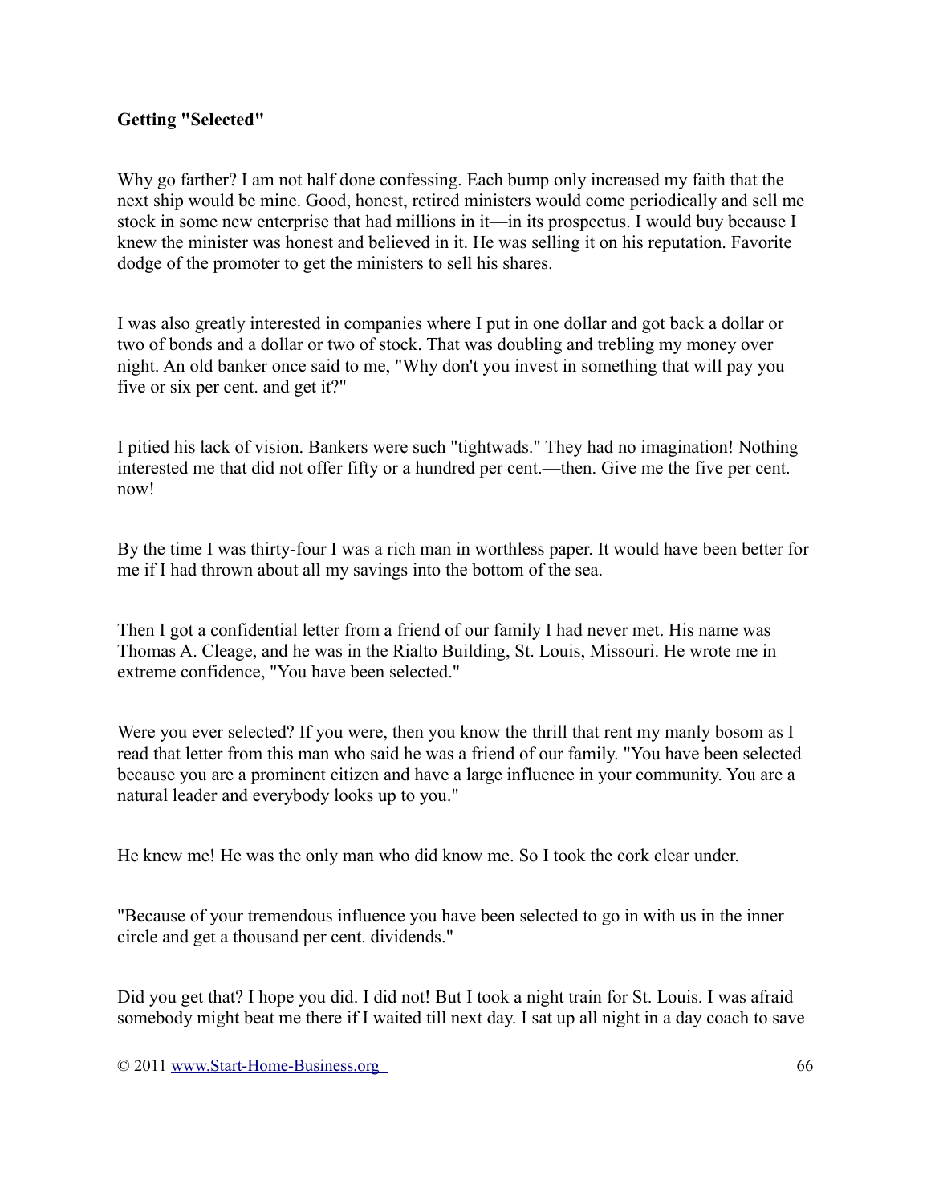## Getting "Selected"

Why go farther? I am not half done confessing. Each bump only increased my faith that the next ship would be mine. Good, honest, retired ministers would come periodically and sell me stock in some new enterprise that had millions in it—in its prospectus. I would buy because I knew the minister was honest and believed in it. He was selling it on his reputation. Favorite dodge of the promoter to get the ministers to sell his shares.

I was also greatly interested in companies where I put in one dollar and got back a dollar or two of bonds and a dollar or two of stock. That was doubling and trebling my money over night. An old banker once said to me, "Why don't you invest in something that will pay you five or six per cent. and get it?"

I pitied his lack of vision. Bankers were such "tightwads." They had no imagination! Nothing interested me that did not offer fifty or a hundred per cent.—then. Give me the five per cent. now!

By the time I was thirty-four I was a rich man in worthless paper. It would have been better for me if I had thrown about all my savings into the bottom of the sea.

Then I got a confidential letter from a friend of our family I had never met. His name was Thomas A. Cleage, and he was in the Rialto Building, St. Louis, Missouri. He wrote me in extreme confidence, "You have been selected."

Were you ever selected? If you were, then you know the thrill that rent my manly bosom as I read that letter from this man who said he was a friend of our family. "You have been selected because you are a prominent citizen and have a large influence in your community. You are a natural leader and everybody looks up to you."

He knew me! He was the only man who did know me. So I took the cork clear under.

"Because of your tremendous influence you have been selected to go in with us in the inner circle and get a thousand per cent. dividends."

Did you get that? I hope you did. I did not! But I took a night train for St. Louis. I was afraid somebody might beat me there if I waited till next day. I sat up all night in a day coach to save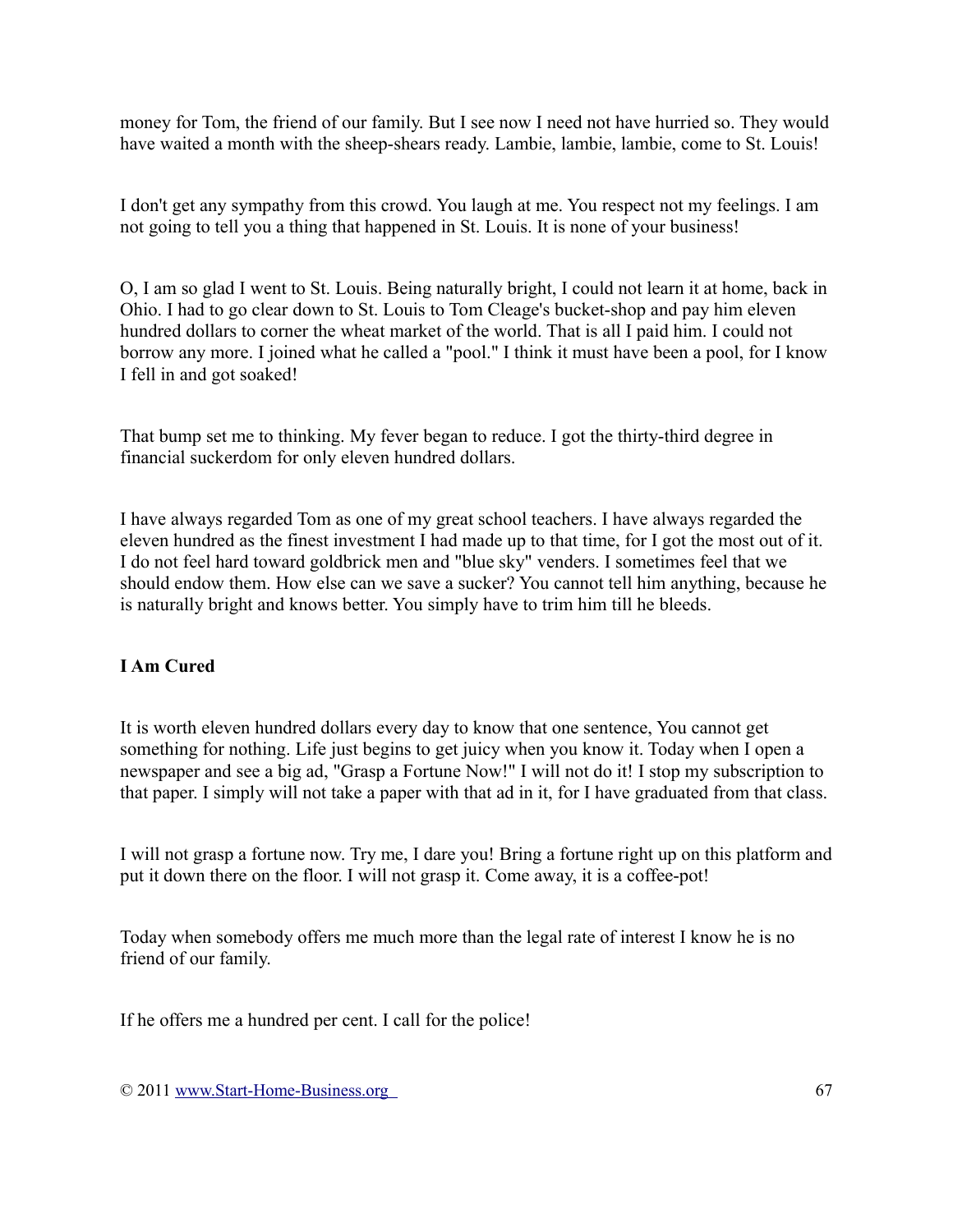money for Tom, the friend of our family. But I see now I need not have hurried so. They would have waited a month with the sheep-shears ready. Lambie, lambie, lambie, come to St. Louis!

I don't get any sympathy from this crowd. You laugh at me. You respect not my feelings. I am not going to tell you a thing that happened in St. Louis. It is none of your business!

O, I am so glad I went to St. Louis. Being naturally bright, I could not learn it at home, back in Ohio. I had to go clear down to St. Louis to Tom Cleage's bucket-shop and pay him eleven hundred dollars to corner the wheat market of the world. That is all I paid him. I could not borrow any more. I joined what he called a "pool." I think it must have been a pool, for I know I fell in and got soaked!

That bump set me to thinking. My fever began to reduce. I got the thirty-third degree in financial suckerdom for only eleven hundred dollars.

I have always regarded Tom as one of my great school teachers. I have always regarded the eleven hundred as the finest investment I had made up to that time, for I got the most out of it. I do not feel hard toward goldbrick men and "blue sky" venders. I sometimes feel that we should endow them. How else can we save a sucker? You cannot tell him anything, because he is naturally bright and knows better. You simply have to trim him till he bleeds.

### I Am Cured

It is worth eleven hundred dollars every day to know that one sentence, You cannot get something for nothing. Life just begins to get juicy when you know it. Today when I open a newspaper and see a big ad, "Grasp a Fortune Now!" I will not do it! I stop my subscription to that paper. I simply will not take a paper with that ad in it, for I have graduated from that class.

I will not grasp a fortune now. Try me, I dare you! Bring a fortune right up on this platform and put it down there on the floor. I will not grasp it. Come away, it is a coffee-pot!

Today when somebody offers me much more than the legal rate of interest I know he is no friend of our family.

If he offers me a hundred per cent. I call for the police!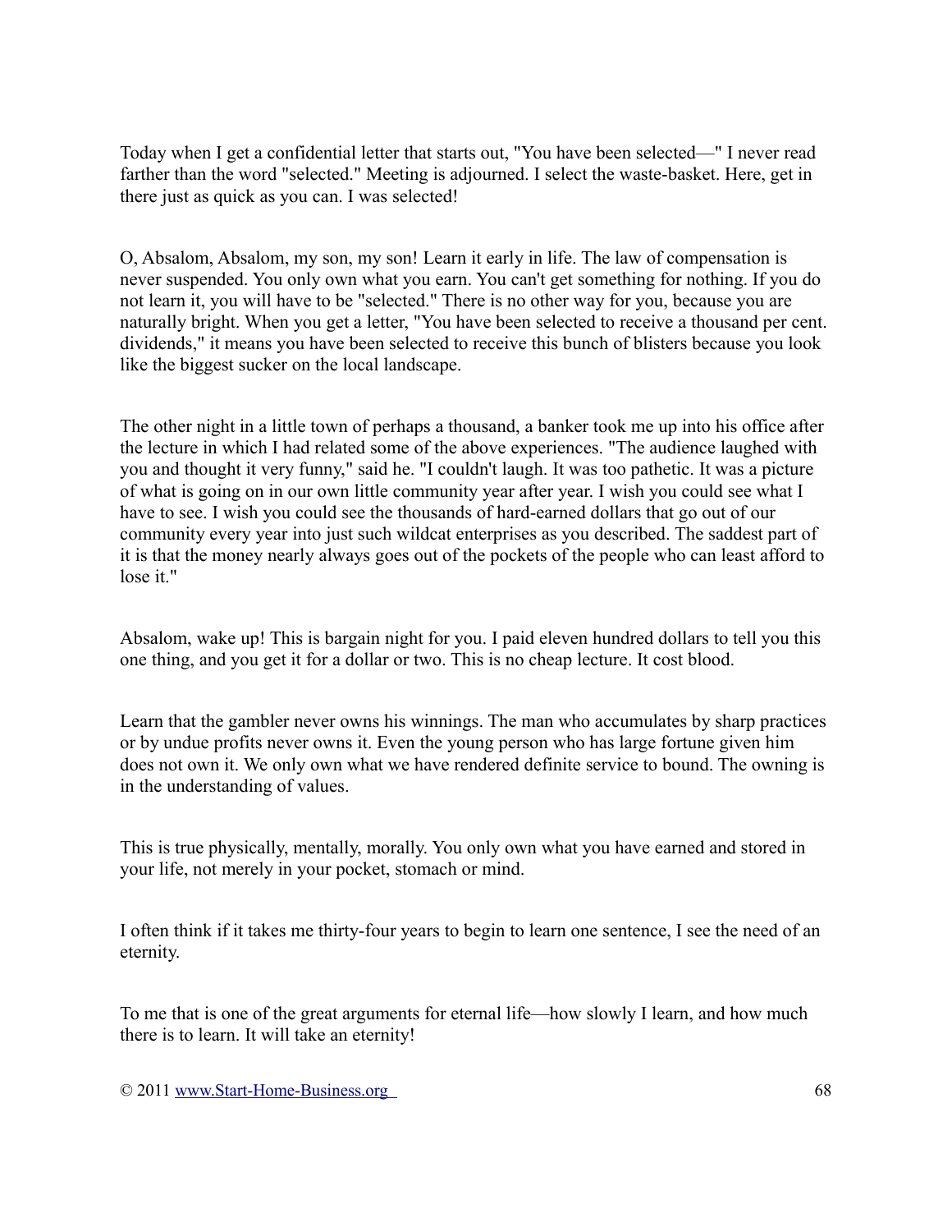Today when I get a confidential letter that starts out, "You have been selected—" I never read farther than the word "selected." Meeting is adjourned. I select the waste-basket. Here, get in there just as quick as you can. I was selected!

O, Absalom, Absalom, my son, my son! Learn it early in life. The law of compensation is never suspended. You only own what you earn. You can't get something for nothing. If you do not learn it, you will have to be "selected." There is no other way for you, because you are naturally bright. When you get a letter, "You have been selected to receive a thousand per cent. dividends," it means you have been selected to receive this bunch of blisters because you look like the biggest sucker on the local landscape.

The other night in a little town of perhaps a thousand, a banker took me up into his office after the lecture in which I had related some of the above experiences. "The audience laughed with you and thought it very funny," said he. "I couldn't laugh. It was too pathetic. It was a picture of what is going on in our own little community year after year. I wish you could see what I have to see. I wish you could see the thousands of hard-earned dollars that go out of our community every year into just such wildcat enterprises as you described. The saddest part of it is that the money nearly always goes out of the pockets of the people who can least afford to lose it."

Absalom, wake up! This is bargain night for you. I paid eleven hundred dollars to tell you this one thing, and you get it for a dollar or two. This is no cheap lecture. It cost blood.

Learn that the gambler never owns his winnings. The man who accumulates by sharp practices or by undue profits never owns it. Even the young person who has large fortune given him does not own it. We only own what we have rendered definite service to bound. The owning is in the understanding of values.

This is true physically, mentally, morally. You only own what you have earned and stored in your life, not merely in your pocket, stomach or mind.

I often think if it takes me thirty-four years to begin to learn one sentence, I see the need of an eternity.

To me that is one of the great arguments for eternal life—how slowly I learn, and how much there is to learn. It will take an eternity!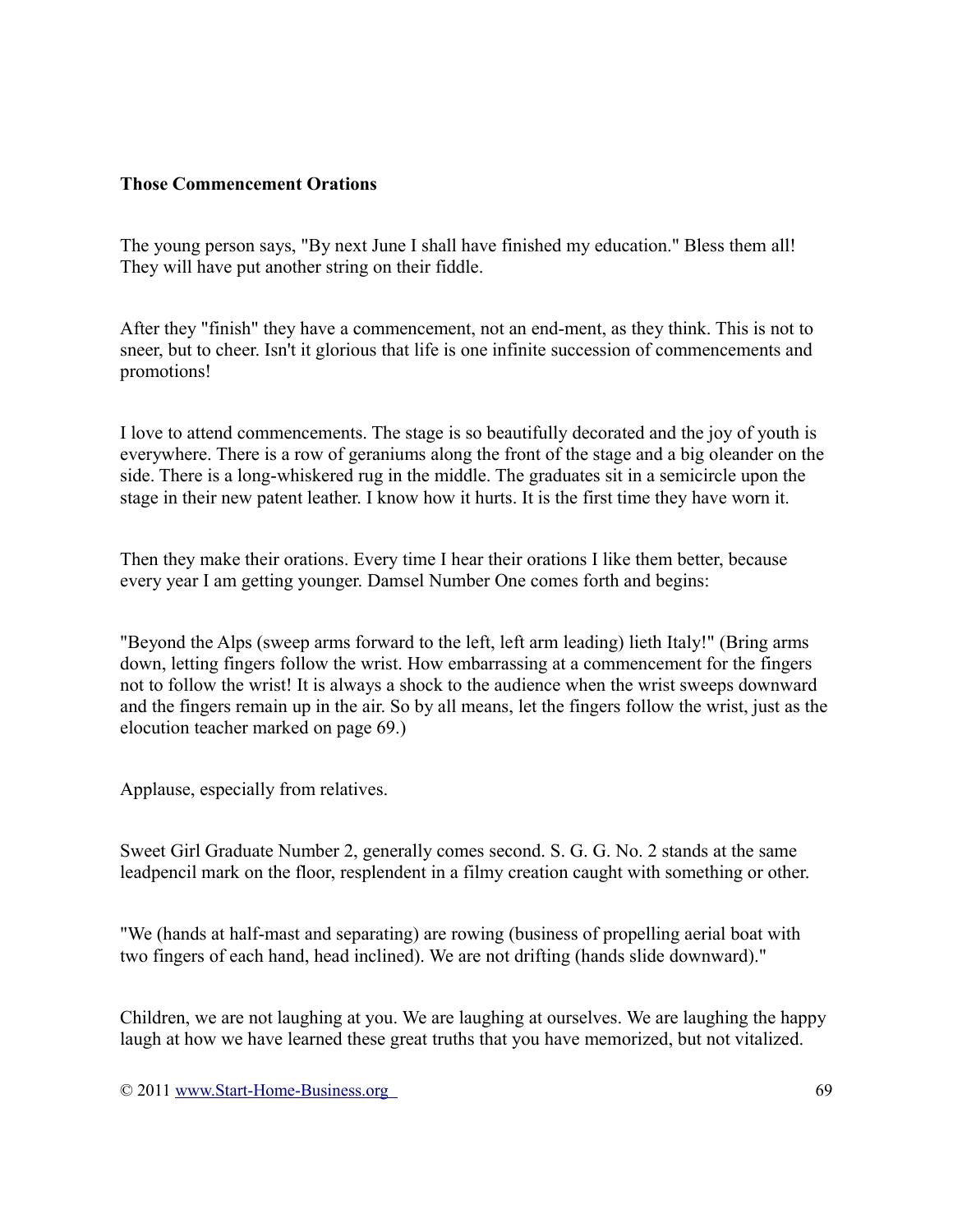**Those Commencement Orations**

The young person says, "By next June I shall have finished my education." Bless them all! They will have put another string on their fiddle.

After they "finish" they have a commencement, not an end-ment, as they think. This is not to sneer, but to cheer. Isn't it glorious that life is one infinite succession of commencements and promotions!

I love to attend commencements. The stage is so beautifully decorated and the joy of youth is everywhere. There is a row of geraniums along the front of the stage and a big oleander on the side. There is a long-whiskered rug in the middle. The graduates sit in a semicircle upon the stage in their new patent leather. I know how it hurts. It is the first time they have worn it.

Then they make their orations. Every time I hear their orations I like them better, because every year I am getting younger. Damsel Number One comes forth and begins:

"Beyond the Alps (sweep arms forward to the left, left arm leading) lieth Italy!" (Bring arms down, letting fingers follow the wrist. How embarrassing at a commencement for the fingers not to follow the wrist! It is always a shock to the audience when the wrist sweeps downward and the fingers remain up in the air. So by all means, let the fingers follow the wrist, just as the elocution teacher marked on page 69.)

Applause, especially from relatives.

Sweet Girl Graduate Number 2, generally comes second. S. G. G. No. 2 stands at the same leadpencil mark on the floor, resplendent in a filmy creation caught with something or other.

"We (hands at half-mast and separating) are rowing (business of propelling aerial boat with two fingers of each hand, head inclined). We are not drifting (hands slide downward)."

Children, we are not laughing at you. We are laughing at ourselves. We are laughing the happy laugh at how we have learned these great truths that you have memorized, but not vitalized.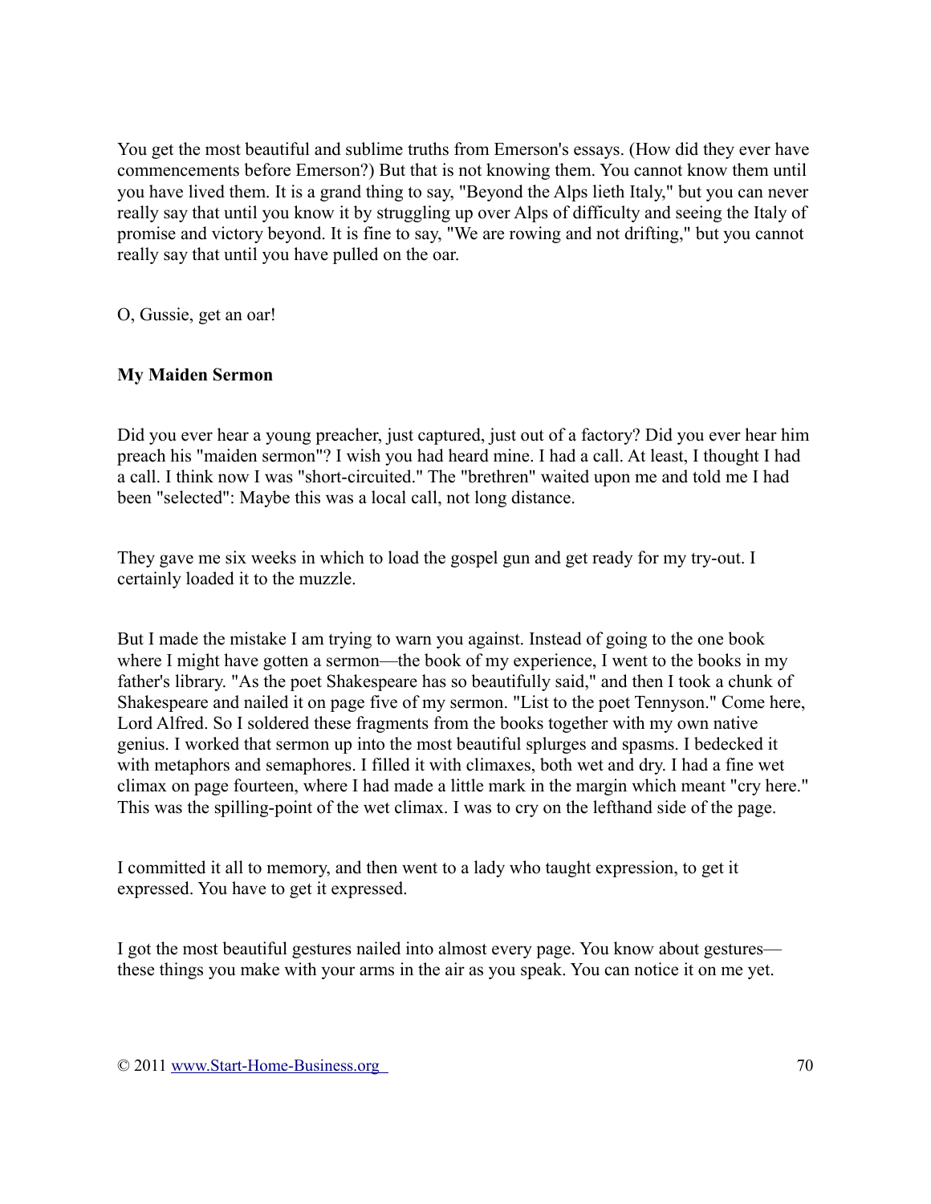You get the most beautiful and sublime truths from Emerson's essays. (How did they ever have commencements before Emerson?) But that is not knowing them. You cannot know them until you have lived them. It is a grand thing to say, "Beyond the Alps lieth Italy," but you can never really say that until you know it by struggling up over Alps of difficulty and seeing the Italy of promise and victory beyond. It is fine to say, "We are rowing and not drifting," but you cannot really say that until you have pulled on the oar.

O, Gussie, get an oar!

**My Maiden Sermon**

Did you ever hear a young preacher, just captured, just out of a factory? Did you ever hear him preach his "maiden sermon"? I wish you had heard mine. I had a call. At least, I thought I had a call. I think now I was "short-circuited." The "brethren" waited upon me and told me I had been "selected": Maybe this was a local call, not long distance.

They gave me six weeks in which to load the gospel gun and get ready for my try-out. I certainly loaded it to the muzzle.

But I made the mistake I am trying to warn you against. Instead of going to the one book where I might have gotten a sermon—the book of my experience, I went to the books in my father's library. "As the poet Shakespeare has so beautifully said," and then I took a chunk of Shakespeare and nailed it on page five of my sermon. "List to the poet Tennyson." Come here, Lord Alfred. So I soldered these fragments from the books together with my own native genius. I worked that sermon up into the most beautiful splurges and spasms. I bedecked it with metaphors and semaphores. I filled it with climaxes, both wet and dry. I had a fine wet climax on page fourteen, where I had made a little mark in the margin which meant "cry here." This was the spilling-point of the wet climax. I was to cry on the lefthand side of the page.

I committed it all to memory, and then went to a lady who taught expression, to get it expressed. You have to get it expressed.

I got the most beautiful gestures nailed into almost every page. You know about gestures—these things you make with your arms in the air as you speak. You can notice it on me yet.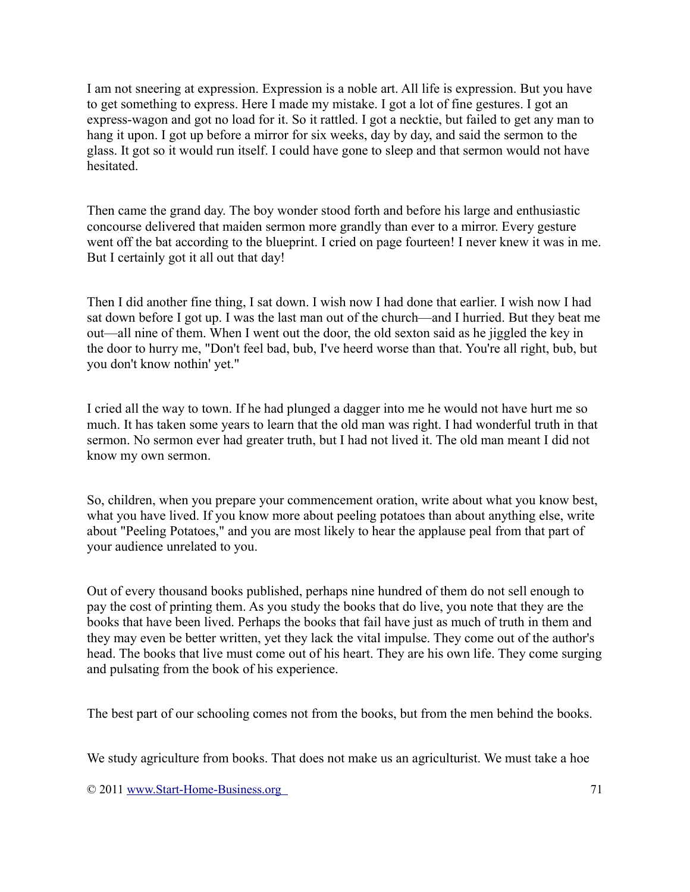I am not sneering at expression. Expression is a noble art. All life is expression. But you have to get something to express. Here I made my mistake. I got a lot of fine gestures. I got an express-wagon and got no load for it. So it rattled. I got a necktie, but failed to get any man to hang it upon. I got up before a mirror for six weeks, day by day, and said the sermon to the glass. It got so it would run itself. I could have gone to sleep and that sermon would not have hesitated.

Then came the grand day. The boy wonder stood forth and before his large and enthusiastic concourse delivered that maiden sermon more grandly than ever to a mirror. Every gesture went off the bat according to the blueprint. I cried on page fourteen! I never knew it was in me. But I certainly got it all out that day!

Then I did another fine thing, I sat down. I wish now I had done that earlier. I wish now I had sat down before I got up. I was the last man out of the church—and I hurried. But they beat me out—all nine of them. When I went out the door, the old sexton said as he jiggled the key in the door to hurry me, "Don't feel bad, bub, I've heerd worse than that. You're all right, bub, but you don't know nothin' yet."

I cried all the way to town. If he had plunged a dagger into me he would not have hurt me so much. It has taken some years to learn that the old man was right. I had wonderful truth in that sermon. No sermon ever had greater truth, but I had not lived it. The old man meant I did not know my own sermon.

So, children, when you prepare your commencement oration, write about what you know best, what you have lived. If you know more about peeling potatoes than about anything else, write about "Peeling Potatoes," and you are most likely to hear the applause peal from that part of your audience unrelated to you.

Out of every thousand books published, perhaps nine hundred of them do not sell enough to pay the cost of printing them. As you study the books that do live, you note that they are the books that have been lived. Perhaps the books that fail have just as much of truth in them and they may even be better written, yet they lack the vital impulse. They come out of the author's head. The books that live must come out of his heart. They are his own life. They come surging and pulsating from the book of his experience.

The best part of our schooling comes not from the books, but from the men behind the books.

We study agriculture from books. That does not make us an agriculturist. We must take a hoe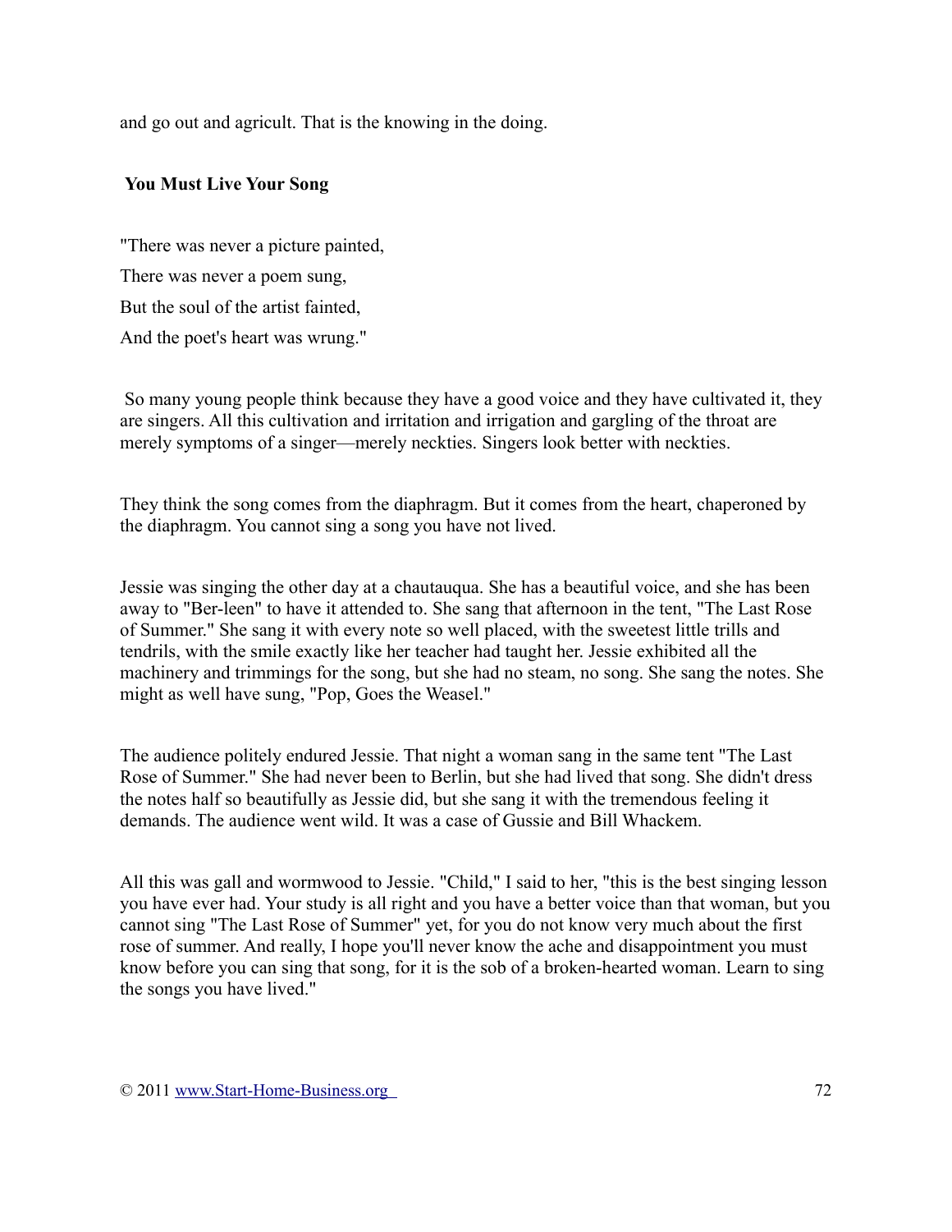and go out and agricult. That is the knowing in the doing.

## You Must Live Your Song

"There was never a picture painted,

There was never a poem sung,

But the soul of the artist fainted,

And the poet's heart was wrung."

So many young people think because they have a good voice and they have cultivated it, they are singers. All this cultivation and irritation and irrigation and gargling of the throat are merely symptoms of a singer—merely neckties. Singers look better with neckties.

They think the song comes from the diaphragm. But it comes from the heart, chaperoned by the diaphragm. You cannot sing a song you have not lived.

Jessie was singing the other day at a chautauqua. She has a beautiful voice, and she has been away to "Ber-leen" to have it attended to. She sang that afternoon in the tent, "The Last Rose of Summer." She sang it with every note so well placed, with the sweetest little trills and tendrils, with the smile exactly like her teacher had taught her. Jessie exhibited all the machinery and trimmings for the song, but she had no steam, no song. She sang the notes. She might as well have sung, "Pop, Goes the Weasel."

The audience politely endured Jessie. That night a woman sang in the same tent "The Last Rose of Summer." She had never been to Berlin, but she had lived that song. She didn't dress the notes half so beautifully as Jessie did, but she sang it with the tremendous feeling it demands. The audience went wild. It was a case of Gussie and Bill Whackem.

All this was gall and wormwood to Jessie. "Child," I said to her, "this is the best singing lesson you have ever had. Your study is all right and you have a better voice than that woman, but you cannot sing "The Last Rose of Summer" yet, for you do not know very much about the first rose of summer. And really, I hope you'll never know the ache and disappointment you must know before you can sing that song, for it is the sob of a broken-hearted woman. Learn to sing the songs you have lived."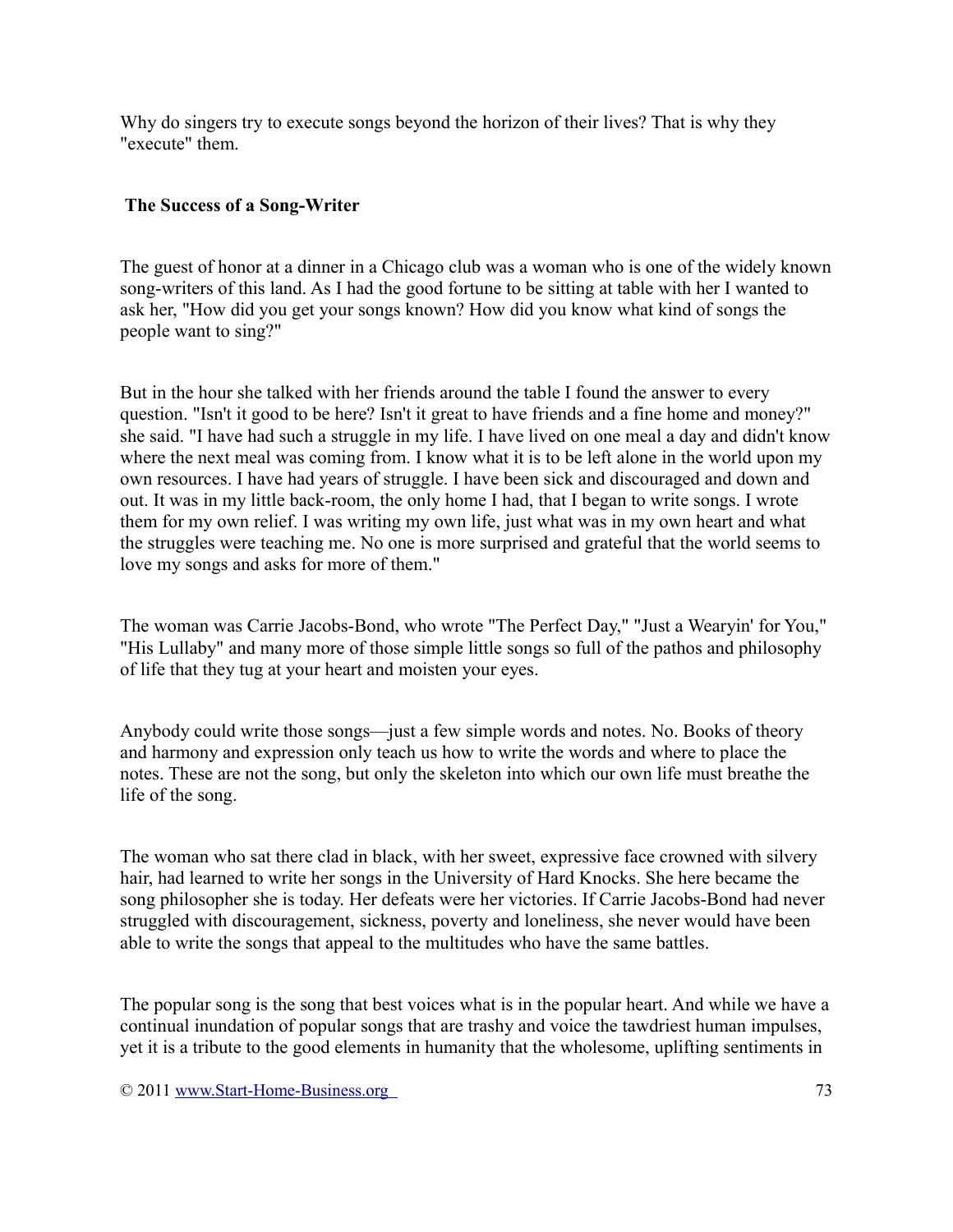Why do singers try to execute songs beyond the horizon of their lives? That is why they "execute" them.

### The Success of a Song-Writer

The guest of honor at a dinner in a Chicago club was a woman who is one of the widely known song-writers of this land. As I had the good fortune to be sitting at table with her I wanted to ask her, "How did you get your songs known? How did you know what kind of songs the people want to sing?"

But in the hour she talked with her friends around the table I found the answer to every question. "Isn't it good to be here? Isn't it great to have friends and a fine home and money?" she said. "I have had such a struggle in my life. I have lived on one meal a day and didn't know where the next meal was coming from. I know what it is to be left alone in the world upon my own resources. I have had years of struggle. I have been sick and discouraged and down and out. It was in my little back-room, the only home I had, that I began to write songs. I wrote them for my own relief. I was writing my own life, just what was in my own heart and what the struggles were teaching me. No one is more surprised and grateful that the world seems to love my songs and asks for more of them."

The woman was Carrie Jacobs-Bond, who wrote "The Perfect Day," "Just a Wearyin' for You," "His Lullaby" and many more of those simple little songs so full of the pathos and philosophy of life that they tug at your heart and moisten your eyes.

Anybody could write those songs—just a few simple words and notes. No. Books of theory and harmony and expression only teach us how to write the words and where to place the notes. These are not the song, but only the skeleton into which our own life must breathe the life of the song.

The woman who sat there clad in black, with her sweet, expressive face crowned with silvery hair, had learned to write her songs in the University of Hard Knocks. She here became the song philosopher she is today. Her defeats were her victories. If Carrie Jacobs-Bond had never struggled with discouragement, sickness, poverty and loneliness, she never would have been able to write the songs that appeal to the multitudes who have the same battles.

The popular song is the song that best voices what is in the popular heart. And while we have a continual inundation of popular songs that are trashy and voice the tawdriest human impulses, yet it is a tribute to the good elements in humanity that the wholesome, uplifting sentiments in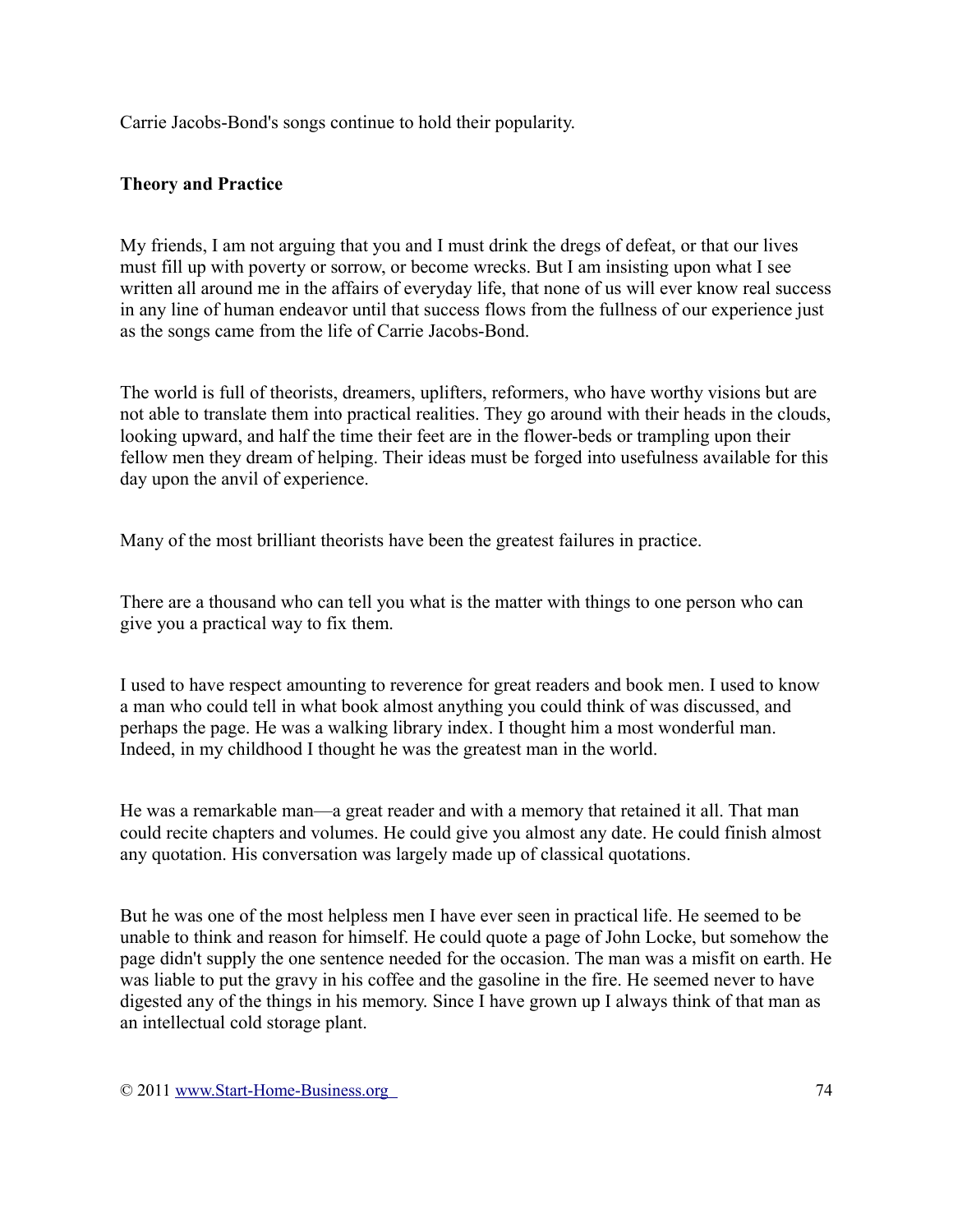Carrie Jacobs-Bond's songs continue to hold their popularity.

**Theory and Practice**

My friends, I am not arguing that you and I must drink the dregs of defeat, or that our lives must fill up with poverty or sorrow, or become wrecks. But I am insisting upon what I see written all around me in the affairs of everyday life, that none of us will ever know real success in any line of human endeavor until that success flows from the fullness of our experience just as the songs came from the life of Carrie Jacobs-Bond.

The world is full of theorists, dreamers, uplifters, reformers, who have worthy visions but are not able to translate them into practical realities. They go around with their heads in the clouds, looking upward, and half the time their feet are in the flower-beds or trampling upon their fellow men they dream of helping. Their ideas must be forged into usefulness available for this day upon the anvil of experience.

Many of the most brilliant theorists have been the greatest failures in practice.

There are a thousand who can tell you what is the matter with things to one person who can give you a practical way to fix them.

I used to have respect amounting to reverence for great readers and book men. I used to know a man who could tell in what book almost anything you could think of was discussed, and perhaps the page. He was a walking library index. I thought him a most wonderful man. Indeed, in my childhood I thought he was the greatest man in the world.

He was a remarkable man—a great reader and with a memory that retained it all. That man could recite chapters and volumes. He could give you almost any date. He could finish almost any quotation. His conversation was largely made up of classical quotations.

But he was one of the most helpless men I have ever seen in practical life. He seemed to be unable to think and reason for himself. He could quote a page of John Locke, but somehow the page didn't supply the one sentence needed for the occasion. The man was a misfit on earth. He was liable to put the gravy in his coffee and the gasoline in the fire. He seemed never to have digested any of the things in his memory. Since I have grown up I always think of that man as an intellectual cold storage plant.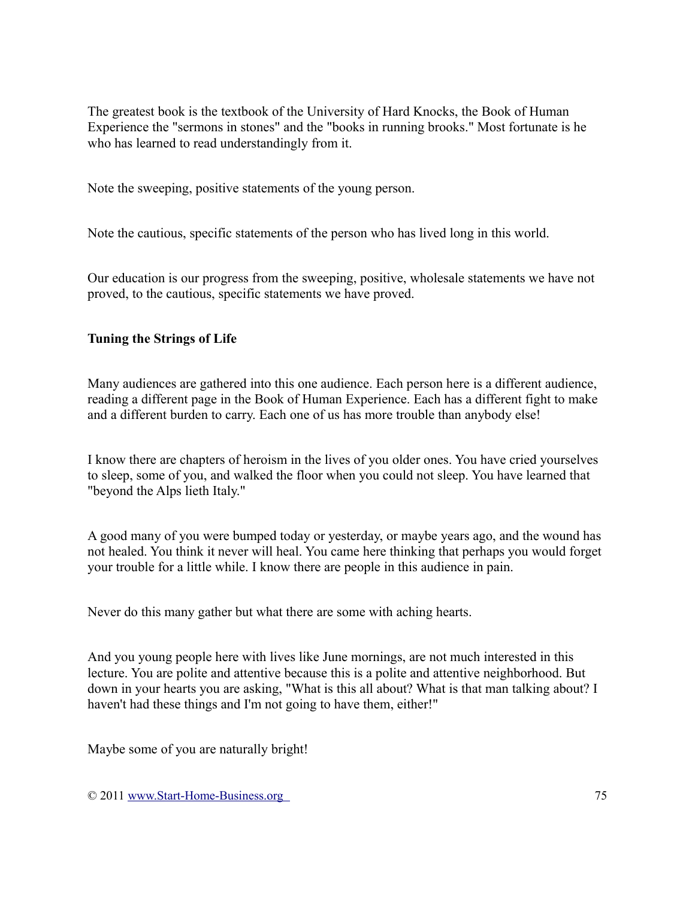The greatest book is the textbook of the University of Hard Knocks, the Book of Human Experience the "sermons in stones" and the "books in running brooks." Most fortunate is he who has learned to read understandingly from it.

Note the sweeping, positive statements of the young person.

Note the cautious, specific statements of the person who has lived long in this world.

Our education is our progress from the sweeping, positive, wholesale statements we have not proved, to the cautious, specific statements we have proved.

**Tuning the Strings of Life**

Many audiences are gathered into this one audience. Each person here is a different audience, reading a different page in the Book of Human Experience. Each has a different fight to make and a different burden to carry. Each one of us has more trouble than anybody else!

I know there are chapters of heroism in the lives of you older ones. You have cried yourselves to sleep, some of you, and walked the floor when you could not sleep. You have learned that "beyond the Alps lieth Italy."

A good many of you were bumped today or yesterday, or maybe years ago, and the wound has not healed. You think it never will heal. You came here thinking that perhaps you would forget your trouble for a little while. I know there are people in this audience in pain.

Never do this many gather but what there are some with aching hearts.

And you young people here with lives like June mornings, are not much interested in this lecture. You are polite and attentive because this is a polite and attentive neighborhood. But down in your hearts you are asking, "What is this all about? What is that man talking about? I haven't had these things and I'm not going to have them, either!"

Maybe some of you are naturally bright!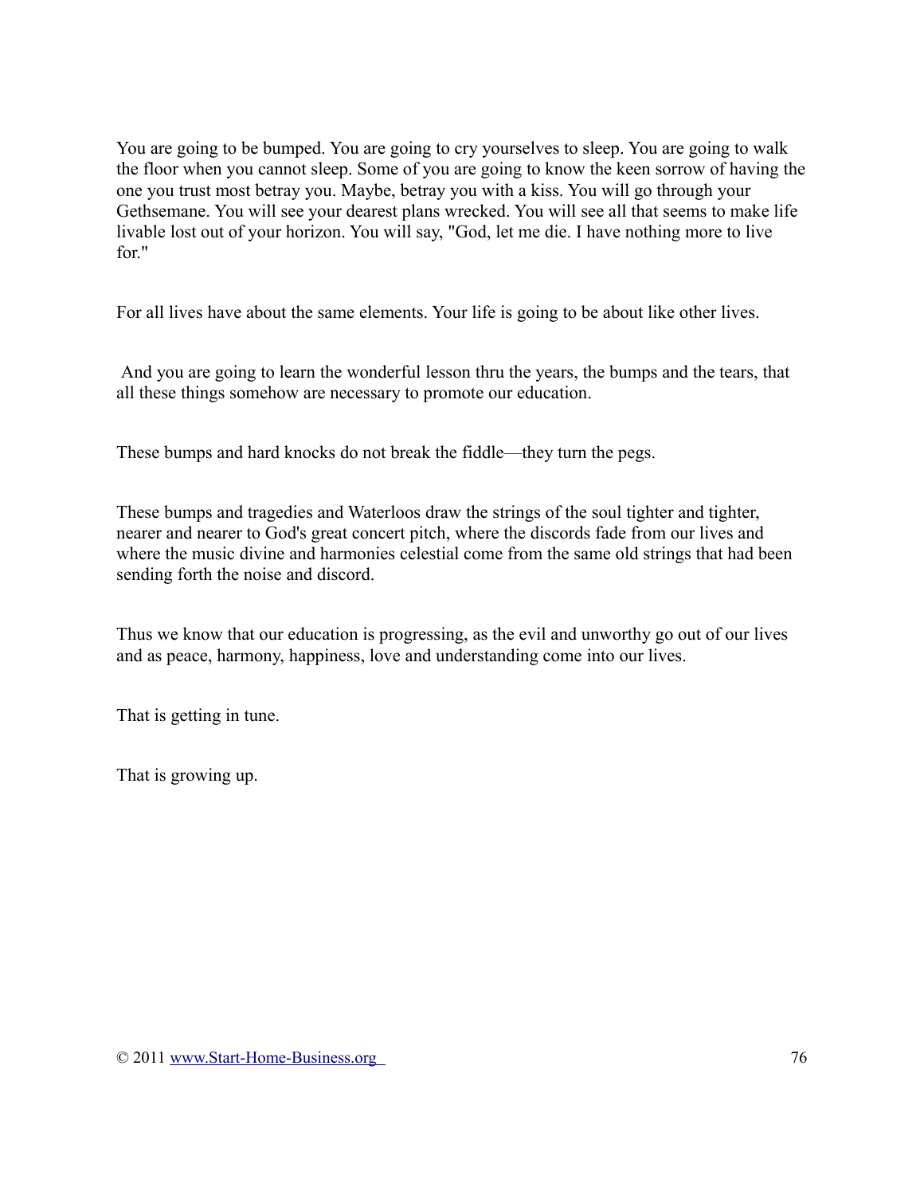You are going to be bumped. You are going to cry yourselves to sleep. You are going to walk the floor when you cannot sleep. Some of you are going to know the keen sorrow of having the one you trust most betray you. Maybe, betray you with a kiss. You will go through your Gethsemane. You will see your dearest plans wrecked. You will see all that seems to make life livable lost out of your horizon. You will say, "God, let me die. I have nothing more to live for."

For all lives have about the same elements. Your life is going to be about like other lives.

And you are going to learn the wonderful lesson thru the years, the bumps and the tears, that all these things somehow are necessary to promote our education.

These bumps and hard knocks do not break the fiddle—they turn the pegs.

These bumps and tragedies and Waterloos draw the strings of the soul tighter and tighter, nearer and nearer to God's great concert pitch, where the discords fade from our lives and where the music divine and harmonies celestial come from the same old strings that had been sending forth the noise and discord.

Thus we know that our education is progressing, as the evil and unworthy go out of our lives and as peace, harmony, happiness, love and understanding come into our lives.

That is getting in tune.

That is growing up.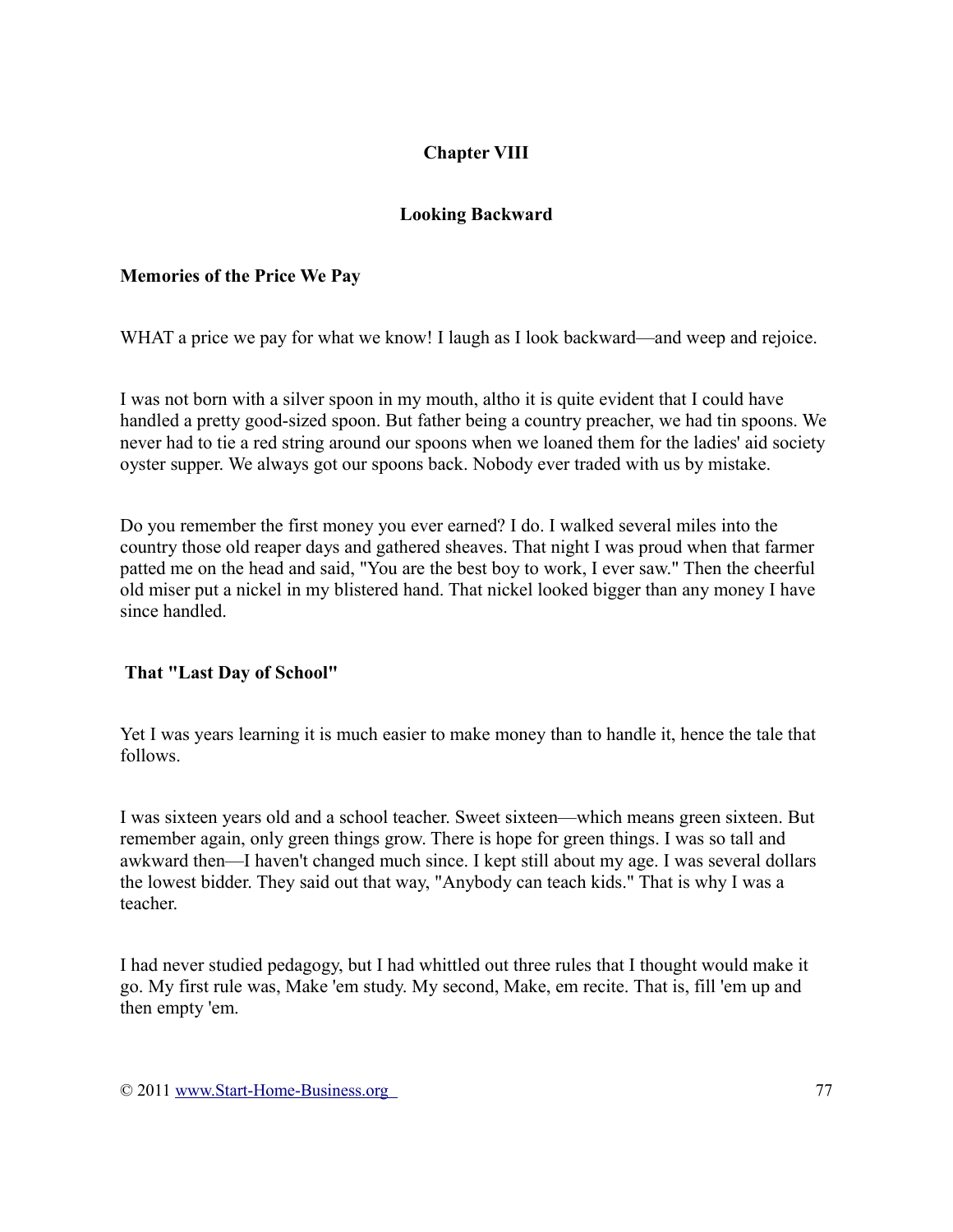# Chapter VIII

## Looking Backward

### Memories of the Price We Pay

WHAT a price we pay for what we know! I laugh as I look backward—and weep and rejoice.

I was not born with a silver spoon in my mouth, altho it is quite evident that I could have handled a pretty good-sized spoon. But father being a country preacher, we had tin spoons. We never had to tie a red string around our spoons when we loaned them for the ladies' aid society oyster supper. We always got our spoons back. Nobody ever traded with us by mistake.

Do you remember the first money you ever earned? I do. I walked several miles into the country those old reaper days and gathered sheaves. That night I was proud when that farmer patted me on the head and said, "You are the best boy to work, I ever saw." Then the cheerful old miser put a nickel in my blistered hand. That nickel looked bigger than any money I have since handled.

### That "Last Day of School"

Yet I was years learning it is much easier to make money than to handle it, hence the tale that follows.

I was sixteen years old and a school teacher. Sweet sixteen—which means green sixteen. But remember again, only green things grow. There is hope for green things. I was so tall and awkward then—I haven't changed much since. I kept still about my age. I was several dollars the lowest bidder. They said out that way, "Anybody can teach kids." That is why I was a teacher.

I had never studied pedagogy, but I had whittled out three rules that I thought would make it go. My first rule was, Make 'em study. My second, Make, em recite. That is, fill 'em up and then empty 'em.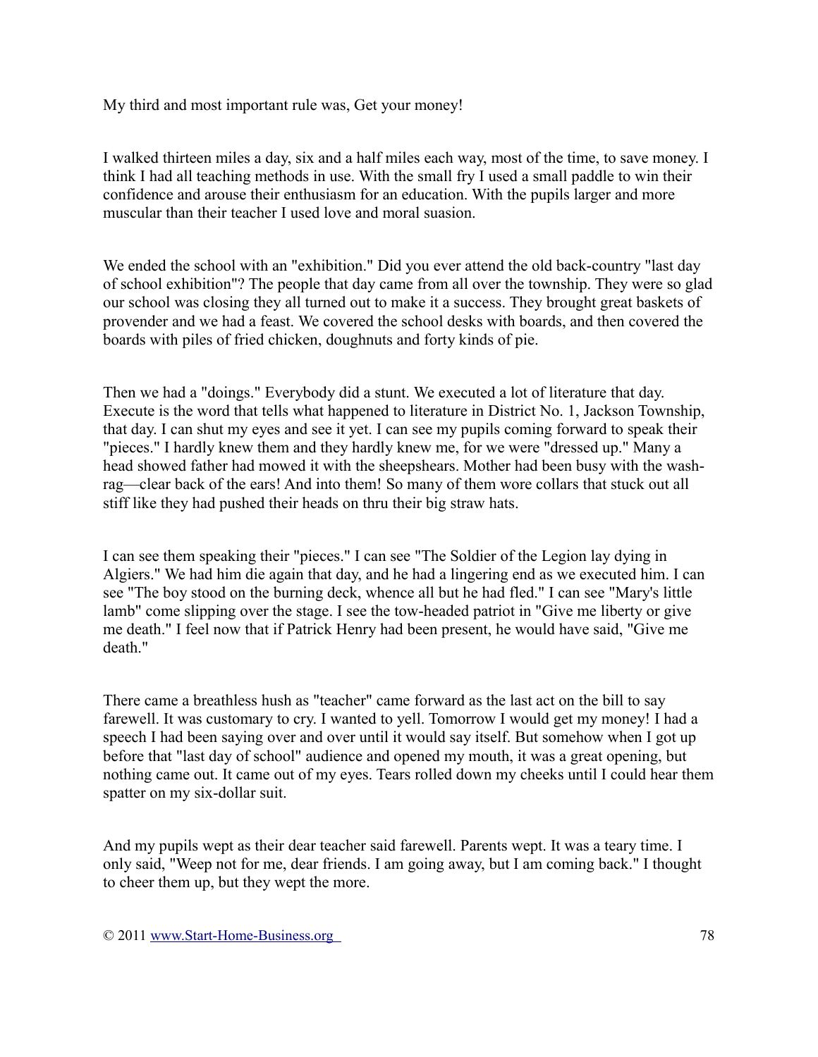My third and most important rule was, Get your money!

I walked thirteen miles a day, six and a half miles each way, most of the time, to save money. I think I had all teaching methods in use. With the small fry I used a small paddle to win their confidence and arouse their enthusiasm for an education. With the pupils larger and more muscular than their teacher I used love and moral suasion.

We ended the school with an "exhibition." Did you ever attend the old back-country "last day of school exhibition"? The people that day came from all over the township. They were so glad our school was closing they all turned out to make it a success. They brought great baskets of provender and we had a feast. We covered the school desks with boards, and then covered the boards with piles of fried chicken, doughnuts and forty kinds of pie.

Then we had a "doings." Everybody did a stunt. We executed a lot of literature that day. Execute is the word that tells what happened to literature in District No. 1, Jackson Township, that day. I can shut my eyes and see it yet. I can see my pupils coming forward to speak their "pieces." I hardly knew them and they hardly knew me, for we were "dressed up." Many a head showed father had mowed it with the sheepshears. Mother had been busy with the wash-rag—clear back of the ears! And into them! So many of them wore collars that stuck out all stiff like they had pushed their heads on thru their big straw hats.

I can see them speaking their "pieces." I can see "The Soldier of the Legion lay dying in Algiers." We had him die again that day, and he had a lingering end as we executed him. I can see "The boy stood on the burning deck, whence all but he had fled." I can see "Mary's little lamb" come slipping over the stage. I see the tow-headed patriot in "Give me liberty or give me death." I feel now that if Patrick Henry had been present, he would have said, "Give me death."

There came a breathless hush as "teacher" came forward as the last act on the bill to say farewell. It was customary to cry. I wanted to yell. Tomorrow I would get my money! I had a speech I had been saying over and over until it would say itself. But somehow when I got up before that "last day of school" audience and opened my mouth, it was a great opening, but nothing came out. It came out of my eyes. Tears rolled down my cheeks until I could hear them spatter on my six-dollar suit.

And my pupils wept as their dear teacher said farewell. Parents wept. It was a teary time. I only said, "Weep not for me, dear friends. I am going away, but I am coming back." I thought to cheer them up, but they wept the more.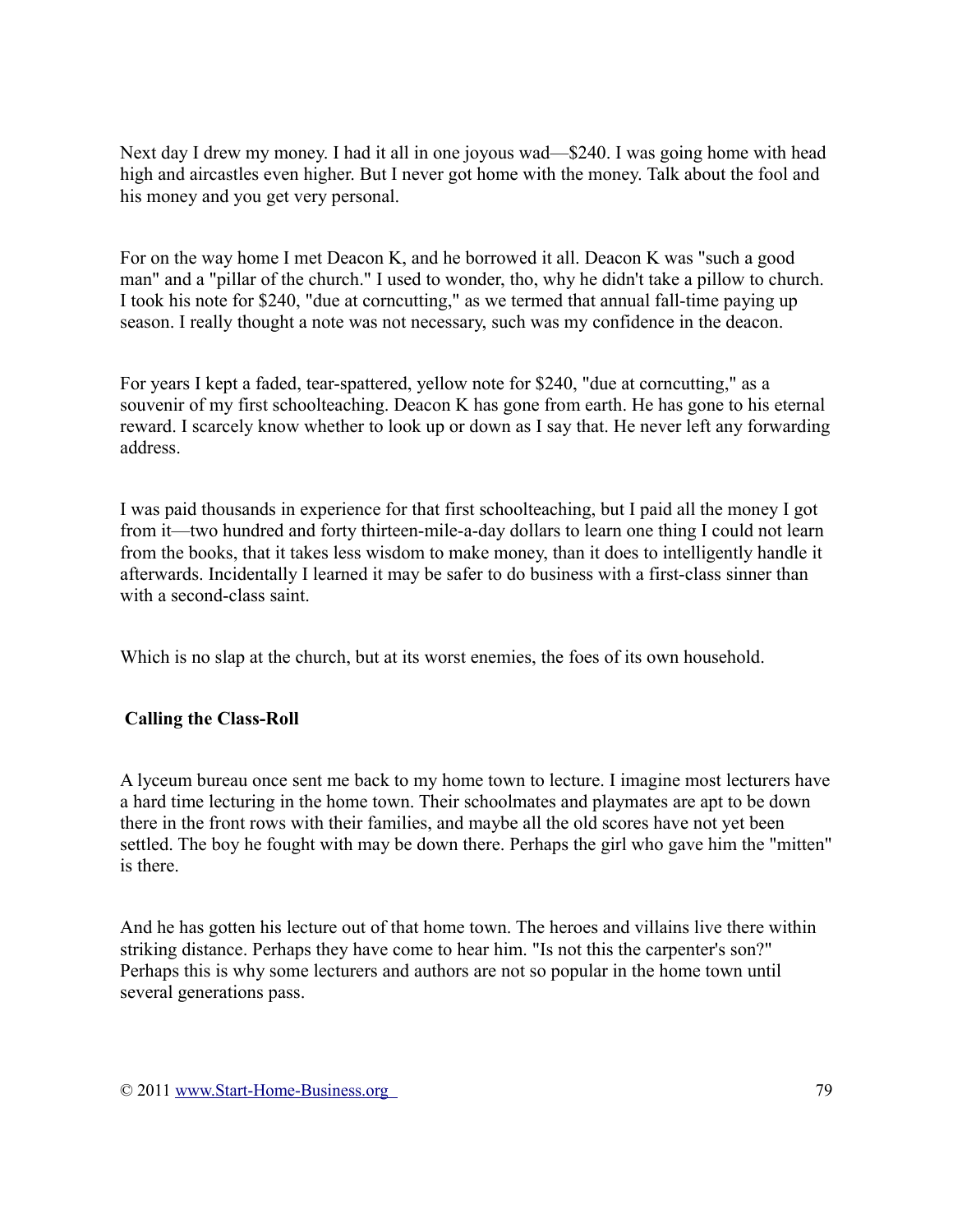Next day I drew my money. I had it all in one joyous wad—$240. I was going home with head high and aircastles even higher. But I never got home with the money. Talk about the fool and his money and you get very personal.

For on the way home I met Deacon K, and he borrowed it all. Deacon K was "such a good man" and a "pillar of the church." I used to wonder, tho, why he didn't take a pillow to church. I took his note for $240, "due at corncutting," as we termed that annual fall-time paying up season. I really thought a note was not necessary, such was my confidence in the deacon.

For years I kept a faded, tear-spattered, yellow note for $240, "due at corncutting," as a souvenir of my first schoolteaching. Deacon K has gone from earth. He has gone to his eternal reward. I scarcely know whether to look up or down as I say that. He never left any forwarding address.

I was paid thousands in experience for that first schoolteaching, but I paid all the money I got from it—two hundred and forty thirteen-mile-a-day dollars to learn one thing I could not learn from the books, that it takes less wisdom to make money, than it does to intelligently handle it afterwards. Incidentally I learned it may be safer to do business with a first-class sinner than with a second-class saint.

Which is no slap at the church, but at its worst enemies, the foes of its own household.

### Calling the Class-Roll

A lyceum bureau once sent me back to my home town to lecture. I imagine most lecturers have a hard time lecturing in the home town. Their schoolmates and playmates are apt to be down there in the front rows with their families, and maybe all the old scores have not yet been settled. The boy he fought with may be down there. Perhaps the girl who gave him the "mitten" is there.

And he has gotten his lecture out of that home town. The heroes and villains live there within striking distance. Perhaps they have come to hear him. "Is not this the carpenter's son?" Perhaps this is why some lecturers and authors are not so popular in the home town until several generations pass.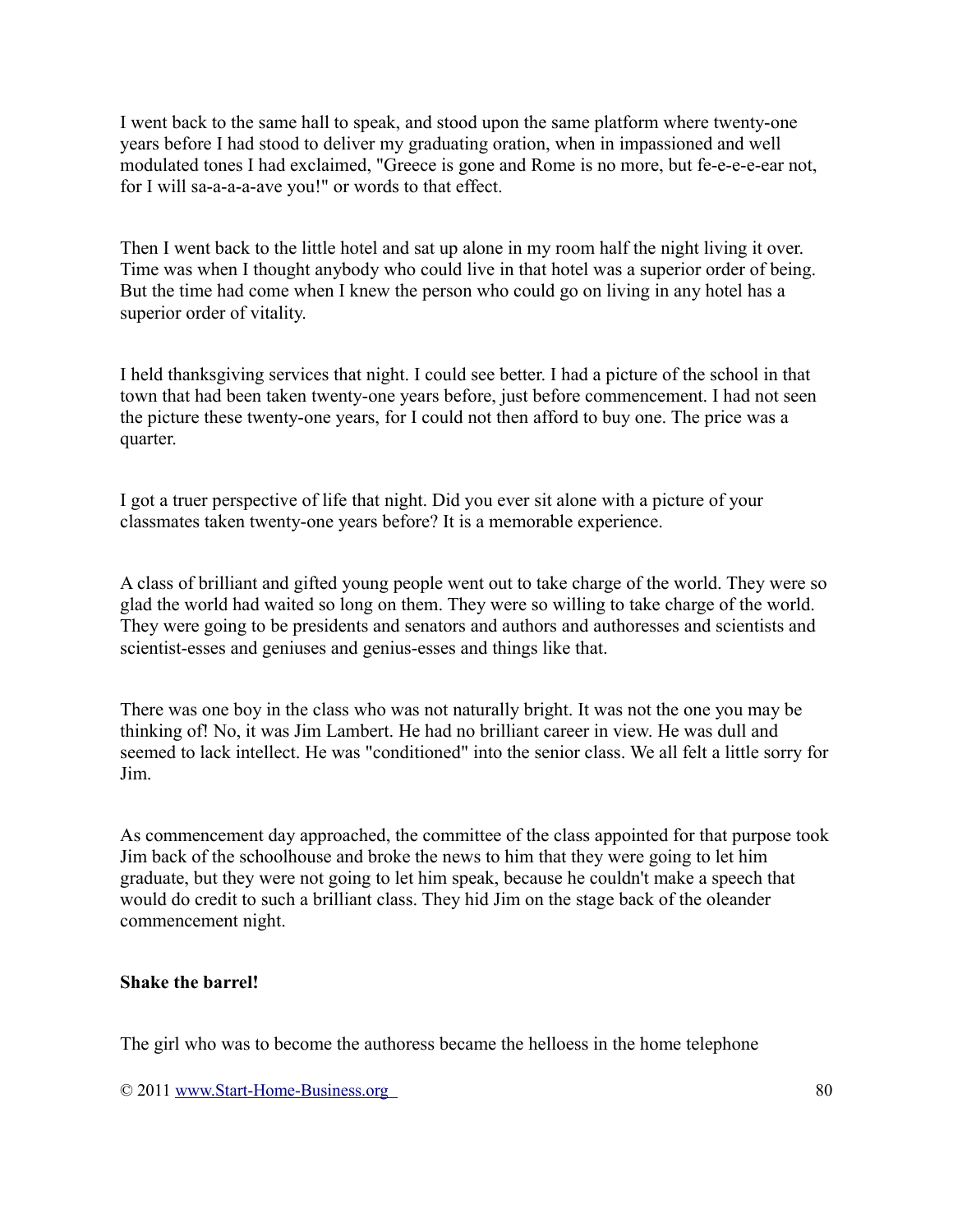I went back to the same hall to speak, and stood upon the same platform where twenty-one years before I had stood to deliver my graduating oration, when in impassioned and well modulated tones I had exclaimed, "Greece is gone and Rome is no more, but fe-e-e-e-ear not, for I will sa-a-a-a-ave you!" or words to that effect.

Then I went back to the little hotel and sat up alone in my room half the night living it over. Time was when I thought anybody who could live in that hotel was a superior order of being. But the time had come when I knew the person who could go on living in any hotel has a superior order of vitality.

I held thanksgiving services that night. I could see better. I had a picture of the school in that town that had been taken twenty-one years before, just before commencement. I had not seen the picture these twenty-one years, for I could not then afford to buy one. The price was a quarter.

I got a truer perspective of life that night. Did you ever sit alone with a picture of your classmates taken twenty-one years before? It is a memorable experience.

A class of brilliant and gifted young people went out to take charge of the world. They were so glad the world had waited so long on them. They were so willing to take charge of the world. They were going to be presidents and senators and authors and authoresses and scientists and scientist-esses and geniuses and genius-esses and things like that.

There was one boy in the class who was not naturally bright. It was not the one you may be thinking of! No, it was Jim Lambert. He had no brilliant career in view. He was dull and seemed to lack intellect. He was "conditioned" into the senior class. We all felt a little sorry for Jim.

As commencement day approached, the committee of the class appointed for that purpose took Jim back of the schoolhouse and broke the news to him that they were going to let him graduate, but they were not going to let him speak, because he couldn't make a speech that would do credit to such a brilliant class. They hid Jim on the stage back of the oleander commencement night.

**Shake the barrel!**

The girl who was to become the authoress became the helloess in the home telephone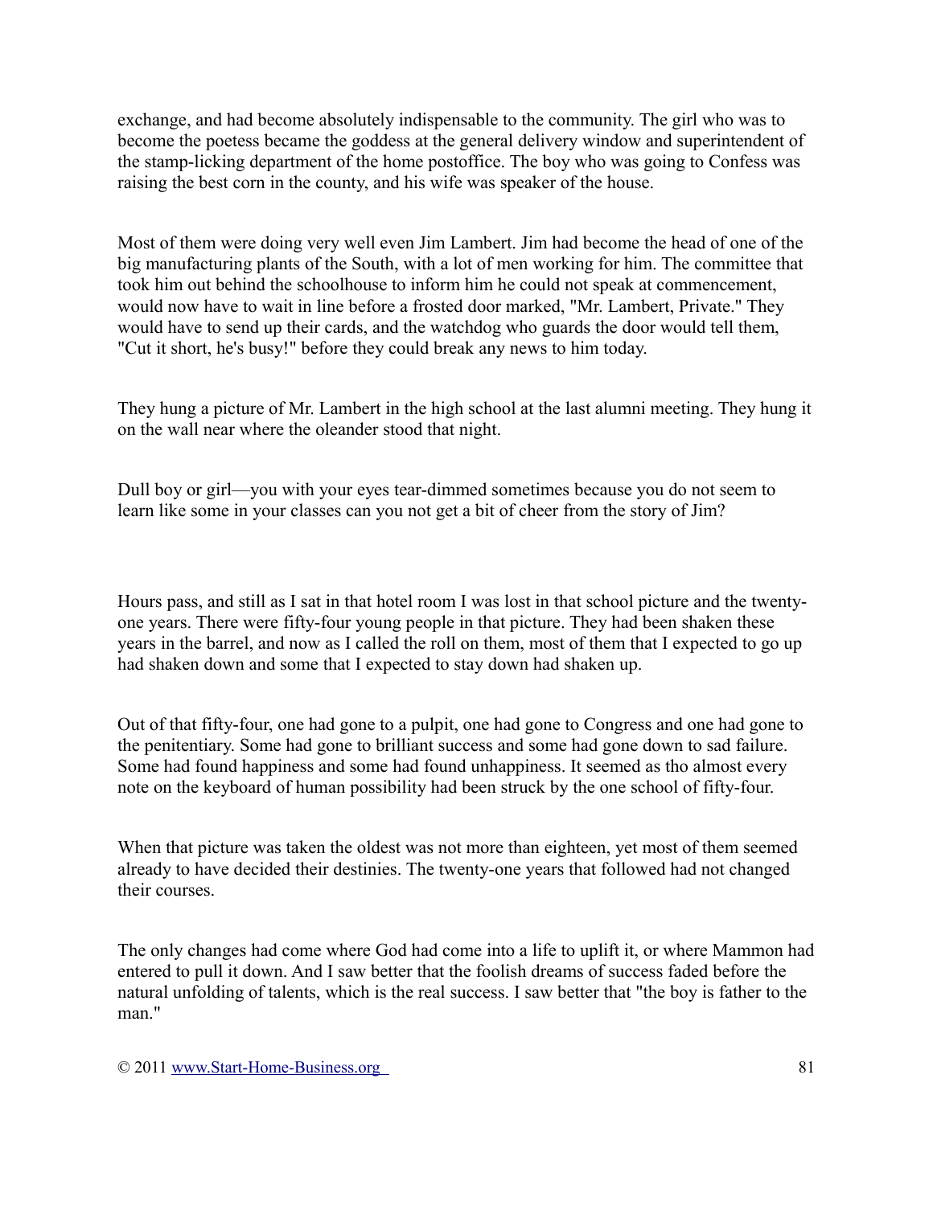exchange, and had become absolutely indispensable to the community. The girl who was to become the poetess became the goddess at the general delivery window and superintendent of the stamp-licking department of the home postoffice. The boy who was going to Confess was raising the best corn in the county, and his wife was speaker of the house.

Most of them were doing very well even Jim Lambert. Jim had become the head of one of the big manufacturing plants of the South, with a lot of men working for him. The committee that took him out behind the schoolhouse to inform him he could not speak at commencement, would now have to wait in line before a frosted door marked, "Mr. Lambert, Private." They would have to send up their cards, and the watchdog who guards the door would tell them, "Cut it short, he's busy!" before they could break any news to him today.

They hung a picture of Mr. Lambert in the high school at the last alumni meeting. They hung it on the wall near where the oleander stood that night.

Dull boy or girl—you with your eyes tear-dimmed sometimes because you do not seem to learn like some in your classes can you not get a bit of cheer from the story of Jim?

Hours pass, and still as I sat in that hotel room I was lost in that school picture and the twenty-one years. There were fifty-four young people in that picture. They had been shaken these years in the barrel, and now as I called the roll on them, most of them that I expected to go up had shaken down and some that I expected to stay down had shaken up.

Out of that fifty-four, one had gone to a pulpit, one had gone to Congress and one had gone to the penitentiary. Some had gone to brilliant success and some had gone down to sad failure. Some had found happiness and some had found unhappiness. It seemed as tho almost every note on the keyboard of human possibility had been struck by the one school of fifty-four.

When that picture was taken the oldest was not more than eighteen, yet most of them seemed already to have decided their destinies. The twenty-one years that followed had not changed their courses.

The only changes had come where God had come into a life to uplift it, or where Mammon had entered to pull it down. And I saw better that the foolish dreams of success faded before the natural unfolding of talents, which is the real success. I saw better that "the boy is father to the man."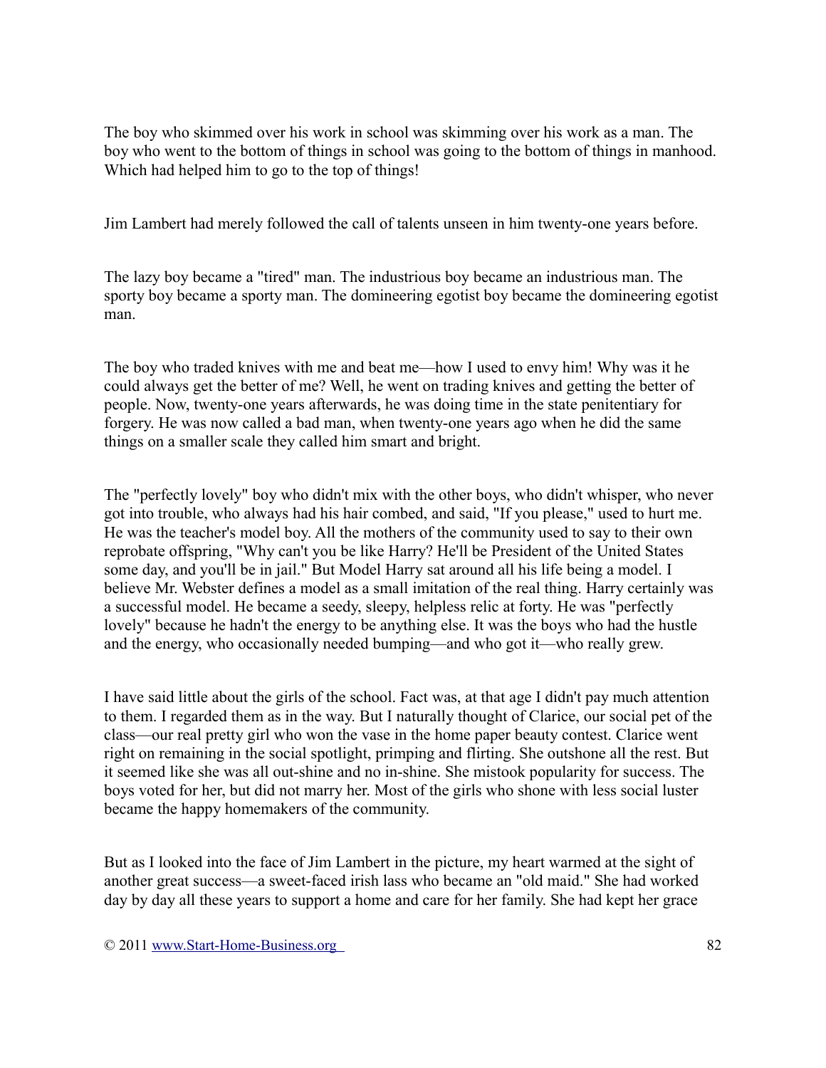The boy who skimmed over his work in school was skimming over his work as a man. The boy who went to the bottom of things in school was going to the bottom of things in manhood. Which had helped him to go to the top of things!

Jim Lambert had merely followed the call of talents unseen in him twenty-one years before.

The lazy boy became a "tired" man. The industrious boy became an industrious man. The sporty boy became a sporty man. The domineering egotist boy became the domineering egotist man.

The boy who traded knives with me and beat me—how I used to envy him! Why was it he could always get the better of me? Well, he went on trading knives and getting the better of people. Now, twenty-one years afterwards, he was doing time in the state penitentiary for forgery. He was now called a bad man, when twenty-one years ago when he did the same things on a smaller scale they called him smart and bright.

The "perfectly lovely" boy who didn't mix with the other boys, who didn't whisper, who never got into trouble, who always had his hair combed, and said, "If you please," used to hurt me. He was the teacher's model boy. All the mothers of the community used to say to their own reprobate offspring, "Why can't you be like Harry? He'll be President of the United States some day, and you'll be in jail." But Model Harry sat around all his life being a model. I believe Mr. Webster defines a model as a small imitation of the real thing. Harry certainly was a successful model. He became a seedy, sleepy, helpless relic at forty. He was "perfectly lovely" because he hadn't the energy to be anything else. It was the boys who had the hustle and the energy, who occasionally needed bumping—and who got it—who really grew.

I have said little about the girls of the school. Fact was, at that age I didn't pay much attention to them. I regarded them as in the way. But I naturally thought of Clarice, our social pet of the class—our real pretty girl who won the vase in the home paper beauty contest. Clarice went right on remaining in the social spotlight, primping and flirting. She outshone all the rest. But it seemed like she was all out-shine and no in-shine. She mistook popularity for success. The boys voted for her, but did not marry her. Most of the girls who shone with less social luster became the happy homemakers of the community.

But as I looked into the face of Jim Lambert in the picture, my heart warmed at the sight of another great success—a sweet-faced irish lass who became an "old maid." She had worked day by day all these years to support a home and care for her family. She had kept her grace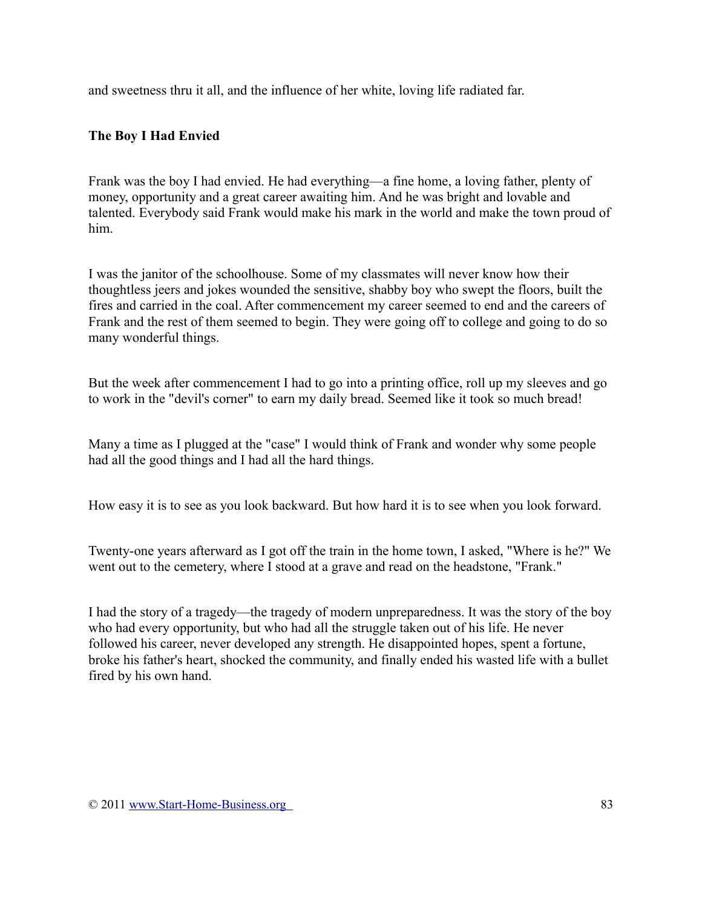and sweetness thru it all, and the influence of her white, loving life radiated far.

### The Boy I Had Envied

Frank was the boy I had envied. He had everything—a fine home, a loving father, plenty of money, opportunity and a great career awaiting him. And he was bright and lovable and talented. Everybody said Frank would make his mark in the world and make the town proud of him.

I was the janitor of the schoolhouse. Some of my classmates will never know how their thoughtless jeers and jokes wounded the sensitive, shabby boy who swept the floors, built the fires and carried in the coal. After commencement my career seemed to end and the careers of Frank and the rest of them seemed to begin. They were going off to college and going to do so many wonderful things.

But the week after commencement I had to go into a printing office, roll up my sleeves and go to work in the "devil's corner" to earn my daily bread. Seemed like it took so much bread!

Many a time as I plugged at the "case" I would think of Frank and wonder why some people had all the good things and I had all the hard things.

How easy it is to see as you look backward. But how hard it is to see when you look forward.

Twenty-one years afterward as I got off the train in the home town, I asked, "Where is he?" We went out to the cemetery, where I stood at a grave and read on the headstone, "Frank."

I had the story of a tragedy—the tragedy of modern unpreparedness. It was the story of the boy who had every opportunity, but who had all the struggle taken out of his life. He never followed his career, never developed any strength. He disappointed hopes, spent a fortune, broke his father's heart, shocked the community, and finally ended his wasted life with a bullet fired by his own hand.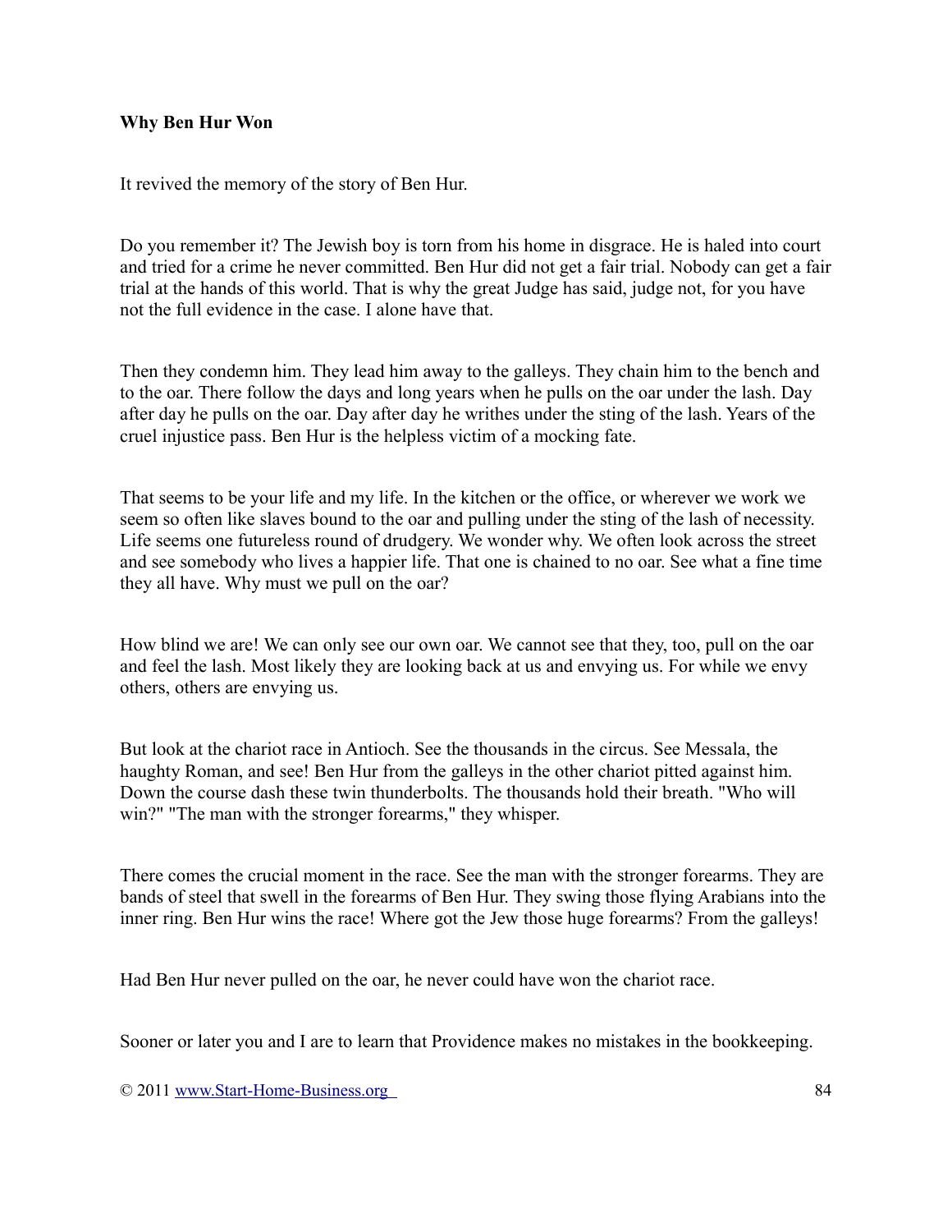**Why Ben Hur Won**

It revived the memory of the story of Ben Hur.

Do you remember it? The Jewish boy is torn from his home in disgrace. He is haled into court and tried for a crime he never committed. Ben Hur did not get a fair trial. Nobody can get a fair trial at the hands of this world. That is why the great Judge has said, judge not, for you have not the full evidence in the case. I alone have that.

Then they condemn him. They lead him away to the galleys. They chain him to the bench and to the oar. There follow the days and long years when he pulls on the oar under the lash. Day after day he pulls on the oar. Day after day he writhes under the sting of the lash. Years of the cruel injustice pass. Ben Hur is the helpless victim of a mocking fate.

That seems to be your life and my life. In the kitchen or the office, or wherever we work we seem so often like slaves bound to the oar and pulling under the sting of the lash of necessity. Life seems one futureless round of drudgery. We wonder why. We often look across the street and see somebody who lives a happier life. That one is chained to no oar. See what a fine time they all have. Why must we pull on the oar?

How blind we are! We can only see our own oar. We cannot see that they, too, pull on the oar and feel the lash. Most likely they are looking back at us and envying us. For while we envy others, others are envying us.

But look at the chariot race in Antioch. See the thousands in the circus. See Messala, the haughty Roman, and see! Ben Hur from the galleys in the other chariot pitted against him. Down the course dash these twin thunderbolts. The thousands hold their breath. "Who will win?" "The man with the stronger forearms," they whisper.

There comes the crucial moment in the race. See the man with the stronger forearms. They are bands of steel that swell in the forearms of Ben Hur. They swing those flying Arabians into the inner ring. Ben Hur wins the race! Where got the Jew those huge forearms? From the galleys!

Had Ben Hur never pulled on the oar, he never could have won the chariot race.

Sooner or later you and I are to learn that Providence makes no mistakes in the bookkeeping.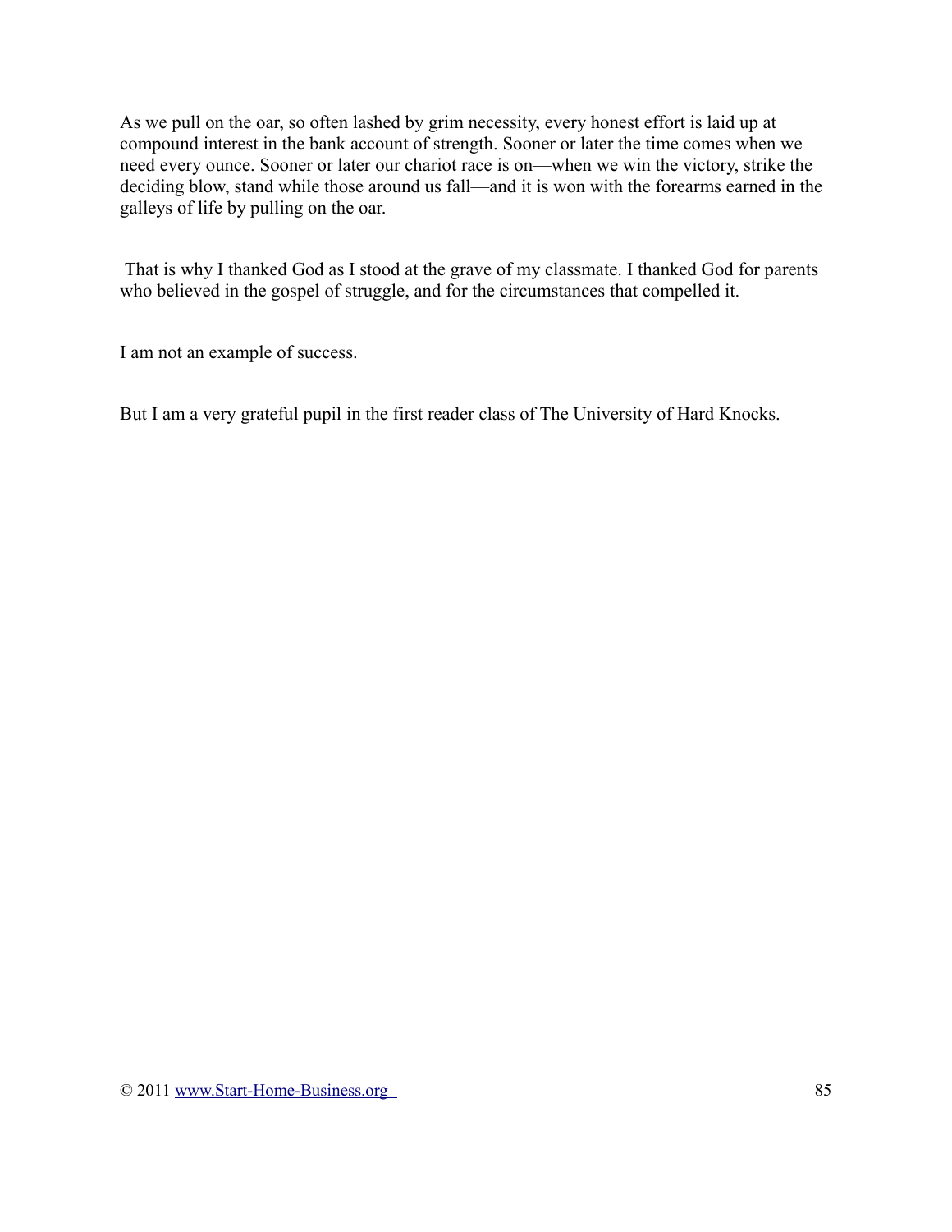As we pull on the oar, so often lashed by grim necessity, every honest effort is laid up at compound interest in the bank account of strength. Sooner or later the time comes when we need every ounce. Sooner or later our chariot race is on—when we win the victory, strike the deciding blow, stand while those around us fall—and it is won with the forearms earned in the galleys of life by pulling on the oar.

That is why I thanked God as I stood at the grave of my classmate. I thanked God for parents who believed in the gospel of struggle, and for the circumstances that compelled it.

I am not an example of success.

But I am a very grateful pupil in the first reader class of The University of Hard Knocks.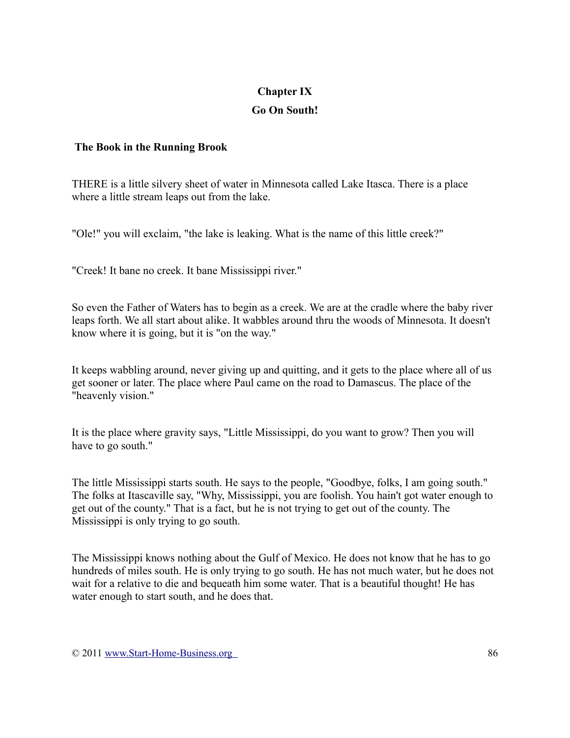## Chapter IX

## Go On South!

### The Book in the Running Brook

THERE is a little silvery sheet of water in Minnesota called Lake Itasca. There is a place where a little stream leaps out from the lake.

"Ole!" you will exclaim, "the lake is leaking. What is the name of this little creek?"

"Creek! It bane no creek. It bane Mississippi river."

So even the Father of Waters has to begin as a creek. We are at the cradle where the baby river leaps forth. We all start about alike. It wabbles around thru the woods of Minnesota. It doesn't know where it is going, but it is "on the way."

It keeps wabbling around, never giving up and quitting, and it gets to the place where all of us get sooner or later. The place where Paul came on the road to Damascus. The place of the "heavenly vision."

It is the place where gravity says, "Little Mississippi, do you want to grow? Then you will have to go south."

The little Mississippi starts south. He says to the people, "Goodbye, folks, I am going south." The folks at Itascaville say, "Why, Mississippi, you are foolish. You hain't got water enough to get out of the county." That is a fact, but he is not trying to get out of the county. The Mississippi is only trying to go south.

The Mississippi knows nothing about the Gulf of Mexico. He does not know that he has to go hundreds of miles south. He is only trying to go south. He has not much water, but he does not wait for a relative to die and bequeath him some water. That is a beautiful thought! He has water enough to start south, and he does that.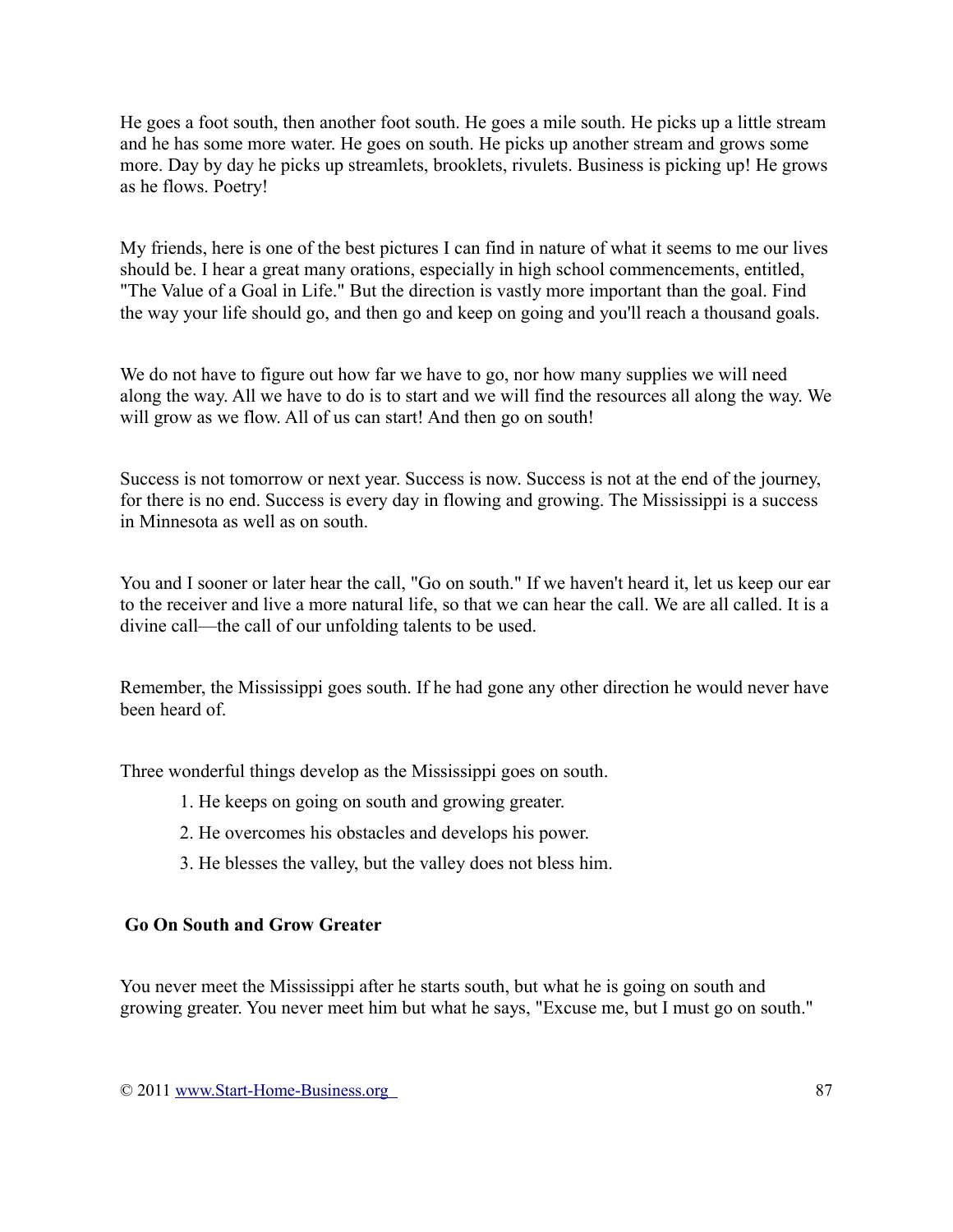He goes a foot south, then another foot south. He goes a mile south. He picks up a little stream and he has some more water. He goes on south. He picks up another stream and grows some more. Day by day he picks up streamlets, brooklets, rivulets. Business is picking up! He grows as he flows. Poetry!

My friends, here is one of the best pictures I can find in nature of what it seems to me our lives should be. I hear a great many orations, especially in high school commencements, entitled, "The Value of a Goal in Life." But the direction is vastly more important than the goal. Find the way your life should go, and then go and keep on going and you'll reach a thousand goals.

We do not have to figure out how far we have to go, nor how many supplies we will need along the way. All we have to do is to start and we will find the resources all along the way. We will grow as we flow. All of us can start! And then go on south!

Success is not tomorrow or next year. Success is now. Success is not at the end of the journey, for there is no end. Success is every day in flowing and growing. The Mississippi is a success in Minnesota as well as on south.

You and I sooner or later hear the call, "Go on south." If we haven't heard it, let us keep our ear to the receiver and live a more natural life, so that we can hear the call. We are all called. It is a divine call—the call of our unfolding talents to be used.

Remember, the Mississippi goes south. If he had gone any other direction he would never have been heard of.

Three wonderful things develop as the Mississippi goes on south.

1. He keeps on going on south and growing greater.
2. He overcomes his obstacles and develops his power.
3. He blesses the valley, but the valley does not bless him.

### Go On South and Grow Greater

You never meet the Mississippi after he starts south, but what he is going on south and growing greater. You never meet him but what he says, "Excuse me, but I must go on south."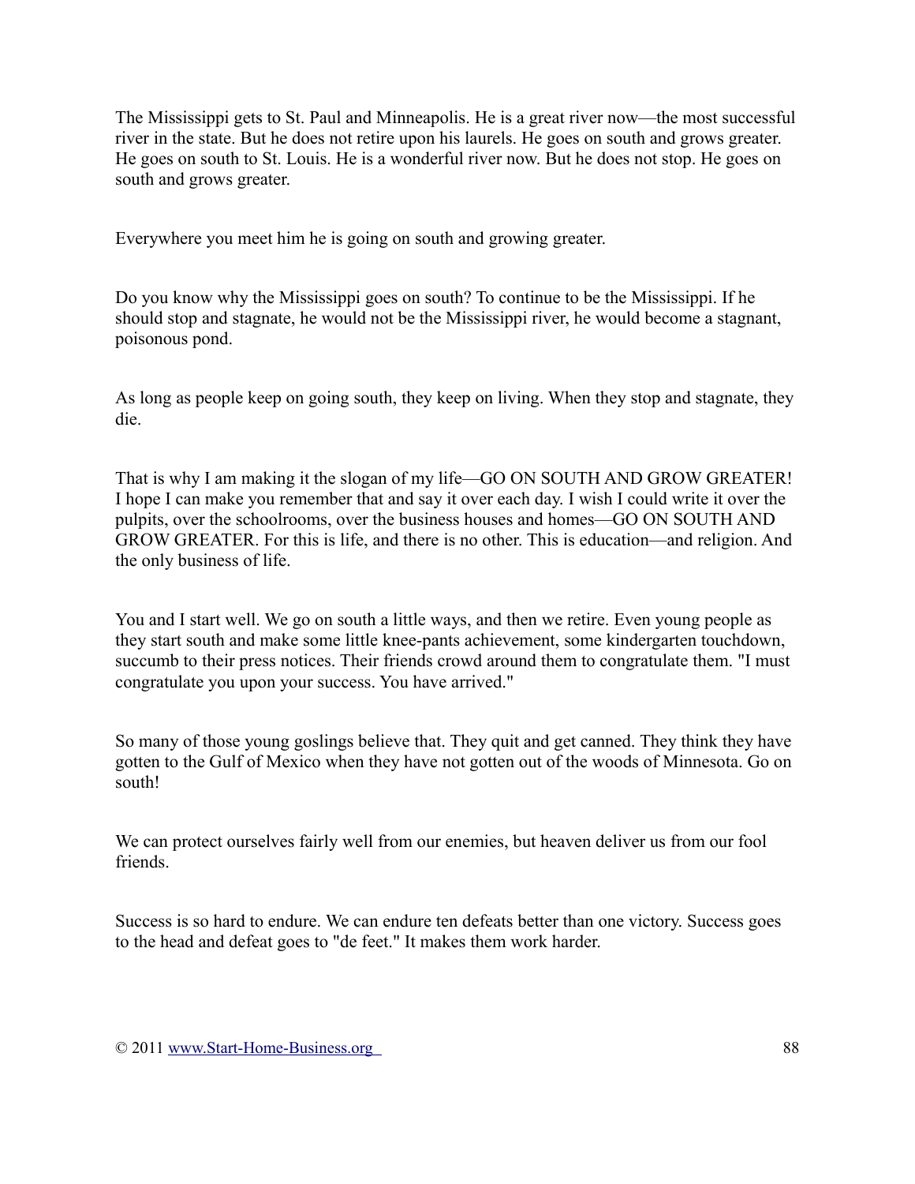The Mississippi gets to St. Paul and Minneapolis. He is a great river now—the most successful river in the state. But he does not retire upon his laurels. He goes on south and grows greater. He goes on south to St. Louis. He is a wonderful river now. But he does not stop. He goes on south and grows greater.

Everywhere you meet him he is going on south and growing greater.

Do you know why the Mississippi goes on south? To continue to be the Mississippi. If he should stop and stagnate, he would not be the Mississippi river, he would become a stagnant, poisonous pond.

As long as people keep on going south, they keep on living. When they stop and stagnate, they die.

That is why I am making it the slogan of my life—GO ON SOUTH AND GROW GREATER! I hope I can make you remember that and say it over each day. I wish I could write it over the pulpits, over the schoolrooms, over the business houses and homes—GO ON SOUTH AND GROW GREATER. For this is life, and there is no other. This is education—and religion. And the only business of life.

You and I start well. We go on south a little ways, and then we retire. Even young people as they start south and make some little knee-pants achievement, some kindergarten touchdown, succumb to their press notices. Their friends crowd around them to congratulate them. "I must congratulate you upon your success. You have arrived."

So many of those young goslings believe that. They quit and get canned. They think they have gotten to the Gulf of Mexico when they have not gotten out of the woods of Minnesota. Go on south!

We can protect ourselves fairly well from our enemies, but heaven deliver us from our fool friends.

Success is so hard to endure. We can endure ten defeats better than one victory. Success goes to the head and defeat goes to "de feet." It makes them work harder.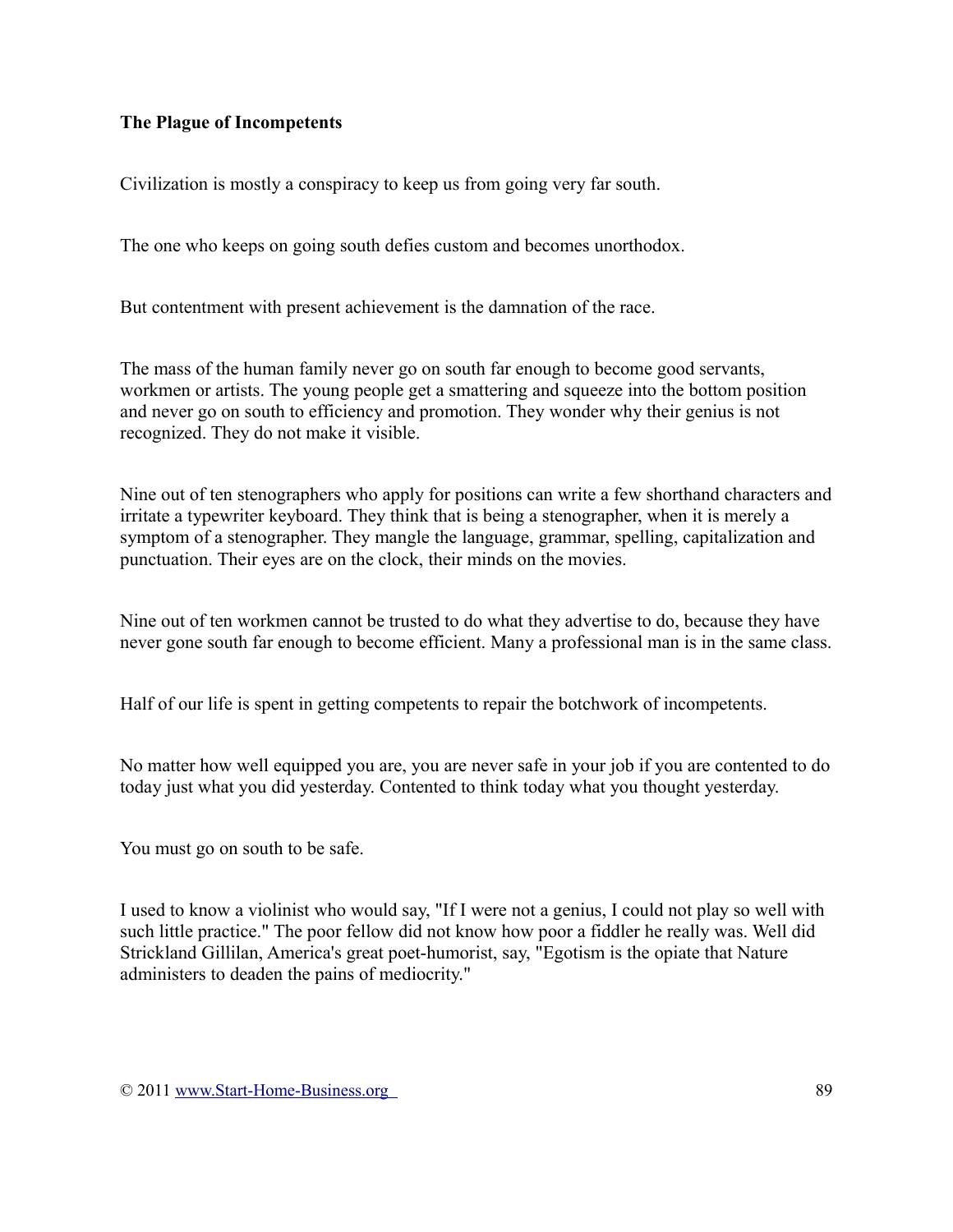**The Plague of Incompetents**

Civilization is mostly a conspiracy to keep us from going very far south.

The one who keeps on going south defies custom and becomes unorthodox.

But contentment with present achievement is the damnation of the race.

The mass of the human family never go on south far enough to become good servants, workmen or artists. The young people get a smattering and squeeze into the bottom position and never go on south to efficiency and promotion. They wonder why their genius is not recognized. They do not make it visible.

Nine out of ten stenographers who apply for positions can write a few shorthand characters and irritate a typewriter keyboard. They think that is being a stenographer, when it is merely a symptom of a stenographer. They mangle the language, grammar, spelling, capitalization and punctuation. Their eyes are on the clock, their minds on the movies.

Nine out of ten workmen cannot be trusted to do what they advertise to do, because they have never gone south far enough to become efficient. Many a professional man is in the same class.

Half of our life is spent in getting competents to repair the botchwork of incompetents.

No matter how well equipped you are, you are never safe in your job if you are contented to do today just what you did yesterday. Contented to think today what you thought yesterday.

You must go on south to be safe.

I used to know a violinist who would say, "If I were not a genius, I could not play so well with such little practice." The poor fellow did not know how poor a fiddler he really was. Well did Strickland Gillilan, America's great poet-humorist, say, "Egotism is the opiate that Nature administers to deaden the pains of mediocrity."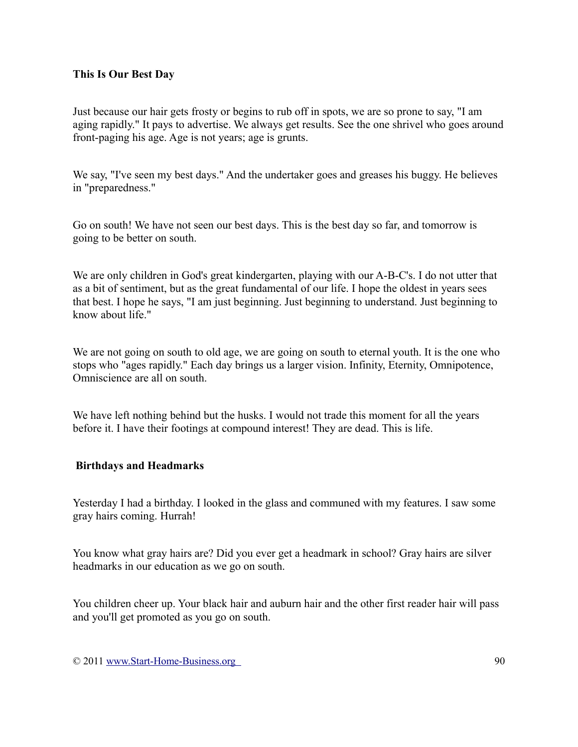## This Is Our Best Day

Just because our hair gets frosty or begins to rub off in spots, we are so prone to say, "I am aging rapidly." It pays to advertise. We always get results. See the one shrivel who goes around front-paging his age. Age is not years; age is grunts.

We say, "I've seen my best days." And the undertaker goes and greases his buggy. He believes in "preparedness."

Go on south! We have not seen our best days. This is the best day so far, and tomorrow is going to be better on south.

We are only children in God's great kindergarten, playing with our A-B-C's. I do not utter that as a bit of sentiment, but as the great fundamental of our life. I hope the oldest in years sees that best. I hope he says, "I am just beginning. Just beginning to understand. Just beginning to know about life."

We are not going on south to old age, we are going on south to eternal youth. It is the one who stops who "ages rapidly." Each day brings us a larger vision. Infinity, Eternity, Omnipotence, Omniscience are all on south.

We have left nothing behind but the husks. I would not trade this moment for all the years before it. I have their footings at compound interest! They are dead. This is life.

## Birthdays and Headmarks

Yesterday I had a birthday. I looked in the glass and communed with my features. I saw some gray hairs coming. Hurrah!

You know what gray hairs are? Did you ever get a headmark in school? Gray hairs are silver headmarks in our education as we go on south.

You children cheer up. Your black hair and auburn hair and the other first reader hair will pass and you'll get promoted as you go on south.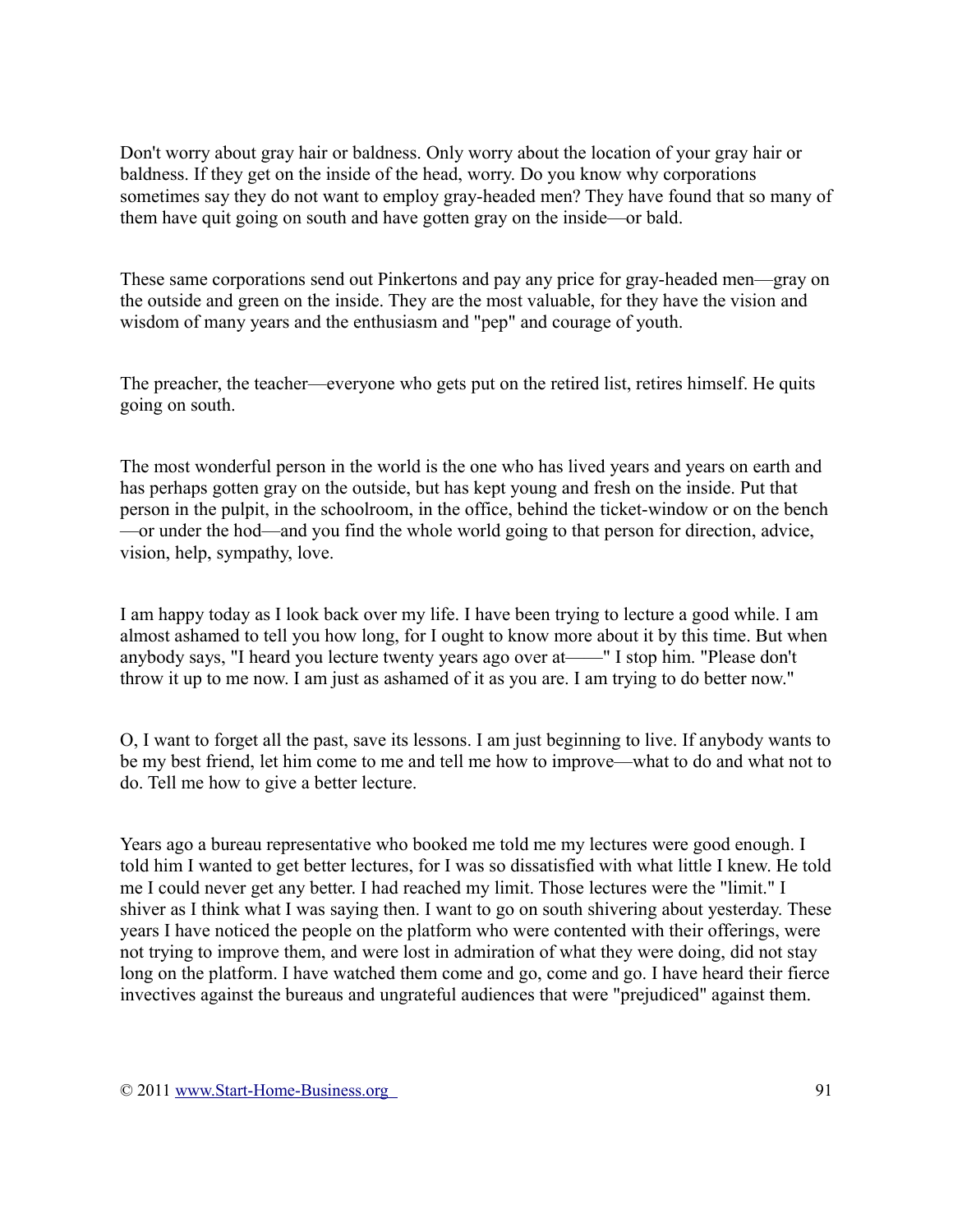Don't worry about gray hair or baldness. Only worry about the location of your gray hair or baldness. If they get on the inside of the head, worry. Do you know why corporations sometimes say they do not want to employ gray-headed men? They have found that so many of them have quit going on south and have gotten gray on the inside—or bald.

These same corporations send out Pinkertons and pay any price for gray-headed men—gray on the outside and green on the inside. They are the most valuable, for they have the vision and wisdom of many years and the enthusiasm and "pep" and courage of youth.

The preacher, the teacher—everyone who gets put on the retired list, retires himself. He quits going on south.

The most wonderful person in the world is the one who has lived years and years on earth and has perhaps gotten gray on the outside, but has kept young and fresh on the inside. Put that person in the pulpit, in the schoolroom, in the office, behind the ticket-window or on the bench—or under the hod—and you find the whole world going to that person for direction, advice, vision, help, sympathy, love.

I am happy today as I look back over my life. I have been trying to lecture a good while. I am almost ashamed to tell you how long, for I ought to know more about it by this time. But when anybody says, "I heard you lecture twenty years ago over at——" I stop him. "Please don't throw it up to me now. I am just as ashamed of it as you are. I am trying to do better now."

O, I want to forget all the past, save its lessons. I am just beginning to live. If anybody wants to be my best friend, let him come to me and tell me how to improve—what to do and what not to do. Tell me how to give a better lecture.

Years ago a bureau representative who booked me told me my lectures were good enough. I told him I wanted to get better lectures, for I was so dissatisfied with what little I knew. He told me I could never get any better. I had reached my limit. Those lectures were the "limit." I shiver as I think what I was saying then. I want to go on south shivering about yesterday. These years I have noticed the people on the platform who were contented with their offerings, were not trying to improve them, and were lost in admiration of what they were doing, did not stay long on the platform. I have watched them come and go, come and go. I have heard their fierce invectives against the bureaus and ungrateful audiences that were "prejudiced" against them.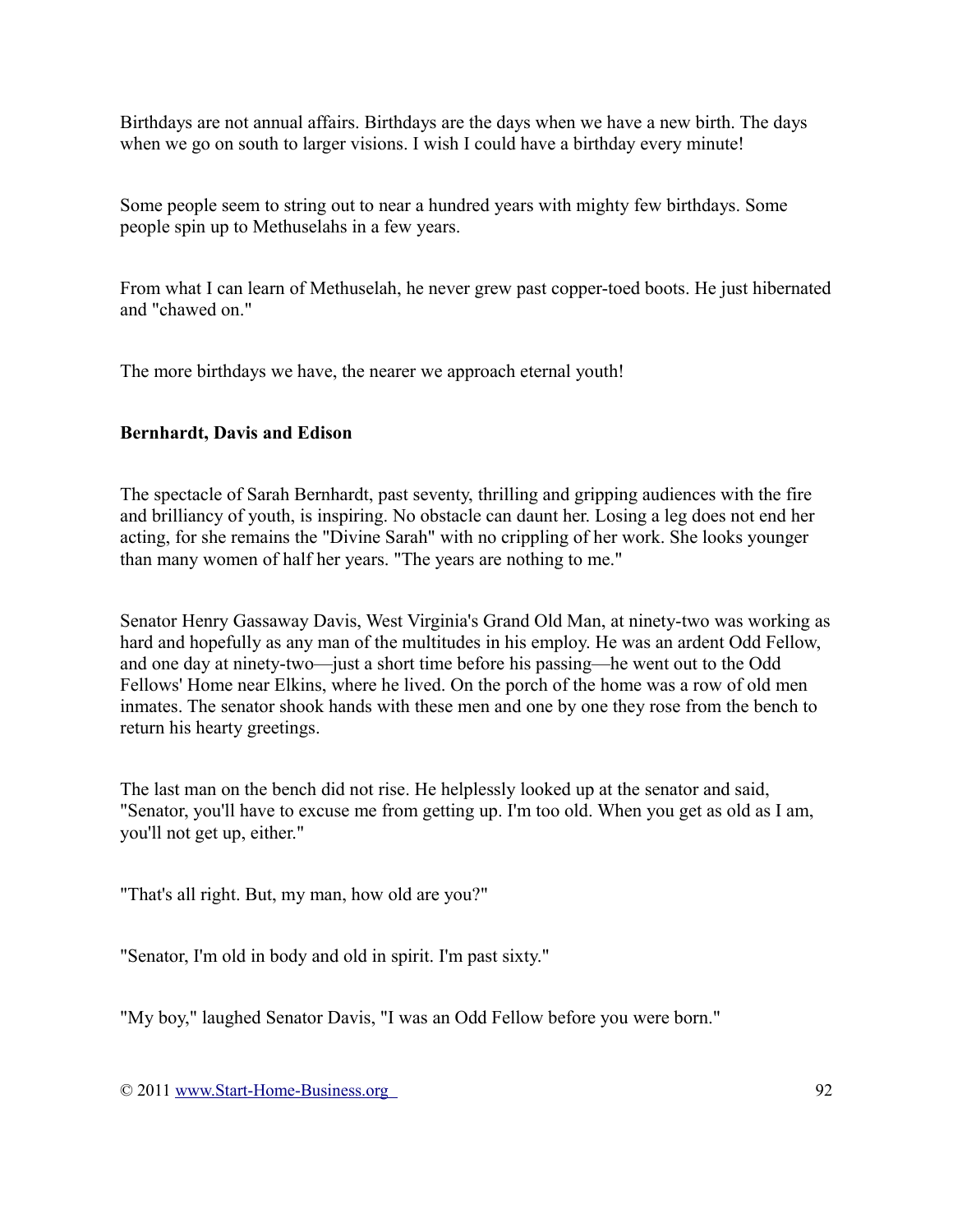Birthdays are not annual affairs. Birthdays are the days when we have a new birth. The days when we go on south to larger visions. I wish I could have a birthday every minute!

Some people seem to string out to near a hundred years with mighty few birthdays. Some people spin up to Methuselahs in a few years.

From what I can learn of Methuselah, he never grew past copper-toed boots. He just hibernated and "chawed on."

The more birthdays we have, the nearer we approach eternal youth!

### Bernhardt, Davis and Edison

The spectacle of Sarah Bernhardt, past seventy, thrilling and gripping audiences with the fire and brilliancy of youth, is inspiring. No obstacle can daunt her. Losing a leg does not end her acting, for she remains the "Divine Sarah" with no crippling of her work. She looks younger than many women of half her years. "The years are nothing to me."

Senator Henry Gassaway Davis, West Virginia's Grand Old Man, at ninety-two was working as hard and hopefully as any man of the multitudes in his employ. He was an ardent Odd Fellow, and one day at ninety-two—just a short time before his passing—he went out to the Odd Fellows' Home near Elkins, where he lived. On the porch of the home was a row of old men inmates. The senator shook hands with these men and one by one they rose from the bench to return his hearty greetings.

The last man on the bench did not rise. He helplessly looked up at the senator and said, "Senator, you'll have to excuse me from getting up. I'm too old. When you get as old as I am, you'll not get up, either."

"That's all right. But, my man, how old are you?"

"Senator, I'm old in body and old in spirit. I'm past sixty."

"My boy," laughed Senator Davis, "I was an Odd Fellow before you were born."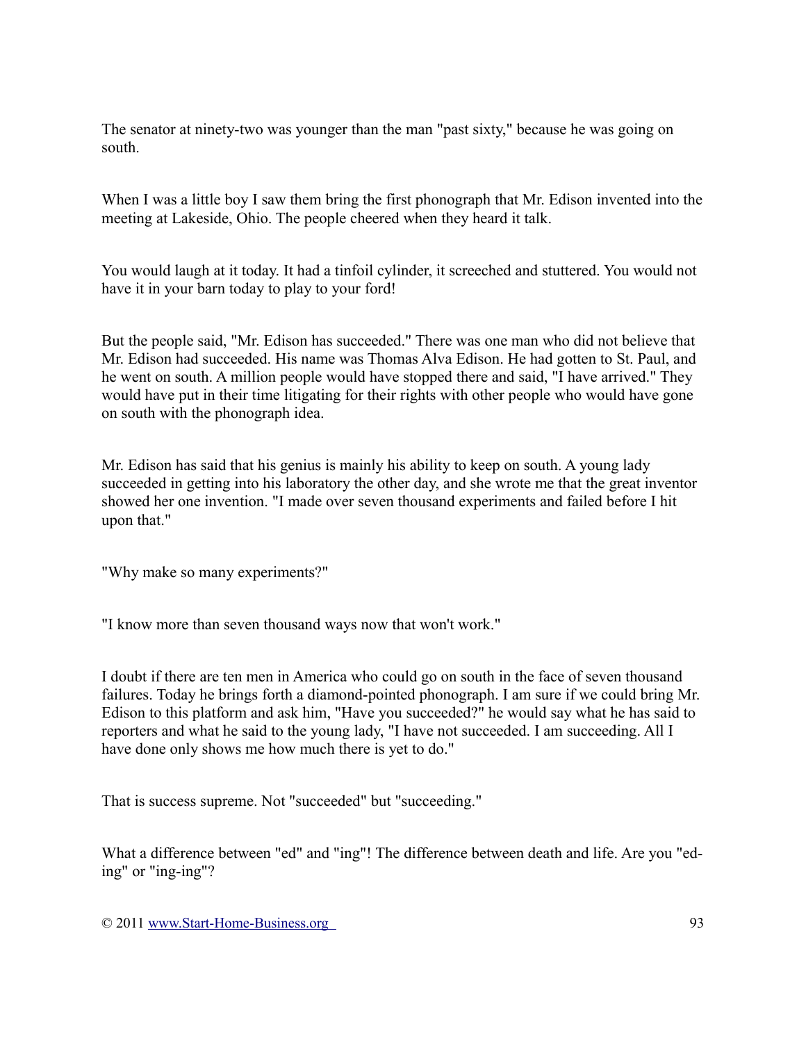The senator at ninety-two was younger than the man "past sixty," because he was going on south.

When I was a little boy I saw them bring the first phonograph that Mr. Edison invented into the meeting at Lakeside, Ohio. The people cheered when they heard it talk.

You would laugh at it today. It had a tinfoil cylinder, it screeched and stuttered. You would not have it in your barn today to play to your ford!

But the people said, "Mr. Edison has succeeded." There was one man who did not believe that Mr. Edison had succeeded. His name was Thomas Alva Edison. He had gotten to St. Paul, and he went on south. A million people would have stopped there and said, "I have arrived." They would have put in their time litigating for their rights with other people who would have gone on south with the phonograph idea.

Mr. Edison has said that his genius is mainly his ability to keep on south. A young lady succeeded in getting into his laboratory the other day, and she wrote me that the great inventor showed her one invention. "I made over seven thousand experiments and failed before I hit upon that."

"Why make so many experiments?"

"I know more than seven thousand ways now that won't work."

I doubt if there are ten men in America who could go on south in the face of seven thousand failures. Today he brings forth a diamond-pointed phonograph. I am sure if we could bring Mr. Edison to this platform and ask him, "Have you succeeded?" he would say what he has said to reporters and what he said to the young lady, "I have not succeeded. I am succeeding. All I have done only shows me how much there is yet to do."

That is success supreme. Not "succeeded" but "succeeding."

What a difference between "ed" and "ing"! The difference between death and life. Are you "ed-ing" or "ing-ing"?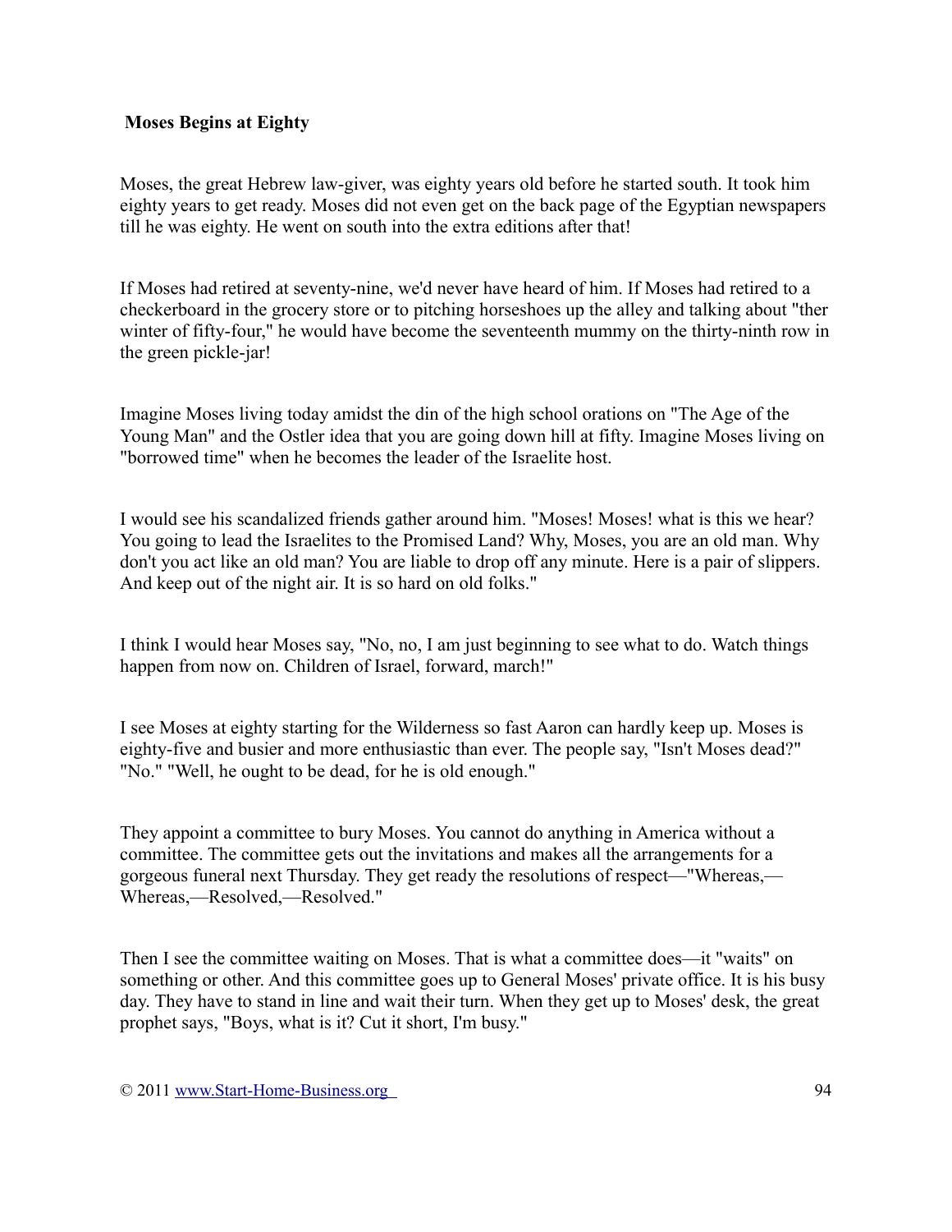**Moses Begins at Eighty**

Moses, the great Hebrew law-giver, was eighty years old before he started south. It took him eighty years to get ready. Moses did not even get on the back page of the Egyptian newspapers till he was eighty. He went on south into the extra editions after that!

If Moses had retired at seventy-nine, we'd never have heard of him. If Moses had retired to a checkerboard in the grocery store or to pitching horseshoes up the alley and talking about "ther winter of fifty-four," he would have become the seventeenth mummy on the thirty-ninth row in the green pickle-jar!

Imagine Moses living today amidst the din of the high school orations on "The Age of the Young Man" and the Ostler idea that you are going down hill at fifty. Imagine Moses living on "borrowed time" when he becomes the leader of the Israelite host.

I would see his scandalized friends gather around him. "Moses! Moses! what is this we hear? You going to lead the Israelites to the Promised Land? Why, Moses, you are an old man. Why don't you act like an old man? You are liable to drop off any minute. Here is a pair of slippers. And keep out of the night air. It is so hard on old folks."

I think I would hear Moses say, "No, no, I am just beginning to see what to do. Watch things happen from now on. Children of Israel, forward, march!"

I see Moses at eighty starting for the Wilderness so fast Aaron can hardly keep up. Moses is eighty-five and busier and more enthusiastic than ever. The people say, "Isn't Moses dead?" "No." "Well, he ought to be dead, for he is old enough."

They appoint a committee to bury Moses. You cannot do anything in America without a committee. The committee gets out the invitations and makes all the arrangements for a gorgeous funeral next Thursday. They get ready the resolutions of respect—"Whereas,—Whereas,—Resolved,—Resolved."

Then I see the committee waiting on Moses. That is what a committee does—it "waits" on something or other. And this committee goes up to General Moses' private office. It is his busy day. They have to stand in line and wait their turn. When they get up to Moses' desk, the great prophet says, "Boys, what is it? Cut it short, I'm busy."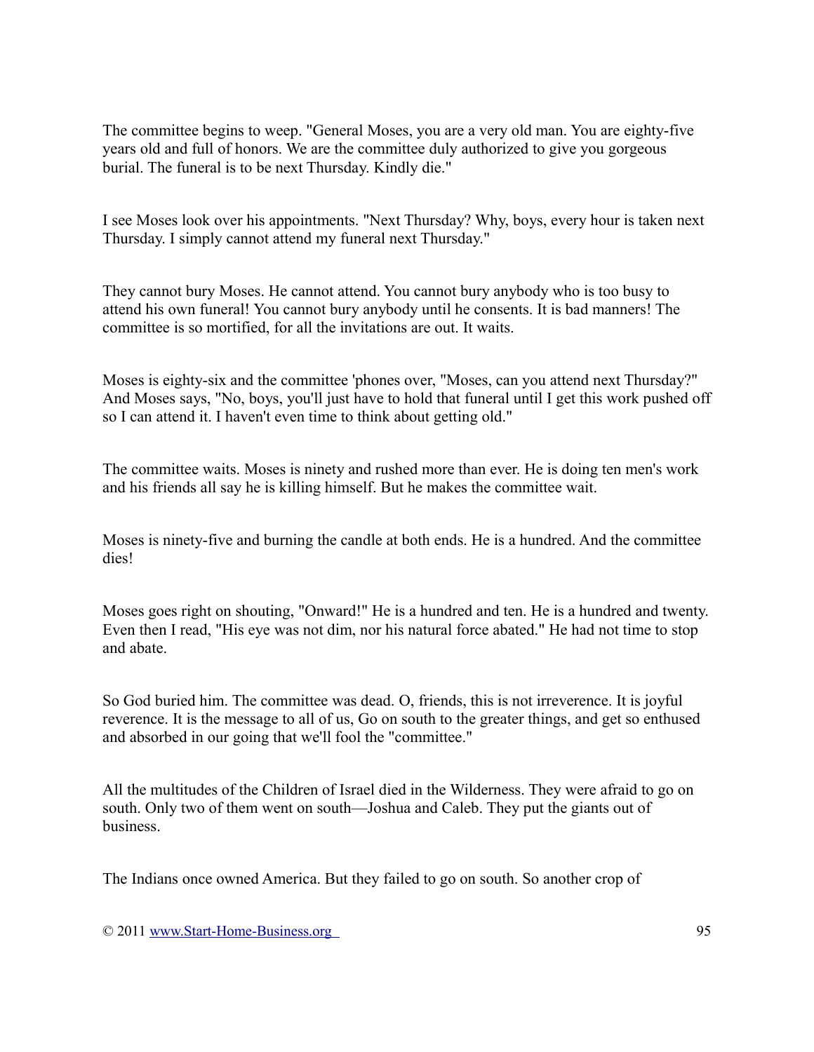The committee begins to weep. "General Moses, you are a very old man. You are eighty-five years old and full of honors. We are the committee duly authorized to give you gorgeous burial. The funeral is to be next Thursday. Kindly die."

I see Moses look over his appointments. "Next Thursday? Why, boys, every hour is taken next Thursday. I simply cannot attend my funeral next Thursday."

They cannot bury Moses. He cannot attend. You cannot bury anybody who is too busy to attend his own funeral! You cannot bury anybody until he consents. It is bad manners! The committee is so mortified, for all the invitations are out. It waits.

Moses is eighty-six and the committee 'phones over, "Moses, can you attend next Thursday?" And Moses says, "No, boys, you'll just have to hold that funeral until I get this work pushed off so I can attend it. I haven't even time to think about getting old."

The committee waits. Moses is ninety and rushed more than ever. He is doing ten men's work and his friends all say he is killing himself. But he makes the committee wait.

Moses is ninety-five and burning the candle at both ends. He is a hundred. And the committee dies!

Moses goes right on shouting, "Onward!" He is a hundred and ten. He is a hundred and twenty. Even then I read, "His eye was not dim, nor his natural force abated." He had not time to stop and abate.

So God buried him. The committee was dead. O, friends, this is not irreverence. It is joyful reverence. It is the message to all of us, Go on south to the greater things, and get so enthused and absorbed in our going that we'll fool the "committee."

All the multitudes of the Children of Israel died in the Wilderness. They were afraid to go on south. Only two of them went on south—Joshua and Caleb. They put the giants out of business.

The Indians once owned America. But they failed to go on south. So another crop of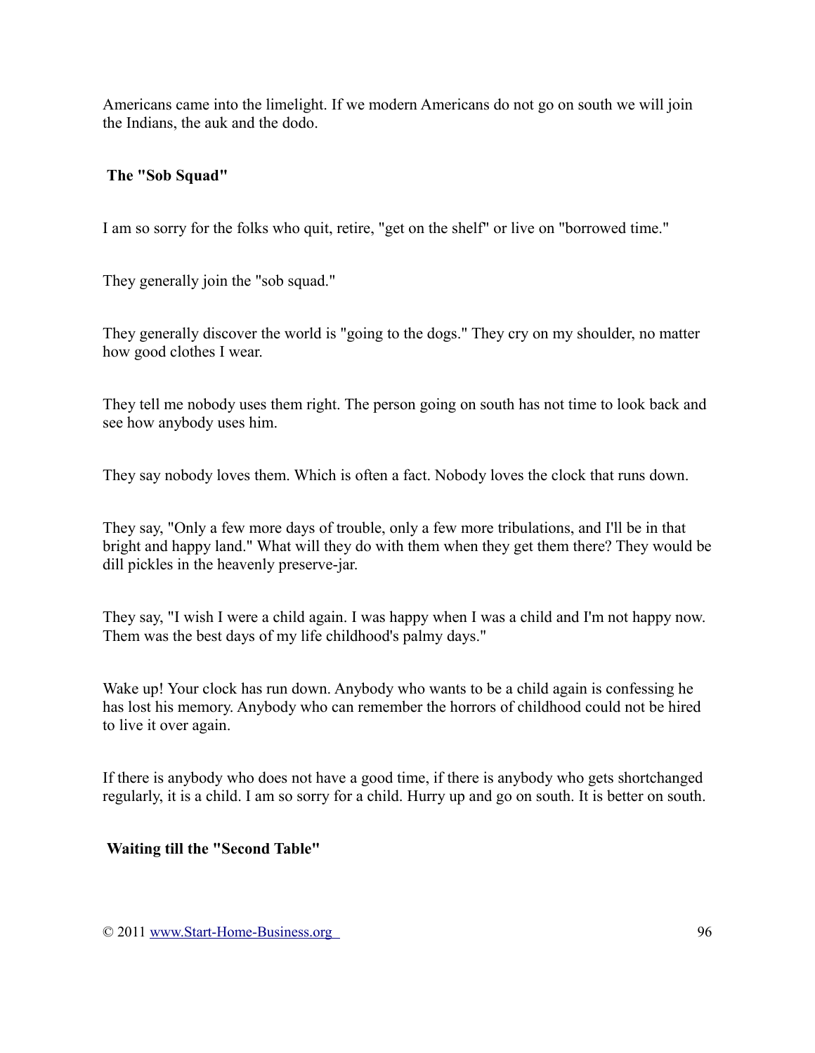Americans came into the limelight. If we modern Americans do not go on south we will join the Indians, the auk and the dodo.

### The "Sob Squad"

I am so sorry for the folks who quit, retire, "get on the shelf" or live on "borrowed time."

They generally join the "sob squad."

They generally discover the world is "going to the dogs." They cry on my shoulder, no matter how good clothes I wear.

They tell me nobody uses them right. The person going on south has not time to look back and see how anybody uses him.

They say nobody loves them. Which is often a fact. Nobody loves the clock that runs down.

They say, "Only a few more days of trouble, only a few more tribulations, and I'll be in that bright and happy land." What will they do with them when they get them there? They would be dill pickles in the heavenly preserve-jar.

They say, "I wish I were a child again. I was happy when I was a child and I'm not happy now. Them was the best days of my life childhood's palmy days."

Wake up! Your clock has run down. Anybody who wants to be a child again is confessing he has lost his memory. Anybody who can remember the horrors of childhood could not be hired to live it over again.

If there is anybody who does not have a good time, if there is anybody who gets shortchanged regularly, it is a child. I am so sorry for a child. Hurry up and go on south. It is better on south.

### Waiting till the "Second Table"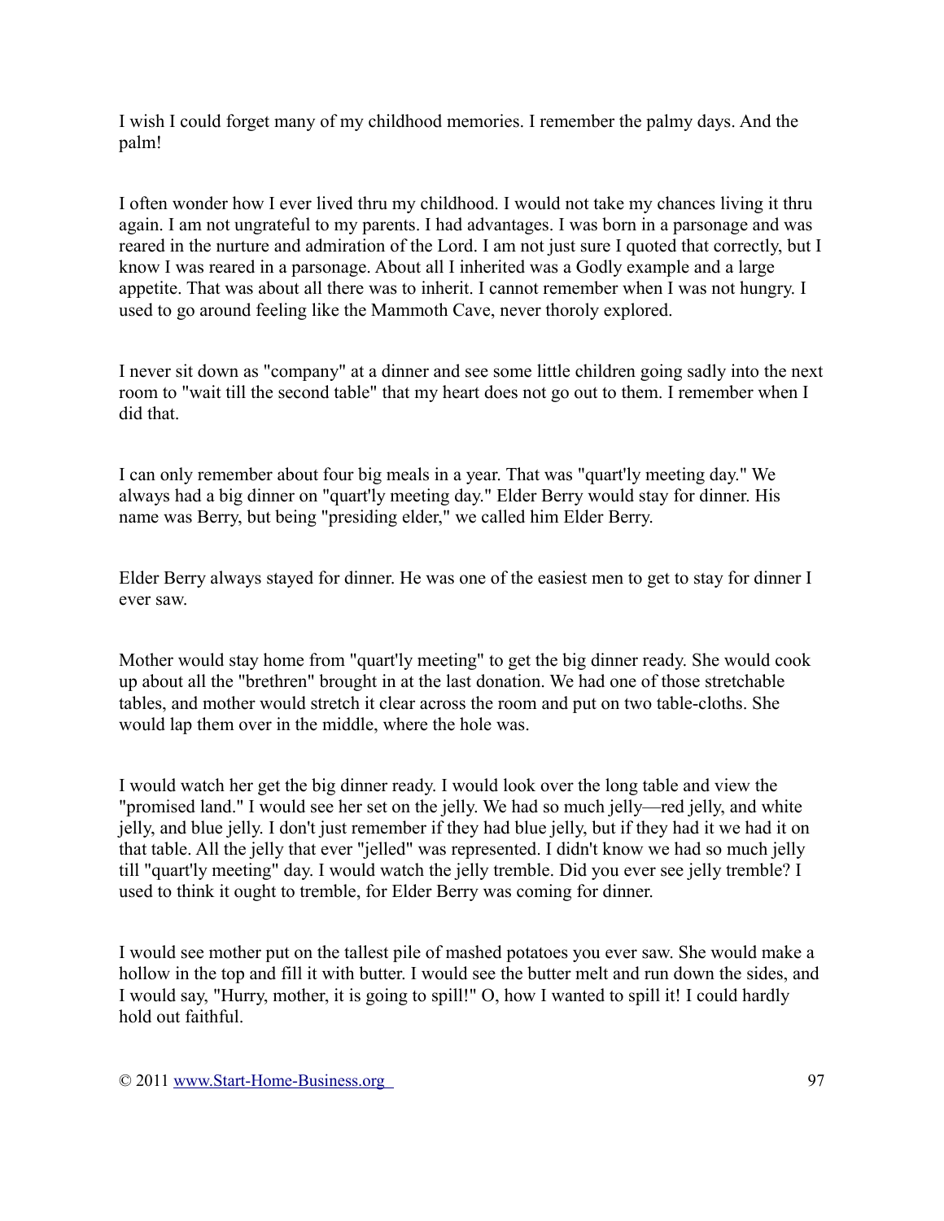I wish I could forget many of my childhood memories. I remember the palmy days. And the palm!

I often wonder how I ever lived thru my childhood. I would not take my chances living it thru again. I am not ungrateful to my parents. I had advantages. I was born in a parsonage and was reared in the nurture and admiration of the Lord. I am not just sure I quoted that correctly, but I know I was reared in a parsonage. About all I inherited was a Godly example and a large appetite. That was about all there was to inherit. I cannot remember when I was not hungry. I used to go around feeling like the Mammoth Cave, never thoroly explored.

I never sit down as "company" at a dinner and see some little children going sadly into the next room to "wait till the second table" that my heart does not go out to them. I remember when I did that.

I can only remember about four big meals in a year. That was "quart'ly meeting day." We always had a big dinner on "quart'ly meeting day." Elder Berry would stay for dinner. His name was Berry, but being "presiding elder," we called him Elder Berry.

Elder Berry always stayed for dinner. He was one of the easiest men to get to stay for dinner I ever saw.

Mother would stay home from "quart'ly meeting" to get the big dinner ready. She would cook up about all the "brethren" brought in at the last donation. We had one of those stretchable tables, and mother would stretch it clear across the room and put on two table-cloths. She would lap them over in the middle, where the hole was.

I would watch her get the big dinner ready. I would look over the long table and view the "promised land." I would see her set on the jelly. We had so much jelly—red jelly, and white jelly, and blue jelly. I don't just remember if they had blue jelly, but if they had it we had it on that table. All the jelly that ever "jelled" was represented. I didn't know we had so much jelly till "quart'ly meeting" day. I would watch the jelly tremble. Did you ever see jelly tremble? I used to think it ought to tremble, for Elder Berry was coming for dinner.

I would see mother put on the tallest pile of mashed potatoes you ever saw. She would make a hollow in the top and fill it with butter. I would see the butter melt and run down the sides, and I would say, "Hurry, mother, it is going to spill!" O, how I wanted to spill it! I could hardly hold out faithful.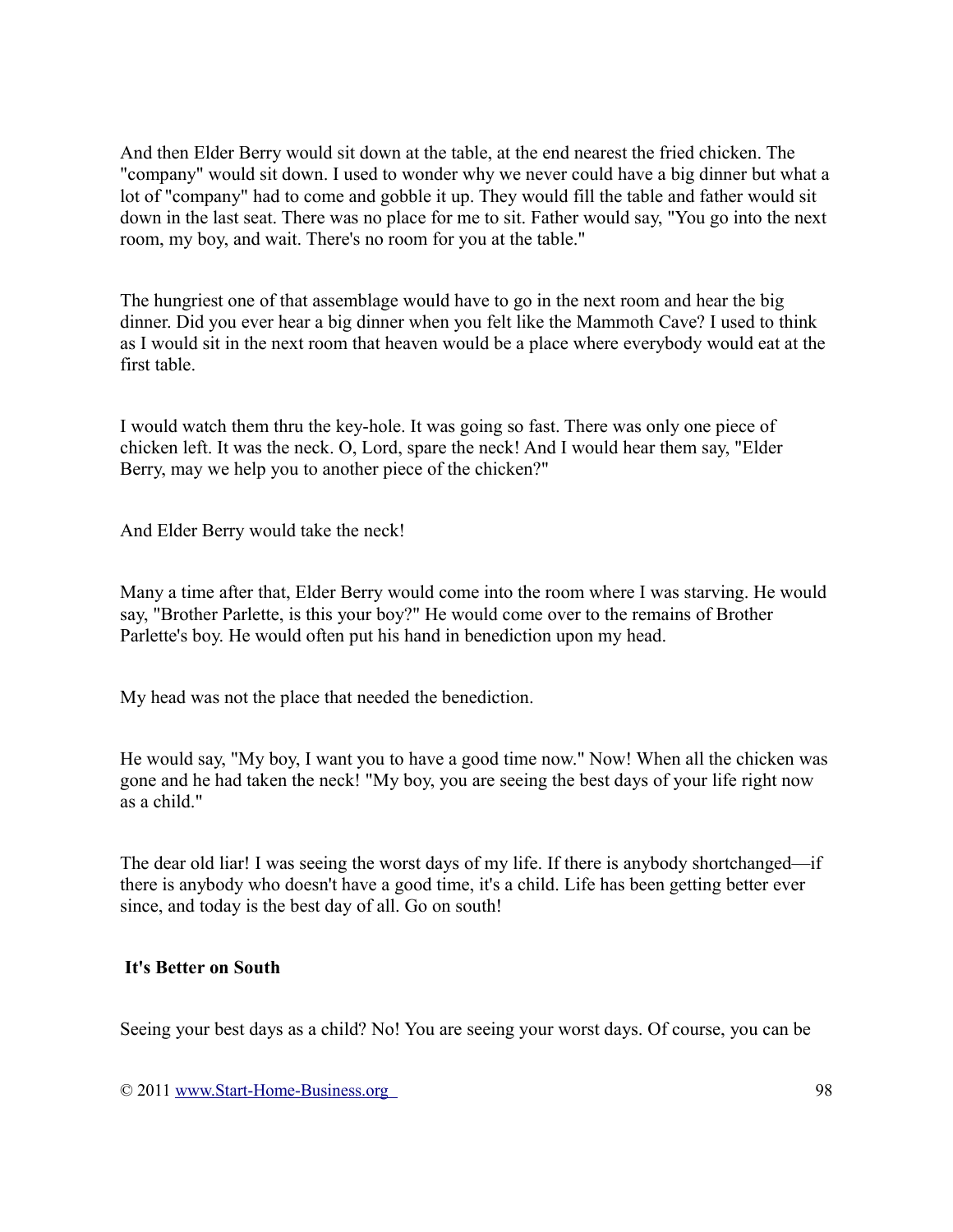And then Elder Berry would sit down at the table, at the end nearest the fried chicken. The "company" would sit down. I used to wonder why we never could have a big dinner but what a lot of "company" had to come and gobble it up. They would fill the table and father would sit down in the last seat. There was no place for me to sit. Father would say, "You go into the next room, my boy, and wait. There's no room for you at the table."

The hungriest one of that assemblage would have to go in the next room and hear the big dinner. Did you ever hear a big dinner when you felt like the Mammoth Cave? I used to think as I would sit in the next room that heaven would be a place where everybody would eat at the first table.

I would watch them thru the key-hole. It was going so fast. There was only one piece of chicken left. It was the neck. O, Lord, spare the neck! And I would hear them say, "Elder Berry, may we help you to another piece of the chicken?"

And Elder Berry would take the neck!

Many a time after that, Elder Berry would come into the room where I was starving. He would say, "Brother Parlette, is this your boy?" He would come over to the remains of Brother Parlette's boy. He would often put his hand in benediction upon my head.

My head was not the place that needed the benediction.

He would say, "My boy, I want you to have a good time now." Now! When all the chicken was gone and he had taken the neck! "My boy, you are seeing the best days of your life right now as a child."

The dear old liar! I was seeing the worst days of my life. If there is anybody shortchanged—if there is anybody who doesn't have a good time, it's a child. Life has been getting better ever since, and today is the best day of all. Go on south!

**It's Better on South**

Seeing your best days as a child? No! You are seeing your worst days. Of course, you can be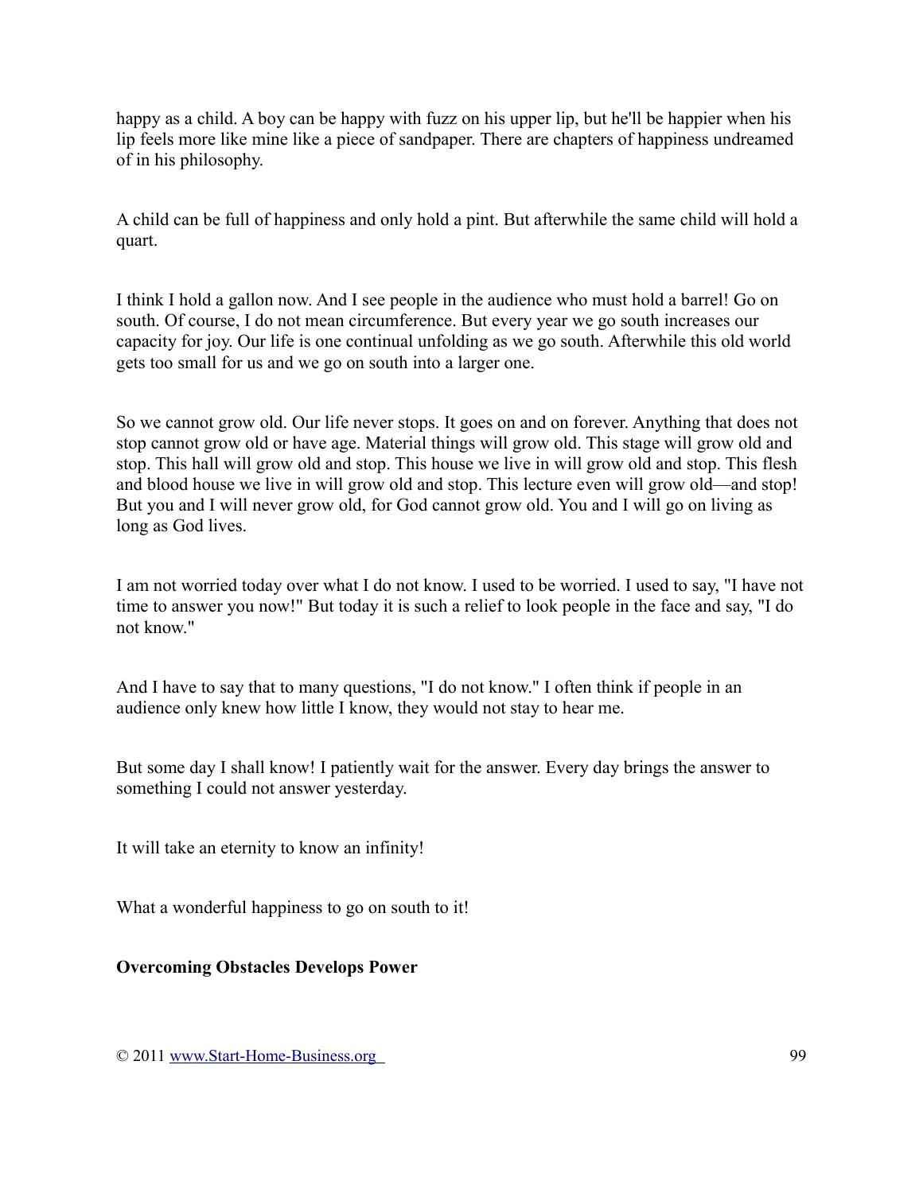happy as a child. A boy can be happy with fuzz on his upper lip, but he'll be happier when his lip feels more like mine like a piece of sandpaper. There are chapters of happiness undreamed of in his philosophy.

A child can be full of happiness and only hold a pint. But afterwhile the same child will hold a quart.

I think I hold a gallon now. And I see people in the audience who must hold a barrel! Go on south. Of course, I do not mean circumference. But every year we go south increases our capacity for joy. Our life is one continual unfolding as we go south. Afterwhile this old world gets too small for us and we go on south into a larger one.

So we cannot grow old. Our life never stops. It goes on and on forever. Anything that does not stop cannot grow old or have age. Material things will grow old. This stage will grow old and stop. This hall will grow old and stop. This house we live in will grow old and stop. This flesh and blood house we live in will grow old and stop. This lecture even will grow old—and stop! But you and I will never grow old, for God cannot grow old. You and I will go on living as long as God lives.

I am not worried today over what I do not know. I used to be worried. I used to say, "I have not time to answer you now!" But today it is such a relief to look people in the face and say, "I do not know."

And I have to say that to many questions, "I do not know." I often think if people in an audience only knew how little I know, they would not stay to hear me.

But some day I shall know! I patiently wait for the answer. Every day brings the answer to something I could not answer yesterday.

It will take an eternity to know an infinity!

What a wonderful happiness to go on south to it!

**Overcoming Obstacles Develops Power**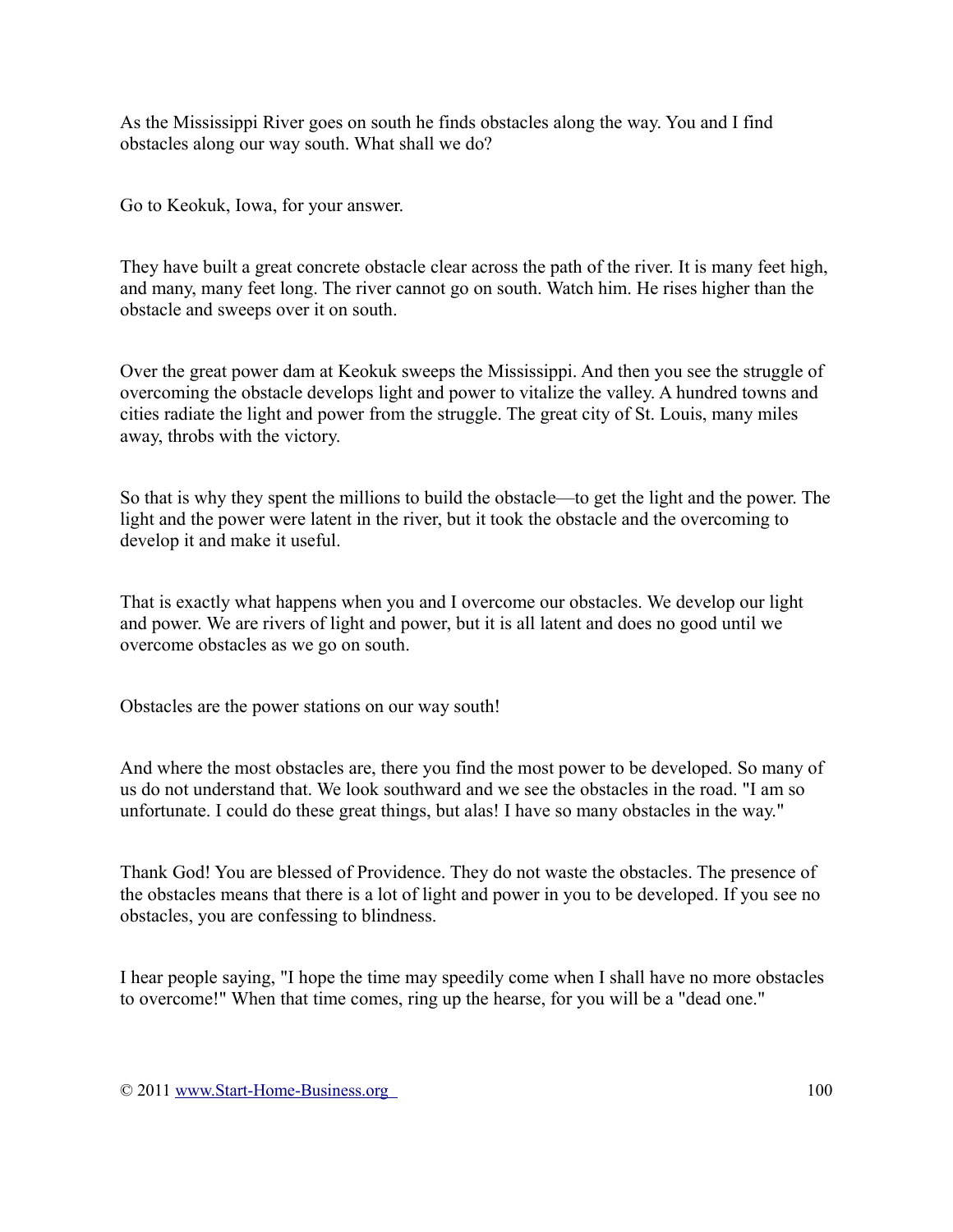As the Mississippi River goes on south he finds obstacles along the way. You and I find obstacles along our way south. What shall we do?

Go to Keokuk, Iowa, for your answer.

They have built a great concrete obstacle clear across the path of the river. It is many feet high, and many, many feet long. The river cannot go on south. Watch him. He rises higher than the obstacle and sweeps over it on south.

Over the great power dam at Keokuk sweeps the Mississippi. And then you see the struggle of overcoming the obstacle develops light and power to vitalize the valley. A hundred towns and cities radiate the light and power from the struggle. The great city of St. Louis, many miles away, throbs with the victory.

So that is why they spent the millions to build the obstacle—to get the light and the power. The light and the power were latent in the river, but it took the obstacle and the overcoming to develop it and make it useful.

That is exactly what happens when you and I overcome our obstacles. We develop our light and power. We are rivers of light and power, but it is all latent and does no good until we overcome obstacles as we go on south.

Obstacles are the power stations on our way south!

And where the most obstacles are, there you find the most power to be developed. So many of us do not understand that. We look southward and we see the obstacles in the road. "I am so unfortunate. I could do these great things, but alas! I have so many obstacles in the way."

Thank God! You are blessed of Providence. They do not waste the obstacles. The presence of the obstacles means that there is a lot of light and power in you to be developed. If you see no obstacles, you are confessing to blindness.

I hear people saying, "I hope the time may speedily come when I shall have no more obstacles to overcome!" When that time comes, ring up the hearse, for you will be a "dead one."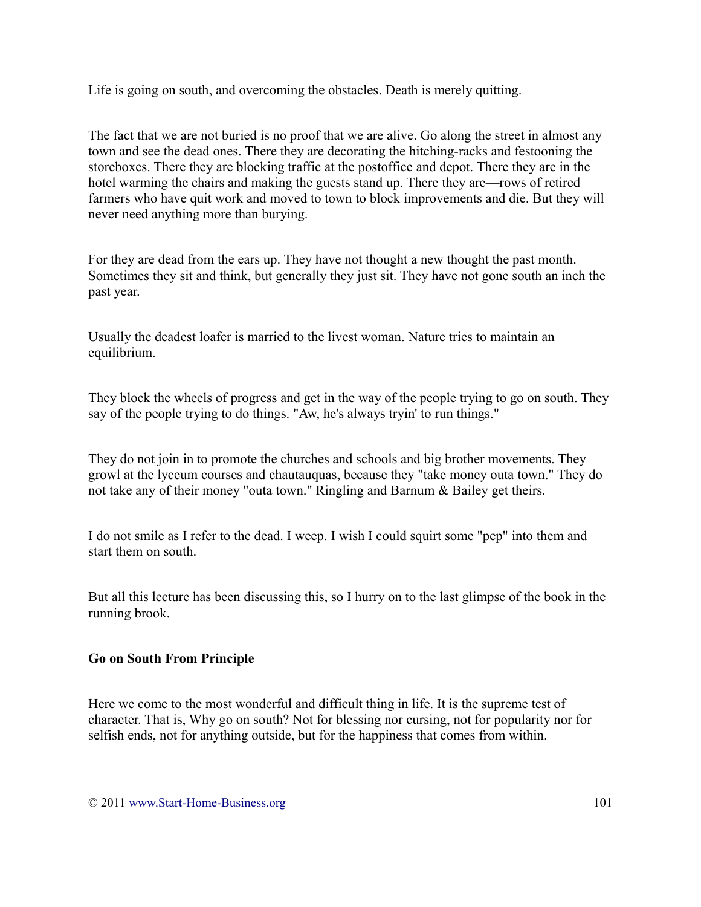Life is going on south, and overcoming the obstacles. Death is merely quitting.

The fact that we are not buried is no proof that we are alive. Go along the street in almost any town and see the dead ones. There they are decorating the hitching-racks and festooning the storeboxes. There they are blocking traffic at the postoffice and depot. There they are in the hotel warming the chairs and making the guests stand up. There they are—rows of retired farmers who have quit work and moved to town to block improvements and die. But they will never need anything more than burying.

For they are dead from the ears up. They have not thought a new thought the past month. Sometimes they sit and think, but generally they just sit. They have not gone south an inch the past year.

Usually the deadest loafer is married to the livest woman. Nature tries to maintain an equilibrium.

They block the wheels of progress and get in the way of the people trying to go on south. They say of the people trying to do things. "Aw, he's always tryin' to run things."

They do not join in to promote the churches and schools and big brother movements. They growl at the lyceum courses and chautauquas, because they "take money outa town." They do not take any of their money "outa town." Ringling and Barnum & Bailey get theirs.

I do not smile as I refer to the dead. I weep. I wish I could squirt some "pep" into them and start them on south.

But all this lecture has been discussing this, so I hurry on to the last glimpse of the book in the running brook.

**Go on South From Principle**

Here we come to the most wonderful and difficult thing in life. It is the supreme test of character. That is, Why go on south? Not for blessing nor cursing, not for popularity nor for selfish ends, not for anything outside, but for the happiness that comes from within.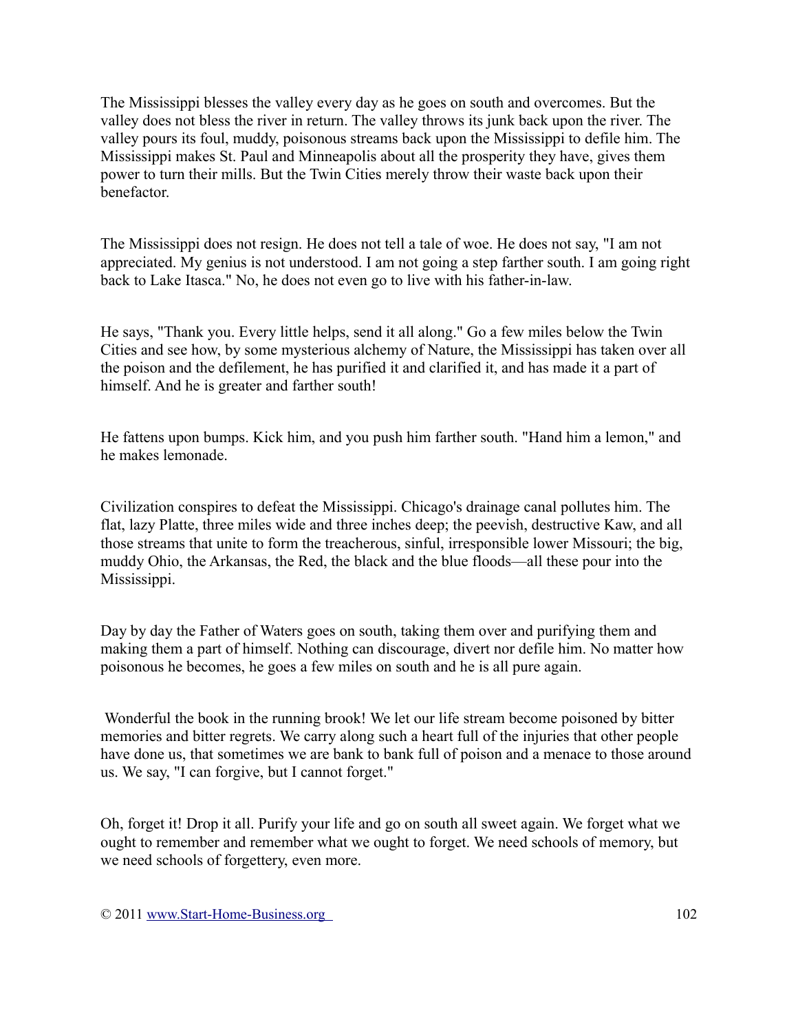The Mississippi blesses the valley every day as he goes on south and overcomes. But the valley does not bless the river in return. The valley throws its junk back upon the river. The valley pours its foul, muddy, poisonous streams back upon the Mississippi to defile him. The Mississippi makes St. Paul and Minneapolis about all the prosperity they have, gives them power to turn their mills. But the Twin Cities merely throw their waste back upon their benefactor.

The Mississippi does not resign. He does not tell a tale of woe. He does not say, "I am not appreciated. My genius is not understood. I am not going a step farther south. I am going right back to Lake Itasca." No, he does not even go to live with his father-in-law.

He says, "Thank you. Every little helps, send it all along." Go a few miles below the Twin Cities and see how, by some mysterious alchemy of Nature, the Mississippi has taken over all the poison and the defilement, he has purified it and clarified it, and has made it a part of himself. And he is greater and farther south!

He fattens upon bumps. Kick him, and you push him farther south. "Hand him a lemon," and he makes lemonade.

Civilization conspires to defeat the Mississippi. Chicago's drainage canal pollutes him. The flat, lazy Platte, three miles wide and three inches deep; the peevish, destructive Kaw, and all those streams that unite to form the treacherous, sinful, irresponsible lower Missouri; the big, muddy Ohio, the Arkansas, the Red, the black and the blue floods—all these pour into the Mississippi.

Day by day the Father of Waters goes on south, taking them over and purifying them and making them a part of himself. Nothing can discourage, divert nor defile him. No matter how poisonous he becomes, he goes a few miles on south and he is all pure again.

Wonderful the book in the running brook! We let our life stream become poisoned by bitter memories and bitter regrets. We carry along such a heart full of the injuries that other people have done us, that sometimes we are bank to bank full of poison and a menace to those around us. We say, "I can forgive, but I cannot forget."

Oh, forget it! Drop it all. Purify your life and go on south all sweet again. We forget what we ought to remember and remember what we ought to forget. We need schools of memory, but we need schools of forgettery, even more.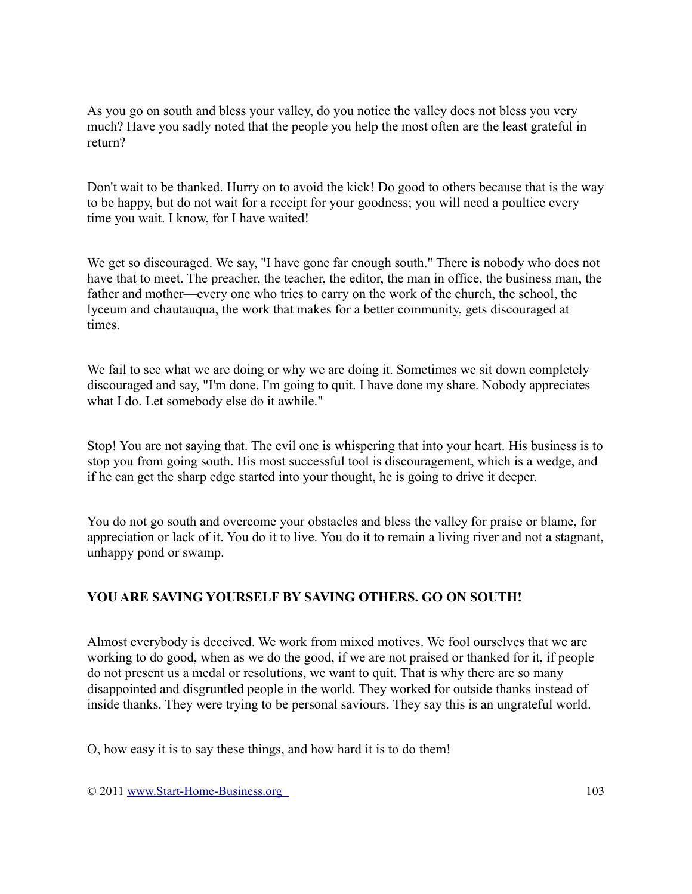As you go on south and bless your valley, do you notice the valley does not bless you very much? Have you sadly noted that the people you help the most often are the least grateful in return?

Don't wait to be thanked. Hurry on to avoid the kick! Do good to others because that is the way to be happy, but do not wait for a receipt for your goodness; you will need a poultice every time you wait. I know, for I have waited!

We get so discouraged. We say, "I have gone far enough south." There is nobody who does not have that to meet. The preacher, the teacher, the editor, the man in office, the business man, the father and mother—every one who tries to carry on the work of the church, the school, the lyceum and chautauqua, the work that makes for a better community, gets discouraged at times.

We fail to see what we are doing or why we are doing it. Sometimes we sit down completely discouraged and say, "I'm done. I'm going to quit. I have done my share. Nobody appreciates what I do. Let somebody else do it awhile."

Stop! You are not saying that. The evil one is whispering that into your heart. His business is to stop you from going south. His most successful tool is discouragement, which is a wedge, and if he can get the sharp edge started into your thought, he is going to drive it deeper.

You do not go south and overcome your obstacles and bless the valley for praise or blame, for appreciation or lack of it. You do it to live. You do it to remain a living river and not a stagnant, unhappy pond or swamp.

**YOU ARE SAVING YOURSELF BY SAVING OTHERS. GO ON SOUTH!**

Almost everybody is deceived. We work from mixed motives. We fool ourselves that we are working to do good, when as we do the good, if we are not praised or thanked for it, if people do not present us a medal or resolutions, we want to quit. That is why there are so many disappointed and disgruntled people in the world. They worked for outside thanks instead of inside thanks. They were trying to be personal saviours. They say this is an ungrateful world.

O, how easy it is to say these things, and how hard it is to do them!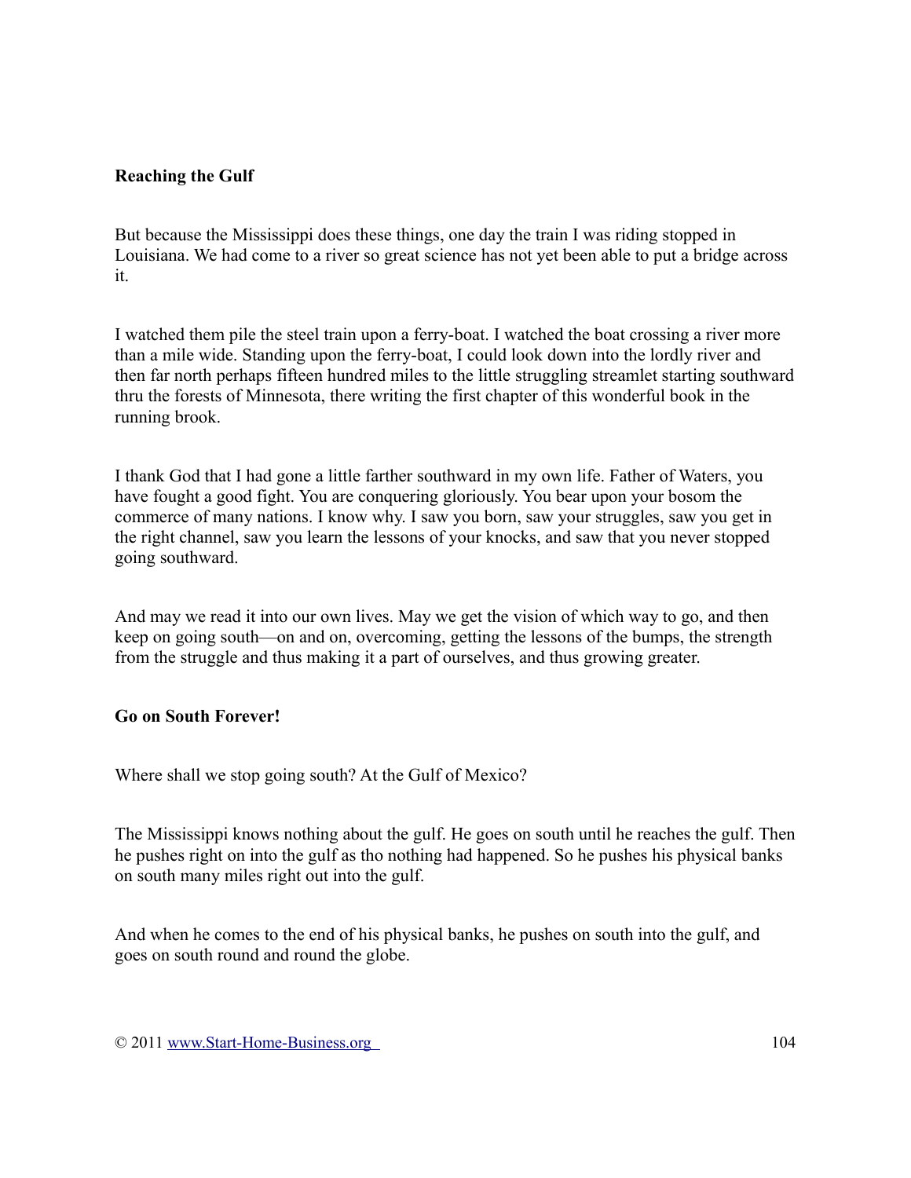**Reaching the Gulf**

But because the Mississippi does these things, one day the train I was riding stopped in Louisiana. We had come to a river so great science has not yet been able to put a bridge across it.

I watched them pile the steel train upon a ferry-boat. I watched the boat crossing a river more than a mile wide. Standing upon the ferry-boat, I could look down into the lordly river and then far north perhaps fifteen hundred miles to the little struggling streamlet starting southward thru the forests of Minnesota, there writing the first chapter of this wonderful book in the running brook.

I thank God that I had gone a little farther southward in my own life. Father of Waters, you have fought a good fight. You are conquering gloriously. You bear upon your bosom the commerce of many nations. I know why. I saw you born, saw your struggles, saw you get in the right channel, saw you learn the lessons of your knocks, and saw that you never stopped going southward.

And may we read it into our own lives. May we get the vision of which way to go, and then keep on going south—on and on, overcoming, getting the lessons of the bumps, the strength from the struggle and thus making it a part of ourselves, and thus growing greater.

**Go on South Forever!**

Where shall we stop going south? At the Gulf of Mexico?

The Mississippi knows nothing about the gulf. He goes on south until he reaches the gulf. Then he pushes right on into the gulf as tho nothing had happened. So he pushes his physical banks on south many miles right out into the gulf.

And when he comes to the end of his physical banks, he pushes on south into the gulf, and goes on south round and round the globe.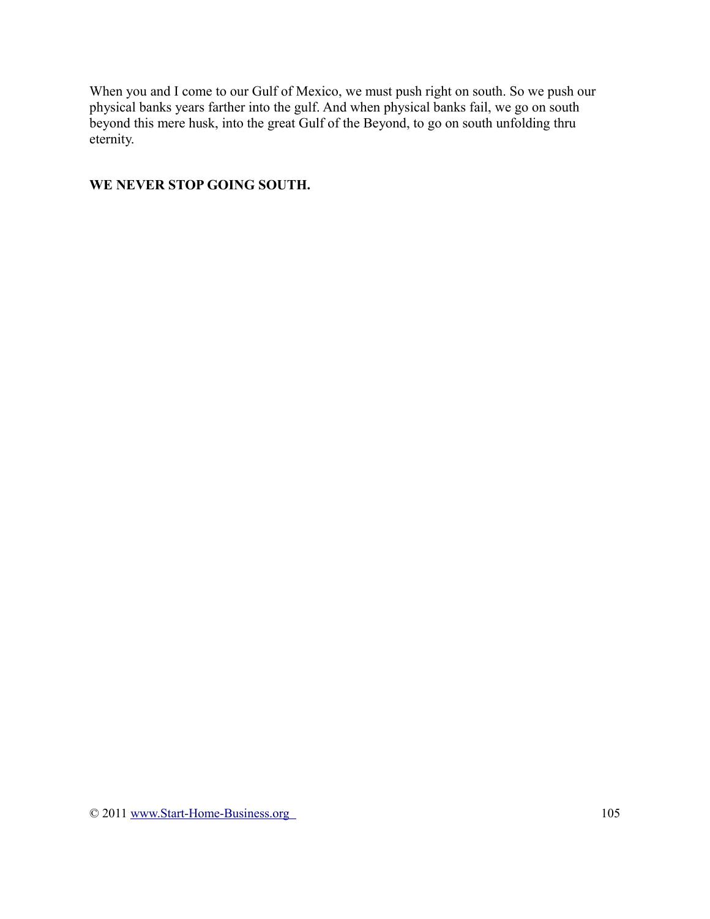When you and I come to our Gulf of Mexico, we must push right on south. So we push our physical banks years farther into the gulf. And when physical banks fail, we go on south beyond this mere husk, into the great Gulf of the Beyond, to go on south unfolding thru eternity.

**WE NEVER STOP GOING SOUTH.**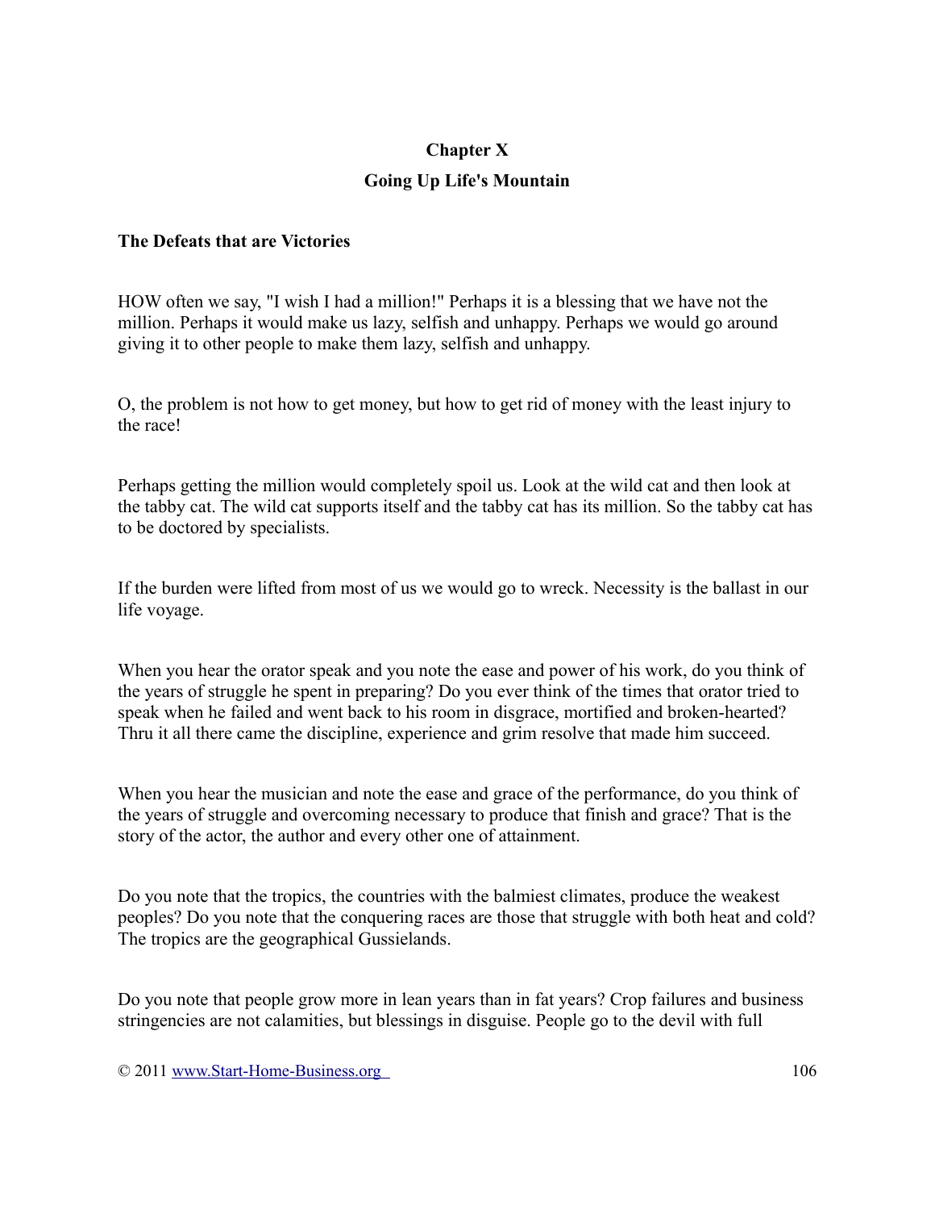# Chapter X

## Going Up Life's Mountain

### The Defeats that are Victories

HOW often we say, "I wish I had a million!" Perhaps it is a blessing that we have not the million. Perhaps it would make us lazy, selfish and unhappy. Perhaps we would go around giving it to other people to make them lazy, selfish and unhappy.

O, the problem is not how to get money, but how to get rid of money with the least injury to the race!

Perhaps getting the million would completely spoil us. Look at the wild cat and then look at the tabby cat. The wild cat supports itself and the tabby cat has its million. So the tabby cat has to be doctored by specialists.

If the burden were lifted from most of us we would go to wreck. Necessity is the ballast in our life voyage.

When you hear the orator speak and you note the ease and power of his work, do you think of the years of struggle he spent in preparing? Do you ever think of the times that orator tried to speak when he failed and went back to his room in disgrace, mortified and broken-hearted? Thru it all there came the discipline, experience and grim resolve that made him succeed.

When you hear the musician and note the ease and grace of the performance, do you think of the years of struggle and overcoming necessary to produce that finish and grace? That is the story of the actor, the author and every other one of attainment.

Do you note that the tropics, the countries with the balmiest climates, produce the weakest peoples? Do you note that the conquering races are those that struggle with both heat and cold? The tropics are the geographical Gussielands.

Do you note that people grow more in lean years than in fat years? Crop failures and business stringencies are not calamities, but blessings in disguise. People go to the devil with full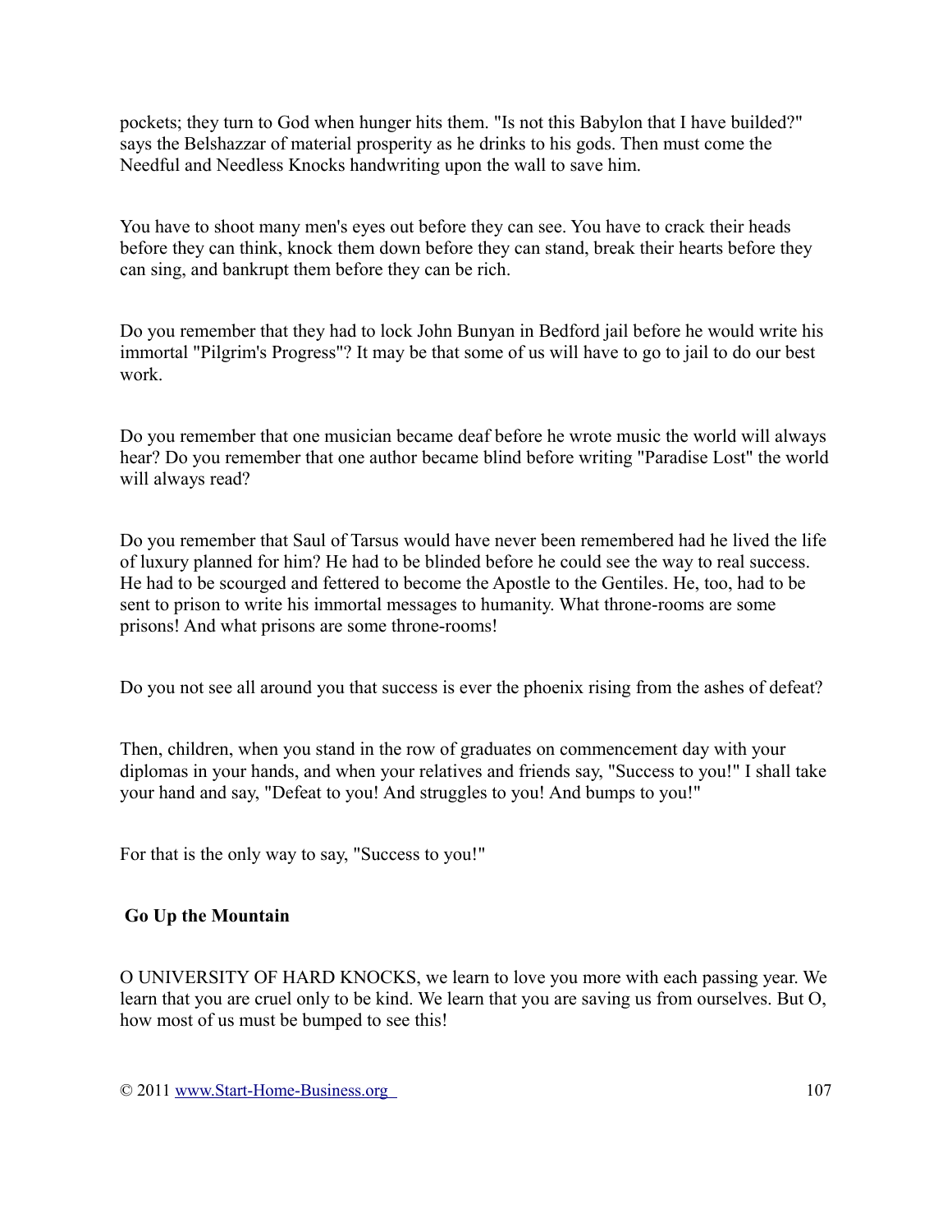pockets; they turn to God when hunger hits them. "Is not this Babylon that I have builded?" says the Belshazzar of material prosperity as he drinks to his gods. Then must come the Needful and Needless Knocks handwriting upon the wall to save him.

You have to shoot many men's eyes out before they can see. You have to crack their heads before they can think, knock them down before they can stand, break their hearts before they can sing, and bankrupt them before they can be rich.

Do you remember that they had to lock John Bunyan in Bedford jail before he would write his immortal "Pilgrim's Progress"? It may be that some of us will have to go to jail to do our best work.

Do you remember that one musician became deaf before he wrote music the world will always hear? Do you remember that one author became blind before writing "Paradise Lost" the world will always read?

Do you remember that Saul of Tarsus would have never been remembered had he lived the life of luxury planned for him? He had to be blinded before he could see the way to real success. He had to be scourged and fettered to become the Apostle to the Gentiles. He, too, had to be sent to prison to write his immortal messages to humanity. What throne-rooms are some prisons! And what prisons are some throne-rooms!

Do you not see all around you that success is ever the phoenix rising from the ashes of defeat?

Then, children, when you stand in the row of graduates on commencement day with your diplomas in your hands, and when your relatives and friends say, "Success to you!" I shall take your hand and say, "Defeat to you! And struggles to you! And bumps to you!"

For that is the only way to say, "Success to you!"

## Go Up the Mountain

O UNIVERSITY OF HARD KNOCKS, we learn to love you more with each passing year. We learn that you are cruel only to be kind. We learn that you are saving us from ourselves. But O, how most of us must be bumped to see this!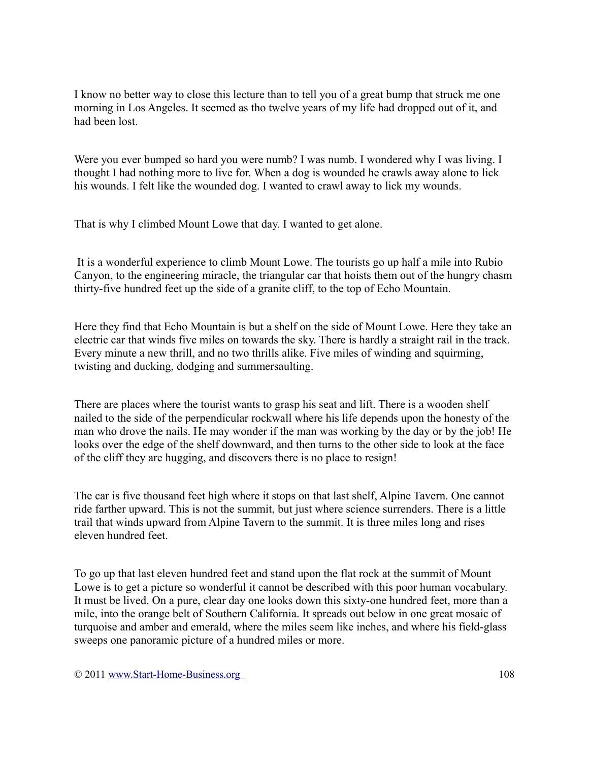I know no better way to close this lecture than to tell you of a great bump that struck me one morning in Los Angeles. It seemed as tho twelve years of my life had dropped out of it, and had been lost.

Were you ever bumped so hard you were numb? I was numb. I wondered why I was living. I thought I had nothing more to live for. When a dog is wounded he crawls away alone to lick his wounds. I felt like the wounded dog. I wanted to crawl away to lick my wounds.

That is why I climbed Mount Lowe that day. I wanted to get alone.

It is a wonderful experience to climb Mount Lowe. The tourists go up half a mile into Rubio Canyon, to the engineering miracle, the triangular car that hoists them out of the hungry chasm thirty-five hundred feet up the side of a granite cliff, to the top of Echo Mountain.

Here they find that Echo Mountain is but a shelf on the side of Mount Lowe. Here they take an electric car that winds five miles on towards the sky. There is hardly a straight rail in the track. Every minute a new thrill, and no two thrills alike. Five miles of winding and squirming, twisting and ducking, dodging and summersaulting.

There are places where the tourist wants to grasp his seat and lift. There is a wooden shelf nailed to the side of the perpendicular rockwall where his life depends upon the honesty of the man who drove the nails. He may wonder if the man was working by the day or by the job! He looks over the edge of the shelf downward, and then turns to the other side to look at the face of the cliff they are hugging, and discovers there is no place to resign!

The car is five thousand feet high where it stops on that last shelf, Alpine Tavern. One cannot ride farther upward. This is not the summit, but just where science surrenders. There is a little trail that winds upward from Alpine Tavern to the summit. It is three miles long and rises eleven hundred feet.

To go up that last eleven hundred feet and stand upon the flat rock at the summit of Mount Lowe is to get a picture so wonderful it cannot be described with this poor human vocabulary. It must be lived. On a pure, clear day one looks down this sixty-one hundred feet, more than a mile, into the orange belt of Southern California. It spreads out below in one great mosaic of turquoise and amber and emerald, where the miles seem like inches, and where his field-glass sweeps one panoramic picture of a hundred miles or more.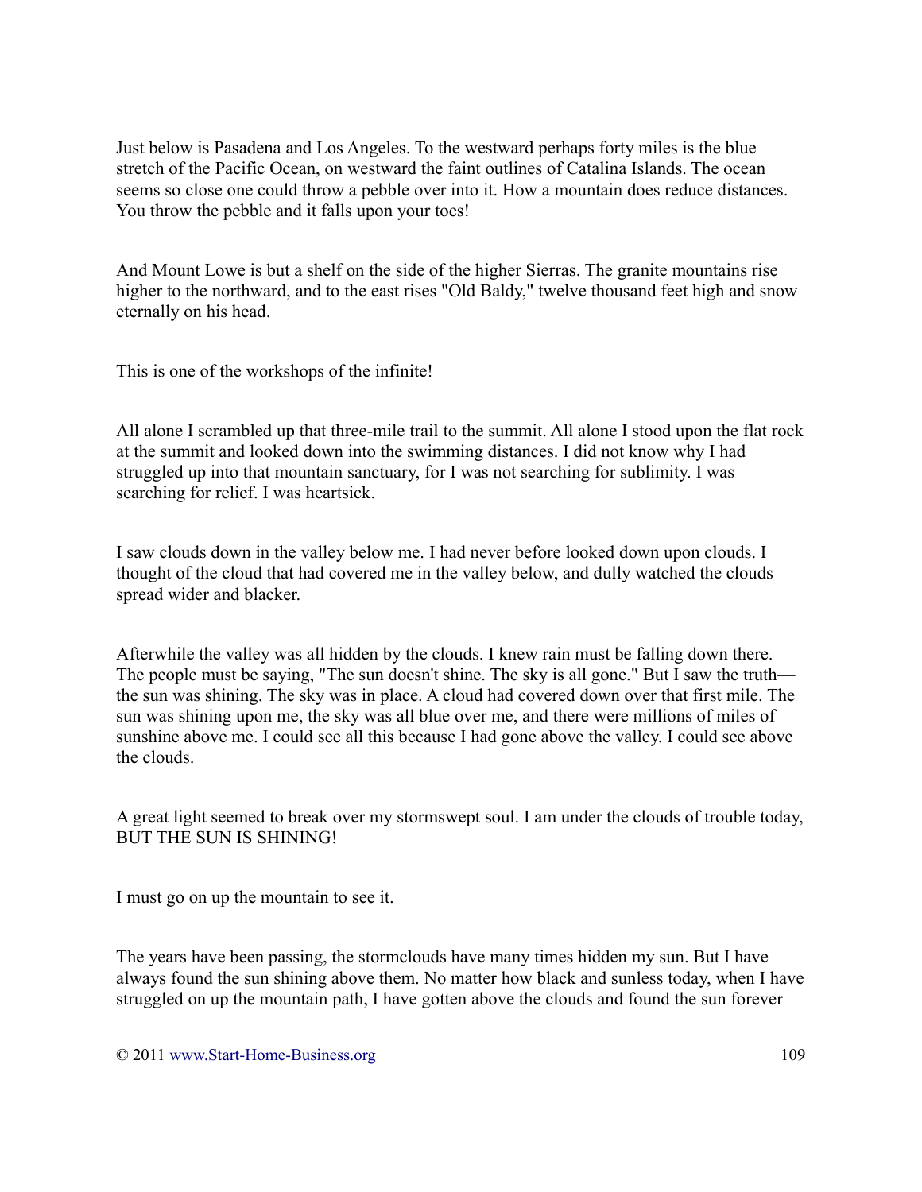Just below is Pasadena and Los Angeles. To the westward perhaps forty miles is the blue stretch of the Pacific Ocean, on westward the faint outlines of Catalina Islands. The ocean seems so close one could throw a pebble over into it. How a mountain does reduce distances. You throw the pebble and it falls upon your toes!

And Mount Lowe is but a shelf on the side of the higher Sierras. The granite mountains rise higher to the northward, and to the east rises "Old Baldy," twelve thousand feet high and snow eternally on his head.

This is one of the workshops of the infinite!

All alone I scrambled up that three-mile trail to the summit. All alone I stood upon the flat rock at the summit and looked down into the swimming distances. I did not know why I had struggled up into that mountain sanctuary, for I was not searching for sublimity. I was searching for relief. I was heartsick.

I saw clouds down in the valley below me. I had never before looked down upon clouds. I thought of the cloud that had covered me in the valley below, and dully watched the clouds spread wider and blacker.

Afterwhile the valley was all hidden by the clouds. I knew rain must be falling down there. The people must be saying, "The sun doesn't shine. The sky is all gone." But I saw the truth—the sun was shining. The sky was in place. A cloud had covered down over that first mile. The sun was shining upon me, the sky was all blue over me, and there were millions of miles of sunshine above me. I could see all this because I had gone above the valley. I could see above the clouds.

A great light seemed to break over my stormswept soul. I am under the clouds of trouble today, BUT THE SUN IS SHINING!

I must go on up the mountain to see it.

The years have been passing, the stormclouds have many times hidden my sun. But I have always found the sun shining above them. No matter how black and sunless today, when I have struggled on up the mountain path, I have gotten above the clouds and found the sun forever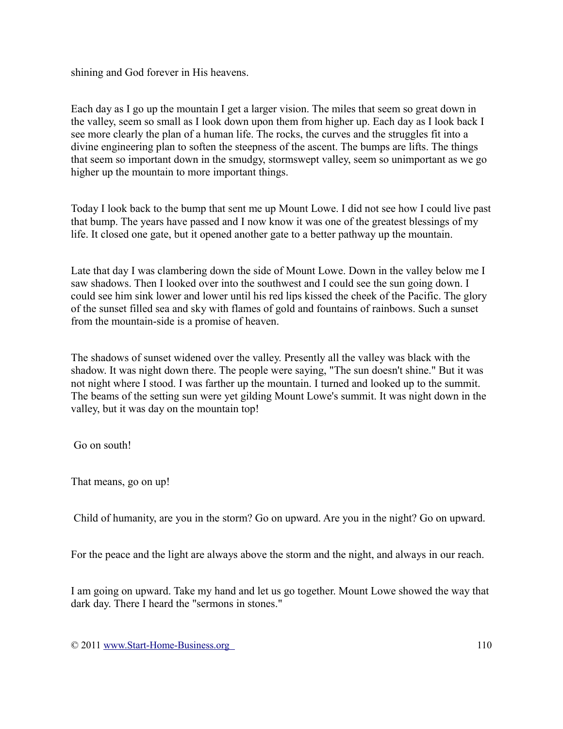shining and God forever in His heavens.

Each day as I go up the mountain I get a larger vision. The miles that seem so great down in the valley, seem so small as I look down upon them from higher up. Each day as I look back I see more clearly the plan of a human life. The rocks, the curves and the struggles fit into a divine engineering plan to soften the steepness of the ascent. The bumps are lifts. The things that seem so important down in the smudgy, stormswept valley, seem so unimportant as we go higher up the mountain to more important things.

Today I look back to the bump that sent me up Mount Lowe. I did not see how I could live past that bump. The years have passed and I now know it was one of the greatest blessings of my life. It closed one gate, but it opened another gate to a better pathway up the mountain.

Late that day I was clambering down the side of Mount Lowe. Down in the valley below me I saw shadows. Then I looked over into the southwest and I could see the sun going down. I could see him sink lower and lower until his red lips kissed the cheek of the Pacific. The glory of the sunset filled sea and sky with flames of gold and fountains of rainbows. Such a sunset from the mountain-side is a promise of heaven.

The shadows of sunset widened over the valley. Presently all the valley was black with the shadow. It was night down there. The people were saying, "The sun doesn't shine." But it was not night where I stood. I was farther up the mountain. I turned and looked up to the summit. The beams of the setting sun were yet gilding Mount Lowe's summit. It was night down in the valley, but it was day on the mountain top!

Go on south!

That means, go on up!

Child of humanity, are you in the storm? Go on upward. Are you in the night? Go on upward.

For the peace and the light are always above the storm and the night, and always in our reach.

I am going on upward. Take my hand and let us go together. Mount Lowe showed the way that dark day. There I heard the "sermons in stones."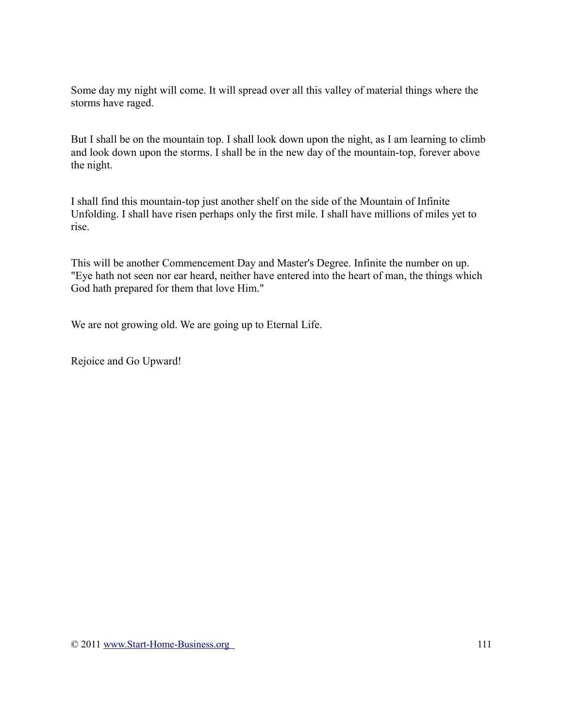Some day my night will come. It will spread over all this valley of material things where the storms have raged.

But I shall be on the mountain top. I shall look down upon the night, as I am learning to climb and look down upon the storms. I shall be in the new day of the mountain-top, forever above the night.

I shall find this mountain-top just another shelf on the side of the Mountain of Infinite Unfolding. I shall have risen perhaps only the first mile. I shall have millions of miles yet to rise.

This will be another Commencement Day and Master's Degree. Infinite the number on up. "Eye hath not seen nor ear heard, neither have entered into the heart of man, the things which God hath prepared for them that love Him."

We are not growing old. We are going up to Eternal Life.

Rejoice and Go Upward!